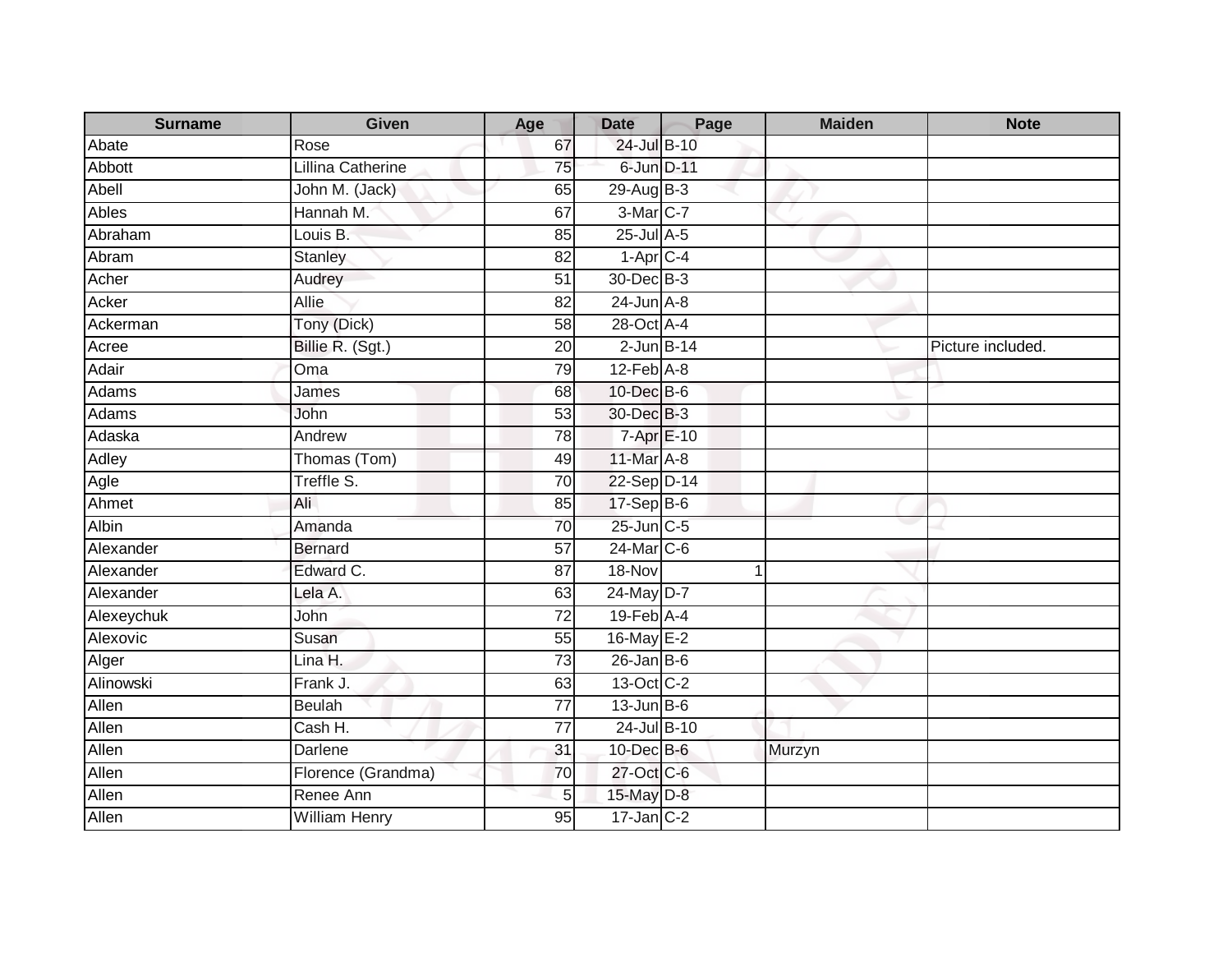| Surname | Given | Age | Date | Page | Maiden | Note |
| --- | --- | --- | --- | --- | --- | --- |
| Abate | Rose | 67 | 24-Jul | B-10 | | |
| Abbott | Lillina Catherine | 75 | 6-Jun | D-11 | | |
| Abell | John M. (Jack) | 65 | 29-Aug | B-3 | | |
| Ables | Hannah M. | 67 | 3-Mar | C-7 | | |
| Abraham | Louis B. | 85 | 25-Jul | A-5 | | |
| Abram | Stanley | 82 | 1-Apr | C-4 | | |
| Acher | Audrey | 51 | 30-Dec | B-3 | | |
| Acker | Allie | 82 | 24-Jun | A-8 | | |
| Ackerman | Tony (Dick) | 58 | 28-Oct | A-4 | | |
| Acree | Billie R. (Sgt.) | 20 | 2-Jun | B-14 | | Picture included. |
| Adair | Oma | 79 | 12-Feb | A-8 | | |
| Adams | James | 68 | 10-Dec | B-6 | | |
| Adams | John | 53 | 30-Dec | B-3 | | |
| Adaska | Andrew | 78 | 7-Apr | E-10 | | |
| Adley | Thomas (Tom) | 49 | 11-Mar | A-8 | | |
| Agle | Treffle S. | 70 | 22-Sep | D-14 | | |
| Ahmet | Ali | 85 | 17-Sep | B-6 | | |
| Albin | Amanda | 70 | 25-Jun | C-5 | | |
| Alexander | Bernard | 57 | 24-Mar | C-6 | | |
| Alexander | Edward C. | 87 | 18-Nov | 1 | | |
| Alexander | Lela A. | 63 | 24-May | D-7 | | |
| Alexeychuk | John | 72 | 19-Feb | A-4 | | |
| Alexovic | Susan | 55 | 16-May | E-2 | | |
| Alger | Lina H. | 73 | 26-Jan | B-6 | | |
| Alinowski | Frank J. | 63 | 13-Oct | C-2 | | |
| Allen | Beulah | 77 | 13-Jun | B-6 | | |
| Allen | Cash H. | 77 | 24-Jul | B-10 | | |
| Allen | Darlene | 31 | 10-Dec | B-6 | Murzyn | |
| Allen | Florence (Grandma) | 70 | 27-Oct | C-6 | | |
| Allen | Renee Ann | 5 | 15-May | D-8 | | |
| Allen | William Henry | 95 | 17-Jan | C-2 | | |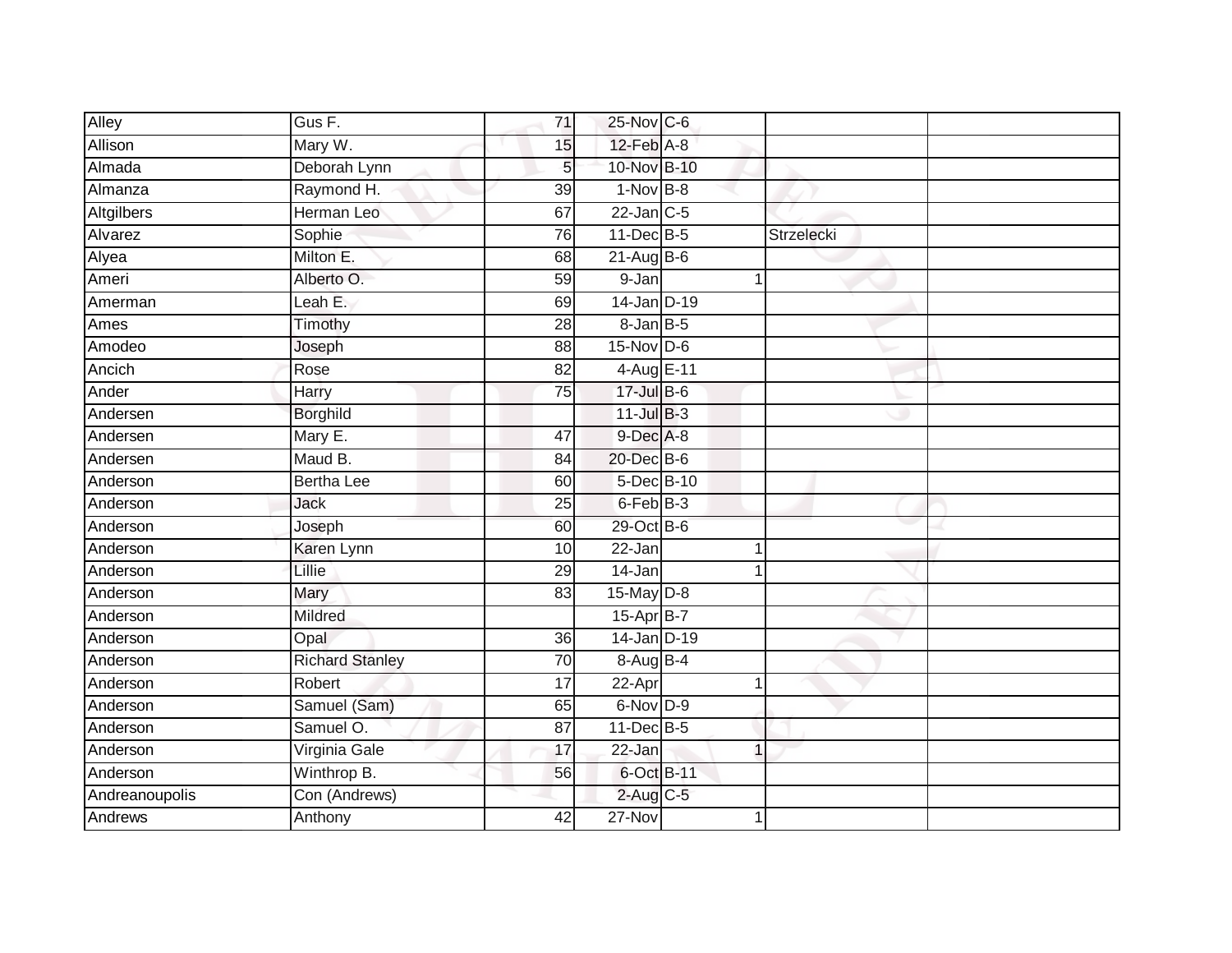| | | | | | | | |
|---|---|---|---|---|---|---|---|
| Alley | Gus F. | 71 | 25-Nov | C-6 | | | |
| Allison | Mary W. | 15 | 12-Feb | A-8 | | | |
| Almada | Deborah Lynn | 5 | 10-Nov | B-10 | | | |
| Almanza | Raymond H. | 39 | 1-Nov | B-8 | | | |
| Altgilbers | Herman Leo | 67 | 22-Jan | C-5 | | | |
| Alvarez | Sophie | 76 | 11-Dec | B-5 | | Strzelecki | |
| Alyea | Milton E. | 68 | 21-Aug | B-6 | | | |
| Ameri | Alberto O. | 59 | 9-Jan | | 1 | | |
| Amerman | Leah E. | 69 | 14-Jan | D-19 | | | |
| Ames | Timothy | 28 | 8-Jan | B-5 | | | |
| Amodeo | Joseph | 88 | 15-Nov | D-6 | | | |
| Ancich | Rose | 82 | 4-Aug | E-11 | | | |
| Ander | Harry | 75 | 17-Jul | B-6 | | | |
| Andersen | Borghild | | 11-Jul | B-3 | | | |
| Andersen | Mary E. | 47 | 9-Dec | A-8 | | | |
| Andersen | Maud B. | 84 | 20-Dec | B-6 | | | |
| Anderson | Bertha Lee | 60 | 5-Dec | B-10 | | | |
| Anderson | Jack | 25 | 6-Feb | B-3 | | | |
| Anderson | Joseph | 60 | 29-Oct | B-6 | | | |
| Anderson | Karen Lynn | 10 | 22-Jan | | 1 | | |
| Anderson | Lillie | 29 | 14-Jan | | 1 | | |
| Anderson | Mary | 83 | 15-May | D-8 | | | |
| Anderson | Mildred | | 15-Apr | B-7 | | | |
| Anderson | Opal | 36 | 14-Jan | D-19 | | | |
| Anderson | Richard Stanley | 70 | 8-Aug | B-4 | | | |
| Anderson | Robert | 17 | 22-Apr | | 1 | | |
| Anderson | Samuel (Sam) | 65 | 6-Nov | D-9 | | | |
| Anderson | Samuel O. | 87 | 11-Dec | B-5 | | | |
| Anderson | Virginia Gale | 17 | 22-Jan | | 1 | | |
| Anderson | Winthrop B. | 56 | 6-Oct | B-11 | | | |
| Andreanoupolis | Con (Andrews) | | 2-Aug | C-5 | | | |
| Andrews | Anthony | 42 | 27-Nov | | 1 | | |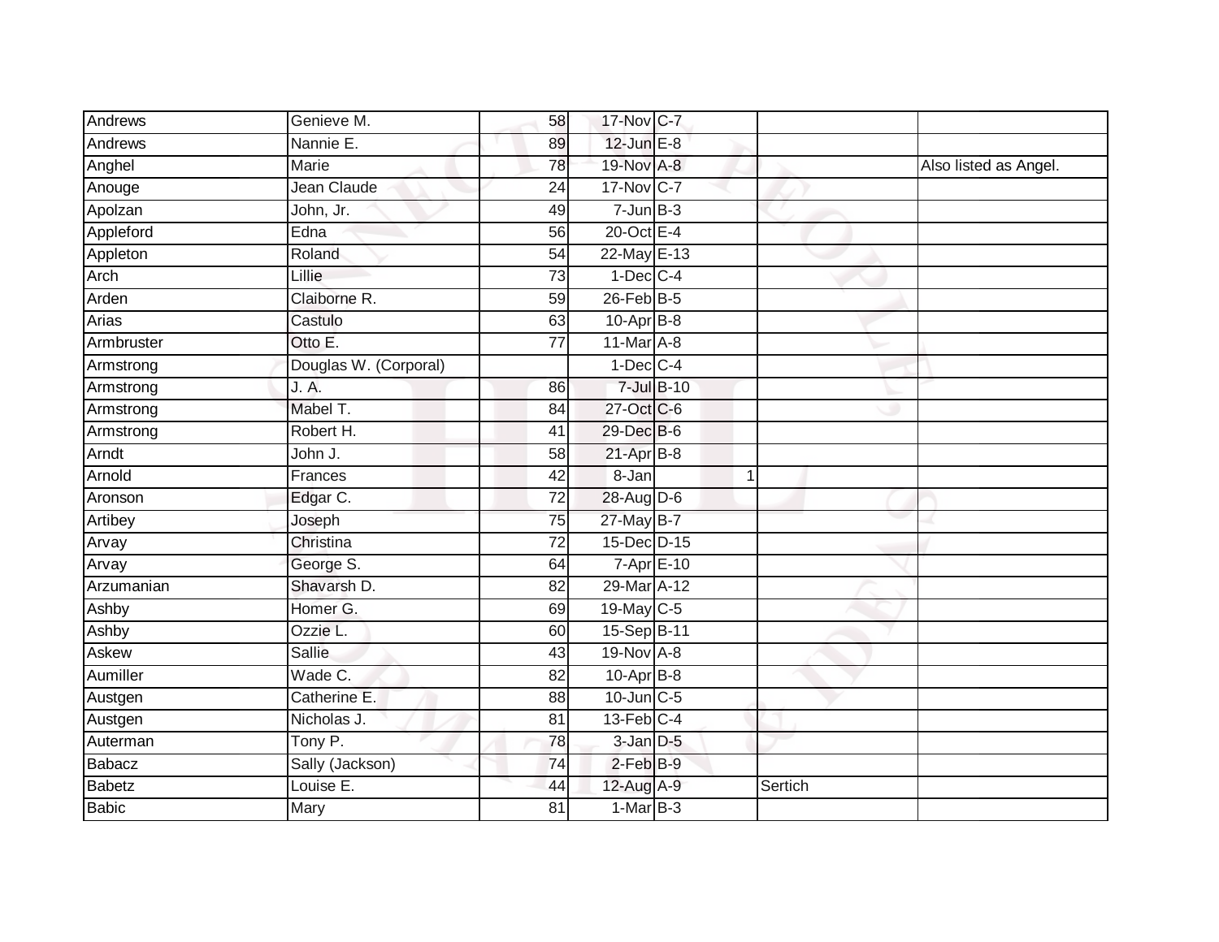| | | | | | | | |
|---|---|---|---|---|---|---|---|
| Andrews | Genieve M. | 58 | 17-Nov | C-7 | | | |
| Andrews | Nannie E. | 89 | 12-Jun | E-8 | | | |
| Anghel | Marie | 78 | 19-Nov | A-8 | | | Also listed as Angel. |
| Anouge | Jean Claude | 24 | 17-Nov | C-7 | | | |
| Apolzan | John, Jr. | 49 | 7-Jun | B-3 | | | |
| Appleford | Edna | 56 | 20-Oct | E-4 | | | |
| Appleton | Roland | 54 | 22-May | E-13 | | | |
| Arch | Lillie | 73 | 1-Dec | C-4 | | | |
| Arden | Claiborne R. | 59 | 26-Feb | B-5 | | | |
| Arias | Castulo | 63 | 10-Apr | B-8 | | | |
| Armbruster | Otto E. | 77 | 11-Mar | A-8 | | | |
| Armstrong | Douglas W. (Corporal) | | 1-Dec | C-4 | | | |
| Armstrong | J. A. | 86 | 7-Jul | B-10 | | | |
| Armstrong | Mabel T. | 84 | 27-Oct | C-6 | | | |
| Armstrong | Robert H. | 41 | 29-Dec | B-6 | | | |
| Arndt | John J. | 58 | 21-Apr | B-8 | | | |
| Arnold | Frances | 42 | 8-Jan | | 1 | | |
| Aronson | Edgar C. | 72 | 28-Aug | D-6 | | | |
| Artibey | Joseph | 75 | 27-May | B-7 | | | |
| Arvay | Christina | 72 | 15-Dec | D-15 | | | |
| Arvay | George S. | 64 | 7-Apr | E-10 | | | |
| Arzumanian | Shavarsh D. | 82 | 29-Mar | A-12 | | | |
| Ashby | Homer G. | 69 | 19-May | C-5 | | | |
| Ashby | Ozzie L. | 60 | 15-Sep | B-11 | | | |
| Askew | Sallie | 43 | 19-Nov | A-8 | | | |
| Aumiller | Wade C. | 82 | 10-Apr | B-8 | | | |
| Austgen | Catherine E. | 88 | 10-Jun | C-5 | | | |
| Austgen | Nicholas J. | 81 | 13-Feb | C-4 | | | |
| Auterman | Tony P. | 78 | 3-Jan | D-5 | | | |
| Babacz | Sally (Jackson) | 74 | 2-Feb | B-9 | | | |
| Babetz | Louise E. | 44 | 12-Aug | A-9 | | Sertich | |
| Babic | Mary | 81 | 1-Mar | B-3 | | | |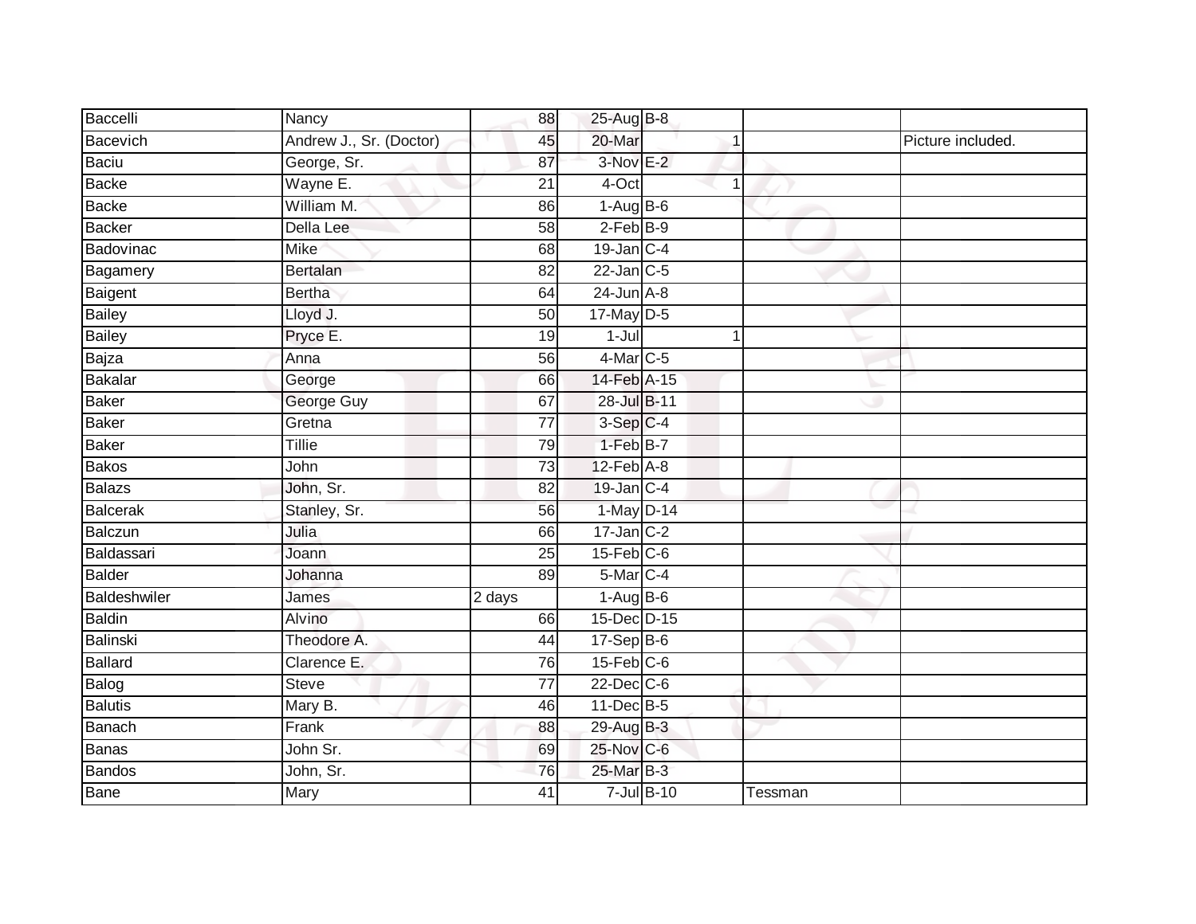| | | | | | | | |
|---|---|---|---|---|---|---|---|
| Baccelli | Nancy | 88 | 25-Aug | B-8 | | | |
| Bacevich | Andrew J., Sr. (Doctor) | 45 | 20-Mar | | 1 | | Picture included. |
| Baciu | George, Sr. | 87 | 3-Nov | E-2 | | | |
| Backe | Wayne E. | 21 | 4-Oct | | 1 | | |
| Backe | William M. | 86 | 1-Aug | B-6 | | | |
| Backer | Della Lee | 58 | 2-Feb | B-9 | | | |
| Badovinac | Mike | 68 | 19-Jan | C-4 | | | |
| Bagamery | Bertalan | 82 | 22-Jan | C-5 | | | |
| Baigent | Bertha | 64 | 24-Jun | A-8 | | | |
| Bailey | Lloyd J. | 50 | 17-May | D-5 | | | |
| Bailey | Pryce E. | 19 | 1-Jul | | 1 | | |
| Bajza | Anna | 56 | 4-Mar | C-5 | | | |
| Bakalar | George | 66 | 14-Feb | A-15 | | | |
| Baker | George Guy | 67 | 28-Jul | B-11 | | | |
| Baker | Gretna | 77 | 3-Sep | C-4 | | | |
| Baker | Tillie | 79 | 1-Feb | B-7 | | | |
| Bakos | John | 73 | 12-Feb | A-8 | | | |
| Balazs | John, Sr. | 82 | 19-Jan | C-4 | | | |
| Balcerak | Stanley, Sr. | 56 | 1-May | D-14 | | | |
| Balczun | Julia | 66 | 17-Jan | C-2 | | | |
| Baldassari | Joann | 25 | 15-Feb | C-6 | | | |
| Balder | Johanna | 89 | 5-Mar | C-4 | | | |
| Baldeshwiler | James | 2 days | 1-Aug | B-6 | | | |
| Baldin | Alvino | 66 | 15-Dec | D-15 | | | |
| Balinski | Theodore A. | 44 | 17-Sep | B-6 | | | |
| Ballard | Clarence E. | 76 | 15-Feb | C-6 | | | |
| Balog | Steve | 77 | 22-Dec | C-6 | | | |
| Balutis | Mary B. | 46 | 11-Dec | B-5 | | | |
| Banach | Frank | 88 | 29-Aug | B-3 | | | |
| Banas | John Sr. | 69 | 25-Nov | C-6 | | | |
| Bandos | John, Sr. | 76 | 25-Mar | B-3 | | | |
| Bane | Mary | 41 | 7-Jul | B-10 | | Tessman | |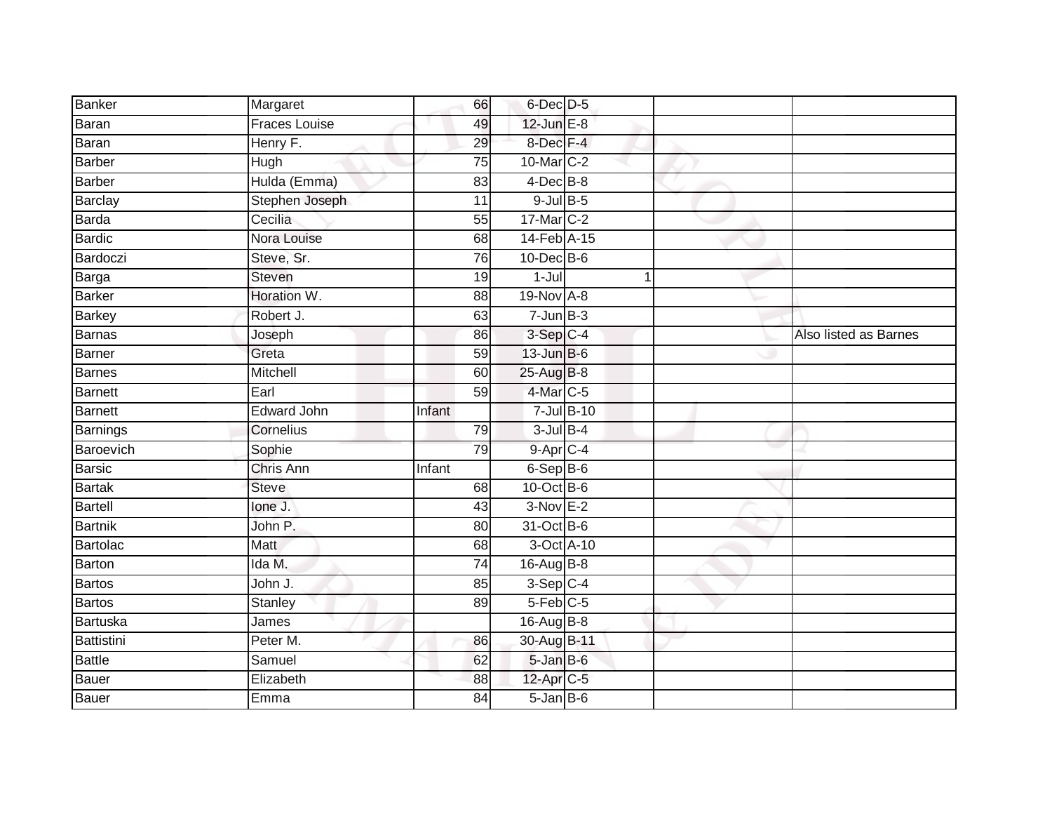| Banker | Margaret | 66 | 6-Dec | D-5 | | | |
|---|---|---|---|---|---|---|---|
| Baran | Fraces Louise | 49 | 12-Jun | E-8 | | | |
| Baran | Henry F. | 29 | 8-Dec | F-4 | | | |
| Barber | Hugh | 75 | 10-Mar | C-2 | | | |
| Barber | Hulda (Emma) | 83 | 4-Dec | B-8 | | | |
| Barclay | Stephen Joseph | 11 | 9-Jul | B-5 | | | |
| Barda | Cecilia | 55 | 17-Mar | C-2 | | | |
| Bardic | Nora Louise | 68 | 14-Feb | A-15 | | | |
| Bardoczi | Steve, Sr. | 76 | 10-Dec | B-6 | | | |
| Barga | Steven | 19 | 1-Jul | | 1 | | |
| Barker | Horation W. | 88 | 19-Nov | A-8 | | | |
| Barkey | Robert J. | 63 | 7-Jun | B-3 | | | |
| Barnas | Joseph | 86 | 3-Sep | C-4 | | | Also listed as Barnes |
| Barner | Greta | 59 | 13-Jun | B-6 | | | |
| Barnes | Mitchell | 60 | 25-Aug | B-8 | | | |
| Barnett | Earl | 59 | 4-Mar | C-5 | | | |
| Barnett | Edward John | Infant | 7-Jul | B-10 | | | |
| Barnings | Cornelius | 79 | 3-Jul | B-4 | | | |
| Baroevich | Sophie | 79 | 9-Apr | C-4 | | | |
| Barsic | Chris Ann | Infant | 6-Sep | B-6 | | | |
| Bartak | Steve | 68 | 10-Oct | B-6 | | | |
| Bartell | Ione J. | 43 | 3-Nov | E-2 | | | |
| Bartnik | John P. | 80 | 31-Oct | B-6 | | | |
| Bartolac | Matt | 68 | 3-Oct | A-10 | | | |
| Barton | Ida M. | 74 | 16-Aug | B-8 | | | |
| Bartos | John J. | 85 | 3-Sep | C-4 | | | |
| Bartos | Stanley | 89 | 5-Feb | C-5 | | | |
| Bartuska | James | | 16-Aug | B-8 | | | |
| Battistini | Peter M. | 86 | 30-Aug | B-11 | | | |
| Battle | Samuel | 62 | 5-Jan | B-6 | | | |
| Bauer | Elizabeth | 88 | 12-Apr | C-5 | | | |
| Bauer | Emma | 84 | 5-Jan | B-6 | | | |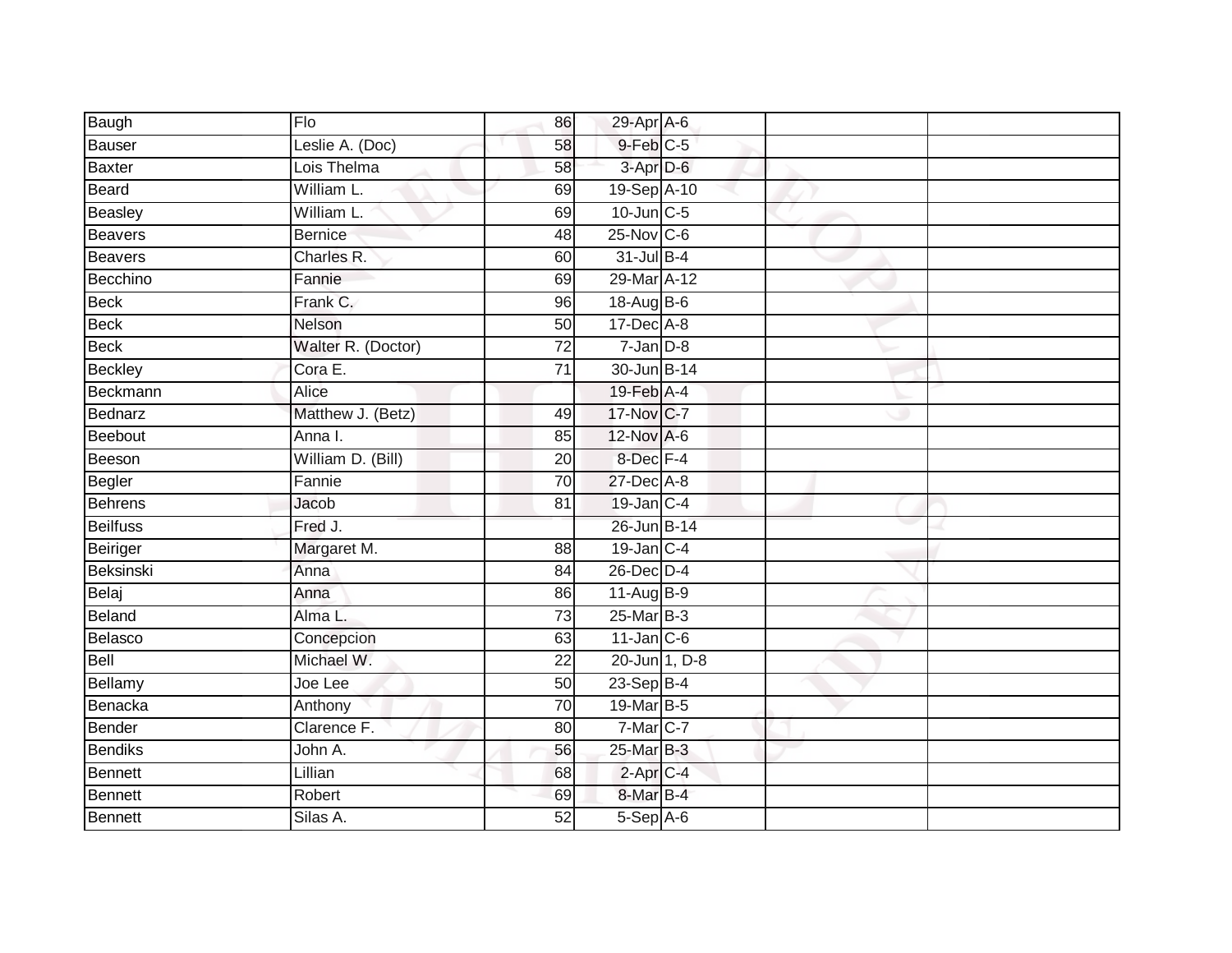| | | | | | | |
|---|---|---|---|---|---|---|
| Baugh | Flo | 86 | 29-Apr | A-6 | | |
| Bauser | Leslie A. (Doc) | 58 | 9-Feb | C-5 | | |
| Baxter | Lois Thelma | 58 | 3-Apr | D-6 | | |
| Beard | William L. | 69 | 19-Sep | A-10 | | |
| Beasley | William L. | 69 | 10-Jun | C-5 | | |
| Beavers | Bernice | 48 | 25-Nov | C-6 | | |
| Beavers | Charles R. | 60 | 31-Jul | B-4 | | |
| Becchino | Fannie | 69 | 29-Mar | A-12 | | |
| Beck | Frank C. | 96 | 18-Aug | B-6 | | |
| Beck | Nelson | 50 | 17-Dec | A-8 | | |
| Beck | Walter R. (Doctor) | 72 | 7-Jan | D-8 | | |
| Beckley | Cora E. | 71 | 30-Jun | B-14 | | |
| Beckmann | Alice | | 19-Feb | A-4 | | |
| Bednarz | Matthew J. (Betz) | 49 | 17-Nov | C-7 | | |
| Beebout | Anna I. | 85 | 12-Nov | A-6 | | |
| Beeson | William D. (Bill) | 20 | 8-Dec | F-4 | | |
| Begler | Fannie | 70 | 27-Dec | A-8 | | |
| Behrens | Jacob | 81 | 19-Jan | C-4 | | |
| Beilfuss | Fred J. | | 26-Jun | B-14 | | |
| Beiriger | Margaret M. | 88 | 19-Jan | C-4 | | |
| Beksinski | Anna | 84 | 26-Dec | D-4 | | |
| Belaj | Anna | 86 | 11-Aug | B-9 | | |
| Beland | Alma L. | 73 | 25-Mar | B-3 | | |
| Belasco | Concepcion | 63 | 11-Jan | C-6 | | |
| Bell | Michael W. | 22 | 20-Jun | 1, D-8 | | |
| Bellamy | Joe Lee | 50 | 23-Sep | B-4 | | |
| Benacka | Anthony | 70 | 19-Mar | B-5 | | |
| Bender | Clarence F. | 80 | 7-Mar | C-7 | | |
| Bendiks | John A. | 56 | 25-Mar | B-3 | | |
| Bennett | Lillian | 68 | 2-Apr | C-4 | | |
| Bennett | Robert | 69 | 8-Mar | B-4 | | |
| Bennett | Silas A. | 52 | 5-Sep | A-6 | | |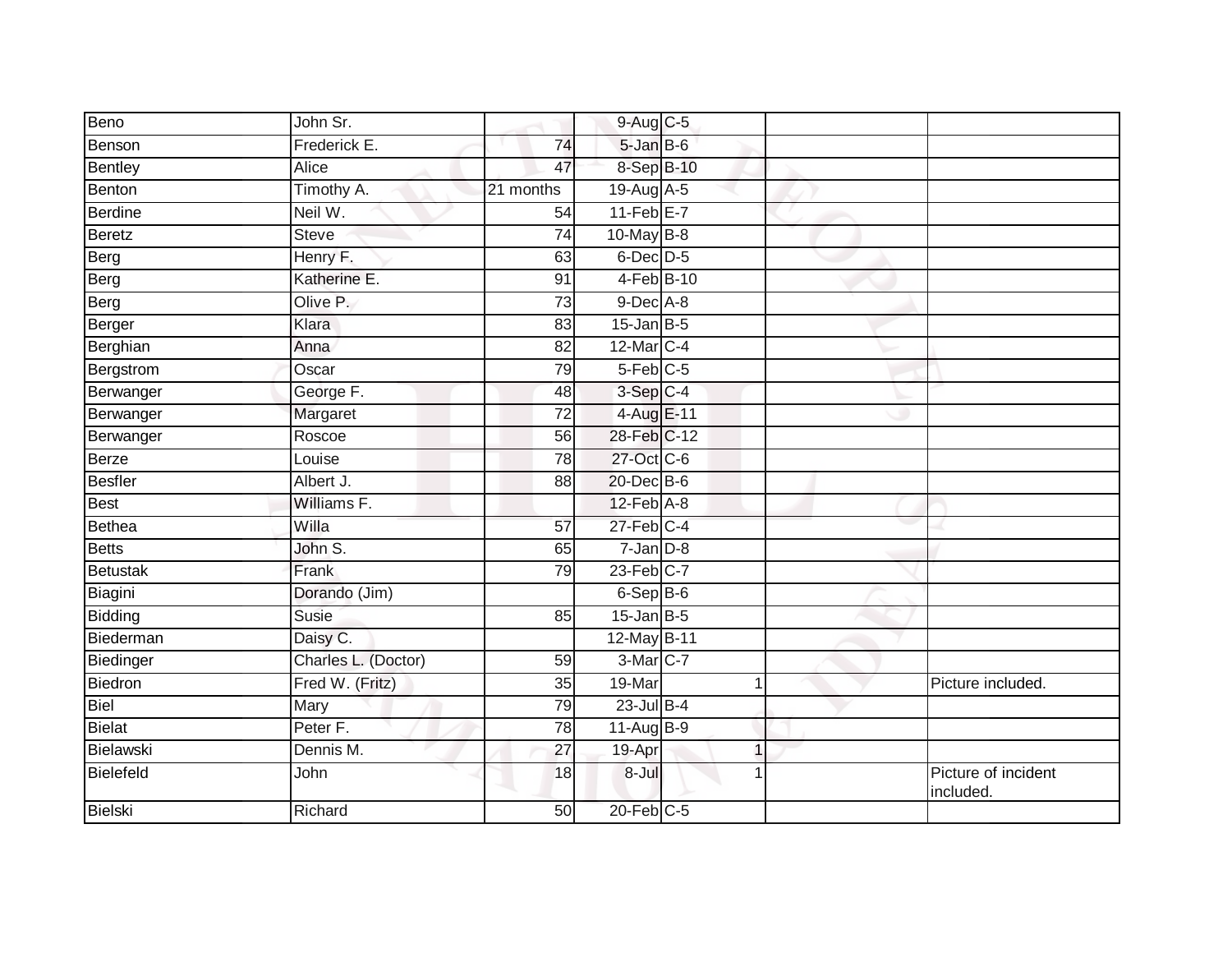| | | | | | | |
|---|---|---|---|---|---|---|
| Beno | John Sr. | | 9-Aug | C-5 | | |
| Benson | Frederick E. | 74 | 5-Jan | B-6 | | |
| Bentley | Alice | 47 | 8-Sep | B-10 | | |
| Benton | Timothy A. | 21 months | 19-Aug | A-5 | | |
| Berdine | Neil W. | 54 | 11-Feb | E-7 | | |
| Beretz | Steve | 74 | 10-May | B-8 | | |
| Berg | Henry F. | 63 | 6-Dec | D-5 | | |
| Berg | Katherine E. | 91 | 4-Feb | B-10 | | |
| Berg | Olive P. | 73 | 9-Dec | A-8 | | |
| Berger | Klara | 83 | 15-Jan | B-5 | | |
| Berghian | Anna | 82 | 12-Mar | C-4 | | |
| Bergstrom | Oscar | 79 | 5-Feb | C-5 | | |
| Berwanger | George F. | 48 | 3-Sep | C-4 | | |
| Berwanger | Margaret | 72 | 4-Aug | E-11 | | |
| Berwanger | Roscoe | 56 | 28-Feb | C-12 | | |
| Berze | Louise | 78 | 27-Oct | C-6 | | |
| Besfler | Albert J. | 88 | 20-Dec | B-6 | | |
| Best | Williams F. | | 12-Feb | A-8 | | |
| Bethea | Willa | 57 | 27-Feb | C-4 | | |
| Betts | John S. | 65 | 7-Jan | D-8 | | |
| Betustak | Frank | 79 | 23-Feb | C-7 | | |
| Biagini | Dorando (Jim) | | 6-Sep | B-6 | | |
| Bidding | Susie | 85 | 15-Jan | B-5 | | |
| Biederman | Daisy C. | | 12-May | B-11 | | |
| Biedinger | Charles L. (Doctor) | 59 | 3-Mar | C-7 | | |
| Biedron | Fred W. (Fritz) | 35 | 19-Mar | 1 | | Picture included. |
| Biel | Mary | 79 | 23-Jul | B-4 | | |
| Bielat | Peter F. | 78 | 11-Aug | B-9 | | |
| Bielawski | Dennis M. | 27 | 19-Apr | 1 | | |
| Bielefeld | John | 18 | 8-Jul | 1 | | Picture of incident included. |
| Bielski | Richard | 50 | 20-Feb | C-5 | | |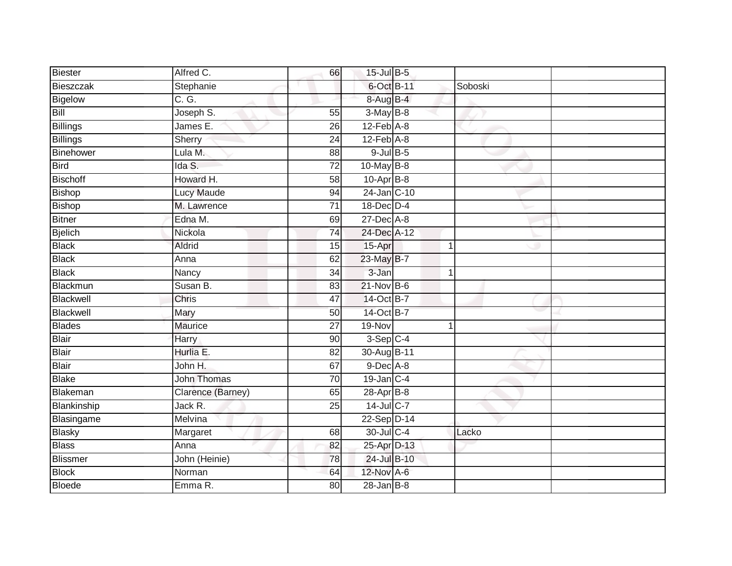| | | | | | | | |
|---|---|---|---|---|---|---|---|
| Biester | Alfred C. | 66 | 15-Jul | B-5 | | | |
| Bieszczak | Stephanie | | 6-Oct | B-11 | | Soboski | |
| Bigelow | C. G. | | 8-Aug | B-4 | | | |
| Bill | Joseph S. | 55 | 3-May | B-8 | | | |
| Billings | James E. | 26 | 12-Feb | A-8 | | | |
| Billings | Sherry | 24 | 12-Feb | A-8 | | | |
| Binehower | Lula M. | 88 | 9-Jul | B-5 | | | |
| Bird | Ida S. | 72 | 10-May | B-8 | | | |
| Bischoff | Howard H. | 58 | 10-Apr | B-8 | | | |
| Bishop | Lucy Maude | 94 | 24-Jan | C-10 | | | |
| Bishop | M. Lawrence | 71 | 18-Dec | D-4 | | | |
| Bitner | Edna M. | 69 | 27-Dec | A-8 | | | |
| Bjelich | Nickola | 74 | 24-Dec | A-12 | | | |
| Black | Aldrid | 15 | 15-Apr | | 1 | | |
| Black | Anna | 62 | 23-May | B-7 | | | |
| Black | Nancy | 34 | 3-Jan | | 1 | | |
| Blackmun | Susan B. | 83 | 21-Nov | B-6 | | | |
| Blackwell | Chris | 47 | 14-Oct | B-7 | | | |
| Blackwell | Mary | 50 | 14-Oct | B-7 | | | |
| Blades | Maurice | 27 | 19-Nov | | 1 | | |
| Blair | Harry | 90 | 3-Sep | C-4 | | | |
| Blair | Hurlia E. | 82 | 30-Aug | B-11 | | | |
| Blair | John H. | 67 | 9-Dec | A-8 | | | |
| Blake | John Thomas | 70 | 19-Jan | C-4 | | | |
| Blakeman | Clarence (Barney) | 65 | 28-Apr | B-8 | | | |
| Blankinship | Jack R. | 25 | 14-Jul | C-7 | | | |
| Blasingame | Melvina | | 22-Sep | D-14 | | | |
| Blasky | Margaret | 68 | 30-Jul | C-4 | | Lacko | |
| Blass | Anna | 82 | 25-Apr | D-13 | | | |
| Blissmer | John (Heinie) | 78 | 24-Jul | B-10 | | | |
| Block | Norman | 64 | 12-Nov | A-6 | | | |
| Bloede | Emma R. | 80 | 28-Jan | B-8 | | | |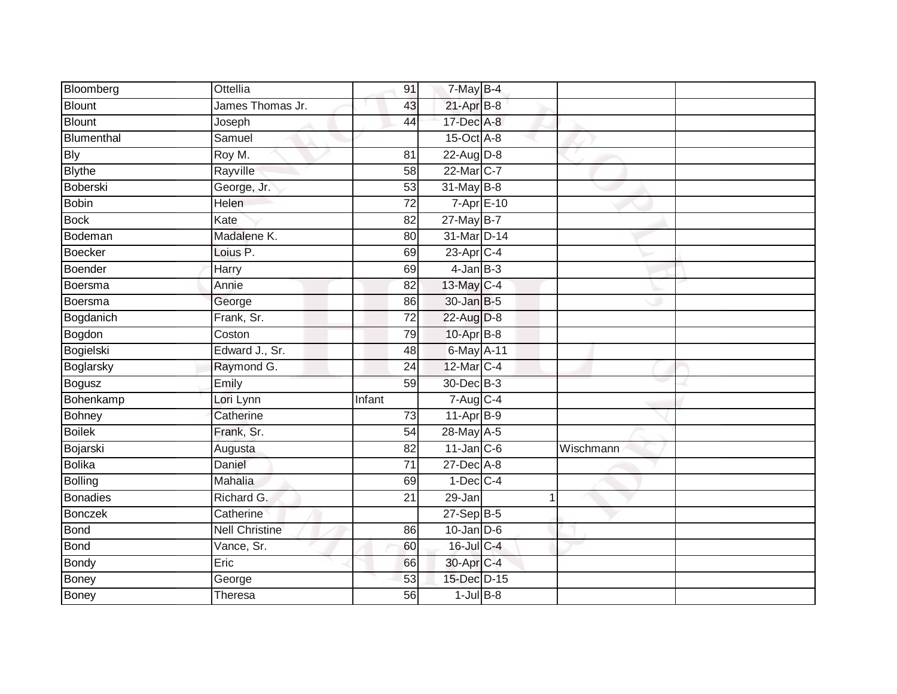| | | | | | | | |
|---|---|---|---|---|---|---|---|
| Bloomberg | Ottellia | 91 | 7-May | B-4 | | | |
| Blount | James Thomas Jr. | 43 | 21-Apr | B-8 | | | |
| Blount | Joseph | 44 | 17-Dec | A-8 | | | |
| Blumenthal | Samuel | | 15-Oct | A-8 | | | |
| Bly | Roy M. | 81 | 22-Aug | D-8 | | | |
| Blythe | Rayville | 58 | 22-Mar | C-7 | | | |
| Boberski | George, Jr. | 53 | 31-May | B-8 | | | |
| Bobin | Helen | 72 | 7-Apr | E-10 | | | |
| Bock | Kate | 82 | 27-May | B-7 | | | |
| Bodeman | Madalene K. | 80 | 31-Mar | D-14 | | | |
| Boecker | Loius P. | 69 | 23-Apr | C-4 | | | |
| Boender | Harry | 69 | 4-Jan | B-3 | | | |
| Boersma | Annie | 82 | 13-May | C-4 | | | |
| Boersma | George | 86 | 30-Jan | B-5 | | | |
| Bogdanich | Frank, Sr. | 72 | 22-Aug | D-8 | | | |
| Bogdon | Coston | 79 | 10-Apr | B-8 | | | |
| Bogielski | Edward J., Sr. | 48 | 6-May | A-11 | | | |
| Boglarsky | Raymond G. | 24 | 12-Mar | C-4 | | | |
| Bogusz | Emily | 59 | 30-Dec | B-3 | | | |
| Bohenkamp | Lori Lynn | Infant | 7-Aug | C-4 | | | |
| Bohney | Catherine | 73 | 11-Apr | B-9 | | | |
| Boilek | Frank, Sr. | 54 | 28-May | A-5 | | | |
| Bojarski | Augusta | 82 | 11-Jan | C-6 | | Wischmann | |
| Bolika | Daniel | 71 | 27-Dec | A-8 | | | |
| Bolling | Mahalia | 69 | 1-Dec | C-4 | | | |
| Bonadies | Richard G. | 21 | 29-Jan | | 1 | | |
| Bonczek | Catherine | | 27-Sep | B-5 | | | |
| Bond | Nell Christine | 86 | 10-Jan | D-6 | | | |
| Bond | Vance, Sr. | 60 | 16-Jul | C-4 | | | |
| Bondy | Eric | 66 | 30-Apr | C-4 | | | |
| Boney | George | 53 | 15-Dec | D-15 | | | |
| Boney | Theresa | 56 | 1-Jul | B-8 | | | |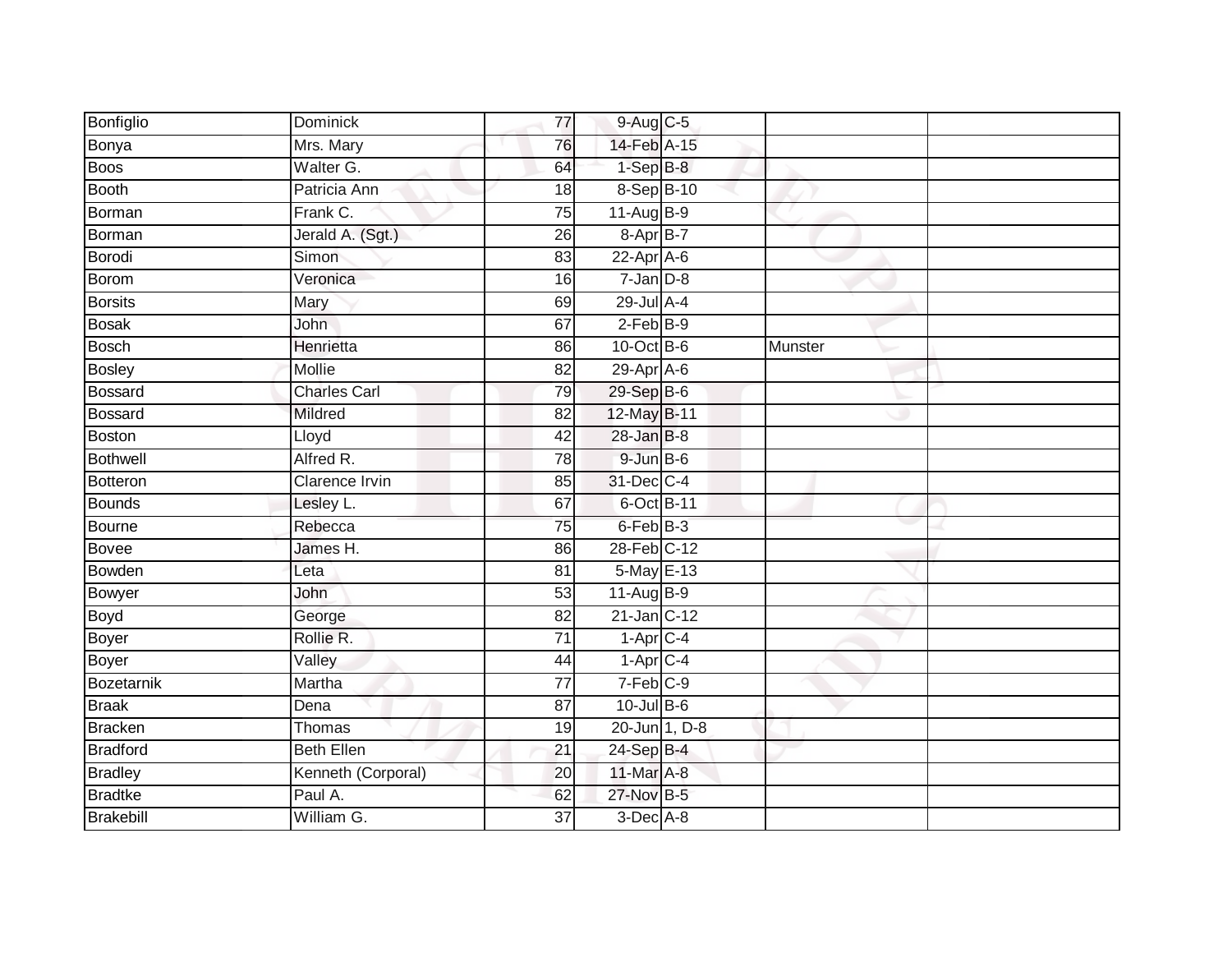| | | | | | | |
|---|---|---|---|---|---|---|
| Bonfiglio | Dominick | 77 | 9-Aug | C-5 | | |
| Bonya | Mrs. Mary | 76 | 14-Feb | A-15 | | |
| Boos | Walter G. | 64 | 1-Sep | B-8 | | |
| Booth | Patricia Ann | 18 | 8-Sep | B-10 | | |
| Borman | Frank C. | 75 | 11-Aug | B-9 | | |
| Borman | Jerald A. (Sgt.) | 26 | 8-Apr | B-7 | | |
| Borodi | Simon | 83 | 22-Apr | A-6 | | |
| Borom | Veronica | 16 | 7-Jan | D-8 | | |
| Borsits | Mary | 69 | 29-Jul | A-4 | | |
| Bosak | John | 67 | 2-Feb | B-9 | | |
| Bosch | Henrietta | 86 | 10-Oct | B-6 | Munster | |
| Bosley | Mollie | 82 | 29-Apr | A-6 | | |
| Bossard | Charles Carl | 79 | 29-Sep | B-6 | | |
| Bossard | Mildred | 82 | 12-May | B-11 | | |
| Boston | Lloyd | 42 | 28-Jan | B-8 | | |
| Bothwell | Alfred R. | 78 | 9-Jun | B-6 | | |
| Botteron | Clarence Irvin | 85 | 31-Dec | C-4 | | |
| Bounds | Lesley L. | 67 | 6-Oct | B-11 | | |
| Bourne | Rebecca | 75 | 6-Feb | B-3 | | |
| Bovee | James H. | 86 | 28-Feb | C-12 | | |
| Bowden | Leta | 81 | 5-May | E-13 | | |
| Bowyer | John | 53 | 11-Aug | B-9 | | |
| Boyd | George | 82 | 21-Jan | C-12 | | |
| Boyer | Rollie R. | 71 | 1-Apr | C-4 | | |
| Boyer | Valley | 44 | 1-Apr | C-4 | | |
| Bozetarnik | Martha | 77 | 7-Feb | C-9 | | |
| Braak | Dena | 87 | 10-Jul | B-6 | | |
| Bracken | Thomas | 19 | 20-Jun | 1, D-8 | | |
| Bradford | Beth Ellen | 21 | 24-Sep | B-4 | | |
| Bradley | Kenneth (Corporal) | 20 | 11-Mar | A-8 | | |
| Bradtke | Paul A. | 62 | 27-Nov | B-5 | | |
| Brakebill | William G. | 37 | 3-Dec | A-8 | | |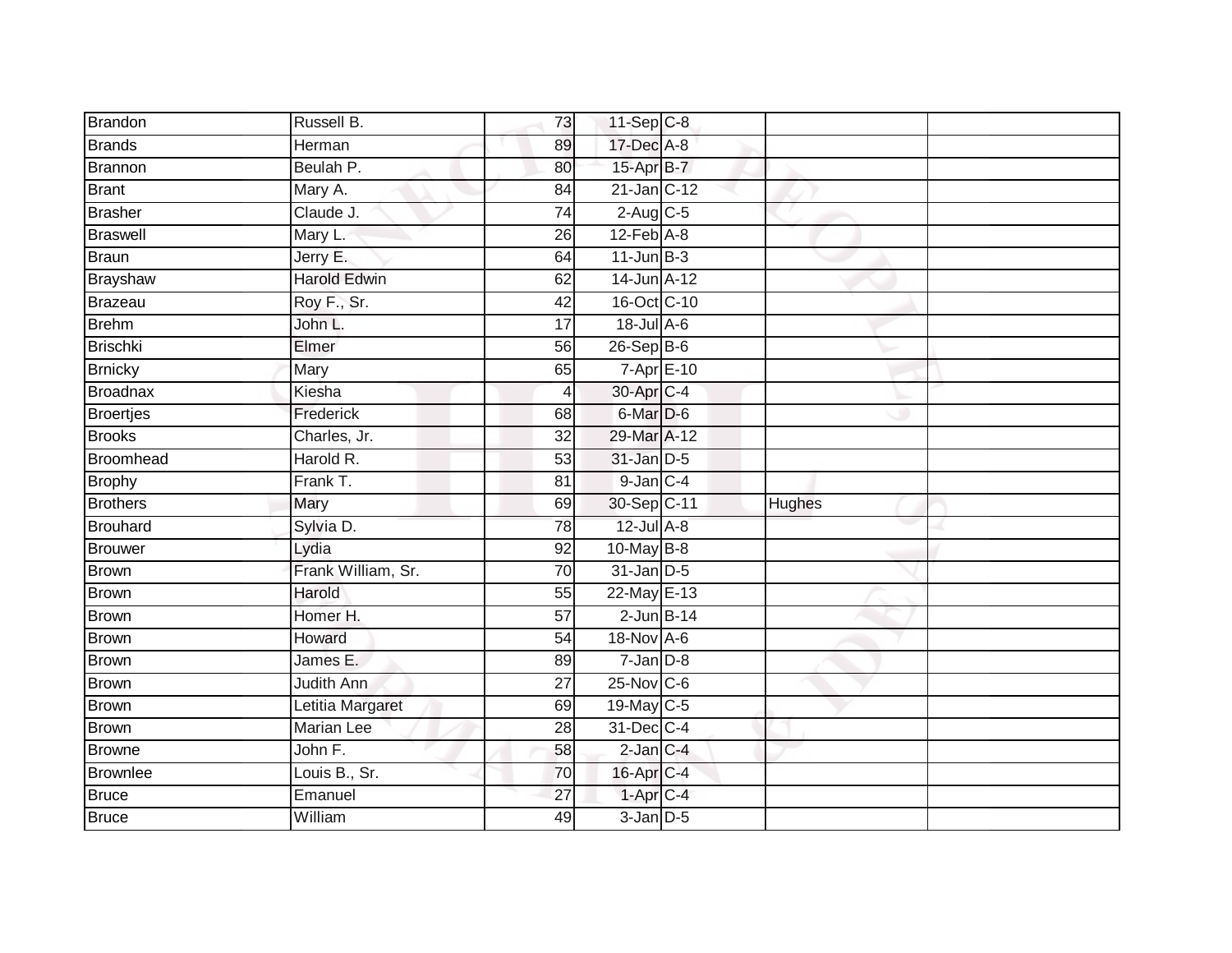| Brandon | Russell B. | 73 | 11-Sep | C-8 | | |
|---|---|---|---|---|---|---|
| Brands | Herman | 89 | 17-Dec | A-8 | | |
| Brannon | Beulah P. | 80 | 15-Apr | B-7 | | |
| Brant | Mary A. | 84 | 21-Jan | C-12 | | |
| Brasher | Claude J. | 74 | 2-Aug | C-5 | | |
| Braswell | Mary L. | 26 | 12-Feb | A-8 | | |
| Braun | Jerry E. | 64 | 11-Jun | B-3 | | |
| Brayshaw | Harold Edwin | 62 | 14-Jun | A-12 | | |
| Brazeau | Roy F., Sr. | 42 | 16-Oct | C-10 | | |
| Brehm | John L. | 17 | 18-Jul | A-6 | | |
| Brischki | Elmer | 56 | 26-Sep | B-6 | | |
| Brnicky | Mary | 65 | 7-Apr | E-10 | | |
| Broadnax | Kiesha | 4 | 30-Apr | C-4 | | |
| Broertjes | Frederick | 68 | 6-Mar | D-6 | | |
| Brooks | Charles, Jr. | 32 | 29-Mar | A-12 | | |
| Broomhead | Harold R. | 53 | 31-Jan | D-5 | | |
| Brophy | Frank T. | 81 | 9-Jan | C-4 | | |
| Brothers | Mary | 69 | 30-Sep | C-11 | Hughes | |
| Brouhard | Sylvia D. | 78 | 12-Jul | A-8 | | |
| Brouwer | Lydia | 92 | 10-May | B-8 | | |
| Brown | Frank William, Sr. | 70 | 31-Jan | D-5 | | |
| Brown | Harold | 55 | 22-May | E-13 | | |
| Brown | Homer H. | 57 | 2-Jun | B-14 | | |
| Brown | Howard | 54 | 18-Nov | A-6 | | |
| Brown | James E. | 89 | 7-Jan | D-8 | | |
| Brown | Judith Ann | 27 | 25-Nov | C-6 | | |
| Brown | Letitia Margaret | 69 | 19-May | C-5 | | |
| Brown | Marian Lee | 28 | 31-Dec | C-4 | | |
| Browne | John F. | 58 | 2-Jan | C-4 | | |
| Brownlee | Louis B., Sr. | 70 | 16-Apr | C-4 | | |
| Bruce | Emanuel | 27 | 1-Apr | C-4 | | |
| Bruce | William | 49 | 3-Jan | D-5 | | |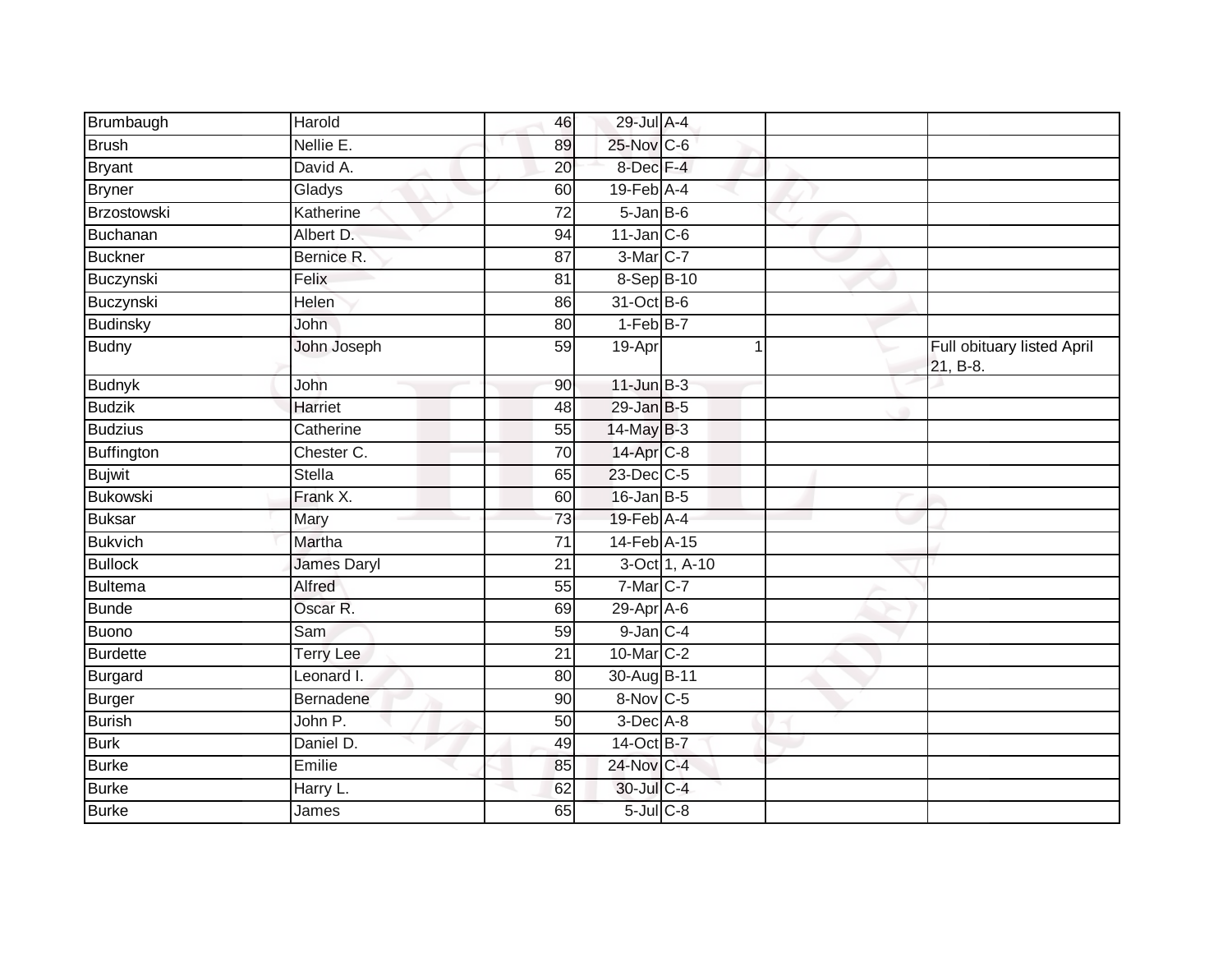| | | | | | | |
|---|---|---|---|---|---|---|
| Brumbaugh | Harold | 46 | 29-Jul | A-4 | | |
| Brush | Nellie E. | 89 | 25-Nov | C-6 | | |
| Bryant | David A. | 20 | 8-Dec | F-4 | | |
| Bryner | Gladys | 60 | 19-Feb | A-4 | | |
| Brzostowski | Katherine | 72 | 5-Jan | B-6 | | |
| Buchanan | Albert D. | 94 | 11-Jan | C-6 | | |
| Buckner | Bernice R. | 87 | 3-Mar | C-7 | | |
| Buczynski | Felix | 81 | 8-Sep | B-10 | | |
| Buczynski | Helen | 86 | 31-Oct | B-6 | | |
| Budinsky | John | 80 | 1-Feb | B-7 | | |
| Budny | John Joseph | 59 | 19-Apr | 1 | | Full obituary listed April 21, B-8. |
| Budnyk | John | 90 | 11-Jun | B-3 | | |
| Budzik | Harriet | 48 | 29-Jan | B-5 | | |
| Budzius | Catherine | 55 | 14-May | B-3 | | |
| Buffington | Chester C. | 70 | 14-Apr | C-8 | | |
| Bujwit | Stella | 65 | 23-Dec | C-5 | | |
| Bukowski | Frank X. | 60 | 16-Jan | B-5 | | |
| Buksar | Mary | 73 | 19-Feb | A-4 | | |
| Bukvich | Martha | 71 | 14-Feb | A-15 | | |
| Bullock | James Daryl | 21 | 3-Oct | 1, A-10 | | |
| Bultema | Alfred | 55 | 7-Mar | C-7 | | |
| Bunde | Oscar R. | 69 | 29-Apr | A-6 | | |
| Buono | Sam | 59 | 9-Jan | C-4 | | |
| Burdette | Terry Lee | 21 | 10-Mar | C-2 | | |
| Burgard | Leonard I. | 80 | 30-Aug | B-11 | | |
| Burger | Bernadene | 90 | 8-Nov | C-5 | | |
| Burish | John P. | 50 | 3-Dec | A-8 | | |
| Burk | Daniel D. | 49 | 14-Oct | B-7 | | |
| Burke | Emilie | 85 | 24-Nov | C-4 | | |
| Burke | Harry L. | 62 | 30-Jul | C-4 | | |
| Burke | James | 65 | 5-Jul | C-8 | | |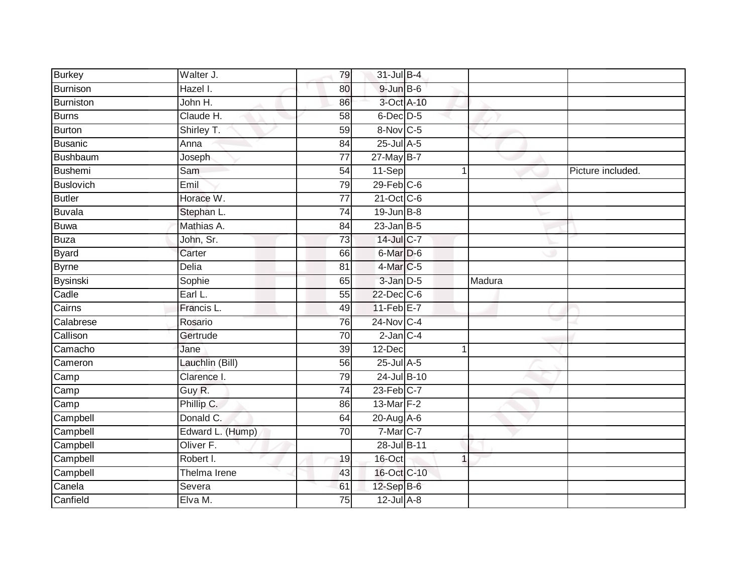| | | | | | | | |
|---|---|---|---|---|---|---|---|
| Burkey | Walter J. | 79 | 31-Jul | B-4 | | | |
| Burnison | Hazel I. | 80 | 9-Jun | B-6 | | | |
| Burniston | John H. | 86 | 3-Oct | A-10 | | | |
| Burns | Claude H. | 58 | 6-Dec | D-5 | | | |
| Burton | Shirley T. | 59 | 8-Nov | C-5 | | | |
| Busanic | Anna | 84 | 25-Jul | A-5 | | | |
| Bushbaum | Joseph | 77 | 27-May | B-7 | | | |
| Bushemi | Sam | 54 | 11-Sep | | 1 | | Picture included. |
| Buslovich | Emil | 79 | 29-Feb | C-6 | | | |
| Butler | Horace W. | 77 | 21-Oct | C-6 | | | |
| Buvala | Stephan L. | 74 | 19-Jun | B-8 | | | |
| Buwa | Mathias A. | 84 | 23-Jan | B-5 | | | |
| Buza | John, Sr. | 73 | 14-Jul | C-7 | | | |
| Byard | Carter | 66 | 6-Mar | D-6 | | | |
| Byrne | Delia | 81 | 4-Mar | C-5 | | | |
| Bysinski | Sophie | 65 | 3-Jan | D-5 | | Madura | |
| Cadle | Earl L. | 55 | 22-Dec | C-6 | | | |
| Cairns | Francis L. | 49 | 11-Feb | E-7 | | | |
| Calabrese | Rosario | 76 | 24-Nov | C-4 | | | |
| Callison | Gertrude | 70 | 2-Jan | C-4 | | | |
| Camacho | Jane | 39 | 12-Dec | | 1 | | |
| Cameron | Lauchlin (Bill) | 56 | 25-Jul | A-5 | | | |
| Camp | Clarence I. | 79 | 24-Jul | B-10 | | | |
| Camp | Guy R. | 74 | 23-Feb | C-7 | | | |
| Camp | Phillip C. | 86 | 13-Mar | F-2 | | | |
| Campbell | Donald C. | 64 | 20-Aug | A-6 | | | |
| Campbell | Edward L. (Hump) | 70 | 7-Mar | C-7 | | | |
| Campbell | Oliver F. | | 28-Jul | B-11 | | | |
| Campbell | Robert I. | 19 | 16-Oct | | 1 | | |
| Campbell | Thelma Irene | 43 | 16-Oct | C-10 | | | |
| Canela | Severa | 61 | 12-Sep | B-6 | | | |
| Canfield | Elva M. | 75 | 12-Jul | A-8 | | | |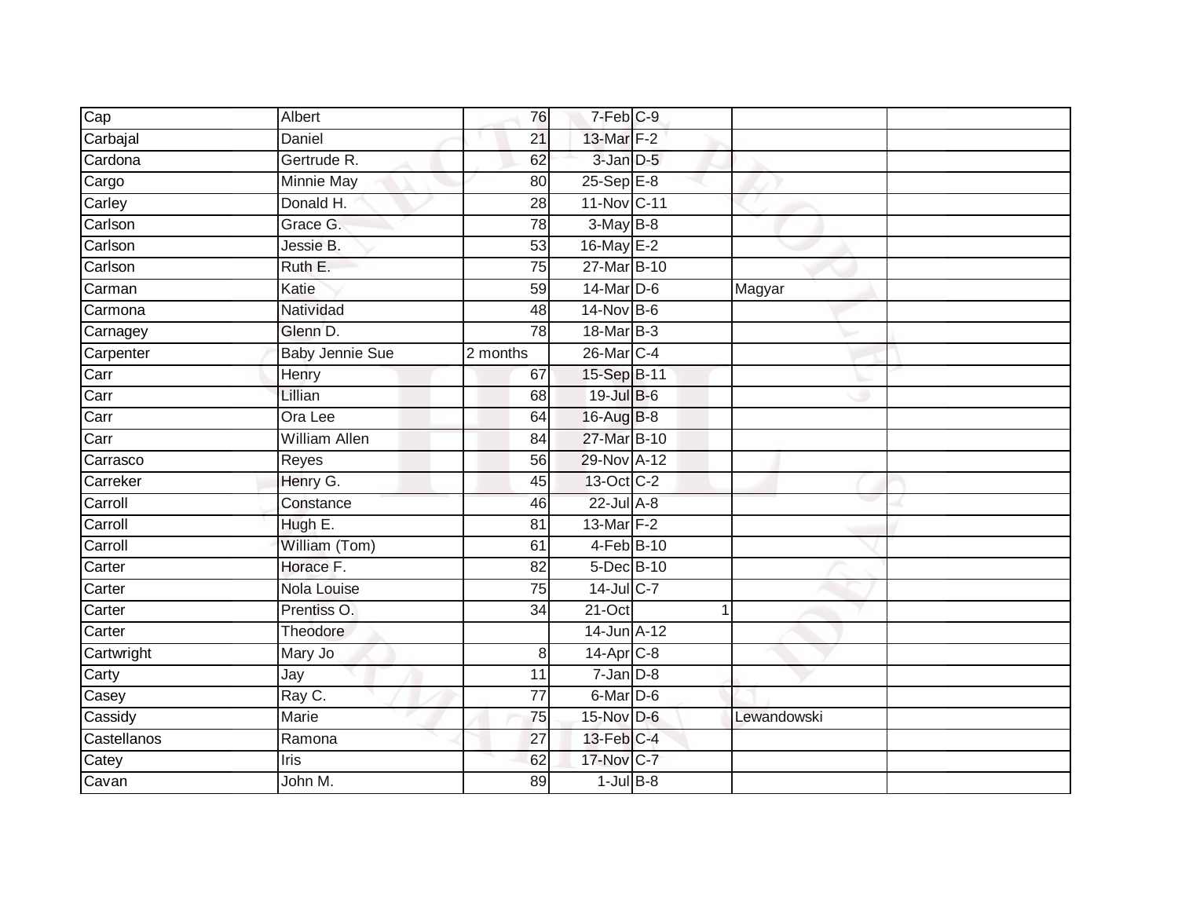| | | | | | | |
|---|---|---|---|---|---|---|
| Cap | Albert | 76 | 7-Feb | C-9 | | |
| Carbajal | Daniel | 21 | 13-Mar | F-2 | | |
| Cardona | Gertrude R. | 62 | 3-Jan | D-5 | | |
| Cargo | Minnie May | 80 | 25-Sep | E-8 | | |
| Carley | Donald H. | 28 | 11-Nov | C-11 | | |
| Carlson | Grace G. | 78 | 3-May | B-8 | | |
| Carlson | Jessie B. | 53 | 16-May | E-2 | | |
| Carlson | Ruth E. | 75 | 27-Mar | B-10 | | |
| Carman | Katie | 59 | 14-Mar | D-6 | Magyar | |
| Carmona | Natividad | 48 | 14-Nov | B-6 | | |
| Carnagey | Glenn D. | 78 | 18-Mar | B-3 | | |
| Carpenter | Baby Jennie Sue | 2 months | 26-Mar | C-4 | | |
| Carr | Henry | 67 | 15-Sep | B-11 | | |
| Carr | Lillian | 68 | 19-Jul | B-6 | | |
| Carr | Ora Lee | 64 | 16-Aug | B-8 | | |
| Carr | William Allen | 84 | 27-Mar | B-10 | | |
| Carrasco | Reyes | 56 | 29-Nov | A-12 | | |
| Carreker | Henry G. | 45 | 13-Oct | C-2 | | |
| Carroll | Constance | 46 | 22-Jul | A-8 | | |
| Carroll | Hugh E. | 81 | 13-Mar | F-2 | | |
| Carroll | William (Tom) | 61 | 4-Feb | B-10 | | |
| Carter | Horace F. | 82 | 5-Dec | B-10 | | |
| Carter | Nola Louise | 75 | 14-Jul | C-7 | | |
| Carter | Prentiss O. | 34 | 21-Oct | 1 | | |
| Carter | Theodore | | 14-Jun | A-12 | | |
| Cartwright | Mary Jo | 8 | 14-Apr | C-8 | | |
| Carty | Jay | 11 | 7-Jan | D-8 | | |
| Casey | Ray C. | 77 | 6-Mar | D-6 | | |
| Cassidy | Marie | 75 | 15-Nov | D-6 | Lewandowski | |
| Castellanos | Ramona | 27 | 13-Feb | C-4 | | |
| Catey | Iris | 62 | 17-Nov | C-7 | | |
| Cavan | John M. | 89 | 1-Jul | B-8 | | |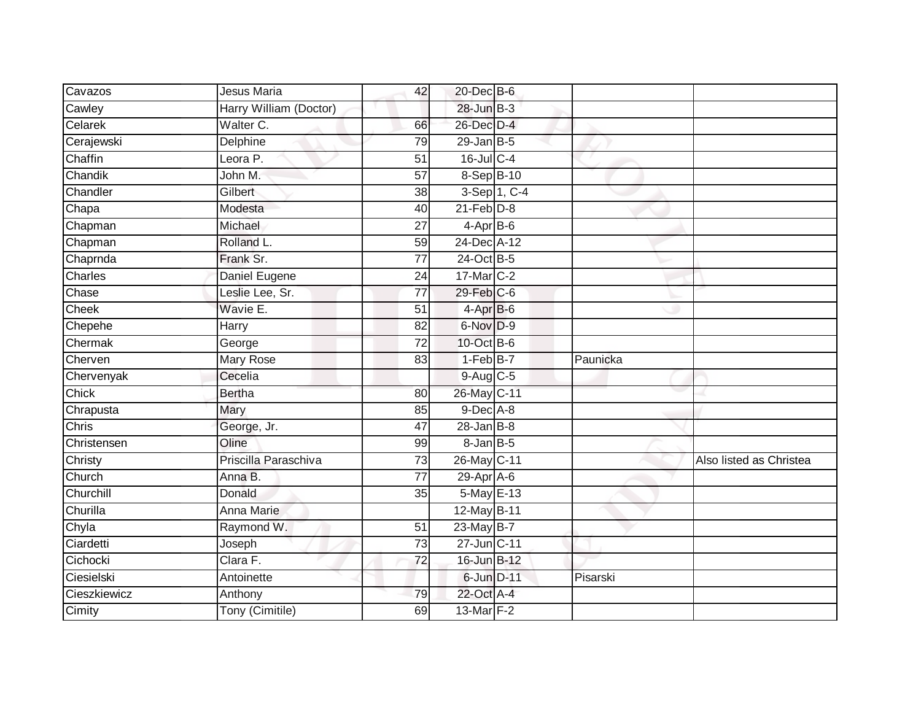| | | | | | | |
|---|---|---|---|---|---|---|
| Cavazos | Jesus Maria | 42 | 20-Dec | B-6 | | |
| Cawley | Harry William (Doctor) | | 28-Jun | B-3 | | |
| Celarek | Walter C. | 66 | 26-Dec | D-4 | | |
| Cerajewski | Delphine | 79 | 29-Jan | B-5 | | |
| Chaffin | Leora P. | 51 | 16-Jul | C-4 | | |
| Chandik | John M. | 57 | 8-Sep | B-10 | | |
| Chandler | Gilbert | 38 | 3-Sep | 1, C-4 | | |
| Chapa | Modesta | 40 | 21-Feb | D-8 | | |
| Chapman | Michael | 27 | 4-Apr | B-6 | | |
| Chapman | Rolland L. | 59 | 24-Dec | A-12 | | |
| Chaprnda | Frank Sr. | 77 | 24-Oct | B-5 | | |
| Charles | Daniel Eugene | 24 | 17-Mar | C-2 | | |
| Chase | Leslie Lee, Sr. | 77 | 29-Feb | C-6 | | |
| Cheek | Wavie E. | 51 | 4-Apr | B-6 | | |
| Chepehe | Harry | 82 | 6-Nov | D-9 | | |
| Chermak | George | 72 | 10-Oct | B-6 | | |
| Cherven | Mary Rose | 83 | 1-Feb | B-7 | Paunicka | |
| Chervenyak | Cecelia | | 9-Aug | C-5 | | |
| Chick | Bertha | 80 | 26-May | C-11 | | |
| Chrapusta | Mary | 85 | 9-Dec | A-8 | | |
| Chris | George, Jr. | 47 | 28-Jan | B-8 | | |
| Christensen | Oline | 99 | 8-Jan | B-5 | | |
| Christy | Priscilla Paraschiva | 73 | 26-May | C-11 | | Also listed as Christea |
| Church | Anna B. | 77 | 29-Apr | A-6 | | |
| Churchill | Donald | 35 | 5-May | E-13 | | |
| Churilla | Anna Marie | | 12-May | B-11 | | |
| Chyla | Raymond W. | 51 | 23-May | B-7 | | |
| Ciardetti | Joseph | 73 | 27-Jun | C-11 | | |
| Cichocki | Clara F. | 72 | 16-Jun | B-12 | | |
| Ciesielski | Antoinette | | 6-Jun | D-11 | Pisarski | |
| Cieszkiewicz | Anthony | 79 | 22-Oct | A-4 | | |
| Cimity | Tony (Cimitile) | 69 | 13-Mar | F-2 | | |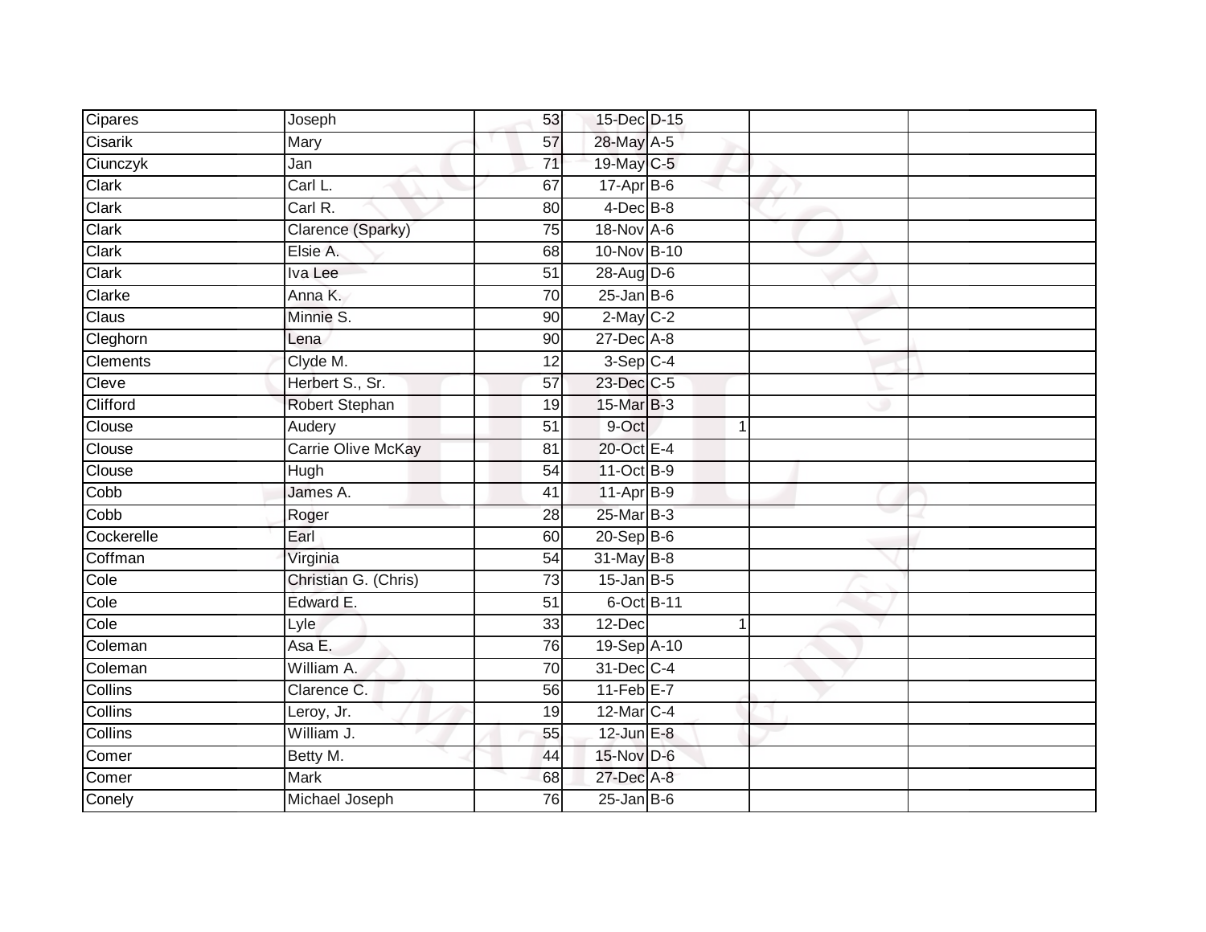| | | | | | | | |
|---|---|---|---|---|---|---|---|
| Cipares | Joseph | 53 | 15-Dec | D-15 | | | |
| Cisarik | Mary | 57 | 28-May | A-5 | | | |
| Ciunczyk | Jan | 71 | 19-May | C-5 | | | |
| Clark | Carl L. | 67 | 17-Apr | B-6 | | | |
| Clark | Carl R. | 80 | 4-Dec | B-8 | | | |
| Clark | Clarence (Sparky) | 75 | 18-Nov | A-6 | | | |
| Clark | Elsie A. | 68 | 10-Nov | B-10 | | | |
| Clark | Iva Lee | 51 | 28-Aug | D-6 | | | |
| Clarke | Anna K. | 70 | 25-Jan | B-6 | | | |
| Claus | Minnie S. | 90 | 2-May | C-2 | | | |
| Cleghorn | Lena | 90 | 27-Dec | A-8 | | | |
| Clements | Clyde M. | 12 | 3-Sep | C-4 | | | |
| Cleve | Herbert S., Sr. | 57 | 23-Dec | C-5 | | | |
| Clifford | Robert Stephan | 19 | 15-Mar | B-3 | | | |
| Clouse | Audery | 51 | 9-Oct | | 1 | | |
| Clouse | Carrie Olive McKay | 81 | 20-Oct | E-4 | | | |
| Clouse | Hugh | 54 | 11-Oct | B-9 | | | |
| Cobb | James A. | 41 | 11-Apr | B-9 | | | |
| Cobb | Roger | 28 | 25-Mar | B-3 | | | |
| Cockerelle | Earl | 60 | 20-Sep | B-6 | | | |
| Coffman | Virginia | 54 | 31-May | B-8 | | | |
| Cole | Christian G. (Chris) | 73 | 15-Jan | B-5 | | | |
| Cole | Edward E. | 51 | 6-Oct | B-11 | | | |
| Cole | Lyle | 33 | 12-Dec | | 1 | | |
| Coleman | Asa E. | 76 | 19-Sep | A-10 | | | |
| Coleman | William A. | 70 | 31-Dec | C-4 | | | |
| Collins | Clarence C. | 56 | 11-Feb | E-7 | | | |
| Collins | Leroy, Jr. | 19 | 12-Mar | C-4 | | | |
| Collins | William J. | 55 | 12-Jun | E-8 | | | |
| Comer | Betty M. | 44 | 15-Nov | D-6 | | | |
| Comer | Mark | 68 | 27-Dec | A-8 | | | |
| Conely | Michael Joseph | 76 | 25-Jan | B-6 | | | |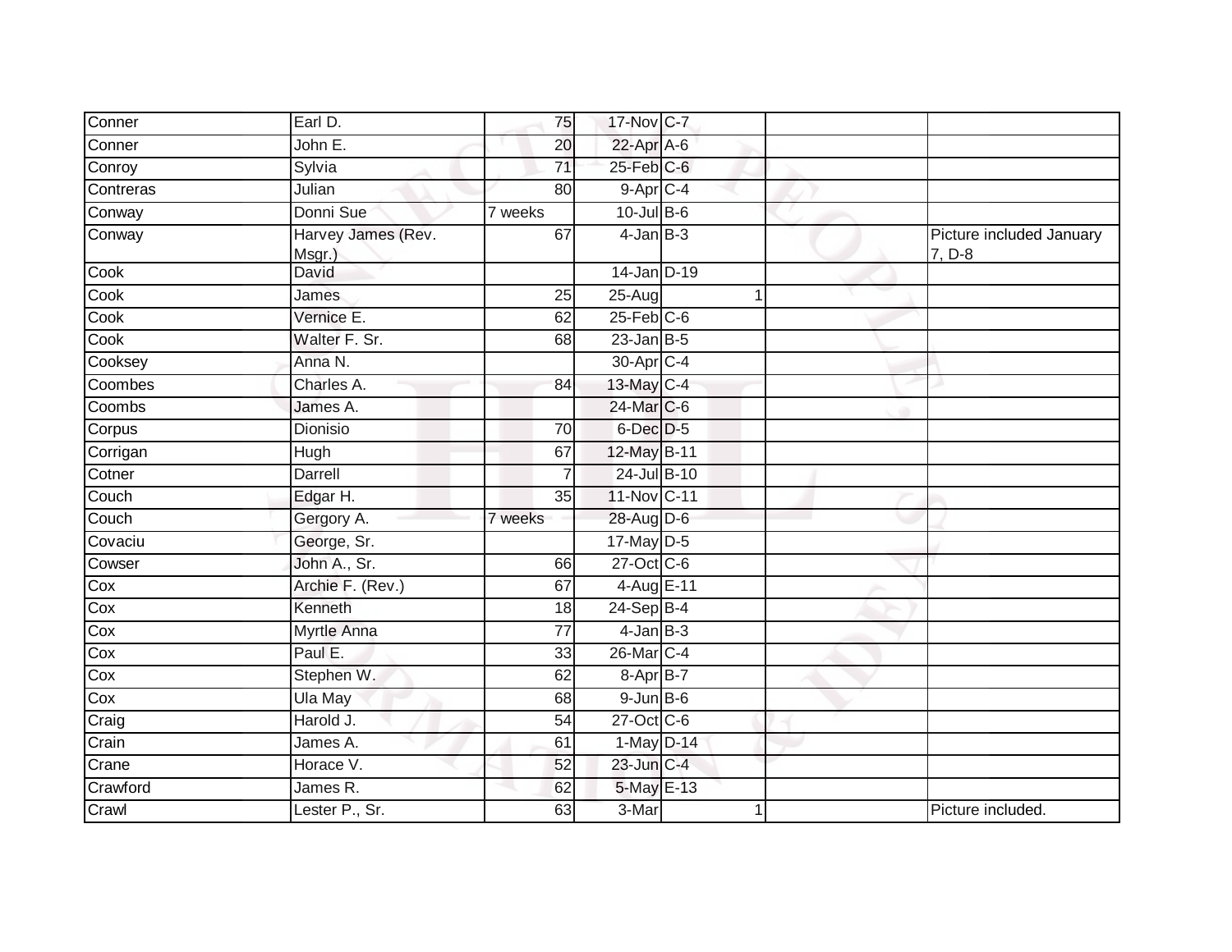| Conner | Earl D. | 75 | 17-Nov | C-7 | | |
|---|---|---|---|---|---|---|
| Conner | John E. | 20 | 22-Apr | A-6 | | |
| Conroy | Sylvia | 71 | 25-Feb | C-6 | | |
| Contreras | Julian | 80 | 9-Apr | C-4 | | |
| Conway | Donni Sue | 7 weeks | 10-Jul | B-6 | | |
| Conway | Harvey James (Rev. Msgr.) | 67 | 4-Jan | B-3 | | Picture included January 7, D-8 |
| Cook | David | | 14-Jan | D-19 | | |
| Cook | James | 25 | 25-Aug | 1 | | |
| Cook | Vernice E. | 62 | 25-Feb | C-6 | | |
| Cook | Walter F. Sr. | 68 | 23-Jan | B-5 | | |
| Cooksey | Anna N. | | 30-Apr | C-4 | | |
| Coombes | Charles A. | 84 | 13-May | C-4 | | |
| Coombs | James A. | | 24-Mar | C-6 | | |
| Corpus | Dionisio | 70 | 6-Dec | D-5 | | |
| Corrigan | Hugh | 67 | 12-May | B-11 | | |
| Cotner | Darrell | 7 | 24-Jul | B-10 | | |
| Couch | Edgar H. | 35 | 11-Nov | C-11 | | |
| Couch | Gergory A. | 7 weeks | 28-Aug | D-6 | | |
| Covaciu | George, Sr. | | 17-May | D-5 | | |
| Cowser | John A., Sr. | 66 | 27-Oct | C-6 | | |
| Cox | Archie F. (Rev.) | 67 | 4-Aug | E-11 | | |
| Cox | Kenneth | 18 | 24-Sep | B-4 | | |
| Cox | Myrtle Anna | 77 | 4-Jan | B-3 | | |
| Cox | Paul E. | 33 | 26-Mar | C-4 | | |
| Cox | Stephen W. | 62 | 8-Apr | B-7 | | |
| Cox | Ula May | 68 | 9-Jun | B-6 | | |
| Craig | Harold J. | 54 | 27-Oct | C-6 | | |
| Crain | James A. | 61 | 1-May | D-14 | | |
| Crane | Horace V. | 52 | 23-Jun | C-4 | | |
| Crawford | James R. | 62 | 5-May | E-13 | | |
| Crawl | Lester P., Sr. | 63 | 3-Mar | 1 | | Picture included. |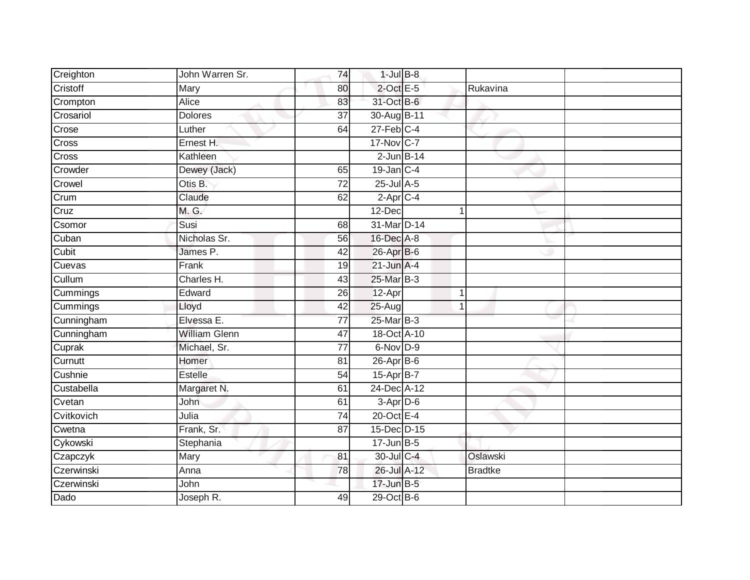| | | | | | | | |
|---|---|---|---|---|---|---|---|
| Creighton | John Warren Sr. | 74 | 1-Jul | B-8 | | | |
| Cristoff | Mary | 80 | 2-Oct | E-5 | | Rukavina | |
| Crompton | Alice | 83 | 31-Oct | B-6 | | | |
| Crosariol | Dolores | 37 | 30-Aug | B-11 | | | |
| Crose | Luther | 64 | 27-Feb | C-4 | | | |
| Cross | Ernest H. | | 17-Nov | C-7 | | | |
| Cross | Kathleen | | 2-Jun | B-14 | | | |
| Crowder | Dewey (Jack) | 65 | 19-Jan | C-4 | | | |
| Crowel | Otis B. | 72 | 25-Jul | A-5 | | | |
| Crum | Claude | 62 | 2-Apr | C-4 | | | |
| Cruz | M. G. | | 12-Dec | | 1 | | |
| Csomor | Susi | 68 | 31-Mar | D-14 | | | |
| Cuban | Nicholas Sr. | 56 | 16-Dec | A-8 | | | |
| Cubit | James P. | 42 | 26-Apr | B-6 | | | |
| Cuevas | Frank | 19 | 21-Jun | A-4 | | | |
| Cullum | Charles H. | 43 | 25-Mar | B-3 | | | |
| Cummings | Edward | 26 | 12-Apr | | 1 | | |
| Cummings | Lloyd | 42 | 25-Aug | | 1 | | |
| Cunningham | Elvessa E. | 77 | 25-Mar | B-3 | | | |
| Cunningham | William Glenn | 47 | 18-Oct | A-10 | | | |
| Cuprak | Michael, Sr. | 77 | 6-Nov | D-9 | | | |
| Curnutt | Homer | 81 | 26-Apr | B-6 | | | |
| Cushnie | Estelle | 54 | 15-Apr | B-7 | | | |
| Custabella | Margaret N. | 61 | 24-Dec | A-12 | | | |
| Cvetan | John | 61 | 3-Apr | D-6 | | | |
| Cvitkovich | Julia | 74 | 20-Oct | E-4 | | | |
| Cwetna | Frank, Sr. | 87 | 15-Dec | D-15 | | | |
| Cykowski | Stephania | | 17-Jun | B-5 | | | |
| Czapczyk | Mary | 81 | 30-Jul | C-4 | | Oslawski | |
| Czerwinski | Anna | 78 | 26-Jul | A-12 | | Bradtke | |
| Czerwinski | John | | 17-Jun | B-5 | | | |
| Dado | Joseph R. | 49 | 29-Oct | B-6 | | | |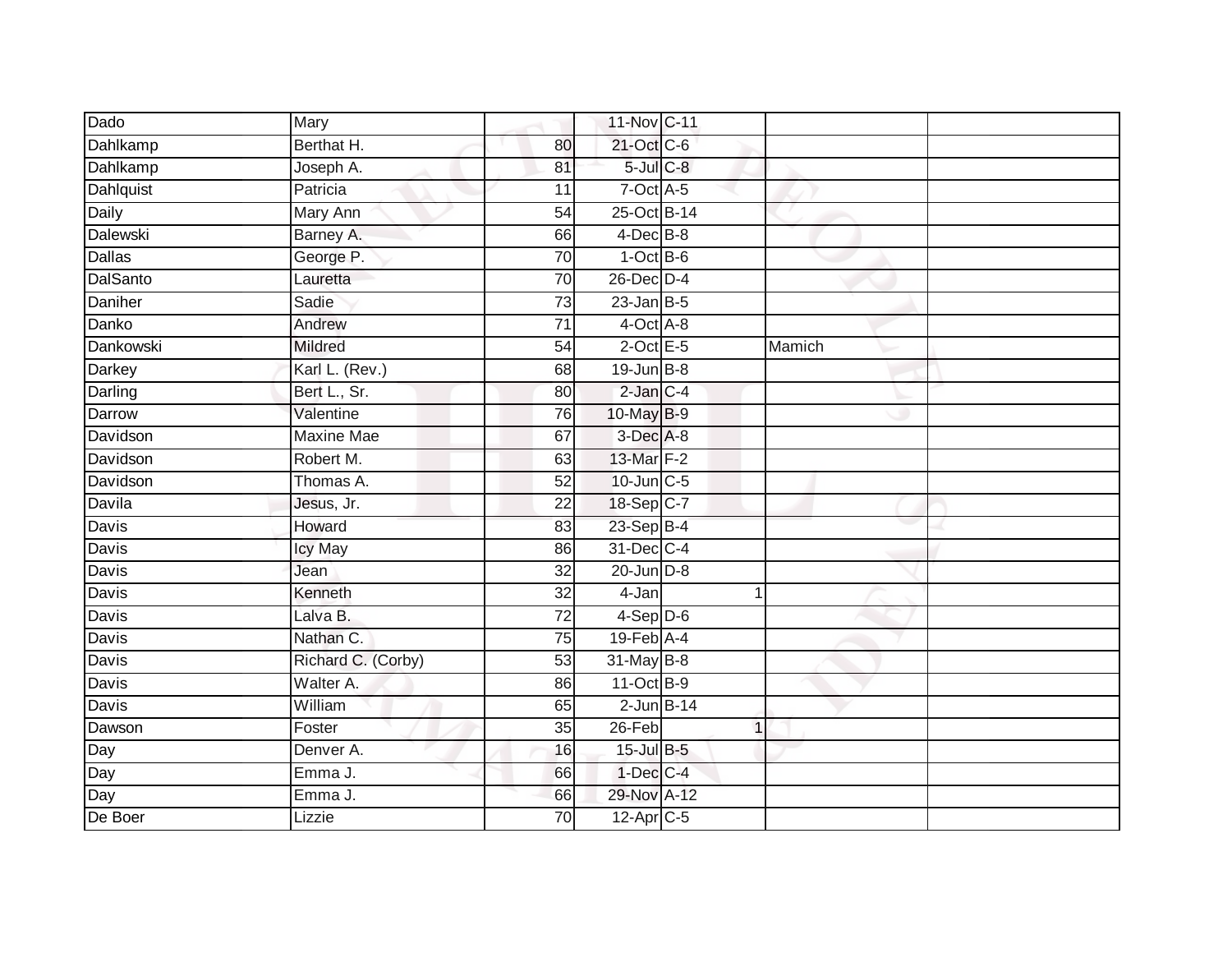| | | | | | | |
|---|---|---|---|---|---|---|
| Dado | Mary | | 11-Nov | C-11 | | |
| Dahlkamp | Berthat H. | 80 | 21-Oct | C-6 | | |
| Dahlkamp | Joseph A. | 81 | 5-Jul | C-8 | | |
| Dahlquist | Patricia | 11 | 7-Oct | A-5 | | |
| Daily | Mary Ann | 54 | 25-Oct | B-14 | | |
| Dalewski | Barney A. | 66 | 4-Dec | B-8 | | |
| Dallas | George P. | 70 | 1-Oct | B-6 | | |
| DalSanto | Lauretta | 70 | 26-Dec | D-4 | | |
| Daniher | Sadie | 73 | 23-Jan | B-5 | | |
| Danko | Andrew | 71 | 4-Oct | A-8 | | |
| Dankowski | Mildred | 54 | 2-Oct | E-5 | Mamich | |
| Darkey | Karl L. (Rev.) | 68 | 19-Jun | B-8 | | |
| Darling | Bert L., Sr. | 80 | 2-Jan | C-4 | | |
| Darrow | Valentine | 76 | 10-May | B-9 | | |
| Davidson | Maxine Mae | 67 | 3-Dec | A-8 | | |
| Davidson | Robert M. | 63 | 13-Mar | F-2 | | |
| Davidson | Thomas A. | 52 | 10-Jun | C-5 | | |
| Davila | Jesus, Jr. | 22 | 18-Sep | C-7 | | |
| Davis | Howard | 83 | 23-Sep | B-4 | | |
| Davis | Icy May | 86 | 31-Dec | C-4 | | |
| Davis | Jean | 32 | 20-Jun | D-8 | | |
| Davis | Kenneth | 32 | 4-Jan | 1 | | |
| Davis | Lalva B. | 72 | 4-Sep | D-6 | | |
| Davis | Nathan C. | 75 | 19-Feb | A-4 | | |
| Davis | Richard C. (Corby) | 53 | 31-May | B-8 | | |
| Davis | Walter A. | 86 | 11-Oct | B-9 | | |
| Davis | William | 65 | 2-Jun | B-14 | | |
| Dawson | Foster | 35 | 26-Feb | 1 | | |
| Day | Denver A. | 16 | 15-Jul | B-5 | | |
| Day | Emma J. | 66 | 1-Dec | C-4 | | |
| Day | Emma J. | 66 | 29-Nov | A-12 | | |
| De Boer | Lizzie | 70 | 12-Apr | C-5 | | |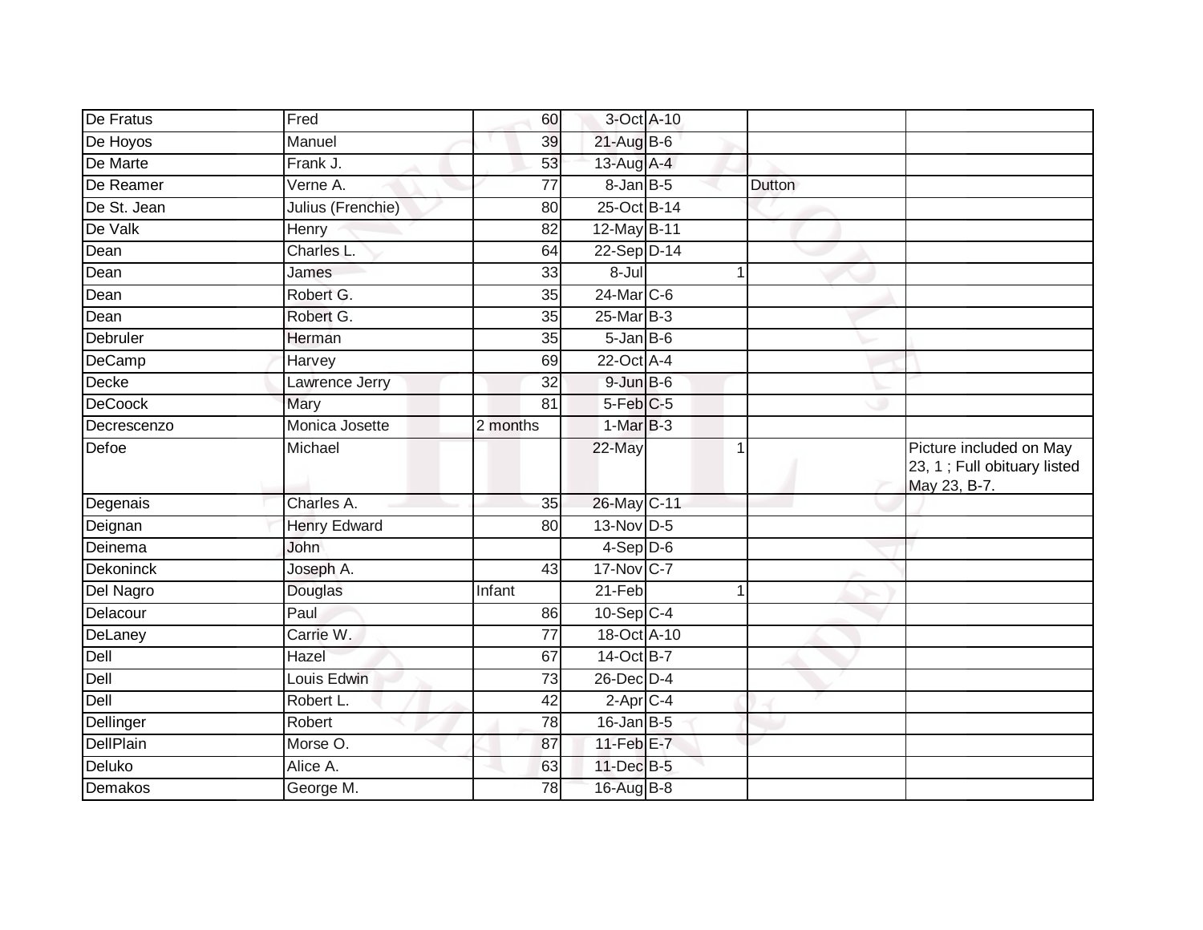| De Fratus | Fred | 60 | 3-Oct | A-10 | | | |
|---|---|---|---|---|---|---|---|
| De Hoyos | Manuel | 39 | 21-Aug | B-6 | | | |
| De Marte | Frank J. | 53 | 13-Aug | A-4 | | | |
| De Reamer | Verne A. | 77 | 8-Jan | B-5 | | Dutton | |
| De St. Jean | Julius (Frenchie) | 80 | 25-Oct | B-14 | | | |
| De Valk | Henry | 82 | 12-May | B-11 | | | |
| Dean | Charles L. | 64 | 22-Sep | D-14 | | | |
| Dean | James | 33 | 8-Jul | | 1 | | |
| Dean | Robert G. | 35 | 24-Mar | C-6 | | | |
| Dean | Robert G. | 35 | 25-Mar | B-3 | | | |
| Debruler | Herman | 35 | 5-Jan | B-6 | | | |
| DeCamp | Harvey | 69 | 22-Oct | A-4 | | | |
| Decke | Lawrence Jerry | 32 | 9-Jun | B-6 | | | |
| DeCoock | Mary | 81 | 5-Feb | C-5 | | | |
| Decrescenzo | Monica Josette | 2 months | 1-Mar | B-3 | | | |
| Defoe | Michael | | 22-May | | 1 | | Picture included on May 23, 1 ; Full obituary listed May 23, B-7. |
| Degenais | Charles A. | 35 | 26-May | C-11 | | | |
| Deignan | Henry Edward | 80 | 13-Nov | D-5 | | | |
| Deinema | John | | 4-Sep | D-6 | | | |
| Dekoninck | Joseph A. | 43 | 17-Nov | C-7 | | | |
| Del Nagro | Douglas | Infant | 21-Feb | | 1 | | |
| Delacour | Paul | 86 | 10-Sep | C-4 | | | |
| DeLaney | Carrie W. | 77 | 18-Oct | A-10 | | | |
| Dell | Hazel | 67 | 14-Oct | B-7 | | | |
| Dell | Louis Edwin | 73 | 26-Dec | D-4 | | | |
| Dell | Robert L. | 42 | 2-Apr | C-4 | | | |
| Dellinger | Robert | 78 | 16-Jan | B-5 | | | |
| DellPlain | Morse O. | 87 | 11-Feb | E-7 | | | |
| Deluko | Alice A. | 63 | 11-Dec | B-5 | | | |
| Demakos | George M. | 78 | 16-Aug | B-8 | | | |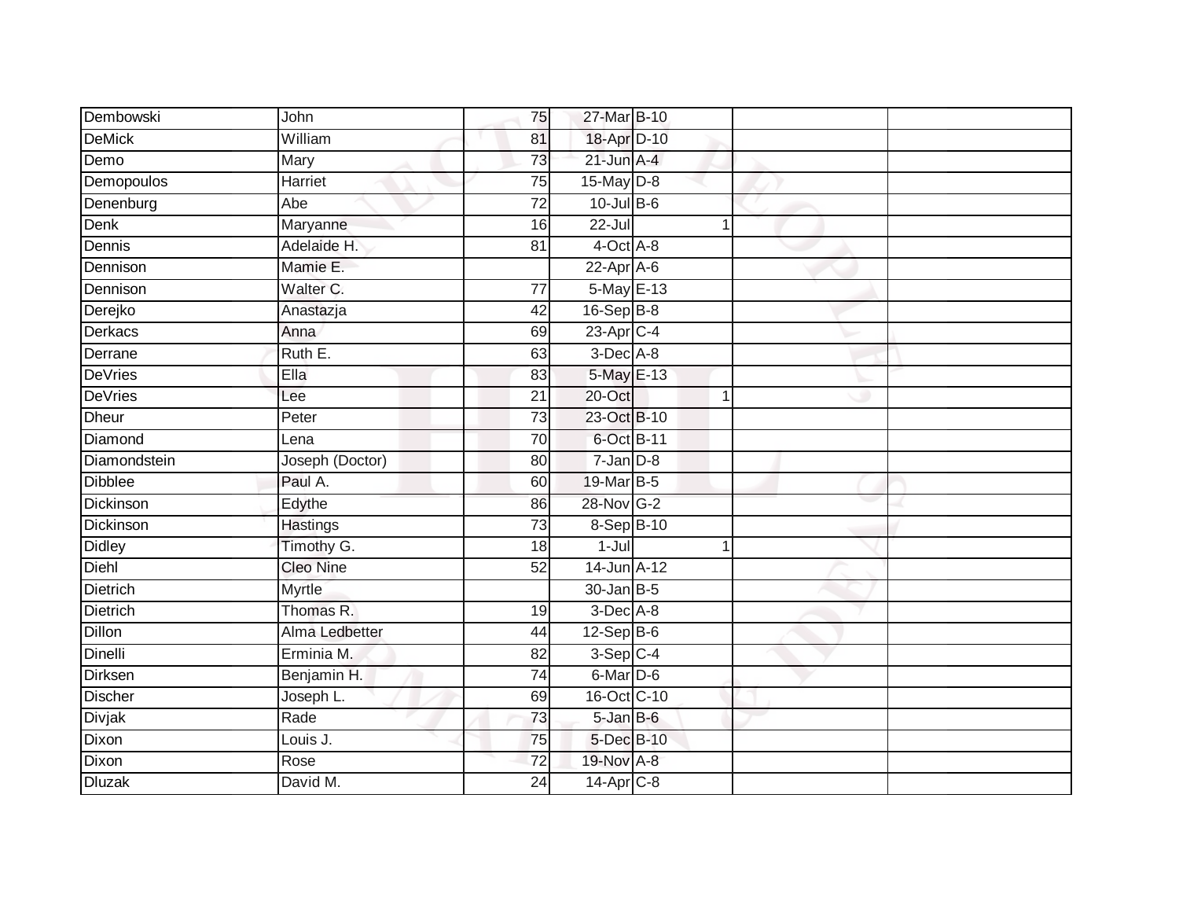| | | | | | | | |
|---|---|---|---|---|---|---|---|
| Dembowski | John | 75 | 27-Mar | B-10 | | | |
| DeMick | William | 81 | 18-Apr | D-10 | | | |
| Demo | Mary | 73 | 21-Jun | A-4 | | | |
| Demopoulos | Harriet | 75 | 15-May | D-8 | | | |
| Denenburg | Abe | 72 | 10-Jul | B-6 | | | |
| Denk | Maryanne | 16 | 22-Jul | | 1 | | |
| Dennis | Adelaide H. | 81 | 4-Oct | A-8 | | | |
| Dennison | Mamie E. | | 22-Apr | A-6 | | | |
| Dennison | Walter C. | 77 | 5-May | E-13 | | | |
| Derejko | Anastazja | 42 | 16-Sep | B-8 | | | |
| Derkacs | Anna | 69 | 23-Apr | C-4 | | | |
| Derrane | Ruth E. | 63 | 3-Dec | A-8 | | | |
| DeVries | Ella | 83 | 5-May | E-13 | | | |
| DeVries | Lee | 21 | 20-Oct | | 1 | | |
| Dheur | Peter | 73 | 23-Oct | B-10 | | | |
| Diamond | Lena | 70 | 6-Oct | B-11 | | | |
| Diamondstein | Joseph (Doctor) | 80 | 7-Jan | D-8 | | | |
| Dibblee | Paul A. | 60 | 19-Mar | B-5 | | | |
| Dickinson | Edythe | 86 | 28-Nov | G-2 | | | |
| Dickinson | Hastings | 73 | 8-Sep | B-10 | | | |
| Didley | Timothy G. | 18 | 1-Jul | | 1 | | |
| Diehl | Cleo Nine | 52 | 14-Jun | A-12 | | | |
| Dietrich | Myrtle | | 30-Jan | B-5 | | | |
| Dietrich | Thomas R. | 19 | 3-Dec | A-8 | | | |
| Dillon | Alma Ledbetter | 44 | 12-Sep | B-6 | | | |
| Dinelli | Erminia M. | 82 | 3-Sep | C-4 | | | |
| Dirksen | Benjamin H. | 74 | 6-Mar | D-6 | | | |
| Discher | Joseph L. | 69 | 16-Oct | C-10 | | | |
| Divjak | Rade | 73 | 5-Jan | B-6 | | | |
| Dixon | Louis J. | 75 | 5-Dec | B-10 | | | |
| Dixon | Rose | 72 | 19-Nov | A-8 | | | |
| Dluzak | David M. | 24 | 14-Apr | C-8 | | | |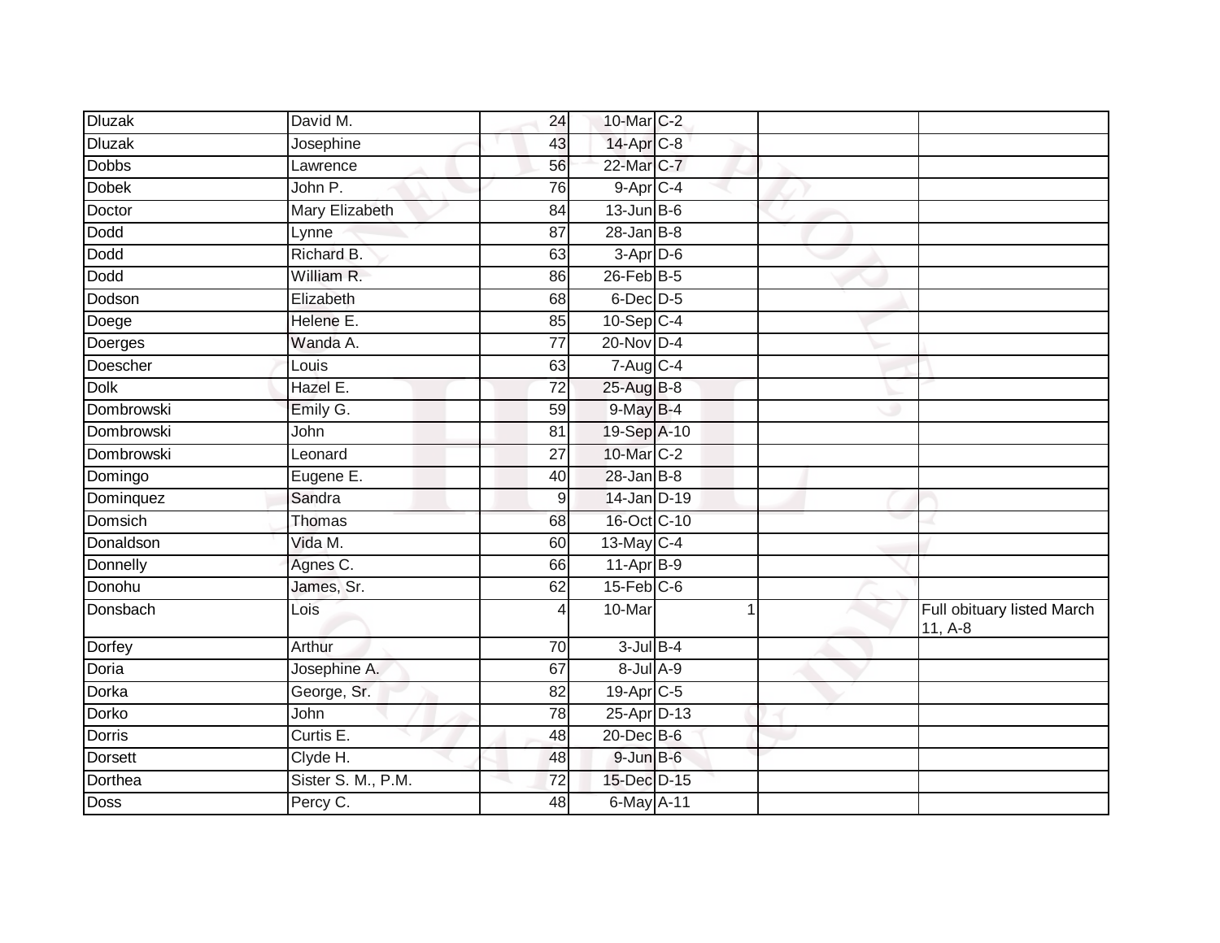| | | | | | | |
|---|---|---|---|---|---|---|
| Dluzak | David M. | 24 | 10-Mar | C-2 | | |
| Dluzak | Josephine | 43 | 14-Apr | C-8 | | |
| Dobbs | Lawrence | 56 | 22-Mar | C-7 | | |
| Dobek | John P. | 76 | 9-Apr | C-4 | | |
| Doctor | Mary Elizabeth | 84 | 13-Jun | B-6 | | |
| Dodd | Lynne | 87 | 28-Jan | B-8 | | |
| Dodd | Richard B. | 63 | 3-Apr | D-6 | | |
| Dodd | William R. | 86 | 26-Feb | B-5 | | |
| Dodson | Elizabeth | 68 | 6-Dec | D-5 | | |
| Doege | Helene E. | 85 | 10-Sep | C-4 | | |
| Doerges | Wanda A. | 77 | 20-Nov | D-4 | | |
| Doescher | Louis | 63 | 7-Aug | C-4 | | |
| Dolk | Hazel E. | 72 | 25-Aug | B-8 | | |
| Dombrowski | Emily G. | 59 | 9-May | B-4 | | |
| Dombrowski | John | 81 | 19-Sep | A-10 | | |
| Dombrowski | Leonard | 27 | 10-Mar | C-2 | | |
| Domingo | Eugene E. | 40 | 28-Jan | B-8 | | |
| Dominquez | Sandra | 9 | 14-Jan | D-19 | | |
| Domsich | Thomas | 68 | 16-Oct | C-10 | | |
| Donaldson | Vida M. | 60 | 13-May | C-4 | | |
| Donnelly | Agnes C. | 66 | 11-Apr | B-9 | | |
| Donohu | James, Sr. | 62 | 15-Feb | C-6 | | |
| Donsbach | Lois | 4 | 10-Mar | 1 | | Full obituary listed March 11, A-8 |
| Dorfey | Arthur | 70 | 3-Jul | B-4 | | |
| Doria | Josephine A. | 67 | 8-Jul | A-9 | | |
| Dorka | George, Sr. | 82 | 19-Apr | C-5 | | |
| Dorko | John | 78 | 25-Apr | D-13 | | |
| Dorris | Curtis E. | 48 | 20-Dec | B-6 | | |
| Dorsett | Clyde H. | 48 | 9-Jun | B-6 | | |
| Dorthea | Sister S. M., P.M. | 72 | 15-Dec | D-15 | | |
| Doss | Percy C. | 48 | 6-May | A-11 | | |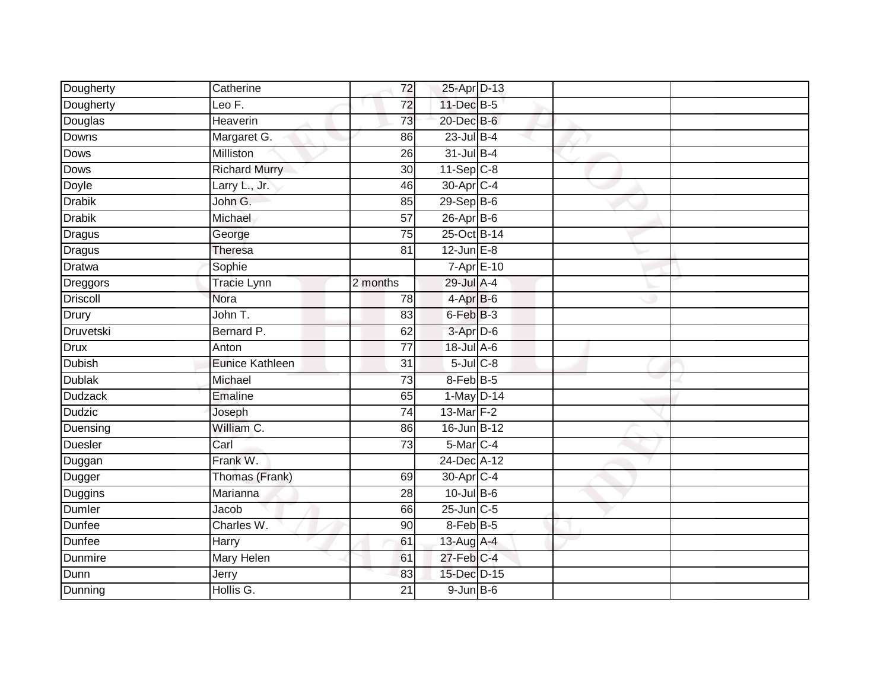| | | | | | | |
|---|---|---|---|---|---|---|
| Dougherty | Catherine | 72 | 25-Apr | D-13 | | |
| Dougherty | Leo F. | 72 | 11-Dec | B-5 | | |
| Douglas | Heaverin | 73 | 20-Dec | B-6 | | |
| Downs | Margaret G. | 86 | 23-Jul | B-4 | | |
| Dows | Milliston | 26 | 31-Jul | B-4 | | |
| Dows | Richard Murry | 30 | 11-Sep | C-8 | | |
| Doyle | Larry L., Jr. | 46 | 30-Apr | C-4 | | |
| Drabik | John G. | 85 | 29-Sep | B-6 | | |
| Drabik | Michael | 57 | 26-Apr | B-6 | | |
| Dragus | George | 75 | 25-Oct | B-14 | | |
| Dragus | Theresa | 81 | 12-Jun | E-8 | | |
| Dratwa | Sophie | | 7-Apr | E-10 | | |
| Dreggors | Tracie Lynn | 2 months | 29-Jul | A-4 | | |
| Driscoll | Nora | 78 | 4-Apr | B-6 | | |
| Drury | John T. | 83 | 6-Feb | B-3 | | |
| Druvetski | Bernard P. | 62 | 3-Apr | D-6 | | |
| Drux | Anton | 77 | 18-Jul | A-6 | | |
| Dubish | Eunice Kathleen | 31 | 5-Jul | C-8 | | |
| Dublak | Michael | 73 | 8-Feb | B-5 | | |
| Dudzack | Emaline | 65 | 1-May | D-14 | | |
| Dudzic | Joseph | 74 | 13-Mar | F-2 | | |
| Duensing | William C. | 86 | 16-Jun | B-12 | | |
| Duesler | Carl | 73 | 5-Mar | C-4 | | |
| Duggan | Frank W. | | 24-Dec | A-12 | | |
| Dugger | Thomas (Frank) | 69 | 30-Apr | C-4 | | |
| Duggins | Marianna | 28 | 10-Jul | B-6 | | |
| Dumler | Jacob | 66 | 25-Jun | C-5 | | |
| Dunfee | Charles W. | 90 | 8-Feb | B-5 | | |
| Dunfee | Harry | 61 | 13-Aug | A-4 | | |
| Dunmire | Mary Helen | 61 | 27-Feb | C-4 | | |
| Dunn | Jerry | 83 | 15-Dec | D-15 | | |
| Dunning | Hollis G. | 21 | 9-Jun | B-6 | | |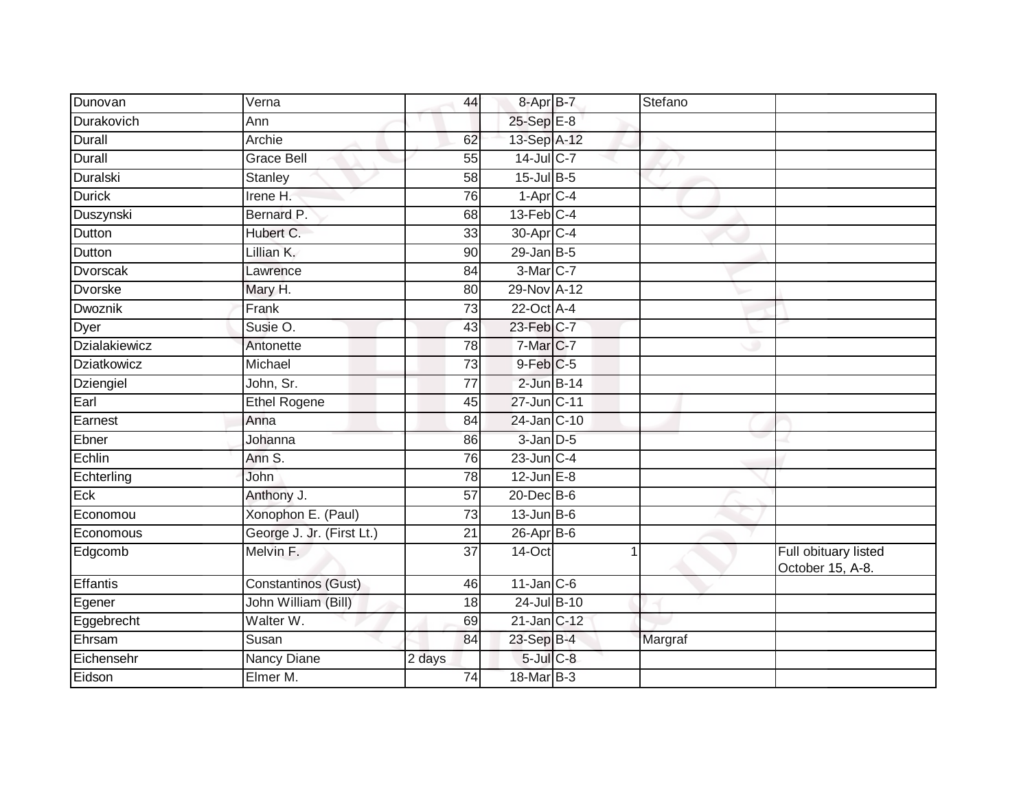| | | | | | | |
|---|---|---|---|---|---|---|
| Dunovan | Verna | 44 | 8-Apr | B-7 | Stefano | |
| Durakovich | Ann | | 25-Sep | E-8 | | |
| Durall | Archie | 62 | 13-Sep | A-12 | | |
| Durall | Grace Bell | 55 | 14-Jul | C-7 | | |
| Duralski | Stanley | 58 | 15-Jul | B-5 | | |
| Durick | Irene H. | 76 | 1-Apr | C-4 | | |
| Duszynski | Bernard P. | 68 | 13-Feb | C-4 | | |
| Dutton | Hubert C. | 33 | 30-Apr | C-4 | | |
| Dutton | Lillian K. | 90 | 29-Jan | B-5 | | |
| Dvorscak | Lawrence | 84 | 3-Mar | C-7 | | |
| Dvorske | Mary H. | 80 | 29-Nov | A-12 | | |
| Dwoznik | Frank | 73 | 22-Oct | A-4 | | |
| Dyer | Susie O. | 43 | 23-Feb | C-7 | | |
| Dzialakiewicz | Antonette | 78 | 7-Mar | C-7 | | |
| Dziatkowicz | Michael | 73 | 9-Feb | C-5 | | |
| Dziengiel | John, Sr. | 77 | 2-Jun | B-14 | | |
| Earl | Ethel Rogene | 45 | 27-Jun | C-11 | | |
| Earnest | Anna | 84 | 24-Jan | C-10 | | |
| Ebner | Johanna | 86 | 3-Jan | D-5 | | |
| Echlin | Ann S. | 76 | 23-Jun | C-4 | | |
| Echterling | John | 78 | 12-Jun | E-8 | | |
| Eck | Anthony J. | 57 | 20-Dec | B-6 | | |
| Economou | Xonophon E. (Paul) | 73 | 13-Jun | B-6 | | |
| Economous | George J. Jr. (First Lt.) | 21 | 26-Apr | B-6 | | |
| Edgcomb | Melvin F. | 37 | 14-Oct | 1 | | Full obituary listed October 15, A-8. |
| Effantis | Constantinos (Gust) | 46 | 11-Jan | C-6 | | |
| Egener | John William (Bill) | 18 | 24-Jul | B-10 | | |
| Eggebrecht | Walter W. | 69 | 21-Jan | C-12 | | |
| Ehrsam | Susan | 84 | 23-Sep | B-4 | Margraf | |
| Eichensehr | Nancy Diane | 2 days | 5-Jul | C-8 | | |
| Eidson | Elmer M. | 74 | 18-Mar | B-3 | | |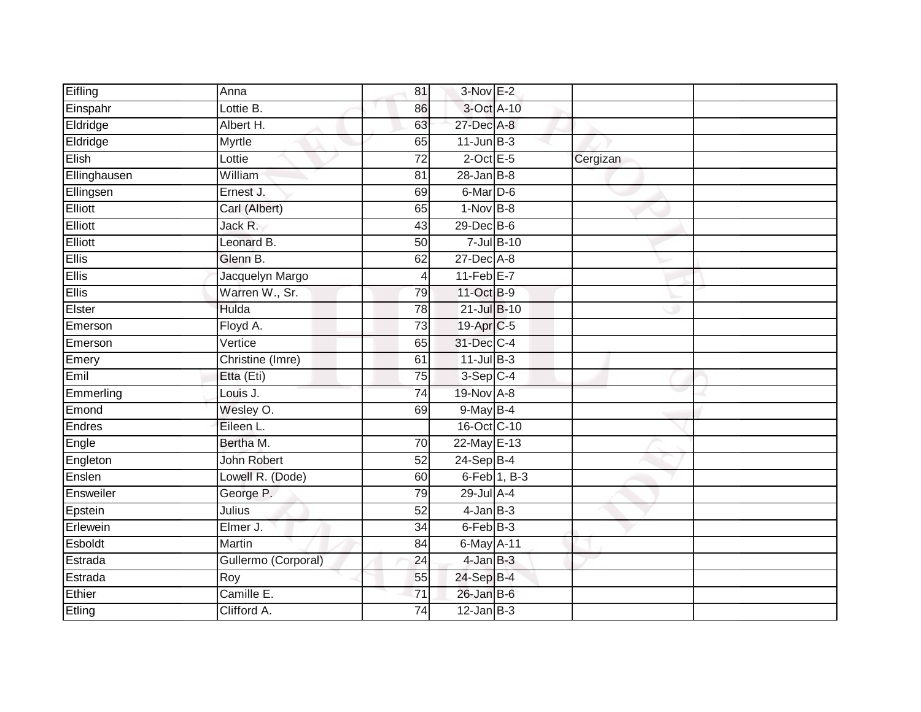| | | | | | | |
|---|---|---|---|---|---|---|
| Eifling | Anna | 81 | 3-Nov | E-2 | | |
| Einspahr | Lottie B. | 86 | 3-Oct | A-10 | | |
| Eldridge | Albert H. | 63 | 27-Dec | A-8 | | |
| Eldridge | Myrtle | 65 | 11-Jun | B-3 | | |
| Elish | Lottie | 72 | 2-Oct | E-5 | Cergizan | |
| Ellinghausen | William | 81 | 28-Jan | B-8 | | |
| Ellingsen | Ernest J. | 69 | 6-Mar | D-6 | | |
| Elliott | Carl (Albert) | 65 | 1-Nov | B-8 | | |
| Elliott | Jack R. | 43 | 29-Dec | B-6 | | |
| Elliott | Leonard B. | 50 | 7-Jul | B-10 | | |
| Ellis | Glenn B. | 62 | 27-Dec | A-8 | | |
| Ellis | Jacquelyn Margo | 4 | 11-Feb | E-7 | | |
| Ellis | Warren W., Sr. | 79 | 11-Oct | B-9 | | |
| Elster | Hulda | 78 | 21-Jul | B-10 | | |
| Emerson | Floyd A. | 73 | 19-Apr | C-5 | | |
| Emerson | Vertice | 65 | 31-Dec | C-4 | | |
| Emery | Christine (Imre) | 61 | 11-Jul | B-3 | | |
| Emil | Etta (Eti) | 75 | 3-Sep | C-4 | | |
| Emmerling | Louis J. | 74 | 19-Nov | A-8 | | |
| Emond | Wesley O. | 69 | 9-May | B-4 | | |
| Endres | Eileen L. | | 16-Oct | C-10 | | |
| Engle | Bertha M. | 70 | 22-May | E-13 | | |
| Engleton | John Robert | 52 | 24-Sep | B-4 | | |
| Enslen | Lowell R. (Dode) | 60 | 6-Feb | 1, B-3 | | |
| Ensweiler | George P. | 79 | 29-Jul | A-4 | | |
| Epstein | Julius | 52 | 4-Jan | B-3 | | |
| Erlewein | Elmer J. | 34 | 6-Feb | B-3 | | |
| Esboldt | Martin | 84 | 6-May | A-11 | | |
| Estrada | Gullermo (Corporal) | 24 | 4-Jan | B-3 | | |
| Estrada | Roy | 55 | 24-Sep | B-4 | | |
| Ethier | Camille E. | 71 | 26-Jan | B-6 | | |
| Etling | Clifford A. | 74 | 12-Jan | B-3 | | |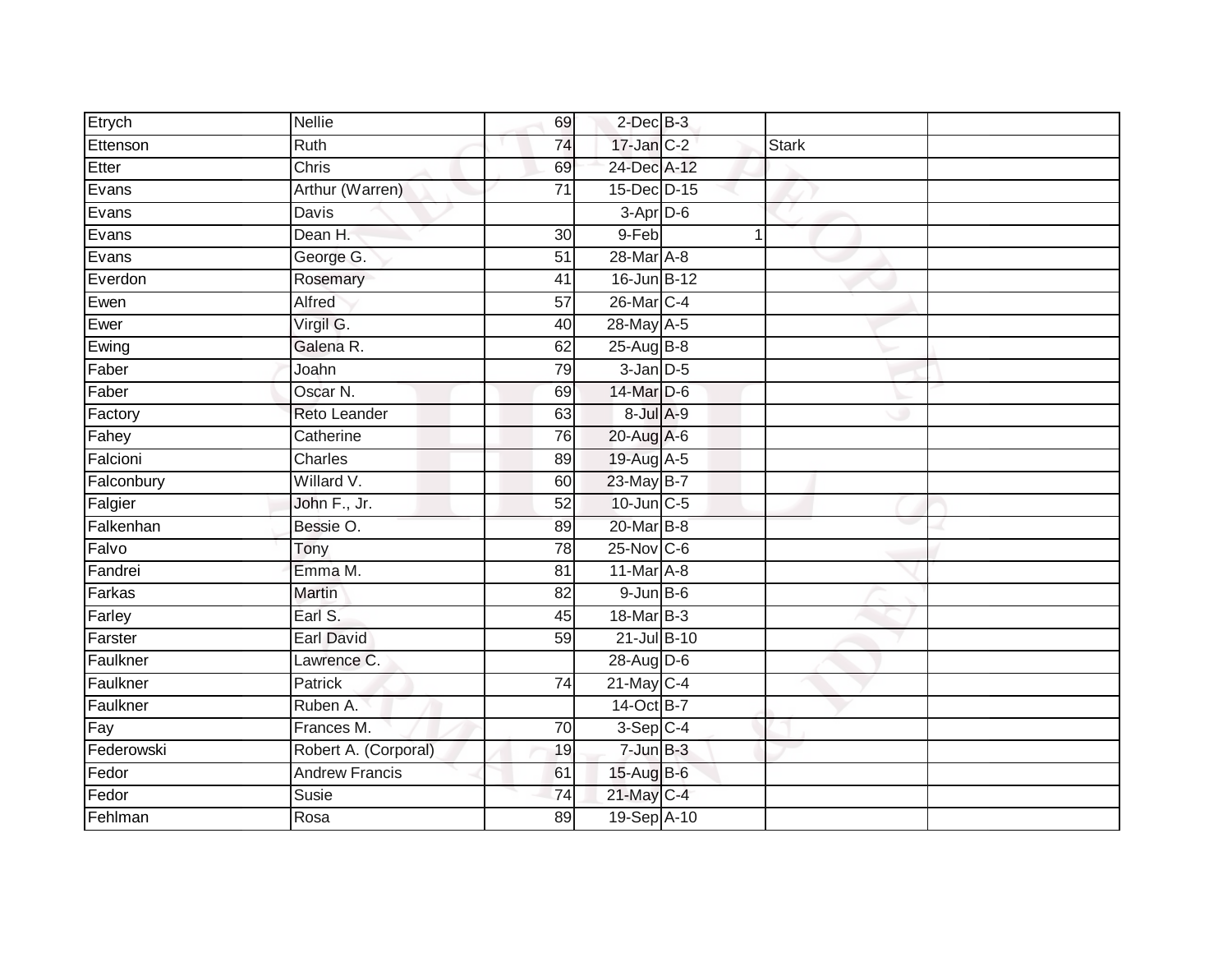| | | | | | | | |
|---|---|---|---|---|---|---|---|
| Etrych | Nellie | 69 | 2-Dec | B-3 | | | |
| Ettenson | Ruth | 74 | 17-Jan | C-2 | | Stark | |
| Etter | Chris | 69 | 24-Dec | A-12 | | | |
| Evans | Arthur (Warren) | 71 | 15-Dec | D-15 | | | |
| Evans | Davis | | 3-Apr | D-6 | | | |
| Evans | Dean H. | 30 | 9-Feb | | 1 | | |
| Evans | George G. | 51 | 28-Mar | A-8 | | | |
| Everdon | Rosemary | 41 | 16-Jun | B-12 | | | |
| Ewen | Alfred | 57 | 26-Mar | C-4 | | | |
| Ewer | Virgil G. | 40 | 28-May | A-5 | | | |
| Ewing | Galena R. | 62 | 25-Aug | B-8 | | | |
| Faber | Joahn | 79 | 3-Jan | D-5 | | | |
| Faber | Oscar N. | 69 | 14-Mar | D-6 | | | |
| Factory | Reto Leander | 63 | 8-Jul | A-9 | | | |
| Fahey | Catherine | 76 | 20-Aug | A-6 | | | |
| Falcioni | Charles | 89 | 19-Aug | A-5 | | | |
| Falconbury | Willard V. | 60 | 23-May | B-7 | | | |
| Falgier | John F., Jr. | 52 | 10-Jun | C-5 | | | |
| Falkenhan | Bessie O. | 89 | 20-Mar | B-8 | | | |
| Falvo | Tony | 78 | 25-Nov | C-6 | | | |
| Fandrei | Emma M. | 81 | 11-Mar | A-8 | | | |
| Farkas | Martin | 82 | 9-Jun | B-6 | | | |
| Farley | Earl S. | 45 | 18-Mar | B-3 | | | |
| Farster | Earl David | 59 | 21-Jul | B-10 | | | |
| Faulkner | Lawrence C. | | 28-Aug | D-6 | | | |
| Faulkner | Patrick | 74 | 21-May | C-4 | | | |
| Faulkner | Ruben A. | | 14-Oct | B-7 | | | |
| Fay | Frances M. | 70 | 3-Sep | C-4 | | | |
| Federowski | Robert A. (Corporal) | 19 | 7-Jun | B-3 | | | |
| Fedor | Andrew Francis | 61 | 15-Aug | B-6 | | | |
| Fedor | Susie | 74 | 21-May | C-4 | | | |
| Fehlman | Rosa | 89 | 19-Sep | A-10 | | | |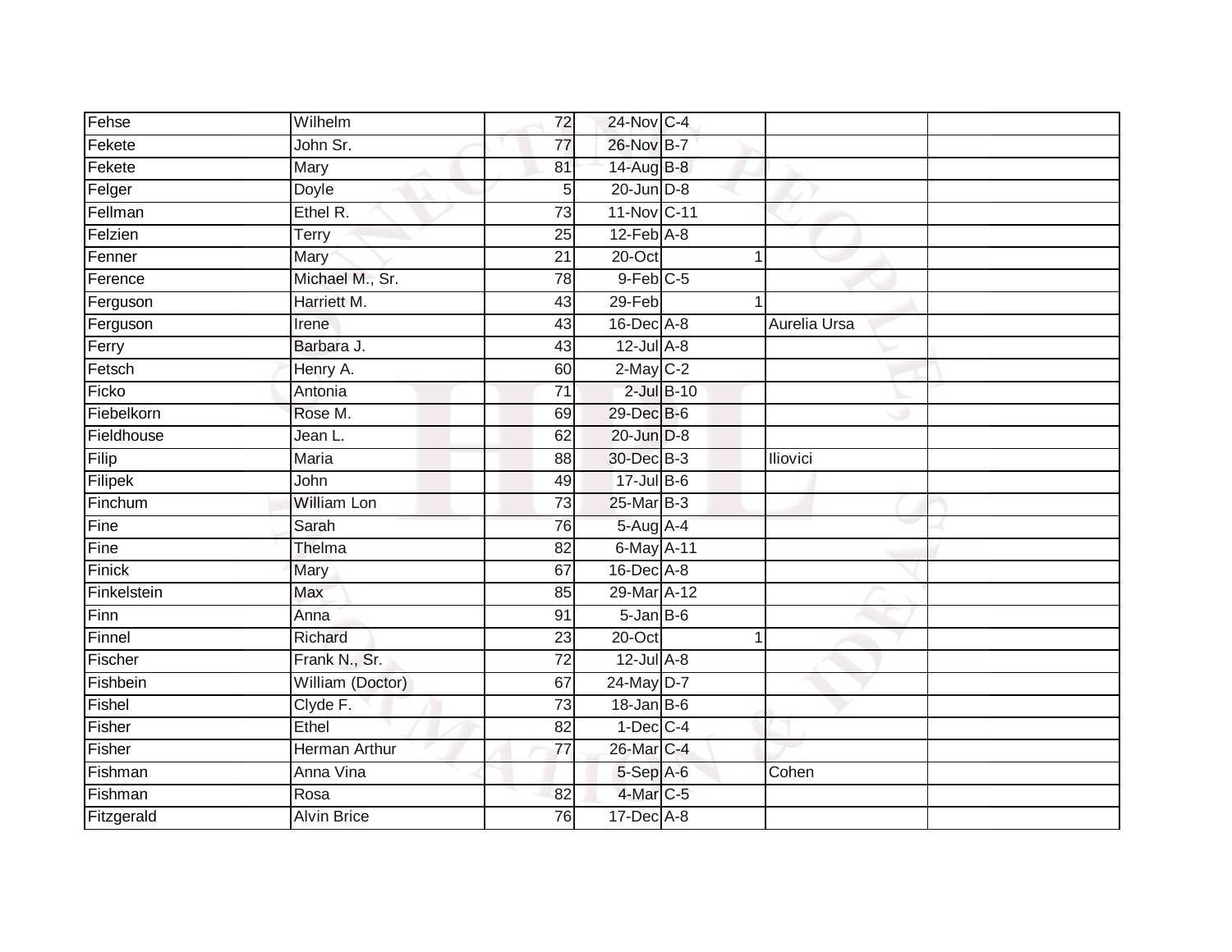| Fehse | Wilhelm | 72 | 24-Nov | C-4 | | | |
|---|---|---|---|---|---|---|---|
| Fekete | John Sr. | 77 | 26-Nov | B-7 | | | |
| Fekete | Mary | 81 | 14-Aug | B-8 | | | |
| Felger | Doyle | 5 | 20-Jun | D-8 | | | |
| Fellman | Ethel R. | 73 | 11-Nov | C-11 | | | |
| Felzien | Terry | 25 | 12-Feb | A-8 | | | |
| Fenner | Mary | 21 | 20-Oct | | 1 | | |
| Ference | Michael M., Sr. | 78 | 9-Feb | C-5 | | | |
| Ferguson | Harriett M. | 43 | 29-Feb | | 1 | | |
| Ferguson | Irene | 43 | 16-Dec | A-8 | | Aurelia Ursa | |
| Ferry | Barbara J. | 43 | 12-Jul | A-8 | | | |
| Fetsch | Henry A. | 60 | 2-May | C-2 | | | |
| Ficko | Antonia | 71 | 2-Jul | B-10 | | | |
| Fiebelkorn | Rose M. | 69 | 29-Dec | B-6 | | | |
| Fieldhouse | Jean L. | 62 | 20-Jun | D-8 | | | |
| Filip | Maria | 88 | 30-Dec | B-3 | | Iliovici | |
| Filipek | John | 49 | 17-Jul | B-6 | | | |
| Finchum | William Lon | 73 | 25-Mar | B-3 | | | |
| Fine | Sarah | 76 | 5-Aug | A-4 | | | |
| Fine | Thelma | 82 | 6-May | A-11 | | | |
| Finick | Mary | 67 | 16-Dec | A-8 | | | |
| Finkelstein | Max | 85 | 29-Mar | A-12 | | | |
| Finn | Anna | 91 | 5-Jan | B-6 | | | |
| Finnel | Richard | 23 | 20-Oct | | 1 | | |
| Fischer | Frank N., Sr. | 72 | 12-Jul | A-8 | | | |
| Fishbein | William (Doctor) | 67 | 24-May | D-7 | | | |
| Fishel | Clyde F. | 73 | 18-Jan | B-6 | | | |
| Fisher | Ethel | 82 | 1-Dec | C-4 | | | |
| Fisher | Herman Arthur | 77 | 26-Mar | C-4 | | | |
| Fishman | Anna Vina | | 5-Sep | A-6 | | Cohen | |
| Fishman | Rosa | 82 | 4-Mar | C-5 | | | |
| Fitzgerald | Alvin Brice | 76 | 17-Dec | A-8 | | | |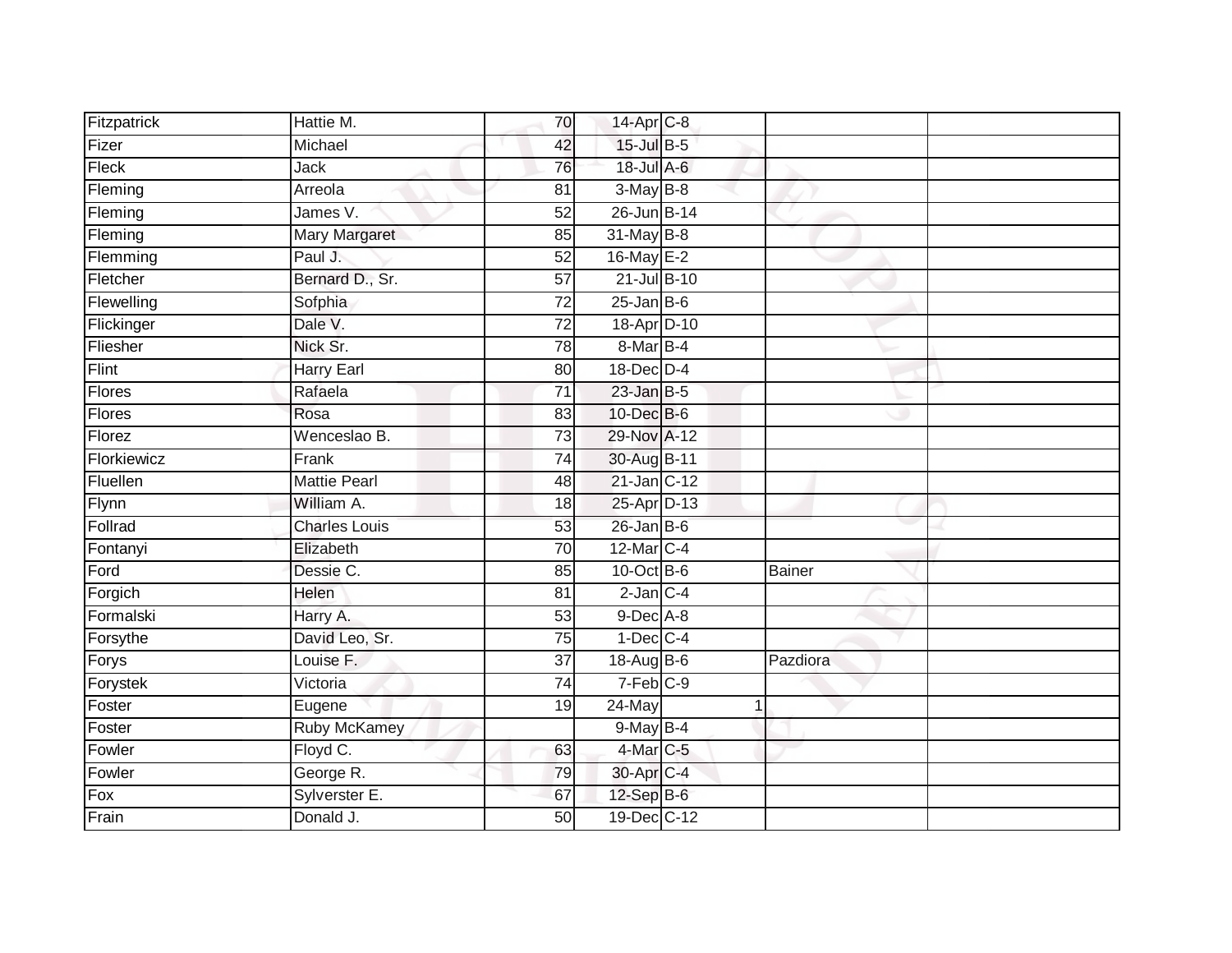| | | | | | | |
|---|---|---|---|---|---|---|
| Fitzpatrick | Hattie M. | 70 | 14-Apr | C-8 | | |
| Fizer | Michael | 42 | 15-Jul | B-5 | | |
| Fleck | Jack | 76 | 18-Jul | A-6 | | |
| Fleming | Arreola | 81 | 3-May | B-8 | | |
| Fleming | James V. | 52 | 26-Jun | B-14 | | |
| Fleming | Mary Margaret | 85 | 31-May | B-8 | | |
| Flemming | Paul J. | 52 | 16-May | E-2 | | |
| Fletcher | Bernard D., Sr. | 57 | 21-Jul | B-10 | | |
| Flewelling | Sofphia | 72 | 25-Jan | B-6 | | |
| Flickinger | Dale V. | 72 | 18-Apr | D-10 | | |
| Fliesher | Nick Sr. | 78 | 8-Mar | B-4 | | |
| Flint | Harry Earl | 80 | 18-Dec | D-4 | | |
| Flores | Rafaela | 71 | 23-Jan | B-5 | | |
| Flores | Rosa | 83 | 10-Dec | B-6 | | |
| Florez | Wenceslao B. | 73 | 29-Nov | A-12 | | |
| Florkiewicz | Frank | 74 | 30-Aug | B-11 | | |
| Fluellen | Mattie Pearl | 48 | 21-Jan | C-12 | | |
| Flynn | William A. | 18 | 25-Apr | D-13 | | |
| Follrad | Charles Louis | 53 | 26-Jan | B-6 | | |
| Fontanyi | Elizabeth | 70 | 12-Mar | C-4 | | |
| Ford | Dessie C. | 85 | 10-Oct | B-6 | Bainer | |
| Forgich | Helen | 81 | 2-Jan | C-4 | | |
| Formalski | Harry A. | 53 | 9-Dec | A-8 | | |
| Forsythe | David Leo, Sr. | 75 | 1-Dec | C-4 | | |
| Forys | Louise F. | 37 | 18-Aug | B-6 | Pazdiora | |
| Forystek | Victoria | 74 | 7-Feb | C-9 | | |
| Foster | Eugene | 19 | 24-May | 1 | | |
| Foster | Ruby McKamey | | 9-May | B-4 | | |
| Fowler | Floyd C. | 63 | 4-Mar | C-5 | | |
| Fowler | George R. | 79 | 30-Apr | C-4 | | |
| Fox | Sylverster E. | 67 | 12-Sep | B-6 | | |
| Frain | Donald J. | 50 | 19-Dec | C-12 | | |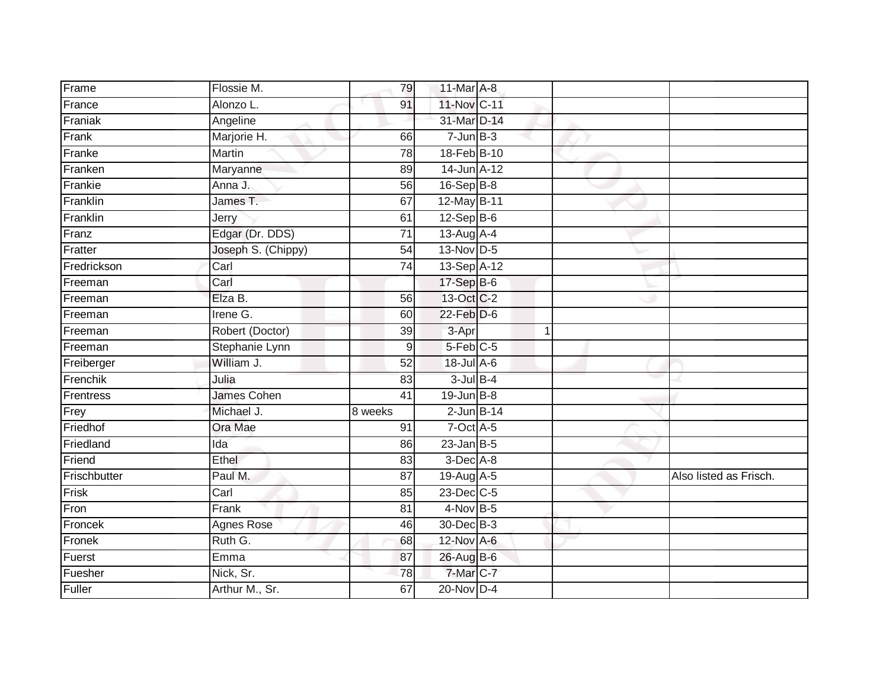| | | | | | | | |
|---|---|---|---|---|---|---|---|
| Frame | Flossie M. | 79 | 11-Mar | A-8 | | | |
| France | Alonzo L. | 91 | 11-Nov | C-11 | | | |
| Franiak | Angeline | | 31-Mar | D-14 | | | |
| Frank | Marjorie H. | 66 | 7-Jun | B-3 | | | |
| Franke | Martin | 78 | 18-Feb | B-10 | | | |
| Franken | Maryanne | 89 | 14-Jun | A-12 | | | |
| Frankie | Anna J. | 56 | 16-Sep | B-8 | | | |
| Franklin | James T. | 67 | 12-May | B-11 | | | |
| Franklin | Jerry | 61 | 12-Sep | B-6 | | | |
| Franz | Edgar (Dr. DDS) | 71 | 13-Aug | A-4 | | | |
| Fratter | Joseph S. (Chippy) | 54 | 13-Nov | D-5 | | | |
| Fredrickson | Carl | 74 | 13-Sep | A-12 | | | |
| Freeman | Carl | | 17-Sep | B-6 | | | |
| Freeman | Elza B. | 56 | 13-Oct | C-2 | | | |
| Freeman | Irene G. | 60 | 22-Feb | D-6 | | | |
| Freeman | Robert (Doctor) | 39 | 3-Apr | | 1 | | |
| Freeman | Stephanie Lynn | 9 | 5-Feb | C-5 | | | |
| Freiberger | William J. | 52 | 18-Jul | A-6 | | | |
| Frenchik | Julia | 83 | 3-Jul | B-4 | | | |
| Frentress | James Cohen | 41 | 19-Jun | B-8 | | | |
| Frey | Michael J. | 8 weeks | 2-Jun | B-14 | | | |
| Friedhof | Ora Mae | 91 | 7-Oct | A-5 | | | |
| Friedland | Ida | 86 | 23-Jan | B-5 | | | |
| Friend | Ethel | 83 | 3-Dec | A-8 | | | |
| Frischbutter | Paul M. | 87 | 19-Aug | A-5 | | | Also listed as Frisch. |
| Frisk | Carl | 85 | 23-Dec | C-5 | | | |
| Fron | Frank | 81 | 4-Nov | B-5 | | | |
| Froncek | Agnes Rose | 46 | 30-Dec | B-3 | | | |
| Fronek | Ruth G. | 68 | 12-Nov | A-6 | | | |
| Fuerst | Emma | 87 | 26-Aug | B-6 | | | |
| Fuesher | Nick, Sr. | 78 | 7-Mar | C-7 | | | |
| Fuller | Arthur M., Sr. | 67 | 20-Nov | D-4 | | | |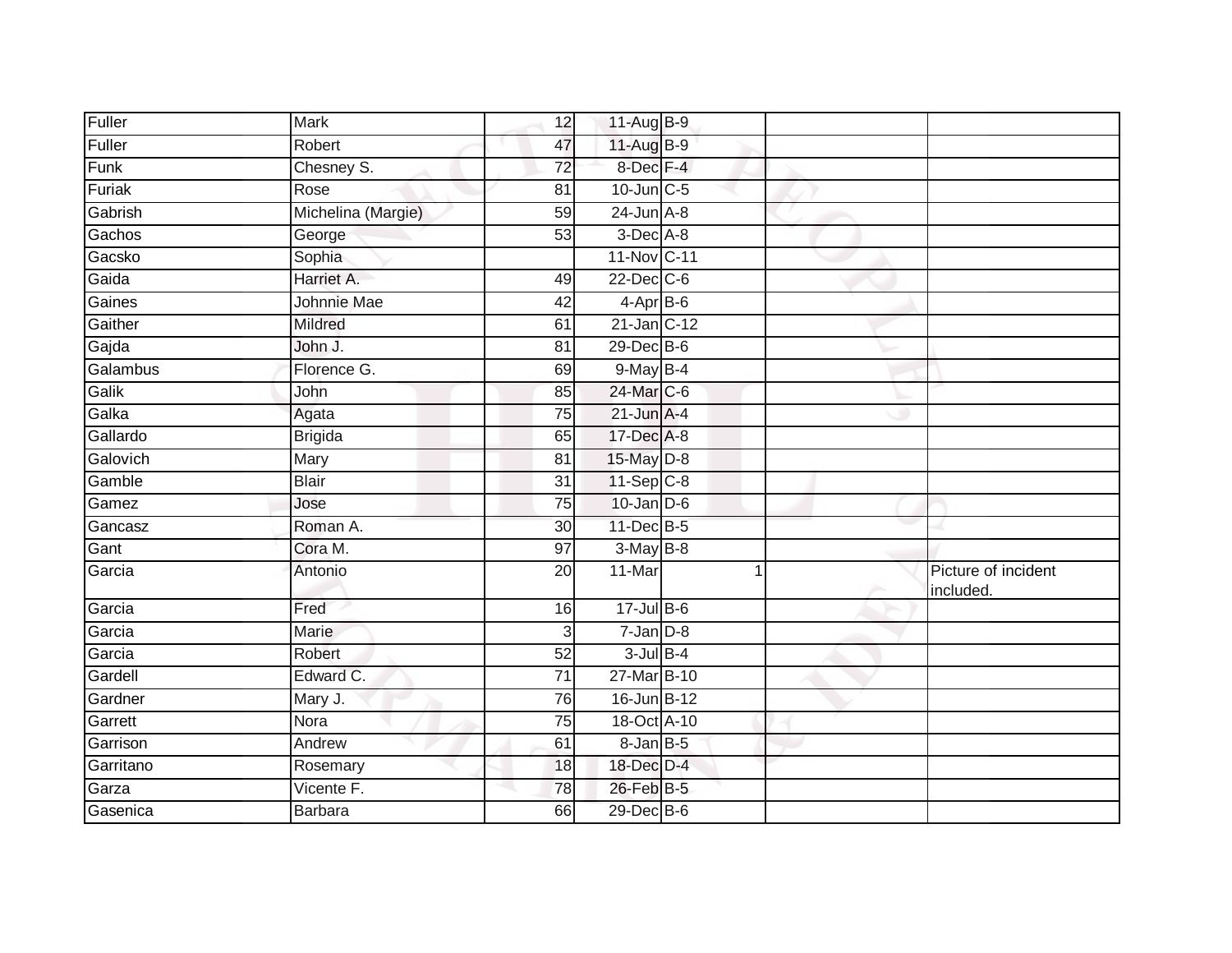| | | | | | | |
|---|---|---|---|---|---|---|
| Fuller | Mark | 12 | 11-Aug | B-9 | | |
| Fuller | Robert | 47 | 11-Aug | B-9 | | |
| Funk | Chesney S. | 72 | 8-Dec | F-4 | | |
| Furiak | Rose | 81 | 10-Jun | C-5 | | |
| Gabrish | Michelina (Margie) | 59 | 24-Jun | A-8 | | |
| Gachos | George | 53 | 3-Dec | A-8 | | |
| Gacsko | Sophia | | 11-Nov | C-11 | | |
| Gaida | Harriet A. | 49 | 22-Dec | C-6 | | |
| Gaines | Johnnie Mae | 42 | 4-Apr | B-6 | | |
| Gaither | Mildred | 61 | 21-Jan | C-12 | | |
| Gajda | John J. | 81 | 29-Dec | B-6 | | |
| Galambus | Florence G. | 69 | 9-May | B-4 | | |
| Galik | John | 85 | 24-Mar | C-6 | | |
| Galka | Agata | 75 | 21-Jun | A-4 | | |
| Gallardo | Brigida | 65 | 17-Dec | A-8 | | |
| Galovich | Mary | 81 | 15-May | D-8 | | |
| Gamble | Blair | 31 | 11-Sep | C-8 | | |
| Gamez | Jose | 75 | 10-Jan | D-6 | | |
| Gancasz | Roman A. | 30 | 11-Dec | B-5 | | |
| Gant | Cora M. | 97 | 3-May | B-8 | | |
| Garcia | Antonio | 20 | 11-Mar | 1 | | Picture of incident included. |
| Garcia | Fred | 16 | 17-Jul | B-6 | | |
| Garcia | Marie | 3 | 7-Jan | D-8 | | |
| Garcia | Robert | 52 | 3-Jul | B-4 | | |
| Gardell | Edward C. | 71 | 27-Mar | B-10 | | |
| Gardner | Mary J. | 76 | 16-Jun | B-12 | | |
| Garrett | Nora | 75 | 18-Oct | A-10 | | |
| Garrison | Andrew | 61 | 8-Jan | B-5 | | |
| Garritano | Rosemary | 18 | 18-Dec | D-4 | | |
| Garza | Vicente F. | 78 | 26-Feb | B-5 | | |
| Gasenica | Barbara | 66 | 29-Dec | B-6 | | |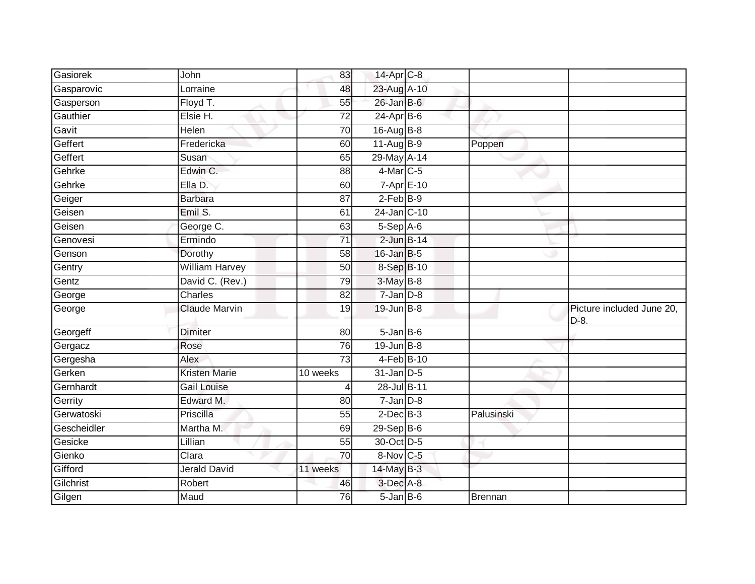| | | | | | | |
|---|---|---|---|---|---|---|
| Gasiorek | John | 83 | 14-Apr | C-8 | | |
| Gasparovic | Lorraine | 48 | 23-Aug | A-10 | | |
| Gasperson | Floyd T. | 55 | 26-Jan | B-6 | | |
| Gauthier | Elsie H. | 72 | 24-Apr | B-6 | | |
| Gavit | Helen | 70 | 16-Aug | B-8 | | |
| Geffert | Fredericka | 60 | 11-Aug | B-9 | Poppen | |
| Geffert | Susan | 65 | 29-May | A-14 | | |
| Gehrke | Edwin C. | 88 | 4-Mar | C-5 | | |
| Gehrke | Ella D. | 60 | 7-Apr | E-10 | | |
| Geiger | Barbara | 87 | 2-Feb | B-9 | | |
| Geisen | Emil S. | 61 | 24-Jan | C-10 | | |
| Geisen | George C. | 63 | 5-Sep | A-6 | | |
| Genovesi | Ermindo | 71 | 2-Jun | B-14 | | |
| Genson | Dorothy | 58 | 16-Jan | B-5 | | |
| Gentry | William Harvey | 50 | 8-Sep | B-10 | | |
| Gentz | David C. (Rev.) | 79 | 3-May | B-8 | | |
| George | Charles | 82 | 7-Jan | D-8 | | |
| George | Claude Marvin | 19 | 19-Jun | B-8 | | Picture included June 20, D-8. |
| Georgeff | Dimiter | 80 | 5-Jan | B-6 | | |
| Gergacz | Rose | 76 | 19-Jun | B-8 | | |
| Gergesha | Alex | 73 | 4-Feb | B-10 | | |
| Gerken | Kristen Marie | 10 weeks | 31-Jan | D-5 | | |
| Gernhardt | Gail Louise | 4 | 28-Jul | B-11 | | |
| Gerrity | Edward M. | 80 | 7-Jan | D-8 | | |
| Gerwatoski | Priscilla | 55 | 2-Dec | B-3 | Palusinski | |
| Gescheidler | Martha M. | 69 | 29-Sep | B-6 | | |
| Gesicke | Lillian | 55 | 30-Oct | D-5 | | |
| Gienko | Clara | 70 | 8-Nov | C-5 | | |
| Gifford | Jerald David | 11 weeks | 14-May | B-3 | | |
| Gilchrist | Robert | 46 | 3-Dec | A-8 | | |
| Gilgen | Maud | 76 | 5-Jan | B-6 | Brennan | |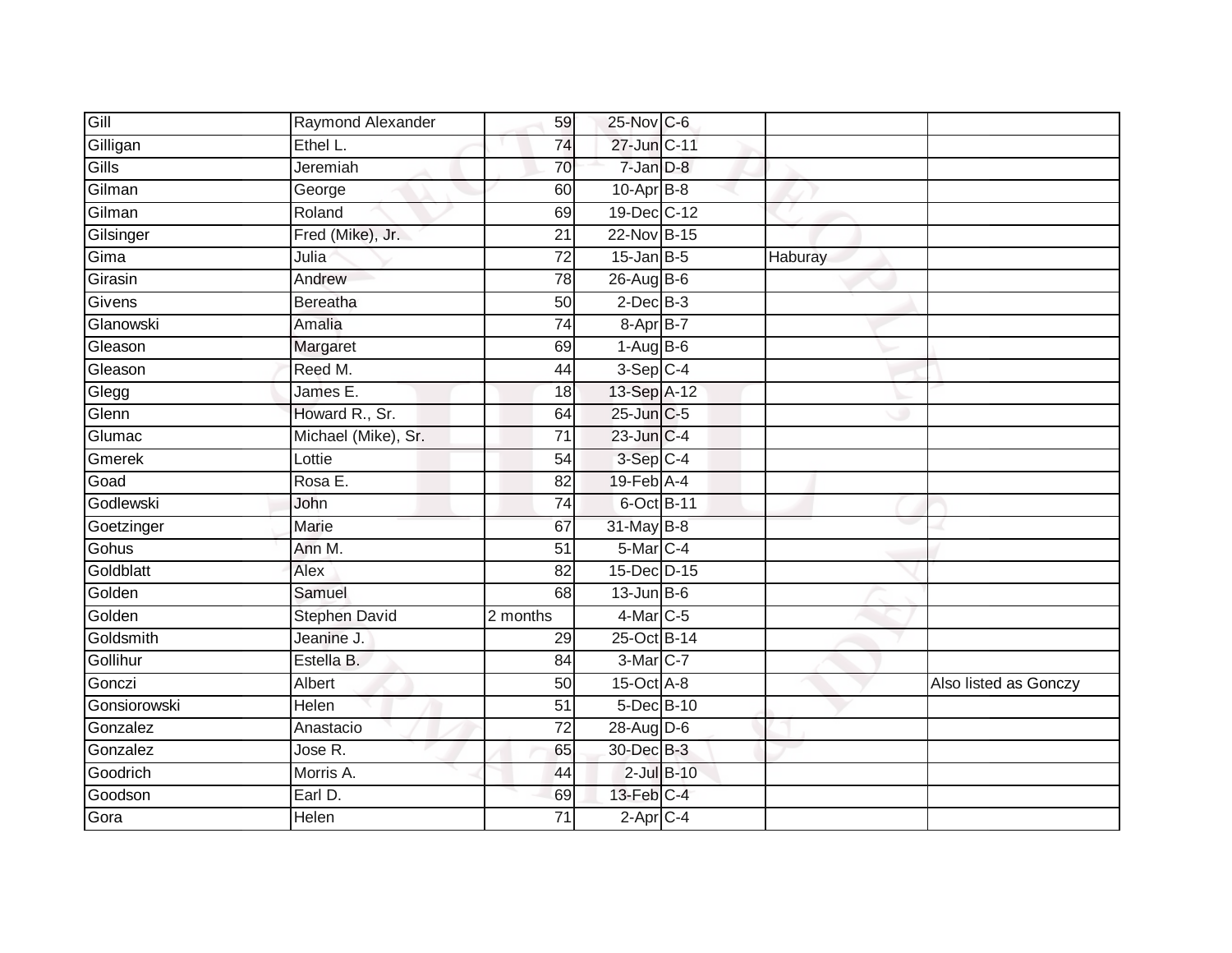| | | | | | | |
|---|---|---|---|---|---|---|
| Gill | Raymond Alexander | 59 | 25-Nov | C-6 | | |
| Gilligan | Ethel L. | 74 | 27-Jun | C-11 | | |
| Gills | Jeremiah | 70 | 7-Jan | D-8 | | |
| Gilman | George | 60 | 10-Apr | B-8 | | |
| Gilman | Roland | 69 | 19-Dec | C-12 | | |
| Gilsinger | Fred (Mike), Jr. | 21 | 22-Nov | B-15 | | |
| Gima | Julia | 72 | 15-Jan | B-5 | Haburay | |
| Girasin | Andrew | 78 | 26-Aug | B-6 | | |
| Givens | Bereatha | 50 | 2-Dec | B-3 | | |
| Glanowski | Amalia | 74 | 8-Apr | B-7 | | |
| Gleason | Margaret | 69 | 1-Aug | B-6 | | |
| Gleason | Reed M. | 44 | 3-Sep | C-4 | | |
| Glegg | James E. | 18 | 13-Sep | A-12 | | |
| Glenn | Howard R., Sr. | 64 | 25-Jun | C-5 | | |
| Glumac | Michael (Mike), Sr. | 71 | 23-Jun | C-4 | | |
| Gmerek | Lottie | 54 | 3-Sep | C-4 | | |
| Goad | Rosa E. | 82 | 19-Feb | A-4 | | |
| Godlewski | John | 74 | 6-Oct | B-11 | | |
| Goetzinger | Marie | 67 | 31-May | B-8 | | |
| Gohus | Ann M. | 51 | 5-Mar | C-4 | | |
| Goldblatt | Alex | 82 | 15-Dec | D-15 | | |
| Golden | Samuel | 68 | 13-Jun | B-6 | | |
| Golden | Stephen David | 2 months | 4-Mar | C-5 | | |
| Goldsmith | Jeanine J. | 29 | 25-Oct | B-14 | | |
| Gollihur | Estella B. | 84 | 3-Mar | C-7 | | |
| Gonczi | Albert | 50 | 15-Oct | A-8 | | Also listed as Gonczy |
| Gonsiorowski | Helen | 51 | 5-Dec | B-10 | | |
| Gonzalez | Anastacio | 72 | 28-Aug | D-6 | | |
| Gonzalez | Jose R. | 65 | 30-Dec | B-3 | | |
| Goodrich | Morris A. | 44 | 2-Jul | B-10 | | |
| Goodson | Earl D. | 69 | 13-Feb | C-4 | | |
| Gora | Helen | 71 | 2-Apr | C-4 | | |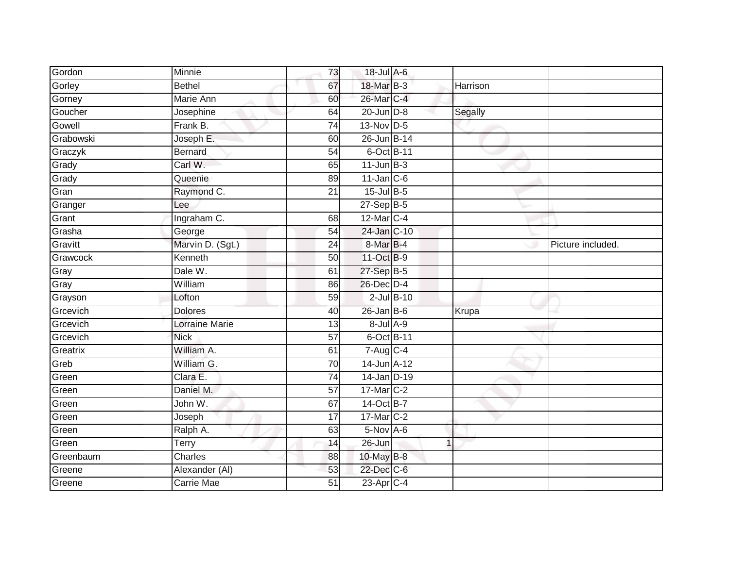| | | | | | | |
|---|---|---|---|---|---|---|
| Gordon | Minnie | 73 | 18-Jul | A-6 | | |
| Gorley | Bethel | 67 | 18-Mar | B-3 | Harrison | |
| Gorney | Marie Ann | 60 | 26-Mar | C-4 | | |
| Goucher | Josephine | 64 | 20-Jun | D-8 | Segally | |
| Gowell | Frank B. | 74 | 13-Nov | D-5 | | |
| Grabowski | Joseph E. | 60 | 26-Jun | B-14 | | |
| Graczyk | Bernard | 54 | 6-Oct | B-11 | | |
| Grady | Carl W. | 65 | 11-Jun | B-3 | | |
| Grady | Queenie | 89 | 11-Jan | C-6 | | |
| Gran | Raymond C. | 21 | 15-Jul | B-5 | | |
| Granger | Lee | | 27-Sep | B-5 | | |
| Grant | Ingraham C. | 68 | 12-Mar | C-4 | | |
| Grasha | George | 54 | 24-Jan | C-10 | | |
| Gravitt | Marvin D. (Sgt.) | 24 | 8-Mar | B-4 | | Picture included. |
| Grawcock | Kenneth | 50 | 11-Oct | B-9 | | |
| Gray | Dale W. | 61 | 27-Sep | B-5 | | |
| Gray | William | 86 | 26-Dec | D-4 | | |
| Grayson | Lofton | 59 | 2-Jul | B-10 | | |
| Grcevich | Dolores | 40 | 26-Jan | B-6 | Krupa | |
| Grcevich | Lorraine Marie | 13 | 8-Jul | A-9 | | |
| Grcevich | Nick | 57 | 6-Oct | B-11 | | |
| Greatrix | William A. | 61 | 7-Aug | C-4 | | |
| Greb | William G. | 70 | 14-Jun | A-12 | | |
| Green | Clara E. | 74 | 14-Jan | D-19 | | |
| Green | Daniel M. | 57 | 17-Mar | C-2 | | |
| Green | John W. | 67 | 14-Oct | B-7 | | |
| Green | Joseph | 17 | 17-Mar | C-2 | | |
| Green | Ralph A. | 63 | 5-Nov | A-6 | | |
| Green | Terry | 14 | 26-Jun | 1 | | |
| Greenbaum | Charles | 88 | 10-May | B-8 | | |
| Greene | Alexander (Al) | 53 | 22-Dec | C-6 | | |
| Greene | Carrie Mae | 51 | 23-Apr | C-4 | | |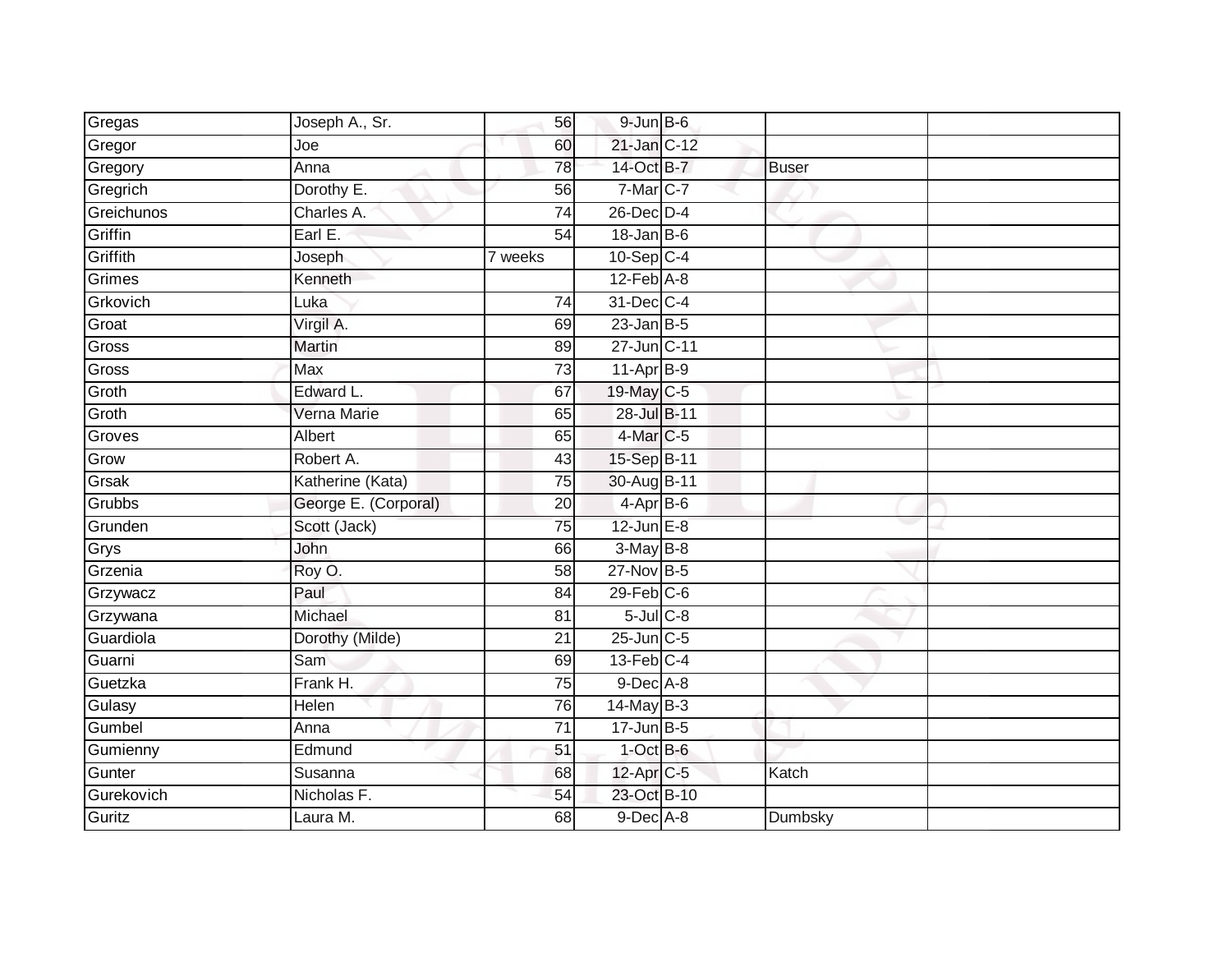| | | | | | | |
|---|---|---|---|---|---|---|
| Gregas | Joseph A., Sr. | 56 | 9-Jun | B-6 | | |
| Gregor | Joe | 60 | 21-Jan | C-12 | | |
| Gregory | Anna | 78 | 14-Oct | B-7 | Buser | |
| Gregrich | Dorothy E. | 56 | 7-Mar | C-7 | | |
| Greichunos | Charles A. | 74 | 26-Dec | D-4 | | |
| Griffin | Earl E. | 54 | 18-Jan | B-6 | | |
| Griffith | Joseph | 7 weeks | 10-Sep | C-4 | | |
| Grimes | Kenneth | | 12-Feb | A-8 | | |
| Grkovich | Luka | 74 | 31-Dec | C-4 | | |
| Groat | Virgil A. | 69 | 23-Jan | B-5 | | |
| Gross | Martin | 89 | 27-Jun | C-11 | | |
| Gross | Max | 73 | 11-Apr | B-9 | | |
| Groth | Edward L. | 67 | 19-May | C-5 | | |
| Groth | Verna Marie | 65 | 28-Jul | B-11 | | |
| Groves | Albert | 65 | 4-Mar | C-5 | | |
| Grow | Robert A. | 43 | 15-Sep | B-11 | | |
| Grsak | Katherine (Kata) | 75 | 30-Aug | B-11 | | |
| Grubbs | George E. (Corporal) | 20 | 4-Apr | B-6 | | |
| Grunden | Scott (Jack) | 75 | 12-Jun | E-8 | | |
| Grys | John | 66 | 3-May | B-8 | | |
| Grzenia | Roy O. | 58 | 27-Nov | B-5 | | |
| Grzywacz | Paul | 84 | 29-Feb | C-6 | | |
| Grzywana | Michael | 81 | 5-Jul | C-8 | | |
| Guardiola | Dorothy (Milde) | 21 | 25-Jun | C-5 | | |
| Guarni | Sam | 69 | 13-Feb | C-4 | | |
| Guetzka | Frank H. | 75 | 9-Dec | A-8 | | |
| Gulasy | Helen | 76 | 14-May | B-3 | | |
| Gumbel | Anna | 71 | 17-Jun | B-5 | | |
| Gumienny | Edmund | 51 | 1-Oct | B-6 | | |
| Gunter | Susanna | 68 | 12-Apr | C-5 | Katch | |
| Gurekovich | Nicholas F. | 54 | 23-Oct | B-10 | | |
| Guritz | Laura M. | 68 | 9-Dec | A-8 | Dumbsky | |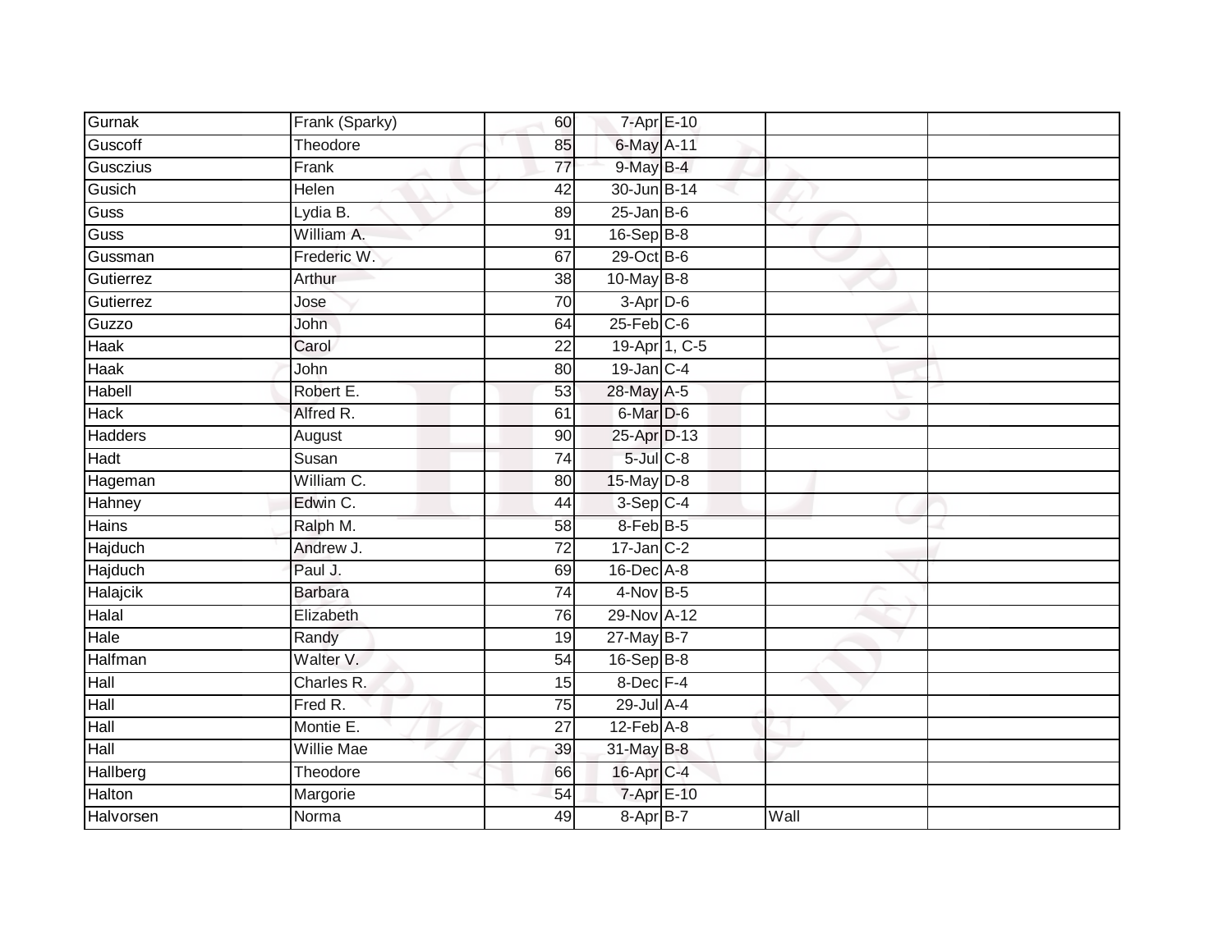| | | | | | | |
|---|---|---|---|---|---|---|
| Gurnak | Frank (Sparky) | 60 | 7-Apr | E-10 | | |
| Guscoff | Theodore | 85 | 6-May | A-11 | | |
| Gusczius | Frank | 77 | 9-May | B-4 | | |
| Gusich | Helen | 42 | 30-Jun | B-14 | | |
| Guss | Lydia B. | 89 | 25-Jan | B-6 | | |
| Guss | William A. | 91 | 16-Sep | B-8 | | |
| Gussman | Frederic W. | 67 | 29-Oct | B-6 | | |
| Gutierrez | Arthur | 38 | 10-May | B-8 | | |
| Gutierrez | Jose | 70 | 3-Apr | D-6 | | |
| Guzzo | John | 64 | 25-Feb | C-6 | | |
| Haak | Carol | 22 | 19-Apr | 1, C-5 | | |
| Haak | John | 80 | 19-Jan | C-4 | | |
| Habell | Robert E. | 53 | 28-May | A-5 | | |
| Hack | Alfred R. | 61 | 6-Mar | D-6 | | |
| Hadders | August | 90 | 25-Apr | D-13 | | |
| Hadt | Susan | 74 | 5-Jul | C-8 | | |
| Hageman | William C. | 80 | 15-May | D-8 | | |
| Hahney | Edwin C. | 44 | 3-Sep | C-4 | | |
| Hains | Ralph M. | 58 | 8-Feb | B-5 | | |
| Hajduch | Andrew J. | 72 | 17-Jan | C-2 | | |
| Hajduch | Paul J. | 69 | 16-Dec | A-8 | | |
| Halajcik | Barbara | 74 | 4-Nov | B-5 | | |
| Halal | Elizabeth | 76 | 29-Nov | A-12 | | |
| Hale | Randy | 19 | 27-May | B-7 | | |
| Halfman | Walter V. | 54 | 16-Sep | B-8 | | |
| Hall | Charles R. | 15 | 8-Dec | F-4 | | |
| Hall | Fred R. | 75 | 29-Jul | A-4 | | |
| Hall | Montie E. | 27 | 12-Feb | A-8 | | |
| Hall | Willie Mae | 39 | 31-May | B-8 | | |
| Hallberg | Theodore | 66 | 16-Apr | C-4 | | |
| Halton | Margorie | 54 | 7-Apr | E-10 | | |
| Halvorsen | Norma | 49 | 8-Apr | B-7 | Wall | |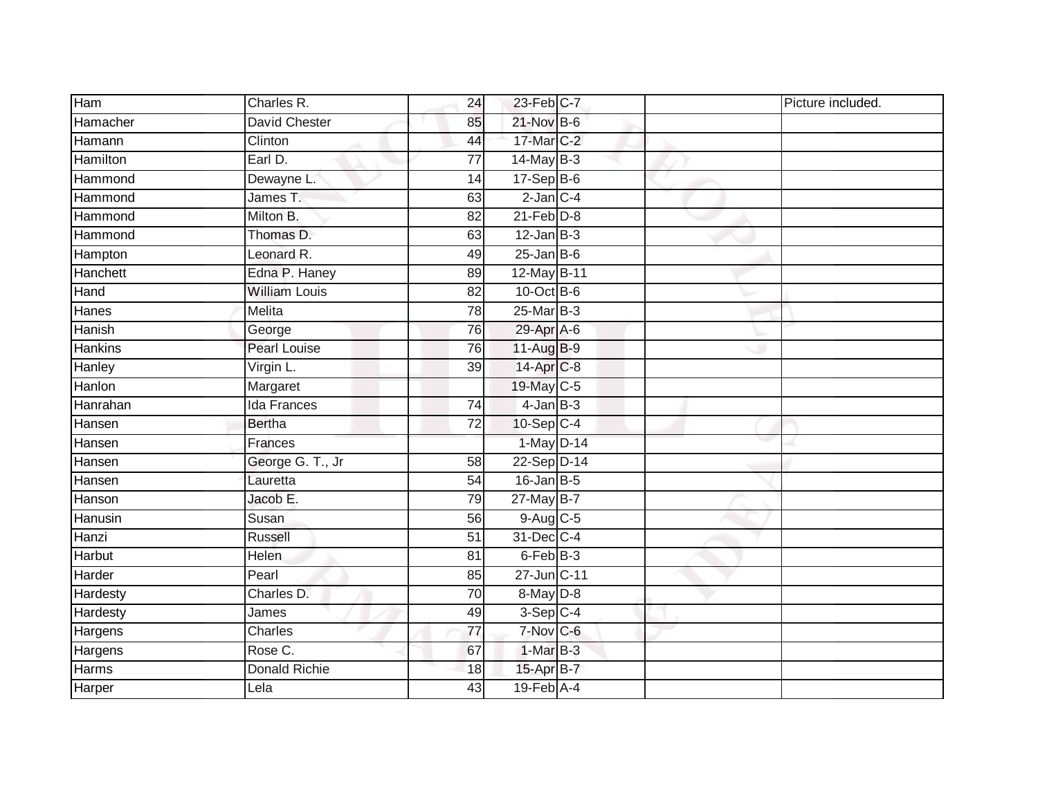| | | | | | | |
|---|---|---|---|---|---|---|
| Ham | Charles R. | 24 | 23-Feb | C-7 | | Picture included. |
| Hamacher | David Chester | 85 | 21-Nov | B-6 | | |
| Hamann | Clinton | 44 | 17-Mar | C-2 | | |
| Hamilton | Earl D. | 77 | 14-May | B-3 | | |
| Hammond | Dewayne L. | 14 | 17-Sep | B-6 | | |
| Hammond | James T. | 63 | 2-Jan | C-4 | | |
| Hammond | Milton B. | 82 | 21-Feb | D-8 | | |
| Hammond | Thomas D. | 63 | 12-Jan | B-3 | | |
| Hampton | Leonard R. | 49 | 25-Jan | B-6 | | |
| Hanchett | Edna P. Haney | 89 | 12-May | B-11 | | |
| Hand | William Louis | 82 | 10-Oct | B-6 | | |
| Hanes | Melita | 78 | 25-Mar | B-3 | | |
| Hanish | George | 76 | 29-Apr | A-6 | | |
| Hankins | Pearl Louise | 76 | 11-Aug | B-9 | | |
| Hanley | Virgin L. | 39 | 14-Apr | C-8 | | |
| Hanlon | Margaret | | 19-May | C-5 | | |
| Hanrahan | Ida Frances | 74 | 4-Jan | B-3 | | |
| Hansen | Bertha | 72 | 10-Sep | C-4 | | |
| Hansen | Frances | | 1-May | D-14 | | |
| Hansen | George G. T., Jr | 58 | 22-Sep | D-14 | | |
| Hansen | Lauretta | 54 | 16-Jan | B-5 | | |
| Hanson | Jacob E. | 79 | 27-May | B-7 | | |
| Hanusin | Susan | 56 | 9-Aug | C-5 | | |
| Hanzi | Russell | 51 | 31-Dec | C-4 | | |
| Harbut | Helen | 81 | 6-Feb | B-3 | | |
| Harder | Pearl | 85 | 27-Jun | C-11 | | |
| Hardesty | Charles D. | 70 | 8-May | D-8 | | |
| Hardesty | James | 49 | 3-Sep | C-4 | | |
| Hargens | Charles | 77 | 7-Nov | C-6 | | |
| Hargens | Rose C. | 67 | 1-Mar | B-3 | | |
| Harms | Donald Richie | 18 | 15-Apr | B-7 | | |
| Harper | Lela | 43 | 19-Feb | A-4 | | |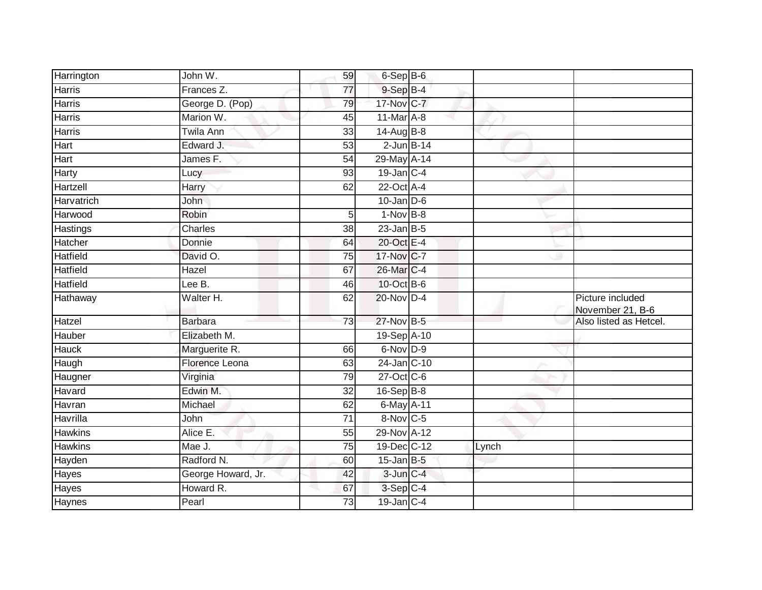| | | | | | | |
|---|---|---|---|---|---|---|
| Harrington | John W. | 59 | 6-Sep | B-6 | | |
| Harris | Frances Z. | 77 | 9-Sep | B-4 | | |
| Harris | George D. (Pop) | 79 | 17-Nov | C-7 | | |
| Harris | Marion W. | 45 | 11-Mar | A-8 | | |
| Harris | Twila Ann | 33 | 14-Aug | B-8 | | |
| Hart | Edward J. | 53 | 2-Jun | B-14 | | |
| Hart | James F. | 54 | 29-May | A-14 | | |
| Harty | Lucy | 93 | 19-Jan | C-4 | | |
| Hartzell | Harry | 62 | 22-Oct | A-4 | | |
| Harvatrich | John | | 10-Jan | D-6 | | |
| Harwood | Robin | 5 | 1-Nov | B-8 | | |
| Hastings | Charles | 38 | 23-Jan | B-5 | | |
| Hatcher | Donnie | 64 | 20-Oct | E-4 | | |
| Hatfield | David O. | 75 | 17-Nov | C-7 | | |
| Hatfield | Hazel | 67 | 26-Mar | C-4 | | |
| Hatfield | Lee B. | 46 | 10-Oct | B-6 | | |
| Hathaway | Walter H. | 62 | 20-Nov | D-4 | | Picture included November 21, B-6 |
| Hatzel | Barbara | 73 | 27-Nov | B-5 | | Also listed as Hetcel. |
| Hauber | Elizabeth M. | | 19-Sep | A-10 | | |
| Hauck | Marguerite R. | 66 | 6-Nov | D-9 | | |
| Haugh | Florence Leona | 63 | 24-Jan | C-10 | | |
| Haugner | Virginia | 79 | 27-Oct | C-6 | | |
| Havard | Edwin M. | 32 | 16-Sep | B-8 | | |
| Havran | Michael | 62 | 6-May | A-11 | | |
| Havrilla | John | 71 | 8-Nov | C-5 | | |
| Hawkins | Alice E. | 55 | 29-Nov | A-12 | | |
| Hawkins | Mae J. | 75 | 19-Dec | C-12 | Lynch | |
| Hayden | Radford N. | 60 | 15-Jan | B-5 | | |
| Hayes | George Howard, Jr. | 42 | 3-Jun | C-4 | | |
| Hayes | Howard R. | 67 | 3-Sep | C-4 | | |
| Haynes | Pearl | 73 | 19-Jan | C-4 | | |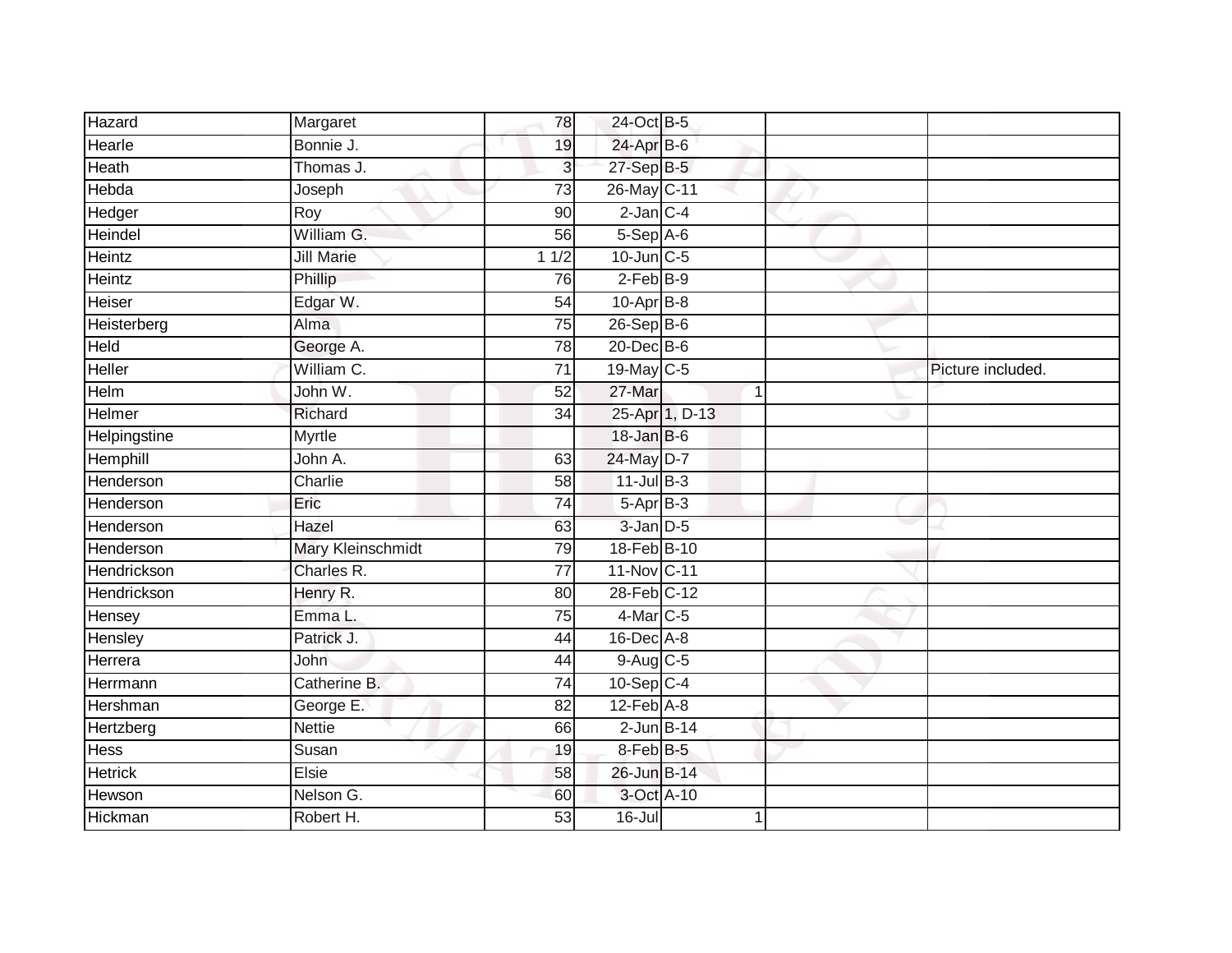| | | | | | | |
|---|---|---|---|---|---|---|
| Hazard | Margaret | 78 | 24-Oct | B-5 | | |
| Hearle | Bonnie J. | 19 | 24-Apr | B-6 | | |
| Heath | Thomas J. | 3 | 27-Sep | B-5 | | |
| Hebda | Joseph | 73 | 26-May | C-11 | | |
| Hedger | Roy | 90 | 2-Jan | C-4 | | |
| Heindel | William G. | 56 | 5-Sep | A-6 | | |
| Heintz | Jill Marie | 1 1/2 | 10-Jun | C-5 | | |
| Heintz | Phillip | 76 | 2-Feb | B-9 | | |
| Heiser | Edgar W. | 54 | 10-Apr | B-8 | | |
| Heisterberg | Alma | 75 | 26-Sep | B-6 | | |
| Held | George A. | 78 | 20-Dec | B-6 | | |
| Heller | William C. | 71 | 19-May | C-5 | | Picture included. |
| Helm | John W. | 52 | 27-Mar | 1 | | |
| Helmer | Richard | 34 | 25-Apr | 1, D-13 | | |
| Helpingstine | Myrtle | | 18-Jan | B-6 | | |
| Hemphill | John A. | 63 | 24-May | D-7 | | |
| Henderson | Charlie | 58 | 11-Jul | B-3 | | |
| Henderson | Eric | 74 | 5-Apr | B-3 | | |
| Henderson | Hazel | 63 | 3-Jan | D-5 | | |
| Henderson | Mary Kleinschmidt | 79 | 18-Feb | B-10 | | |
| Hendrickson | Charles R. | 77 | 11-Nov | C-11 | | |
| Hendrickson | Henry R. | 80 | 28-Feb | C-12 | | |
| Hensey | Emma L. | 75 | 4-Mar | C-5 | | |
| Hensley | Patrick J. | 44 | 16-Dec | A-8 | | |
| Herrera | John | 44 | 9-Aug | C-5 | | |
| Herrmann | Catherine B. | 74 | 10-Sep | C-4 | | |
| Hershman | George E. | 82 | 12-Feb | A-8 | | |
| Hertzberg | Nettie | 66 | 2-Jun | B-14 | | |
| Hess | Susan | 19 | 8-Feb | B-5 | | |
| Hetrick | Elsie | 58 | 26-Jun | B-14 | | |
| Hewson | Nelson G. | 60 | 3-Oct | A-10 | | |
| Hickman | Robert H. | 53 | 16-Jul | 1 | | |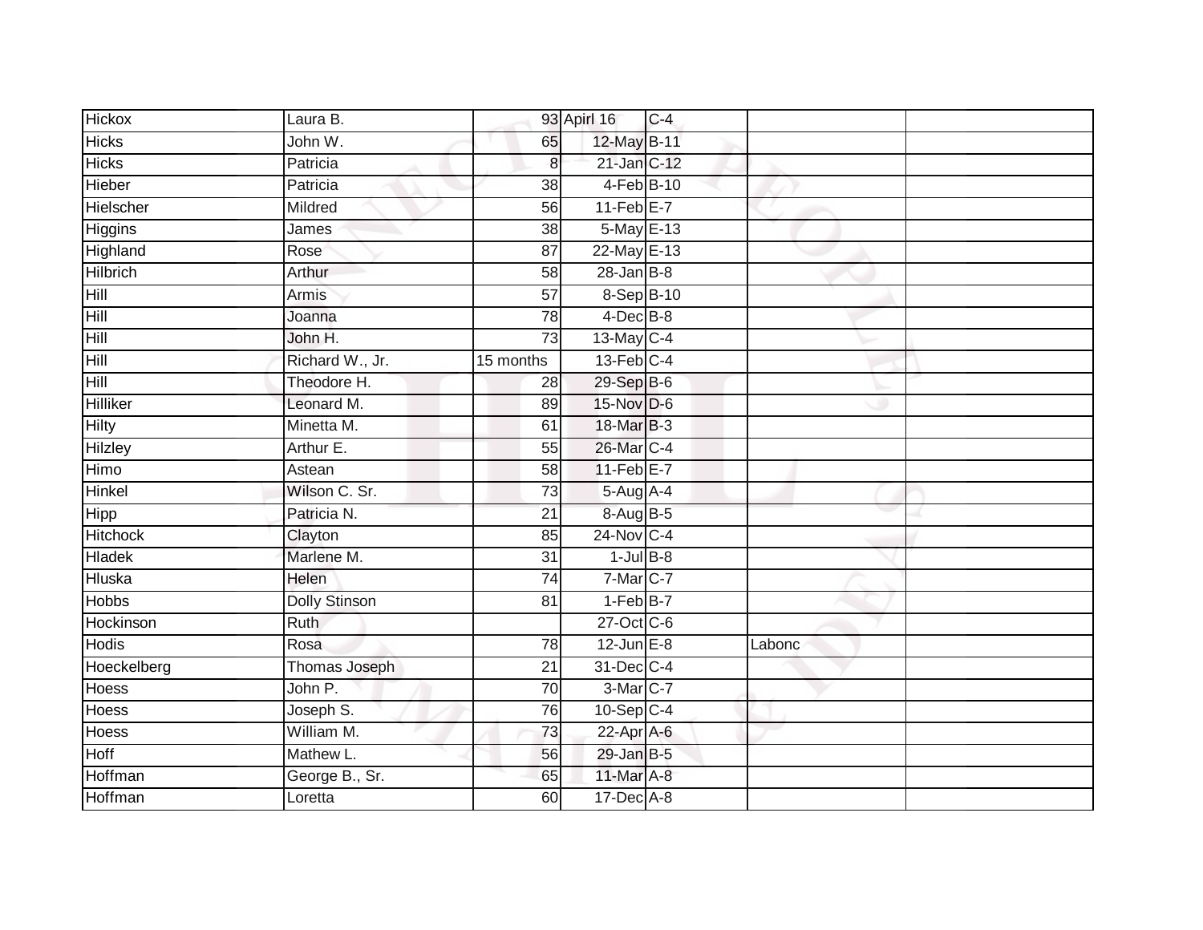| Hickox | Laura B. | 93 | Apirl 16 | C-4 | | |
|---|---|---|---|---|---|---|
| Hicks | John W. | 65 | 12-May | B-11 | | |
| Hicks | Patricia | 8 | 21-Jan | C-12 | | |
| Hieber | Patricia | 38 | 4-Feb | B-10 | | |
| Hielscher | Mildred | 56 | 11-Feb | E-7 | | |
| Higgins | James | 38 | 5-May | E-13 | | |
| Highland | Rose | 87 | 22-May | E-13 | | |
| Hilbrich | Arthur | 58 | 28-Jan | B-8 | | |
| Hill | Armis | 57 | 8-Sep | B-10 | | |
| Hill | Joanna | 78 | 4-Dec | B-8 | | |
| Hill | John H. | 73 | 13-May | C-4 | | |
| Hill | Richard W., Jr. | 15 months | 13-Feb | C-4 | | |
| Hill | Theodore H. | 28 | 29-Sep | B-6 | | |
| Hilliker | Leonard M. | 89 | 15-Nov | D-6 | | |
| Hilty | Minetta M. | 61 | 18-Mar | B-3 | | |
| Hilzley | Arthur E. | 55 | 26-Mar | C-4 | | |
| Himo | Astean | 58 | 11-Feb | E-7 | | |
| Hinkel | Wilson C. Sr. | 73 | 5-Aug | A-4 | | |
| Hipp | Patricia N. | 21 | 8-Aug | B-5 | | |
| Hitchock | Clayton | 85 | 24-Nov | C-4 | | |
| Hladek | Marlene M. | 31 | 1-Jul | B-8 | | |
| Hluska | Helen | 74 | 7-Mar | C-7 | | |
| Hobbs | Dolly Stinson | 81 | 1-Feb | B-7 | | |
| Hockinson | Ruth | | 27-Oct | C-6 | | |
| Hodis | Rosa | 78 | 12-Jun | E-8 | Labonc | |
| Hoeckelberg | Thomas Joseph | 21 | 31-Dec | C-4 | | |
| Hoess | John P. | 70 | 3-Mar | C-7 | | |
| Hoess | Joseph S. | 76 | 10-Sep | C-4 | | |
| Hoess | William M. | 73 | 22-Apr | A-6 | | |
| Hoff | Mathew L. | 56 | 29-Jan | B-5 | | |
| Hoffman | George B., Sr. | 65 | 11-Mar | A-8 | | |
| Hoffman | Loretta | 60 | 17-Dec | A-8 | | |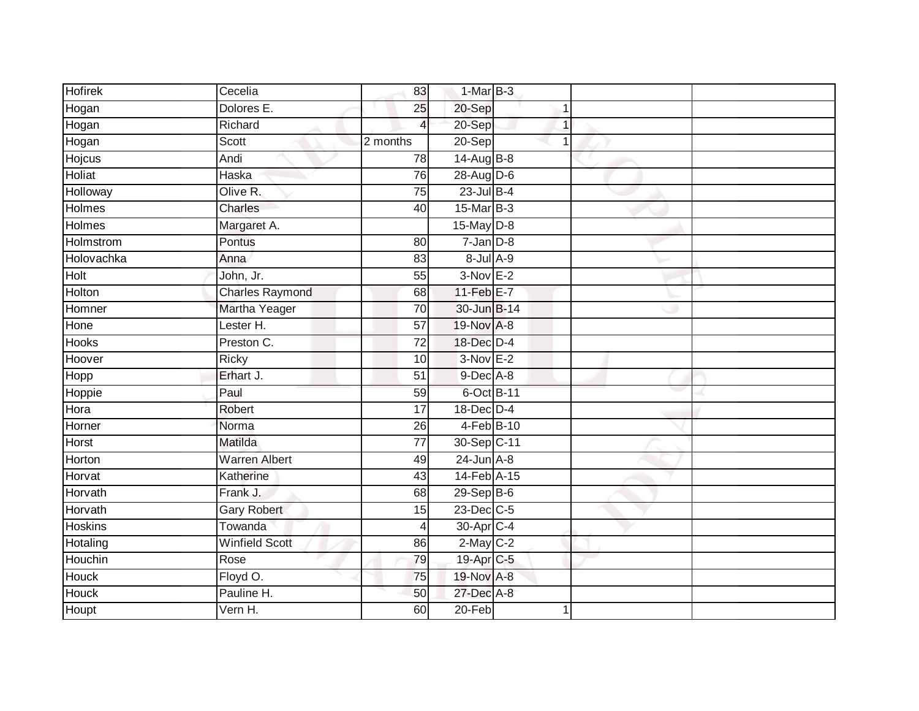| Hofirek | Cecelia | 83 | 1-Mar | B-3 | | |
|---|---|---|---|---|---|---|
| Hogan | Dolores E. | 25 | 20-Sep | 1 | | |
| Hogan | Richard | 4 | 20-Sep | 1 | | |
| Hogan | Scott | 2 months | 20-Sep | 1 | | |
| Hojcus | Andi | 78 | 14-Aug | B-8 | | |
| Holiat | Haska | 76 | 28-Aug | D-6 | | |
| Holloway | Olive R. | 75 | 23-Jul | B-4 | | |
| Holmes | Charles | 40 | 15-Mar | B-3 | | |
| Holmes | Margaret A. | | 15-May | D-8 | | |
| Holmstrom | Pontus | 80 | 7-Jan | D-8 | | |
| Holovachka | Anna | 83 | 8-Jul | A-9 | | |
| Holt | John, Jr. | 55 | 3-Nov | E-2 | | |
| Holton | Charles Raymond | 68 | 11-Feb | E-7 | | |
| Homner | Martha Yeager | 70 | 30-Jun | B-14 | | |
| Hone | Lester H. | 57 | 19-Nov | A-8 | | |
| Hooks | Preston C. | 72 | 18-Dec | D-4 | | |
| Hoover | Ricky | 10 | 3-Nov | E-2 | | |
| Hopp | Erhart J. | 51 | 9-Dec | A-8 | | |
| Hoppie | Paul | 59 | 6-Oct | B-11 | | |
| Hora | Robert | 17 | 18-Dec | D-4 | | |
| Horner | Norma | 26 | 4-Feb | B-10 | | |
| Horst | Matilda | 77 | 30-Sep | C-11 | | |
| Horton | Warren Albert | 49 | 24-Jun | A-8 | | |
| Horvat | Katherine | 43 | 14-Feb | A-15 | | |
| Horvath | Frank J. | 68 | 29-Sep | B-6 | | |
| Horvath | Gary Robert | 15 | 23-Dec | C-5 | | |
| Hoskins | Towanda | 4 | 30-Apr | C-4 | | |
| Hotaling | Winfield Scott | 86 | 2-May | C-2 | | |
| Houchin | Rose | 79 | 19-Apr | C-5 | | |
| Houck | Floyd O. | 75 | 19-Nov | A-8 | | |
| Houck | Pauline H. | 50 | 27-Dec | A-8 | | |
| Houpt | Vern H. | 60 | 20-Feb | 1 | | |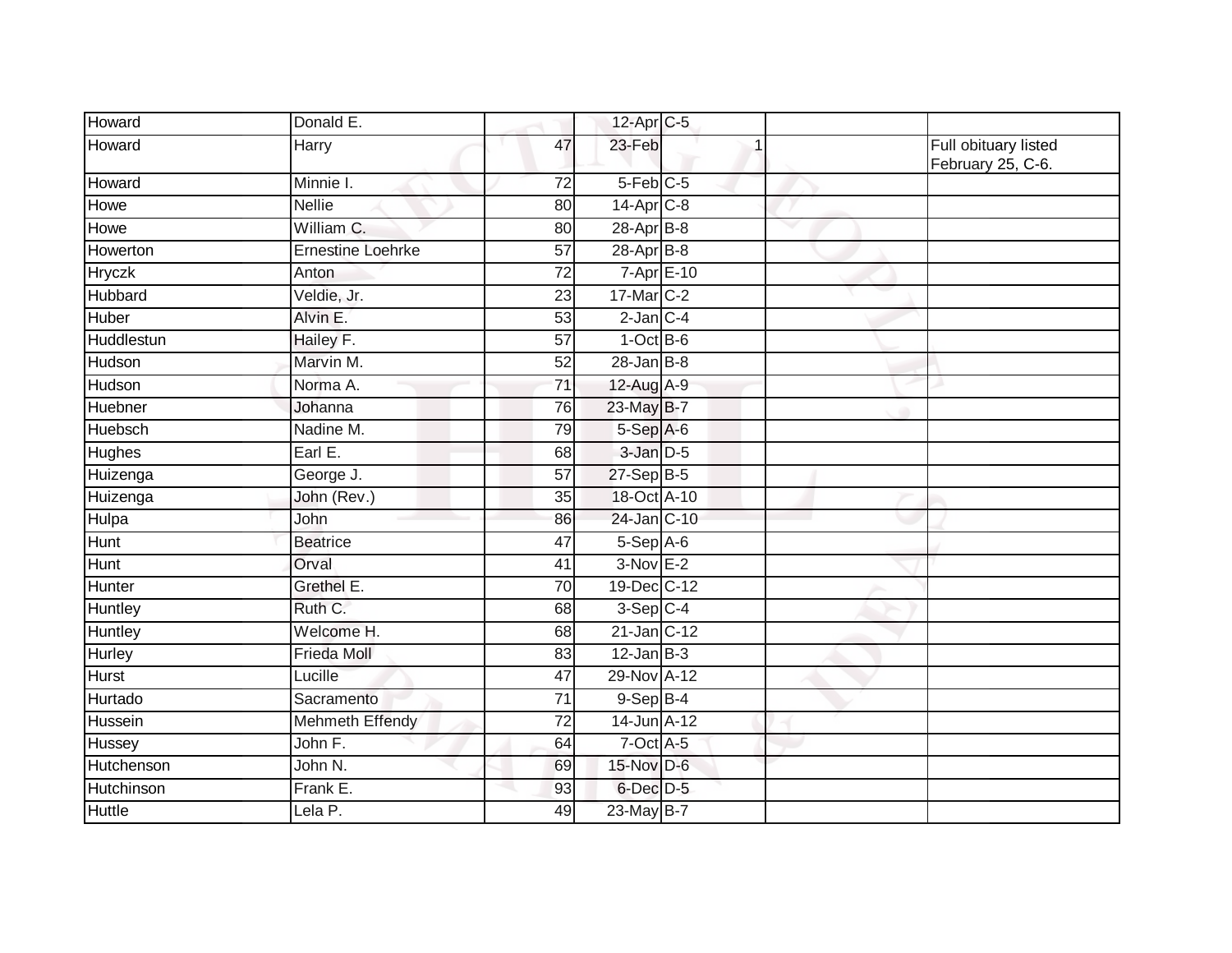| | | | | | | |
|---|---|---|---|---|---|---|
| Howard | Donald E. | | 12-Apr | C-5 | | |
| Howard | Harry | 47 | 23-Feb | 1 | | Full obituary listed February 25, C-6. |
| Howard | Minnie I. | 72 | 5-Feb | C-5 | | |
| Howe | Nellie | 80 | 14-Apr | C-8 | | |
| Howe | William C. | 80 | 28-Apr | B-8 | | |
| Howerton | Ernestine Loehrke | 57 | 28-Apr | B-8 | | |
| Hryczk | Anton | 72 | 7-Apr | E-10 | | |
| Hubbard | Veldie, Jr. | 23 | 17-Mar | C-2 | | |
| Huber | Alvin E. | 53 | 2-Jan | C-4 | | |
| Huddlestun | Hailey F. | 57 | 1-Oct | B-6 | | |
| Hudson | Marvin M. | 52 | 28-Jan | B-8 | | |
| Hudson | Norma A. | 71 | 12-Aug | A-9 | | |
| Huebner | Johanna | 76 | 23-May | B-7 | | |
| Huebsch | Nadine M. | 79 | 5-Sep | A-6 | | |
| Hughes | Earl E. | 68 | 3-Jan | D-5 | | |
| Huizenga | George J. | 57 | 27-Sep | B-5 | | |
| Huizenga | John (Rev.) | 35 | 18-Oct | A-10 | | |
| Hulpa | John | 86 | 24-Jan | C-10 | | |
| Hunt | Beatrice | 47 | 5-Sep | A-6 | | |
| Hunt | Orval | 41 | 3-Nov | E-2 | | |
| Hunter | Grethel E. | 70 | 19-Dec | C-12 | | |
| Huntley | Ruth C. | 68 | 3-Sep | C-4 | | |
| Huntley | Welcome H. | 68 | 21-Jan | C-12 | | |
| Hurley | Frieda Moll | 83 | 12-Jan | B-3 | | |
| Hurst | Lucille | 47 | 29-Nov | A-12 | | |
| Hurtado | Sacramento | 71 | 9-Sep | B-4 | | |
| Hussein | Mehmeth Effendy | 72 | 14-Jun | A-12 | | |
| Hussey | John F. | 64 | 7-Oct | A-5 | | |
| Hutchenson | John N. | 69 | 15-Nov | D-6 | | |
| Hutchinson | Frank E. | 93 | 6-Dec | D-5 | | |
| Huttle | Lela P. | 49 | 23-May | B-7 | | |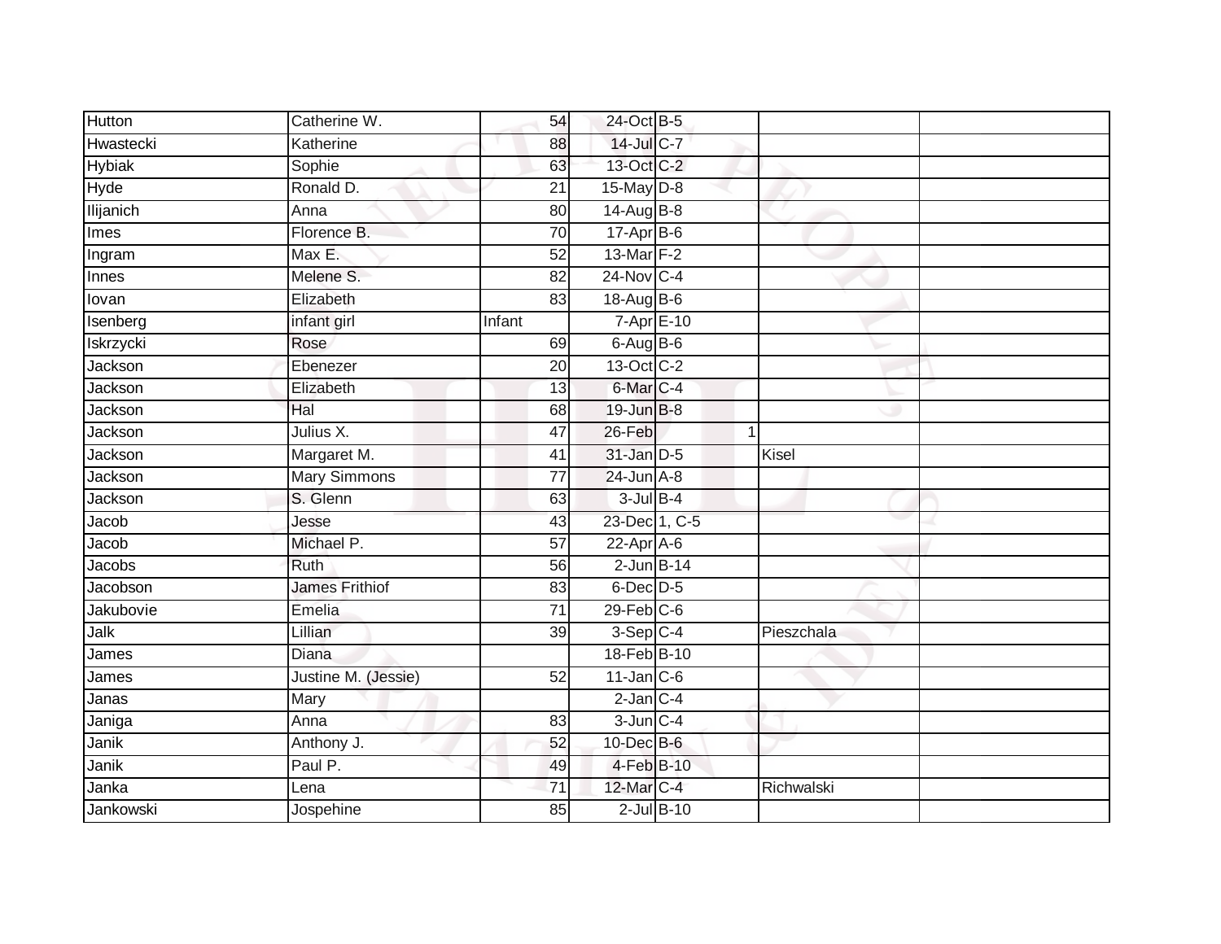| Hutton | Catherine W. | 54 | 24-Oct | B-5 | | | |
|---|---|---|---|---|---|---|---|
| Hwastecki | Katherine | 88 | 14-Jul | C-7 | | | |
| Hybiak | Sophie | 63 | 13-Oct | C-2 | | | |
| Hyde | Ronald D. | 21 | 15-May | D-8 | | | |
| Ilijanich | Anna | 80 | 14-Aug | B-8 | | | |
| Imes | Florence B. | 70 | 17-Apr | B-6 | | | |
| Ingram | Max E. | 52 | 13-Mar | F-2 | | | |
| Innes | Melene S. | 82 | 24-Nov | C-4 | | | |
| Iovan | Elizabeth | 83 | 18-Aug | B-6 | | | |
| Isenberg | infant girl | Infant | 7-Apr | E-10 | | | |
| Iskrzycki | Rose | 69 | 6-Aug | B-6 | | | |
| Jackson | Ebenezer | 20 | 13-Oct | C-2 | | | |
| Jackson | Elizabeth | 13 | 6-Mar | C-4 | | | |
| Jackson | Hal | 68 | 19-Jun | B-8 | | | |
| Jackson | Julius X. | 47 | 26-Feb | | 1 | | |
| Jackson | Margaret M. | 41 | 31-Jan | D-5 | | Kisel | |
| Jackson | Mary Simmons | 77 | 24-Jun | A-8 | | | |
| Jackson | S. Glenn | 63 | 3-Jul | B-4 | | | |
| Jacob | Jesse | 43 | 23-Dec | 1, C-5 | | | |
| Jacob | Michael P. | 57 | 22-Apr | A-6 | | | |
| Jacobs | Ruth | 56 | 2-Jun | B-14 | | | |
| Jacobson | James Frithiof | 83 | 6-Dec | D-5 | | | |
| Jakubovie | Emelia | 71 | 29-Feb | C-6 | | | |
| Jalk | Lillian | 39 | 3-Sep | C-4 | | Pieszchala | |
| James | Diana | | 18-Feb | B-10 | | | |
| James | Justine M. (Jessie) | 52 | 11-Jan | C-6 | | | |
| Janas | Mary | | 2-Jan | C-4 | | | |
| Janiga | Anna | 83 | 3-Jun | C-4 | | | |
| Janik | Anthony J. | 52 | 10-Dec | B-6 | | | |
| Janik | Paul P. | 49 | 4-Feb | B-10 | | | |
| Janka | Lena | 71 | 12-Mar | C-4 | | Richwalski | |
| Jankowski | Jospehine | 85 | 2-Jul | B-10 | | | |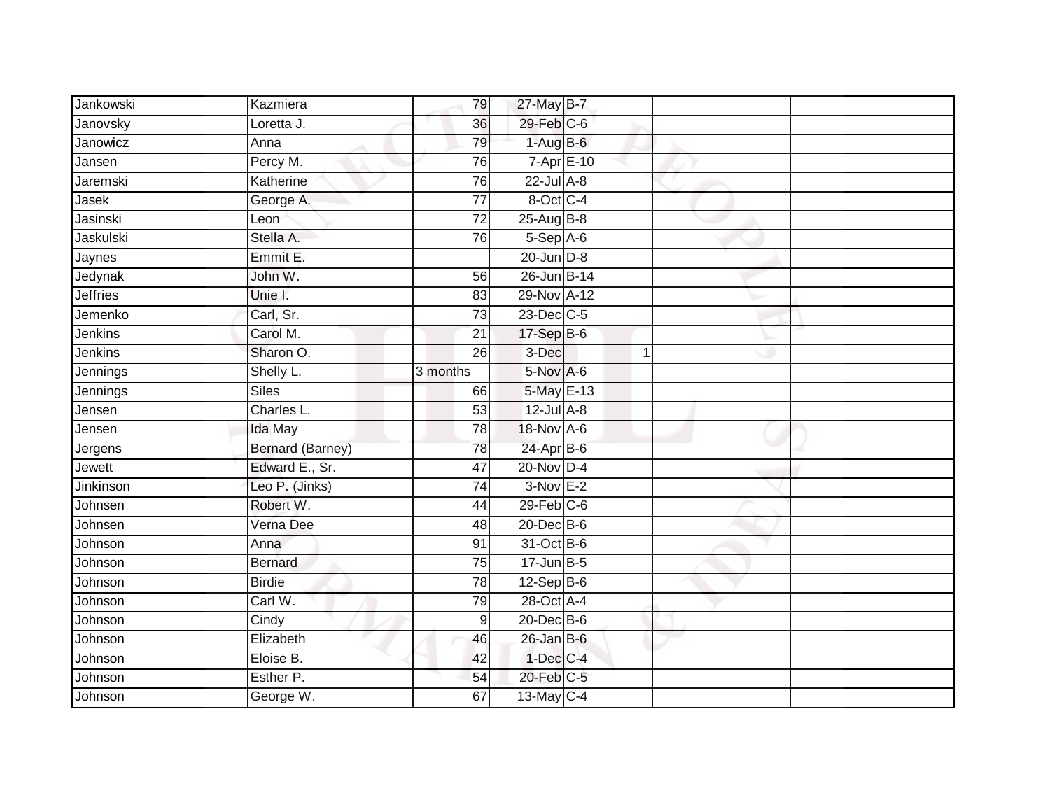| Jankowski | Kazmiera | 79 | 27-May | B-7 | | | |
|---|---|---|---|---|---|---|---|
| Janovsky | Loretta J. | 36 | 29-Feb | C-6 | | | |
| Janowicz | Anna | 79 | 1-Aug | B-6 | | | |
| Jansen | Percy M. | 76 | 7-Apr | E-10 | | | |
| Jaremski | Katherine | 76 | 22-Jul | A-8 | | | |
| Jasek | George A. | 77 | 8-Oct | C-4 | | | |
| Jasinski | Leon | 72 | 25-Aug | B-8 | | | |
| Jaskulski | Stella A. | 76 | 5-Sep | A-6 | | | |
| Jaynes | Emmit E. | | 20-Jun | D-8 | | | |
| Jedynak | John W. | 56 | 26-Jun | B-14 | | | |
| Jeffries | Unie I. | 83 | 29-Nov | A-12 | | | |
| Jemenko | Carl, Sr. | 73 | 23-Dec | C-5 | | | |
| Jenkins | Carol M. | 21 | 17-Sep | B-6 | | | |
| Jenkins | Sharon O. | 26 | 3-Dec | | 1 | | |
| Jennings | Shelly L. | 3 months | 5-Nov | A-6 | | | |
| Jennings | Siles | 66 | 5-May | E-13 | | | |
| Jensen | Charles L. | 53 | 12-Jul | A-8 | | | |
| Jensen | Ida May | 78 | 18-Nov | A-6 | | | |
| Jergens | Bernard (Barney) | 78 | 24-Apr | B-6 | | | |
| Jewett | Edward E., Sr. | 47 | 20-Nov | D-4 | | | |
| Jinkinson | Leo P. (Jinks) | 74 | 3-Nov | E-2 | | | |
| Johnsen | Robert W. | 44 | 29-Feb | C-6 | | | |
| Johnsen | Verna Dee | 48 | 20-Dec | B-6 | | | |
| Johnson | Anna | 91 | 31-Oct | B-6 | | | |
| Johnson | Bernard | 75 | 17-Jun | B-5 | | | |
| Johnson | Birdie | 78 | 12-Sep | B-6 | | | |
| Johnson | Carl W. | 79 | 28-Oct | A-4 | | | |
| Johnson | Cindy | 9 | 20-Dec | B-6 | | | |
| Johnson | Elizabeth | 46 | 26-Jan | B-6 | | | |
| Johnson | Eloise B. | 42 | 1-Dec | C-4 | | | |
| Johnson | Esther P. | 54 | 20-Feb | C-5 | | | |
| Johnson | George W. | 67 | 13-May | C-4 | | | |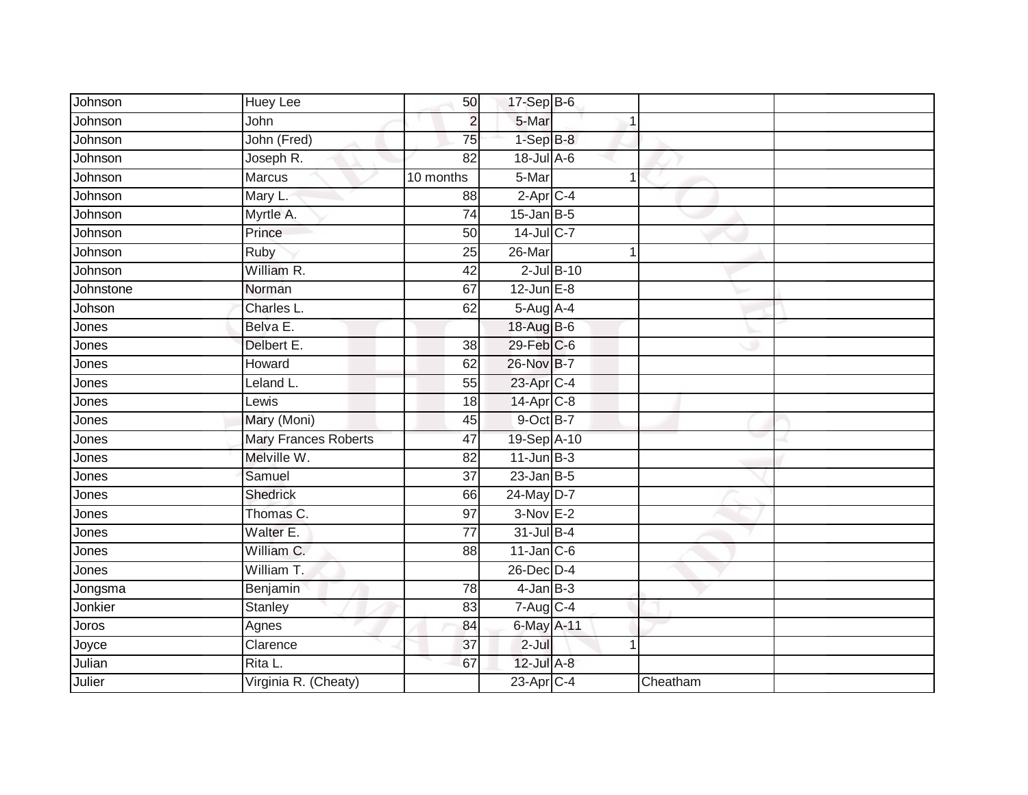| | | | | | | |
|---|---|---|---|---|---|---|
| Johnson | Huey Lee | 50 | 17-Sep | B-6 | | |
| Johnson | John | 2 | 5-Mar | 1 | | |
| Johnson | John (Fred) | 75 | 1-Sep | B-8 | | |
| Johnson | Joseph R. | 82 | 18-Jul | A-6 | | |
| Johnson | Marcus | 10 months | 5-Mar | 1 | | |
| Johnson | Mary L. | 88 | 2-Apr | C-4 | | |
| Johnson | Myrtle A. | 74 | 15-Jan | B-5 | | |
| Johnson | Prince | 50 | 14-Jul | C-7 | | |
| Johnson | Ruby | 25 | 26-Mar | 1 | | |
| Johnson | William R. | 42 | 2-Jul | B-10 | | |
| Johnstone | Norman | 67 | 12-Jun | E-8 | | |
| Johson | Charles L. | 62 | 5-Aug | A-4 | | |
| Jones | Belva E. | | 18-Aug | B-6 | | |
| Jones | Delbert E. | 38 | 29-Feb | C-6 | | |
| Jones | Howard | 62 | 26-Nov | B-7 | | |
| Jones | Leland L. | 55 | 23-Apr | C-4 | | |
| Jones | Lewis | 18 | 14-Apr | C-8 | | |
| Jones | Mary (Moni) | 45 | 9-Oct | B-7 | | |
| Jones | Mary Frances Roberts | 47 | 19-Sep | A-10 | | |
| Jones | Melville W. | 82 | 11-Jun | B-3 | | |
| Jones | Samuel | 37 | 23-Jan | B-5 | | |
| Jones | Shedrick | 66 | 24-May | D-7 | | |
| Jones | Thomas C. | 97 | 3-Nov | E-2 | | |
| Jones | Walter E. | 77 | 31-Jul | B-4 | | |
| Jones | William C. | 88 | 11-Jan | C-6 | | |
| Jones | William T. | | 26-Dec | D-4 | | |
| Jongsma | Benjamin | 78 | 4-Jan | B-3 | | |
| Jonkier | Stanley | 83 | 7-Aug | C-4 | | |
| Joros | Agnes | 84 | 6-May | A-11 | | |
| Joyce | Clarence | 37 | 2-Jul | 1 | | |
| Julian | Rita L. | 67 | 12-Jul | A-8 | | |
| Julier | Virginia R. (Cheaty) | | 23-Apr | C-4 | Cheatham | |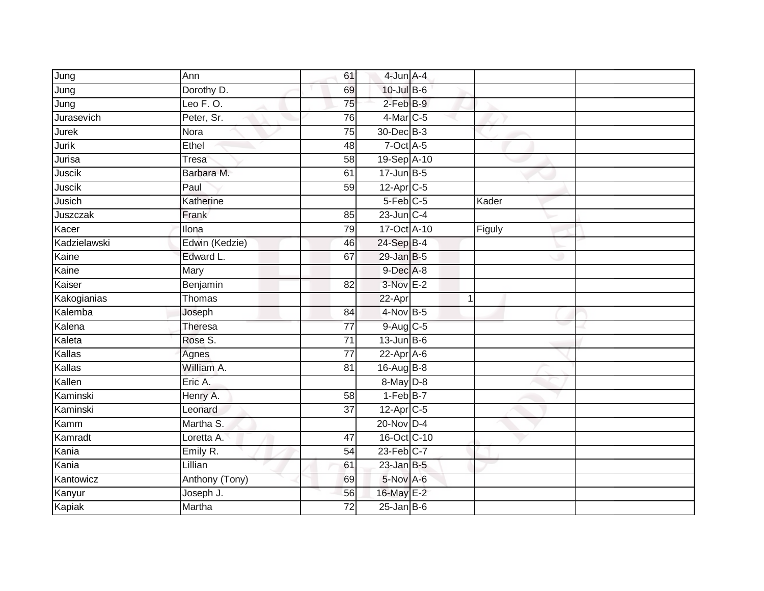| | | | | | | | |
|---|---|---|---|---|---|---|---|
| Jung | Ann | 61 | 4-Jun | A-4 | | | |
| Jung | Dorothy D. | 69 | 10-Jul | B-6 | | | |
| Jung | Leo F. O. | 75 | 2-Feb | B-9 | | | |
| Jurasevich | Peter, Sr. | 76 | 4-Mar | C-5 | | | |
| Jurek | Nora | 75 | 30-Dec | B-3 | | | |
| Jurik | Ethel | 48 | 7-Oct | A-5 | | | |
| Jurisa | Tresa | 58 | 19-Sep | A-10 | | | |
| Juscik | Barbara M. | 61 | 17-Jun | B-5 | | | |
| Juscik | Paul | 59 | 12-Apr | C-5 | | | |
| Jusich | Katherine | | 5-Feb | C-5 | | Kader | |
| Juszczak | Frank | 85 | 23-Jun | C-4 | | | |
| Kacer | Ilona | 79 | 17-Oct | A-10 | | Figuly | |
| Kadzielawski | Edwin (Kedzie) | 46 | 24-Sep | B-4 | | | |
| Kaine | Edward L. | 67 | 29-Jan | B-5 | | | |
| Kaine | Mary | | 9-Dec | A-8 | | | |
| Kaiser | Benjamin | 82 | 3-Nov | E-2 | | | |
| Kakogianias | Thomas | | 22-Apr | | 1 | | |
| Kalemba | Joseph | 84 | 4-Nov | B-5 | | | |
| Kalena | Theresa | 77 | 9-Aug | C-5 | | | |
| Kaleta | Rose S. | 71 | 13-Jun | B-6 | | | |
| Kallas | Agnes | 77 | 22-Apr | A-6 | | | |
| Kallas | William A. | 81 | 16-Aug | B-8 | | | |
| Kallen | Eric A. | | 8-May | D-8 | | | |
| Kaminski | Henry A. | 58 | 1-Feb | B-7 | | | |
| Kaminski | Leonard | 37 | 12-Apr | C-5 | | | |
| Kamm | Martha S. | | 20-Nov | D-4 | | | |
| Kamradt | Loretta A. | 47 | 16-Oct | C-10 | | | |
| Kania | Emily R. | 54 | 23-Feb | C-7 | | | |
| Kania | Lillian | 61 | 23-Jan | B-5 | | | |
| Kantowicz | Anthony (Tony) | 69 | 5-Nov | A-6 | | | |
| Kanyur | Joseph J. | 56 | 16-May | E-2 | | | |
| Kapiak | Martha | 72 | 25-Jan | B-6 | | | |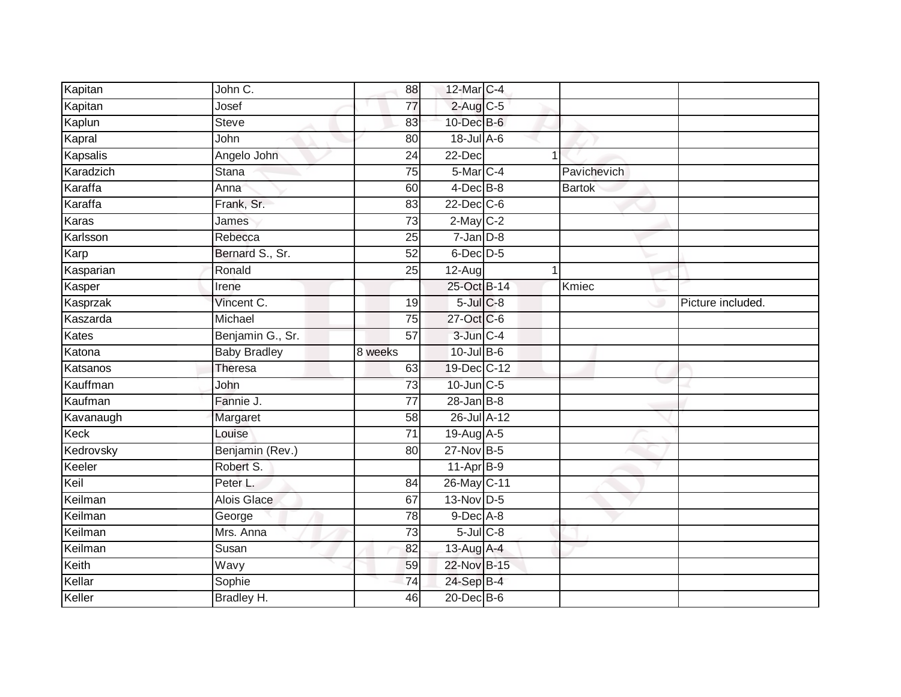| | | | | | | |
|---|---|---|---|---|---|---|
| Kapitan | John C. | 88 | 12-Mar | C-4 | | |
| Kapitan | Josef | 77 | 2-Aug | C-5 | | |
| Kaplun | Steve | 83 | 10-Dec | B-6 | | |
| Kapral | John | 80 | 18-Jul | A-6 | | |
| Kapsalis | Angelo John | 24 | 22-Dec | 1 | | |
| Karadzich | Stana | 75 | 5-Mar | C-4 | Pavichevich | |
| Karaffa | Anna | 60 | 4-Dec | B-8 | Bartok | |
| Karaffa | Frank, Sr. | 83 | 22-Dec | C-6 | | |
| Karas | James | 73 | 2-May | C-2 | | |
| Karlsson | Rebecca | 25 | 7-Jan | D-8 | | |
| Karp | Bernard S., Sr. | 52 | 6-Dec | D-5 | | |
| Kasparian | Ronald | 25 | 12-Aug | 1 | | |
| Kasper | Irene | | 25-Oct | B-14 | Kmiec | |
| Kasprzak | Vincent C. | 19 | 5-Jul | C-8 | | Picture included. |
| Kaszarda | Michael | 75 | 27-Oct | C-6 | | |
| Kates | Benjamin G., Sr. | 57 | 3-Jun | C-4 | | |
| Katona | Baby Bradley | 8 weeks | 10-Jul | B-6 | | |
| Katsanos | Theresa | 63 | 19-Dec | C-12 | | |
| Kauffman | John | 73 | 10-Jun | C-5 | | |
| Kaufman | Fannie J. | 77 | 28-Jan | B-8 | | |
| Kavanaugh | Margaret | 58 | 26-Jul | A-12 | | |
| Keck | Louise | 71 | 19-Aug | A-5 | | |
| Kedrovsky | Benjamin (Rev.) | 80 | 27-Nov | B-5 | | |
| Keeler | Robert S. | | 11-Apr | B-9 | | |
| Keil | Peter L. | 84 | 26-May | C-11 | | |
| Keilman | Alois Glace | 67 | 13-Nov | D-5 | | |
| Keilman | George | 78 | 9-Dec | A-8 | | |
| Keilman | Mrs. Anna | 73 | 5-Jul | C-8 | | |
| Keilman | Susan | 82 | 13-Aug | A-4 | | |
| Keith | Wavy | 59 | 22-Nov | B-15 | | |
| Kellar | Sophie | 74 | 24-Sep | B-4 | | |
| Keller | Bradley H. | 46 | 20-Dec | B-6 | | |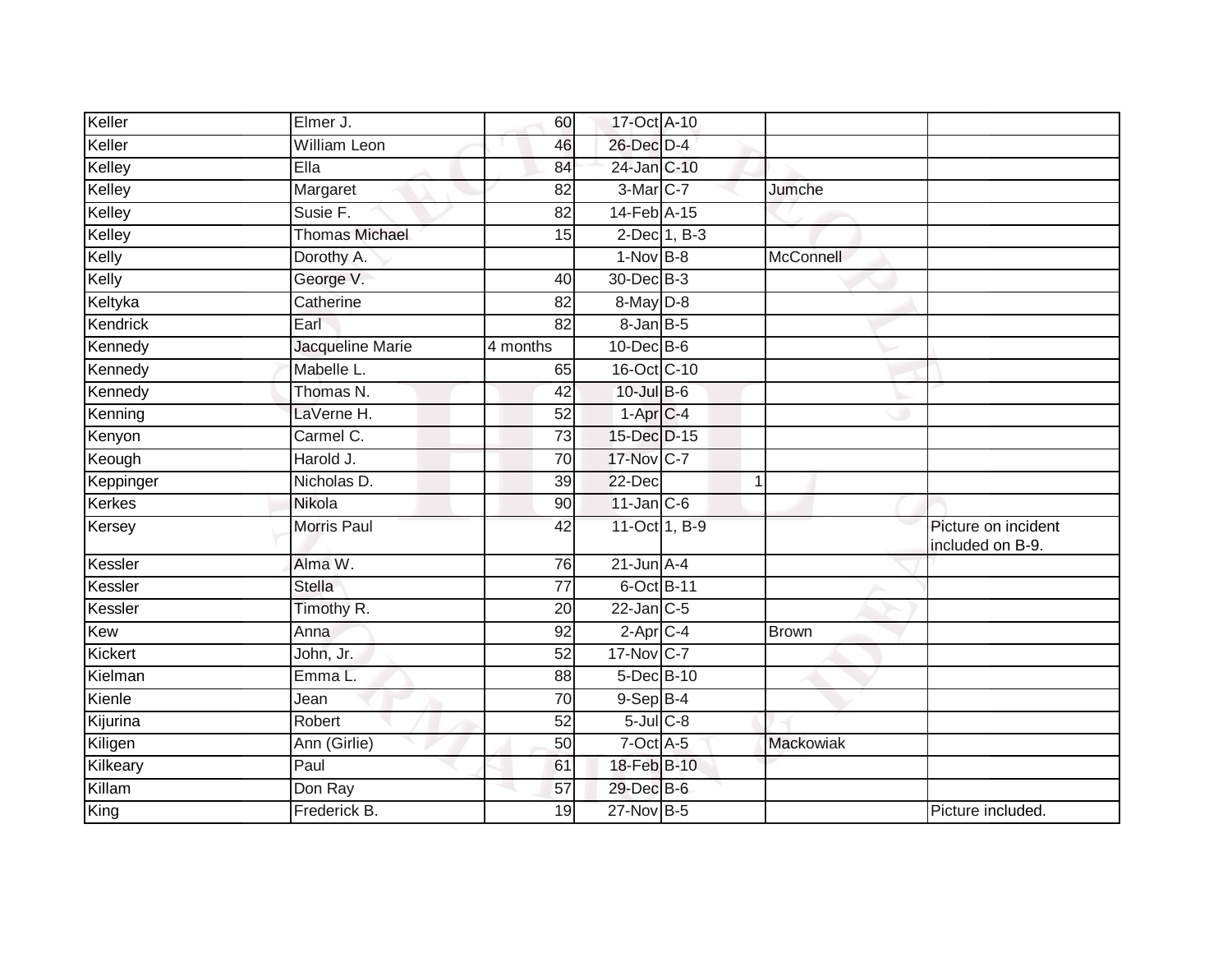| | | | | | | | |
|---|---|---|---|---|---|---|---|
| Keller | Elmer J. | 60 | 17-Oct | A-10 | | | |
| Keller | William Leon | 46 | 26-Dec | D-4 | | | |
| Kelley | Ella | 84 | 24-Jan | C-10 | | | |
| Kelley | Margaret | 82 | 3-Mar | C-7 | | Jumche | |
| Kelley | Susie F. | 82 | 14-Feb | A-15 | | | |
| Kelley | Thomas Michael | 15 | 2-Dec | 1, B-3 | | | |
| Kelly | Dorothy A. | | 1-Nov | B-8 | | McConnell | |
| Kelly | George V. | 40 | 30-Dec | B-3 | | | |
| Keltyka | Catherine | 82 | 8-May | D-8 | | | |
| Kendrick | Earl | 82 | 8-Jan | B-5 | | | |
| Kennedy | Jacqueline Marie | 4 months | 10-Dec | B-6 | | | |
| Kennedy | Mabelle L. | 65 | 16-Oct | C-10 | | | |
| Kennedy | Thomas N. | 42 | 10-Jul | B-6 | | | |
| Kenning | LaVerne H. | 52 | 1-Apr | C-4 | | | |
| Kenyon | Carmel C. | 73 | 15-Dec | D-15 | | | |
| Keough | Harold J. | 70 | 17-Nov | C-7 | | | |
| Keppinger | Nicholas D. | 39 | 22-Dec | | 1 | | |
| Kerkes | Nikola | 90 | 11-Jan | C-6 | | | |
| Kersey | Morris Paul | 42 | 11-Oct | 1, B-9 | | | Picture on incident included on B-9. |
| Kessler | Alma W. | 76 | 21-Jun | A-4 | | | |
| Kessler | Stella | 77 | 6-Oct | B-11 | | | |
| Kessler | Timothy R. | 20 | 22-Jan | C-5 | | | |
| Kew | Anna | 92 | 2-Apr | C-4 | | Brown | |
| Kickert | John, Jr. | 52 | 17-Nov | C-7 | | | |
| Kielman | Emma L. | 88 | 5-Dec | B-10 | | | |
| Kienle | Jean | 70 | 9-Sep | B-4 | | | |
| Kijurina | Robert | 52 | 5-Jul | C-8 | | | |
| Kiligen | Ann (Girlie) | 50 | 7-Oct | A-5 | | Mackowiak | |
| Kilkeary | Paul | 61 | 18-Feb | B-10 | | | |
| Killam | Don Ray | 57 | 29-Dec | B-6 | | | |
| King | Frederick B. | 19 | 27-Nov | B-5 | | | Picture included. |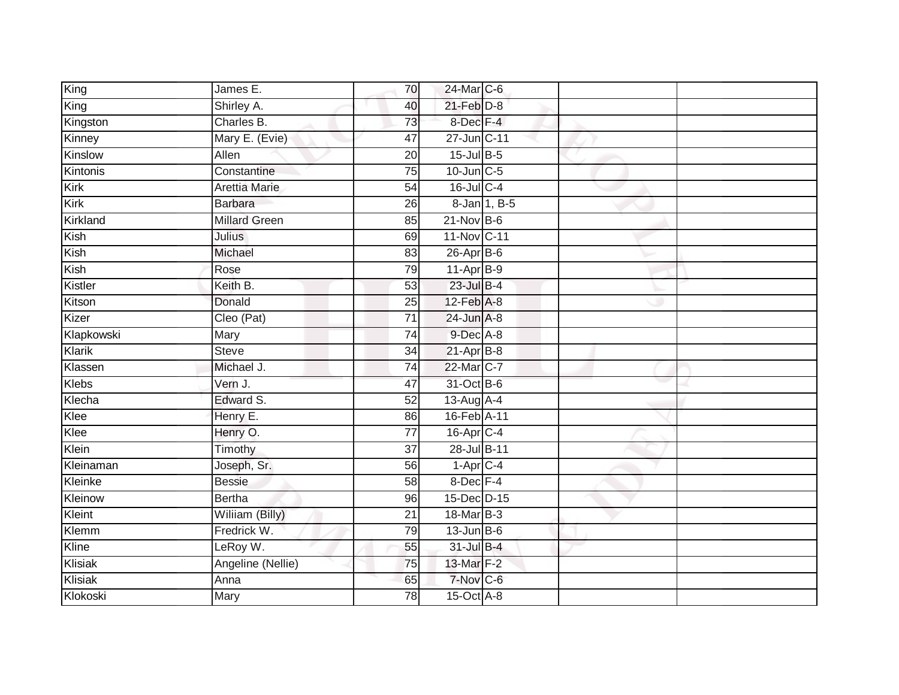| | | | | | | |
|---|---|---|---|---|---|---|
| King | James E. | 70 | 24-Mar | C-6 | | |
| King | Shirley A. | 40 | 21-Feb | D-8 | | |
| Kingston | Charles B. | 73 | 8-Dec | F-4 | | |
| Kinney | Mary E. (Evie) | 47 | 27-Jun | C-11 | | |
| Kinslow | Allen | 20 | 15-Jul | B-5 | | |
| Kintonis | Constantine | 75 | 10-Jun | C-5 | | |
| Kirk | Arettia Marie | 54 | 16-Jul | C-4 | | |
| Kirk | Barbara | 26 | 8-Jan | 1, B-5 | | |
| Kirkland | Millard Green | 85 | 21-Nov | B-6 | | |
| Kish | Julius | 69 | 11-Nov | C-11 | | |
| Kish | Michael | 83 | 26-Apr | B-6 | | |
| Kish | Rose | 79 | 11-Apr | B-9 | | |
| Kistler | Keith B. | 53 | 23-Jul | B-4 | | |
| Kitson | Donald | 25 | 12-Feb | A-8 | | |
| Kizer | Cleo (Pat) | 71 | 24-Jun | A-8 | | |
| Klapkowski | Mary | 74 | 9-Dec | A-8 | | |
| Klarik | Steve | 34 | 21-Apr | B-8 | | |
| Klassen | Michael J. | 74 | 22-Mar | C-7 | | |
| Klebs | Vern J. | 47 | 31-Oct | B-6 | | |
| Klecha | Edward S. | 52 | 13-Aug | A-4 | | |
| Klee | Henry E. | 86 | 16-Feb | A-11 | | |
| Klee | Henry O. | 77 | 16-Apr | C-4 | | |
| Klein | Timothy | 37 | 28-Jul | B-11 | | |
| Kleinaman | Joseph, Sr. | 56 | 1-Apr | C-4 | | |
| Kleinke | Bessie | 58 | 8-Dec | F-4 | | |
| Kleinow | Bertha | 96 | 15-Dec | D-15 | | |
| Kleint | Wiliiam (Billy) | 21 | 18-Mar | B-3 | | |
| Klemm | Fredrick W. | 79 | 13-Jun | B-6 | | |
| Kline | LeRoy W. | 55 | 31-Jul | B-4 | | |
| Klisiak | Angeline (Nellie) | 75 | 13-Mar | F-2 | | |
| Klisiak | Anna | 65 | 7-Nov | C-6 | | |
| Klokoski | Mary | 78 | 15-Oct | A-8 | | |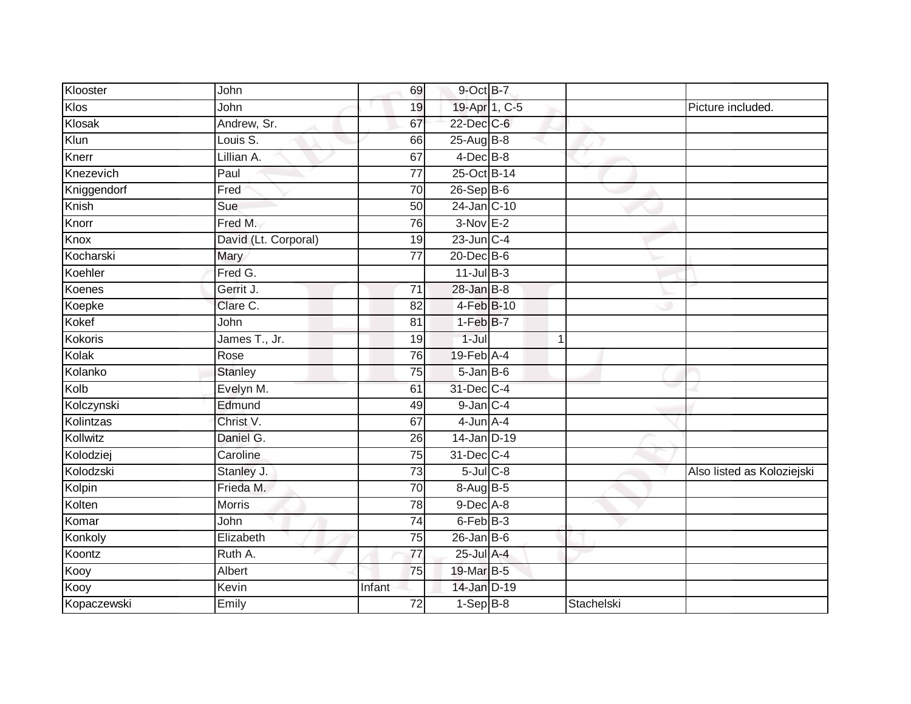| | | | | | | |
|---|---|---|---|---|---|---|
| Klooster | John | 69 | 9-Oct | B-7 | | |
| Klos | John | 19 | 19-Apr | 1, C-5 | | Picture included. |
| Klosak | Andrew, Sr. | 67 | 22-Dec | C-6 | | |
| Klun | Louis S. | 66 | 25-Aug | B-8 | | |
| Knerr | Lillian A. | 67 | 4-Dec | B-8 | | |
| Knezevich | Paul | 77 | 25-Oct | B-14 | | |
| Kniggendorf | Fred | 70 | 26-Sep | B-6 | | |
| Knish | Sue | 50 | 24-Jan | C-10 | | |
| Knorr | Fred M. | 76 | 3-Nov | E-2 | | |
| Knox | David (Lt. Corporal) | 19 | 23-Jun | C-4 | | |
| Kocharski | Mary | 77 | 20-Dec | B-6 | | |
| Koehler | Fred G. | | 11-Jul | B-3 | | |
| Koenes | Gerrit J. | 71 | 28-Jan | B-8 | | |
| Koepke | Clare C. | 82 | 4-Feb | B-10 | | |
| Kokef | John | 81 | 1-Feb | B-7 | | |
| Kokoris | James T., Jr. | 19 | 1-Jul | 1 | | |
| Kolak | Rose | 76 | 19-Feb | A-4 | | |
| Kolanko | Stanley | 75 | 5-Jan | B-6 | | |
| Kolb | Evelyn M. | 61 | 31-Dec | C-4 | | |
| Kolczynski | Edmund | 49 | 9-Jan | C-4 | | |
| Kolintzas | Christ V. | 67 | 4-Jun | A-4 | | |
| Kollwitz | Daniel G. | 26 | 14-Jan | D-19 | | |
| Kolodziej | Caroline | 75 | 31-Dec | C-4 | | |
| Kolodzski | Stanley J. | 73 | 5-Jul | C-8 | | Also listed as Koloziejski |
| Kolpin | Frieda M. | 70 | 8-Aug | B-5 | | |
| Kolten | Morris | 78 | 9-Dec | A-8 | | |
| Komar | John | 74 | 6-Feb | B-3 | | |
| Konkoly | Elizabeth | 75 | 26-Jan | B-6 | | |
| Koontz | Ruth A. | 77 | 25-Jul | A-4 | | |
| Kooy | Albert | 75 | 19-Mar | B-5 | | |
| Kooy | Kevin | Infant | 14-Jan | D-19 | | |
| Kopaczewski | Emily | 72 | 1-Sep | B-8 | Stachelski | |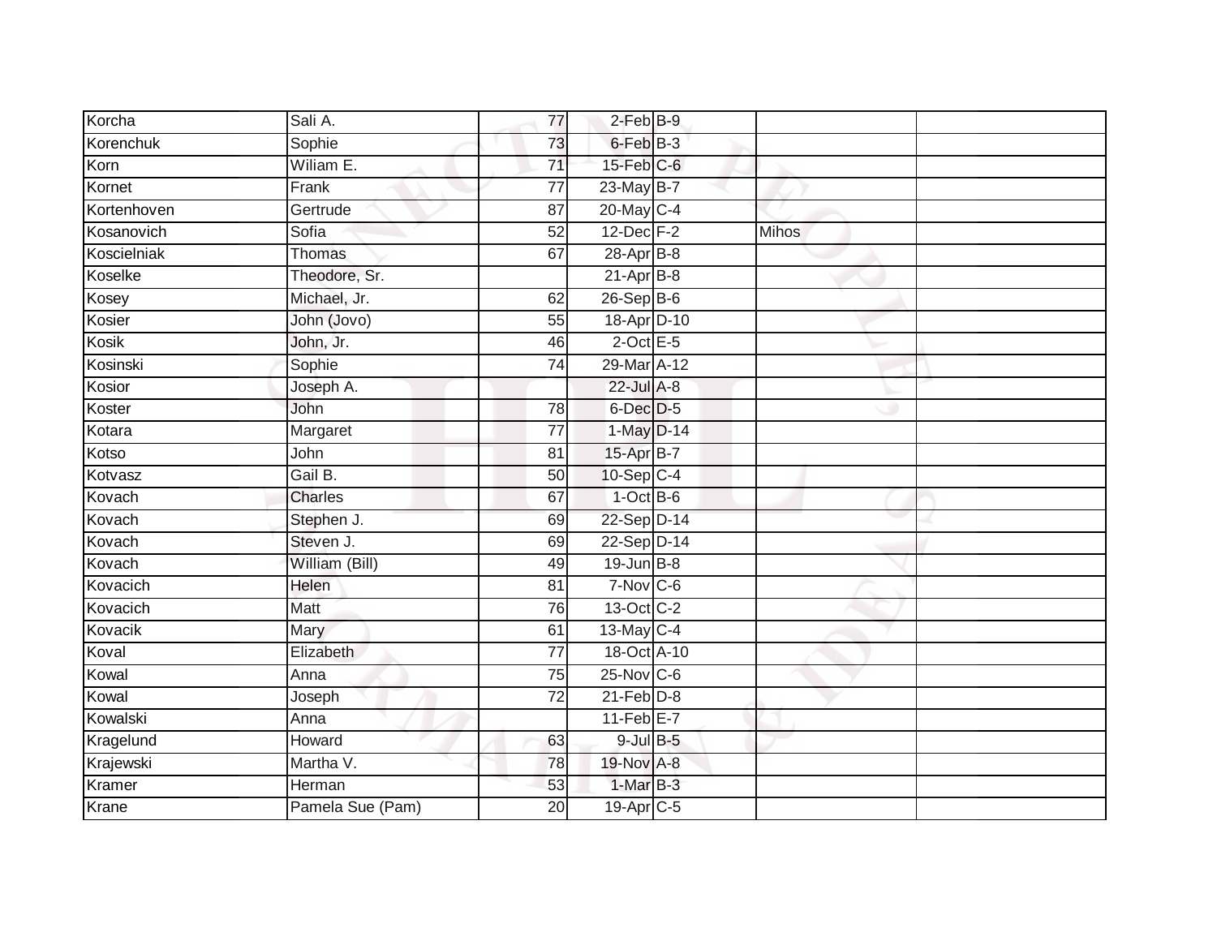| Korcha | Sali A. | 77 | 2-Feb | B-9 | | |
|---|---|---|---|---|---|---|
| Korenchuk | Sophie | 73 | 6-Feb | B-3 | | |
| Korn | Wiliam E. | 71 | 15-Feb | C-6 | | |
| Kornet | Frank | 77 | 23-May | B-7 | | |
| Kortenhoven | Gertrude | 87 | 20-May | C-4 | | |
| Kosanovich | Sofia | 52 | 12-Dec | F-2 | Mihos | |
| Koscielniak | Thomas | 67 | 28-Apr | B-8 | | |
| Koselke | Theodore, Sr. | | 21-Apr | B-8 | | |
| Kosey | Michael, Jr. | 62 | 26-Sep | B-6 | | |
| Kosier | John (Jovo) | 55 | 18-Apr | D-10 | | |
| Kosik | John, Jr. | 46 | 2-Oct | E-5 | | |
| Kosinski | Sophie | 74 | 29-Mar | A-12 | | |
| Kosior | Joseph A. | | 22-Jul | A-8 | | |
| Koster | John | 78 | 6-Dec | D-5 | | |
| Kotara | Margaret | 77 | 1-May | D-14 | | |
| Kotso | John | 81 | 15-Apr | B-7 | | |
| Kotvasz | Gail B. | 50 | 10-Sep | C-4 | | |
| Kovach | Charles | 67 | 1-Oct | B-6 | | |
| Kovach | Stephen J. | 69 | 22-Sep | D-14 | | |
| Kovach | Steven J. | 69 | 22-Sep | D-14 | | |
| Kovach | William (Bill) | 49 | 19-Jun | B-8 | | |
| Kovacich | Helen | 81 | 7-Nov | C-6 | | |
| Kovacich | Matt | 76 | 13-Oct | C-2 | | |
| Kovacik | Mary | 61 | 13-May | C-4 | | |
| Koval | Elizabeth | 77 | 18-Oct | A-10 | | |
| Kowal | Anna | 75 | 25-Nov | C-6 | | |
| Kowal | Joseph | 72 | 21-Feb | D-8 | | |
| Kowalski | Anna | | 11-Feb | E-7 | | |
| Kragelund | Howard | 63 | 9-Jul | B-5 | | |
| Krajewski | Martha V. | 78 | 19-Nov | A-8 | | |
| Kramer | Herman | 53 | 1-Mar | B-3 | | |
| Krane | Pamela Sue (Pam) | 20 | 19-Apr | C-5 | | |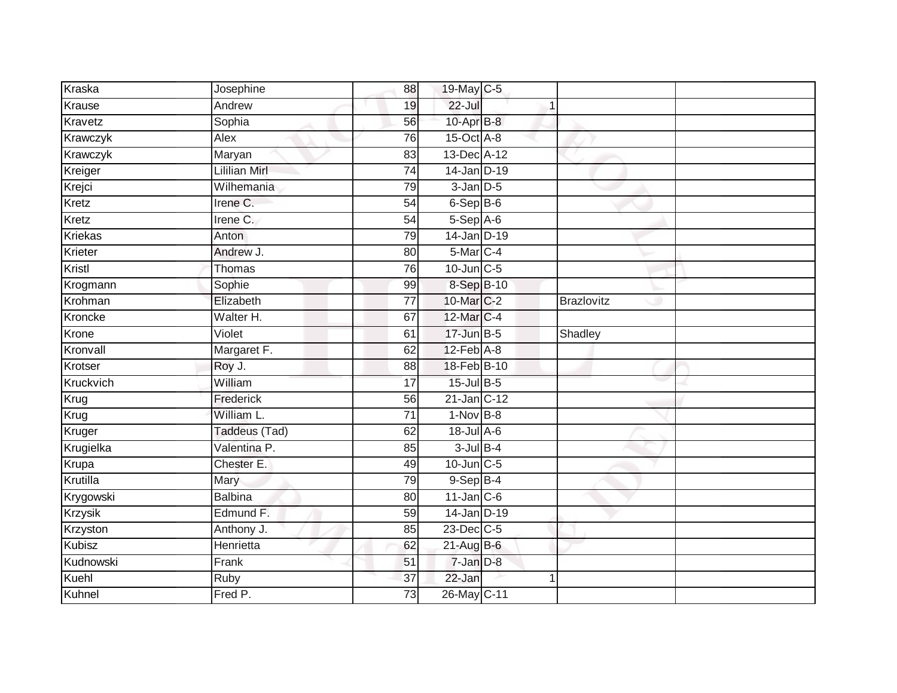| | | | | | | | |
|---|---|---|---|---|---|---|---|
| Kraska | Josephine | 88 | 19-May | C-5 | | | |
| Krause | Andrew | 19 | 22-Jul | | 1 | | |
| Kravetz | Sophia | 56 | 10-Apr | B-8 | | | |
| Krawczyk | Alex | 76 | 15-Oct | A-8 | | | |
| Krawczyk | Maryan | 83 | 13-Dec | A-12 | | | |
| Kreiger | Lililian Mirl | 74 | 14-Jan | D-19 | | | |
| Krejci | Wilhemania | 79 | 3-Jan | D-5 | | | |
| Kretz | Irene C. | 54 | 6-Sep | B-6 | | | |
| Kretz | Irene C. | 54 | 5-Sep | A-6 | | | |
| Kriekas | Anton | 79 | 14-Jan | D-19 | | | |
| Krieter | Andrew J. | 80 | 5-Mar | C-4 | | | |
| Kristl | Thomas | 76 | 10-Jun | C-5 | | | |
| Krogmann | Sophie | 99 | 8-Sep | B-10 | | | |
| Krohman | Elizabeth | 77 | 10-Mar | C-2 | | Brazlovitz | |
| Kroncke | Walter H. | 67 | 12-Mar | C-4 | | | |
| Krone | Violet | 61 | 17-Jun | B-5 | | Shadley | |
| Kronvall | Margaret F. | 62 | 12-Feb | A-8 | | | |
| Krotser | Roy J. | 88 | 18-Feb | B-10 | | | |
| Kruckvich | William | 17 | 15-Jul | B-5 | | | |
| Krug | Frederick | 56 | 21-Jan | C-12 | | | |
| Krug | William L. | 71 | 1-Nov | B-8 | | | |
| Kruger | Taddeus (Tad) | 62 | 18-Jul | A-6 | | | |
| Krugielka | Valentina P. | 85 | 3-Jul | B-4 | | | |
| Krupa | Chester E. | 49 | 10-Jun | C-5 | | | |
| Krutilla | Mary | 79 | 9-Sep | B-4 | | | |
| Krygowski | Balbina | 80 | 11-Jan | C-6 | | | |
| Krzysik | Edmund F. | 59 | 14-Jan | D-19 | | | |
| Krzyston | Anthony J. | 85 | 23-Dec | C-5 | | | |
| Kubisz | Henrietta | 62 | 21-Aug | B-6 | | | |
| Kudnowski | Frank | 51 | 7-Jan | D-8 | | | |
| Kuehl | Ruby | 37 | 22-Jan | | 1 | | |
| Kuhnel | Fred P. | 73 | 26-May | C-11 | | | |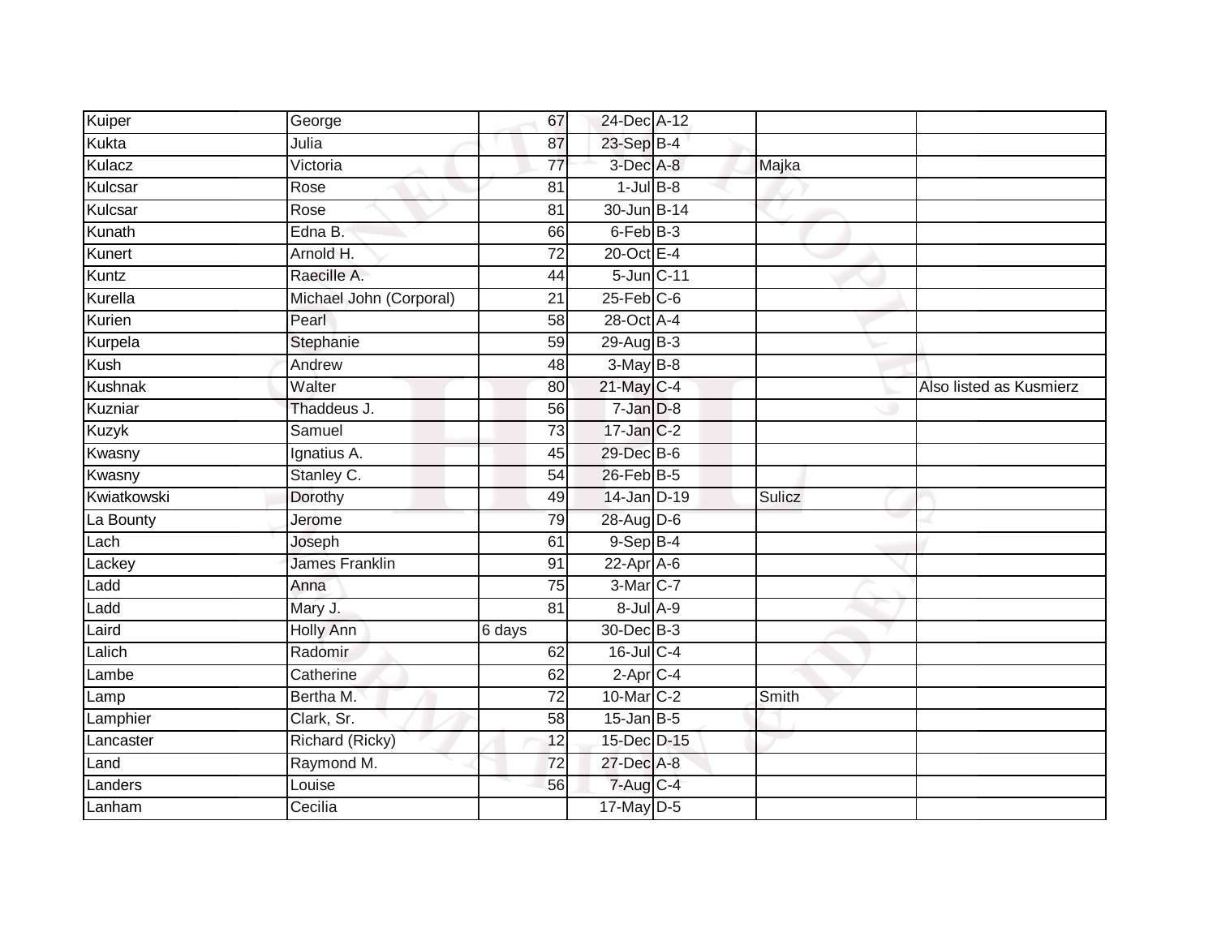| | | | | | | |
|---|---|---|---|---|---|---|
| Kuiper | George | 67 | 24-Dec | A-12 | | |
| Kukta | Julia | 87 | 23-Sep | B-4 | | |
| Kulacz | Victoria | 77 | 3-Dec | A-8 | Majka | |
| Kulcsar | Rose | 81 | 1-Jul | B-8 | | |
| Kulcsar | Rose | 81 | 30-Jun | B-14 | | |
| Kunath | Edna B. | 66 | 6-Feb | B-3 | | |
| Kunert | Arnold H. | 72 | 20-Oct | E-4 | | |
| Kuntz | Raecille A. | 44 | 5-Jun | C-11 | | |
| Kurella | Michael John (Corporal) | 21 | 25-Feb | C-6 | | |
| Kurien | Pearl | 58 | 28-Oct | A-4 | | |
| Kurpela | Stephanie | 59 | 29-Aug | B-3 | | |
| Kush | Andrew | 48 | 3-May | B-8 | | |
| Kushnak | Walter | 80 | 21-May | C-4 | | Also listed as Kusmierz |
| Kuzniar | Thaddeus J. | 56 | 7-Jan | D-8 | | |
| Kuzyk | Samuel | 73 | 17-Jan | C-2 | | |
| Kwasny | Ignatius A. | 45 | 29-Dec | B-6 | | |
| Kwasny | Stanley C. | 54 | 26-Feb | B-5 | | |
| Kwiatkowski | Dorothy | 49 | 14-Jan | D-19 | Sulicz | |
| La Bounty | Jerome | 79 | 28-Aug | D-6 | | |
| Lach | Joseph | 61 | 9-Sep | B-4 | | |
| Lackey | James Franklin | 91 | 22-Apr | A-6 | | |
| Ladd | Anna | 75 | 3-Mar | C-7 | | |
| Ladd | Mary J. | 81 | 8-Jul | A-9 | | |
| Laird | Holly Ann | 6 days | 30-Dec | B-3 | | |
| Lalich | Radomir | 62 | 16-Jul | C-4 | | |
| Lambe | Catherine | 62 | 2-Apr | C-4 | | |
| Lamp | Bertha M. | 72 | 10-Mar | C-2 | Smith | |
| Lamphier | Clark, Sr. | 58 | 15-Jan | B-5 | | |
| Lancaster | Richard (Ricky) | 12 | 15-Dec | D-15 | | |
| Land | Raymond M. | 72 | 27-Dec | A-8 | | |
| Landers | Louise | 56 | 7-Aug | C-4 | | |
| Lanham | Cecilia | | 17-May | D-5 | | |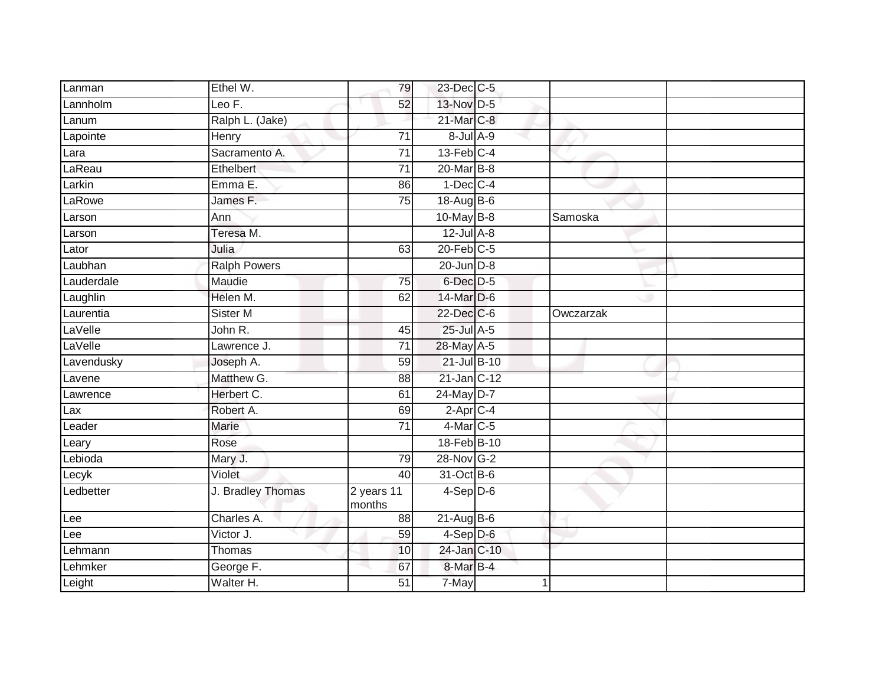| | | | | | | |
|---|---|---|---|---|---|---|
| Lanman | Ethel W. | 79 | 23-Dec | C-5 | | |
| Lannholm | Leo F. | 52 | 13-Nov | D-5 | | |
| Lanum | Ralph L. (Jake) | | 21-Mar | C-8 | | |
| Lapointe | Henry | 71 | 8-Jul | A-9 | | |
| Lara | Sacramento A. | 71 | 13-Feb | C-4 | | |
| LaReau | Ethelbert | 71 | 20-Mar | B-8 | | |
| Larkin | Emma E. | 86 | 1-Dec | C-4 | | |
| LaRowe | James F. | 75 | 18-Aug | B-6 | | |
| Larson | Ann | | 10-May | B-8 | Samoska | |
| Larson | Teresa M. | | 12-Jul | A-8 | | |
| Lator | Julia | 63 | 20-Feb | C-5 | | |
| Laubhan | Ralph Powers | | 20-Jun | D-8 | | |
| Lauderdale | Maudie | 75 | 6-Dec | D-5 | | |
| Laughlin | Helen M. | 62 | 14-Mar | D-6 | | |
| Laurentia | Sister M | | 22-Dec | C-6 | Owczarzak | |
| LaVelle | John R. | 45 | 25-Jul | A-5 | | |
| LaVelle | Lawrence J. | 71 | 28-May | A-5 | | |
| Lavendusky | Joseph A. | 59 | 21-Jul | B-10 | | |
| Lavene | Matthew G. | 88 | 21-Jan | C-12 | | |
| Lawrence | Herbert C. | 61 | 24-May | D-7 | | |
| Lax | Robert A. | 69 | 2-Apr | C-4 | | |
| Leader | Marie | 71 | 4-Mar | C-5 | | |
| Leary | Rose | | 18-Feb | B-10 | | |
| Lebioda | Mary J. | 79 | 28-Nov | G-2 | | |
| Lecyk | Violet | 40 | 31-Oct | B-6 | | |
| Ledbetter | J. Bradley Thomas | 2 years 11 months | 4-Sep | D-6 | | |
| Lee | Charles A. | 88 | 21-Aug | B-6 | | |
| Lee | Victor J. | 59 | 4-Sep | D-6 | | |
| Lehmann | Thomas | 10 | 24-Jan | C-10 | | |
| Lehmker | George F. | 67 | 8-Mar | B-4 | | |
| Leight | Walter H. | 51 | 7-May | 1 | | |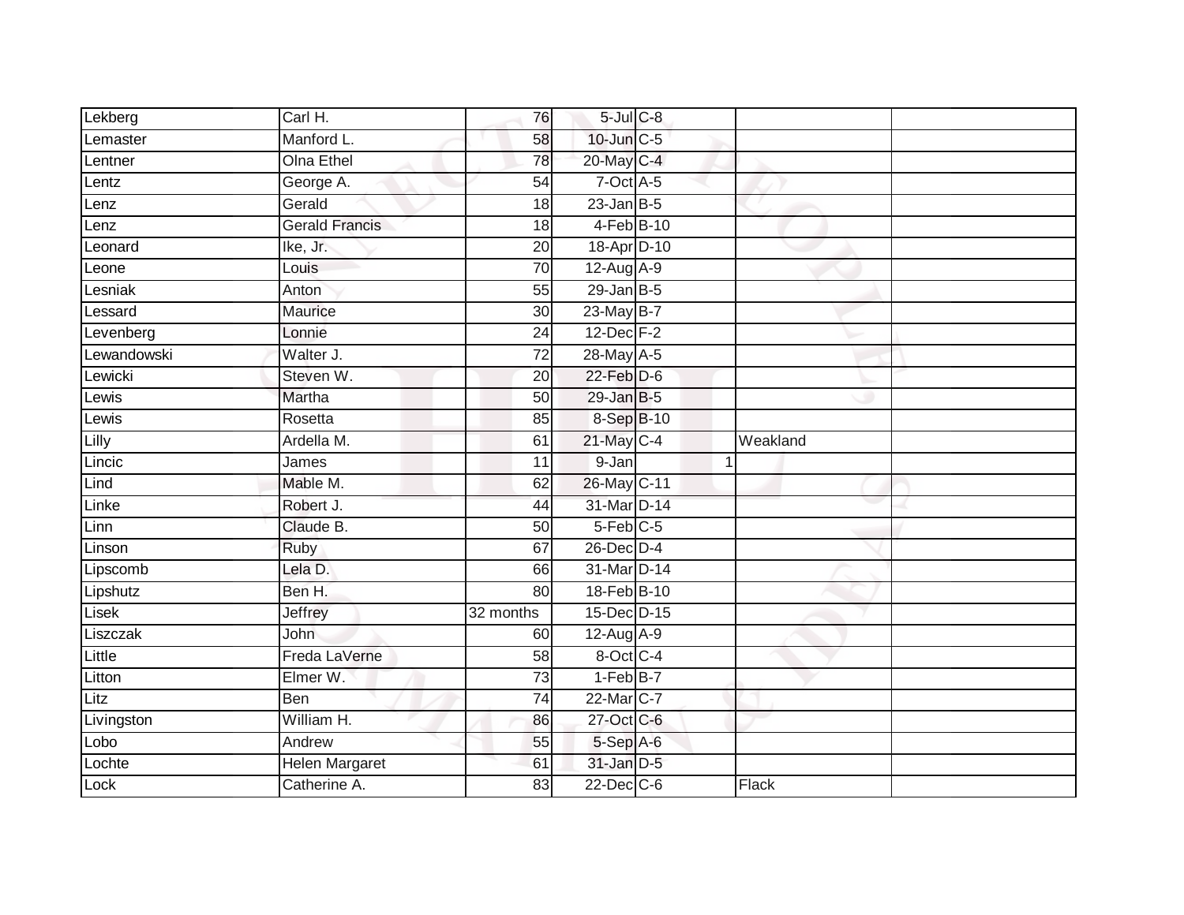| | | | | | | | |
|---|---|---|---|---|---|---|---|
| Lekberg | Carl H. | 76 | 5-Jul | C-8 | | | |
| Lemaster | Manford L. | 58 | 10-Jun | C-5 | | | |
| Lentner | Olna Ethel | 78 | 20-May | C-4 | | | |
| Lentz | George A. | 54 | 7-Oct | A-5 | | | |
| Lenz | Gerald | 18 | 23-Jan | B-5 | | | |
| Lenz | Gerald Francis | 18 | 4-Feb | B-10 | | | |
| Leonard | Ike, Jr. | 20 | 18-Apr | D-10 | | | |
| Leone | Louis | 70 | 12-Aug | A-9 | | | |
| Lesniak | Anton | 55 | 29-Jan | B-5 | | | |
| Lessard | Maurice | 30 | 23-May | B-7 | | | |
| Levenberg | Lonnie | 24 | 12-Dec | F-2 | | | |
| Lewandowski | Walter J. | 72 | 28-May | A-5 | | | |
| Lewicki | Steven W. | 20 | 22-Feb | D-6 | | | |
| Lewis | Martha | 50 | 29-Jan | B-5 | | | |
| Lewis | Rosetta | 85 | 8-Sep | B-10 | | | |
| Lilly | Ardella M. | 61 | 21-May | C-4 | | Weakland | |
| Lincic | James | 11 | 9-Jan | | 1 | | |
| Lind | Mable M. | 62 | 26-May | C-11 | | | |
| Linke | Robert J. | 44 | 31-Mar | D-14 | | | |
| Linn | Claude B. | 50 | 5-Feb | C-5 | | | |
| Linson | Ruby | 67 | 26-Dec | D-4 | | | |
| Lipscomb | Lela D. | 66 | 31-Mar | D-14 | | | |
| Lipshutz | Ben H. | 80 | 18-Feb | B-10 | | | |
| Lisek | Jeffrey | 32 months | 15-Dec | D-15 | | | |
| Liszczak | John | 60 | 12-Aug | A-9 | | | |
| Little | Freda LaVerne | 58 | 8-Oct | C-4 | | | |
| Litton | Elmer W. | 73 | 1-Feb | B-7 | | | |
| Litz | Ben | 74 | 22-Mar | C-7 | | | |
| Livingston | William H. | 86 | 27-Oct | C-6 | | | |
| Lobo | Andrew | 55 | 5-Sep | A-6 | | | |
| Lochte | Helen Margaret | 61 | 31-Jan | D-5 | | | |
| Lock | Catherine A. | 83 | 22-Dec | C-6 | | Flack | |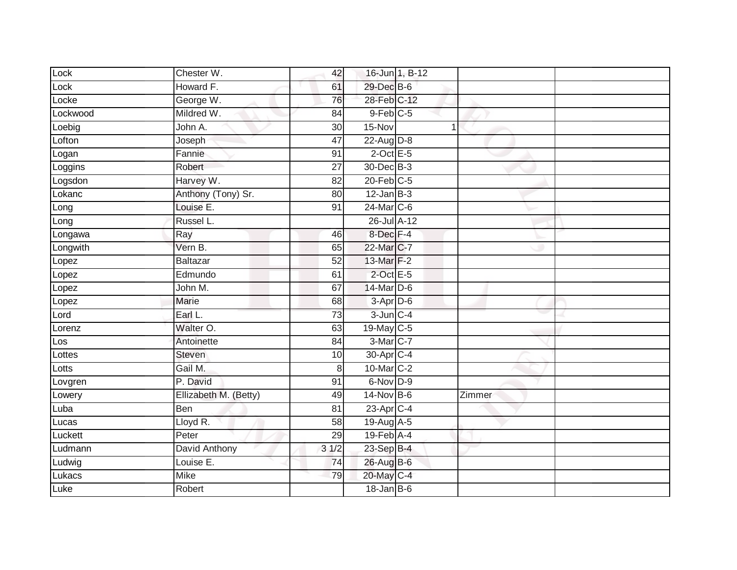| Lock | Chester W. | 42 | 16-Jun | 1, B-12 | | |
|---|---|---|---|---|---|---|
| Lock | Howard F. | 61 | 29-Dec | B-6 | | |
| Locke | George W. | 76 | 28-Feb | C-12 | | |
| Lockwood | Mildred W. | 84 | 9-Feb | C-5 | | |
| Loebig | John A. | 30 | 15-Nov | 1 | | |
| Lofton | Joseph | 47 | 22-Aug | D-8 | | |
| Logan | Fannie | 91 | 2-Oct | E-5 | | |
| Loggins | Robert | 27 | 30-Dec | B-3 | | |
| Logsdon | Harvey W. | 82 | 20-Feb | C-5 | | |
| Lokanc | Anthony (Tony) Sr. | 80 | 12-Jan | B-3 | | |
| Long | Louise E. | 91 | 24-Mar | C-6 | | |
| Long | Russel L. | | 26-Jul | A-12 | | |
| Longawa | Ray | 46 | 8-Dec | F-4 | | |
| Longwith | Vern B. | 65 | 22-Mar | C-7 | | |
| Lopez | Baltazar | 52 | 13-Mar | F-2 | | |
| Lopez | Edmundo | 61 | 2-Oct | E-5 | | |
| Lopez | John M. | 67 | 14-Mar | D-6 | | |
| Lopez | Marie | 68 | 3-Apr | D-6 | | |
| Lord | Earl L. | 73 | 3-Jun | C-4 | | |
| Lorenz | Walter O. | 63 | 19-May | C-5 | | |
| Los | Antoinette | 84 | 3-Mar | C-7 | | |
| Lottes | Steven | 10 | 30-Apr | C-4 | | |
| Lotts | Gail M. | 8 | 10-Mar | C-2 | | |
| Lovgren | P. David | 91 | 6-Nov | D-9 | | |
| Lowery | Ellizabeth M. (Betty) | 49 | 14-Nov | B-6 | Zimmer | |
| Luba | Ben | 81 | 23-Apr | C-4 | | |
| Lucas | Lloyd R. | 58 | 19-Aug | A-5 | | |
| Luckett | Peter | 29 | 19-Feb | A-4 | | |
| Ludmann | David Anthony | 3 1/2 | 23-Sep | B-4 | | |
| Ludwig | Louise E. | 74 | 26-Aug | B-6 | | |
| Lukacs | Mike | 79 | 20-May | C-4 | | |
| Luke | Robert | | 18-Jan | B-6 | | |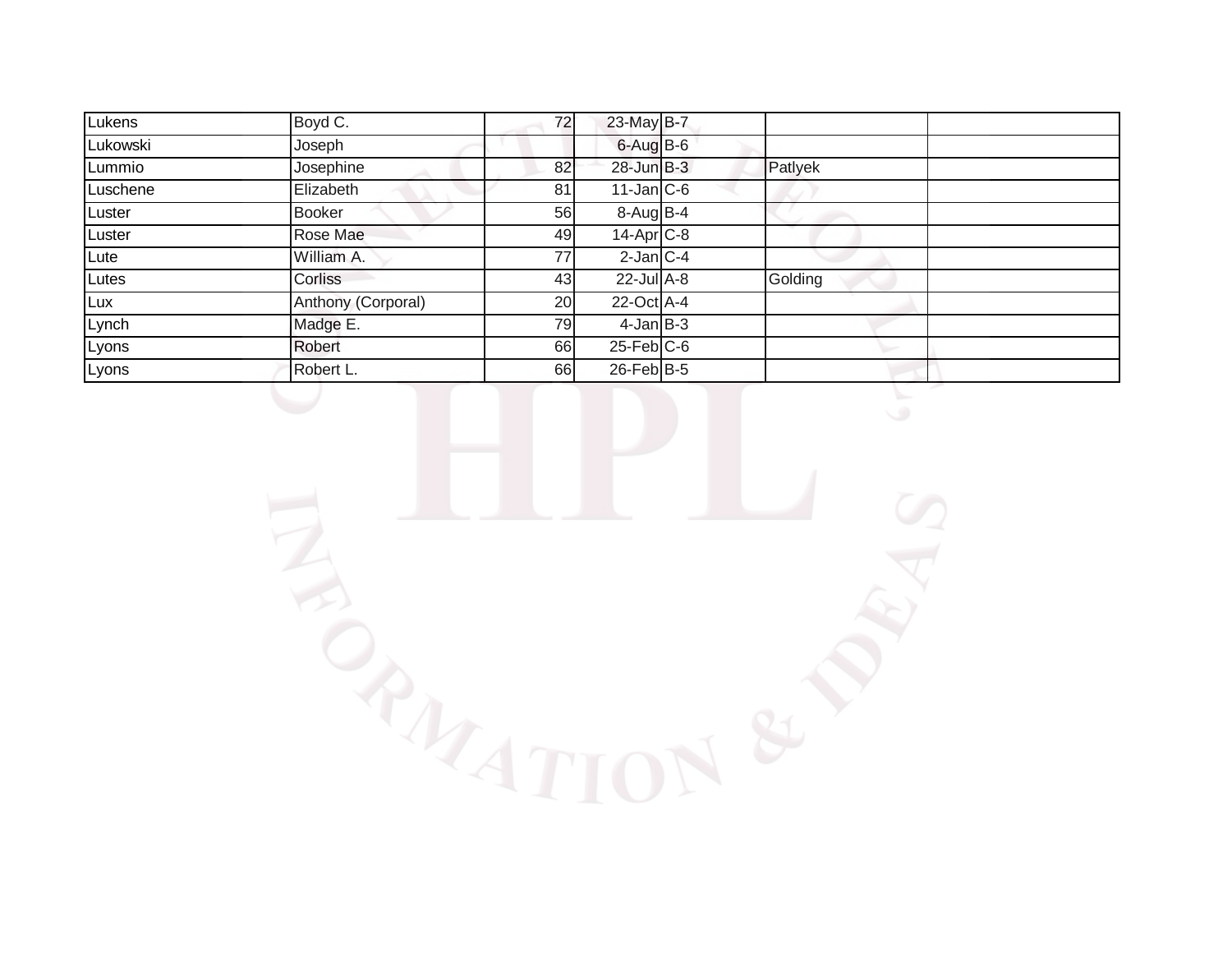| | | | | | | |
|---|---|---|---|---|---|---|
| Lukens | Boyd C. | 72 | 23-May | B-7 | | |
| Lukowski | Joseph | | 6-Aug | B-6 | | |
| Lummio | Josephine | 82 | 28-Jun | B-3 | Patlyek | |
| Luschene | Elizabeth | 81 | 11-Jan | C-6 | | |
| Luster | Booker | 56 | 8-Aug | B-4 | | |
| Luster | Rose Mae | 49 | 14-Apr | C-8 | | |
| Lute | William A. | 77 | 2-Jan | C-4 | | |
| Lutes | Corliss | 43 | 22-Jul | A-8 | Golding | |
| Lux | Anthony (Corporal) | 20 | 22-Oct | A-4 | | |
| Lynch | Madge E. | 79 | 4-Jan | B-3 | | |
| Lyons | Robert | 66 | 25-Feb | C-6 | | |
| Lyons | Robert L. | 66 | 26-Feb | B-5 | | |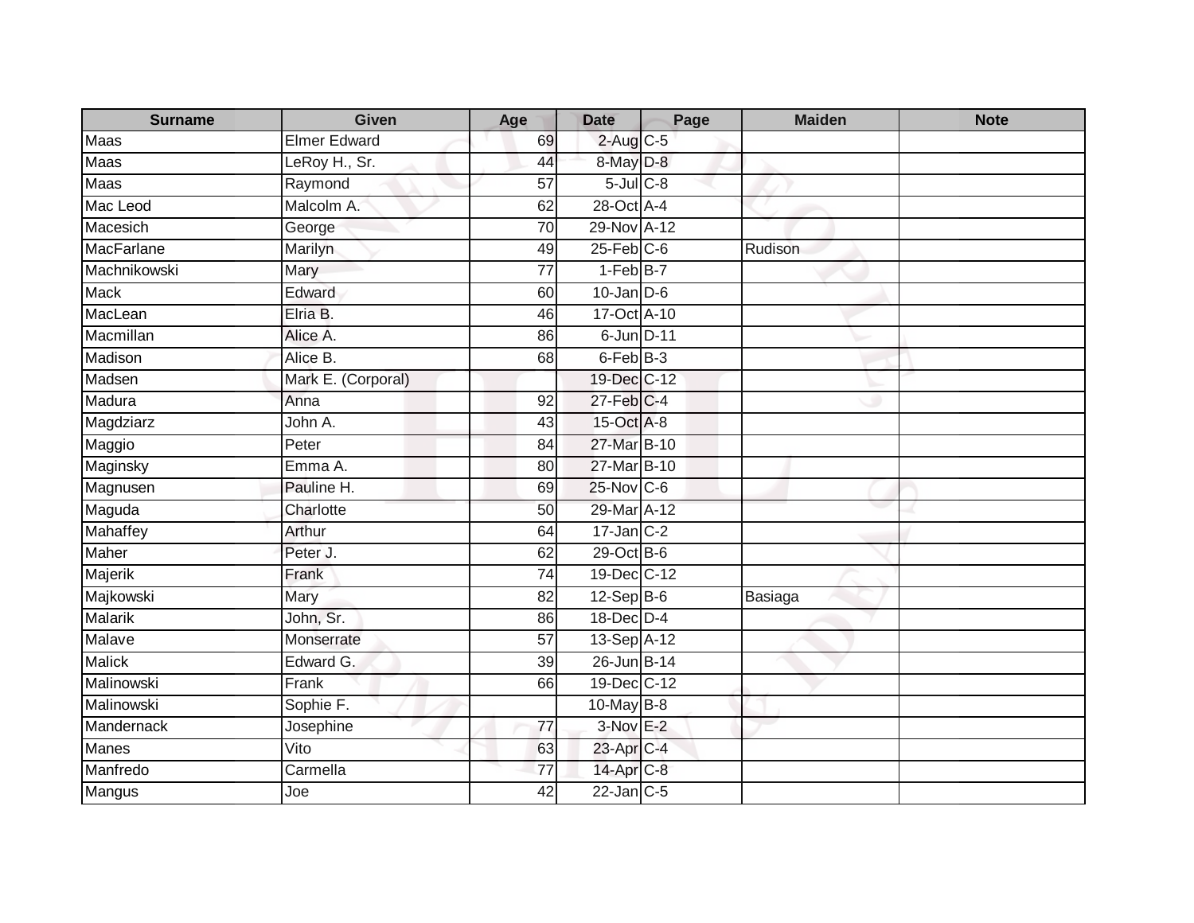| Surname | Given | Age | Date | Page | Maiden | Note |
|---|---|---|---|---|---|---|
| Maas | Elmer Edward | 69 | 2-Aug | C-5 | | |
| Maas | LeRoy H., Sr. | 44 | 8-May | D-8 | | |
| Maas | Raymond | 57 | 5-Jul | C-8 | | |
| Mac Leod | Malcolm A. | 62 | 28-Oct | A-4 | | |
| Macesich | George | 70 | 29-Nov | A-12 | | |
| MacFarlane | Marilyn | 49 | 25-Feb | C-6 | Rudison | |
| Machnikowski | Mary | 77 | 1-Feb | B-7 | | |
| Mack | Edward | 60 | 10-Jan | D-6 | | |
| MacLean | Elria B. | 46 | 17-Oct | A-10 | | |
| Macmillan | Alice A. | 86 | 6-Jun | D-11 | | |
| Madison | Alice B. | 68 | 6-Feb | B-3 | | |
| Madsen | Mark E. (Corporal) | | 19-Dec | C-12 | | |
| Madura | Anna | 92 | 27-Feb | C-4 | | |
| Magdziarz | John A. | 43 | 15-Oct | A-8 | | |
| Maggio | Peter | 84 | 27-Mar | B-10 | | |
| Maginsky | Emma A. | 80 | 27-Mar | B-10 | | |
| Magnusen | Pauline H. | 69 | 25-Nov | C-6 | | |
| Maguda | Charlotte | 50 | 29-Mar | A-12 | | |
| Mahaffey | Arthur | 64 | 17-Jan | C-2 | | |
| Maher | Peter J. | 62 | 29-Oct | B-6 | | |
| Majerik | Frank | 74 | 19-Dec | C-12 | | |
| Majkowski | Mary | 82 | 12-Sep | B-6 | Basiaga | |
| Malarik | John, Sr. | 86 | 18-Dec | D-4 | | |
| Malave | Monserrate | 57 | 13-Sep | A-12 | | |
| Malick | Edward G. | 39 | 26-Jun | B-14 | | |
| Malinowski | Frank | 66 | 19-Dec | C-12 | | |
| Malinowski | Sophie F. | | 10-May | B-8 | | |
| Mandernack | Josephine | 77 | 3-Nov | E-2 | | |
| Manes | Vito | 63 | 23-Apr | C-4 | | |
| Manfredo | Carmella | 77 | 14-Apr | C-8 | | |
| Mangus | Joe | 42 | 22-Jan | C-5 | | |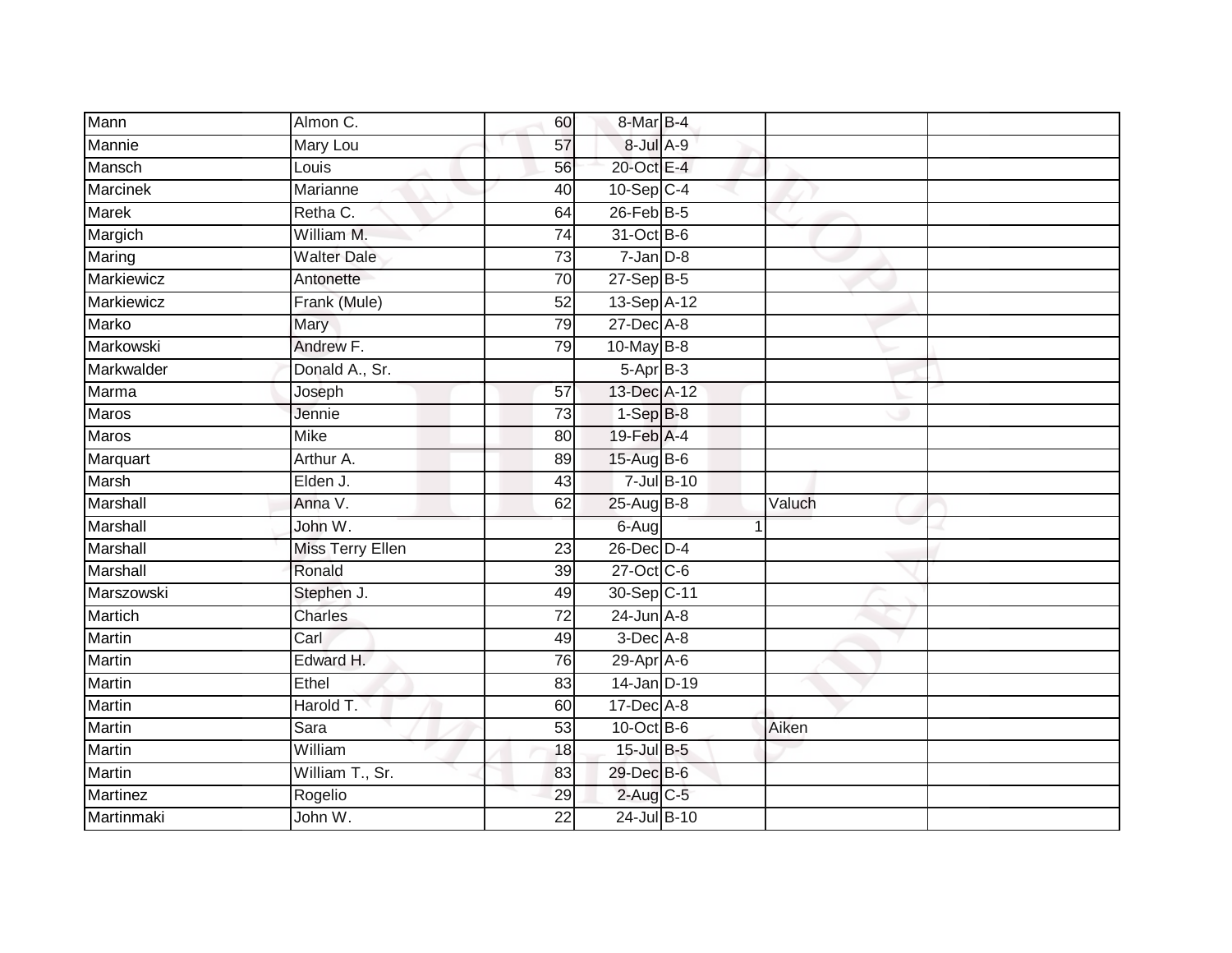| Mann | Almon C. | 60 | 8-Mar | B-4 | | | |
|---|---|---|---|---|---|---|---|
| Mannie | Mary Lou | 57 | 8-Jul | A-9 | | | |
| Mansch | Louis | 56 | 20-Oct | E-4 | | | |
| Marcinek | Marianne | 40 | 10-Sep | C-4 | | | |
| Marek | Retha C. | 64 | 26-Feb | B-5 | | | |
| Margich | William M. | 74 | 31-Oct | B-6 | | | |
| Maring | Walter Dale | 73 | 7-Jan | D-8 | | | |
| Markiewicz | Antonette | 70 | 27-Sep | B-5 | | | |
| Markiewicz | Frank (Mule) | 52 | 13-Sep | A-12 | | | |
| Marko | Mary | 79 | 27-Dec | A-8 | | | |
| Markowski | Andrew F. | 79 | 10-May | B-8 | | | |
| Markwalder | Donald A., Sr. | | 5-Apr | B-3 | | | |
| Marma | Joseph | 57 | 13-Dec | A-12 | | | |
| Maros | Jennie | 73 | 1-Sep | B-8 | | | |
| Maros | Mike | 80 | 19-Feb | A-4 | | | |
| Marquart | Arthur A. | 89 | 15-Aug | B-6 | | | |
| Marsh | Elden J. | 43 | 7-Jul | B-10 | | | |
| Marshall | Anna V. | 62 | 25-Aug | B-8 | | Valuch | |
| Marshall | John W. | | 6-Aug | | 1 | | |
| Marshall | Miss Terry Ellen | 23 | 26-Dec | D-4 | | | |
| Marshall | Ronald | 39 | 27-Oct | C-6 | | | |
| Marszowski | Stephen J. | 49 | 30-Sep | C-11 | | | |
| Martich | Charles | 72 | 24-Jun | A-8 | | | |
| Martin | Carl | 49 | 3-Dec | A-8 | | | |
| Martin | Edward H. | 76 | 29-Apr | A-6 | | | |
| Martin | Ethel | 83 | 14-Jan | D-19 | | | |
| Martin | Harold T. | 60 | 17-Dec | A-8 | | | |
| Martin | Sara | 53 | 10-Oct | B-6 | | Aiken | |
| Martin | William | 18 | 15-Jul | B-5 | | | |
| Martin | William T., Sr. | 83 | 29-Dec | B-6 | | | |
| Martinez | Rogelio | 29 | 2-Aug | C-5 | | | |
| Martinmaki | John W. | 22 | 24-Jul | B-10 | | | |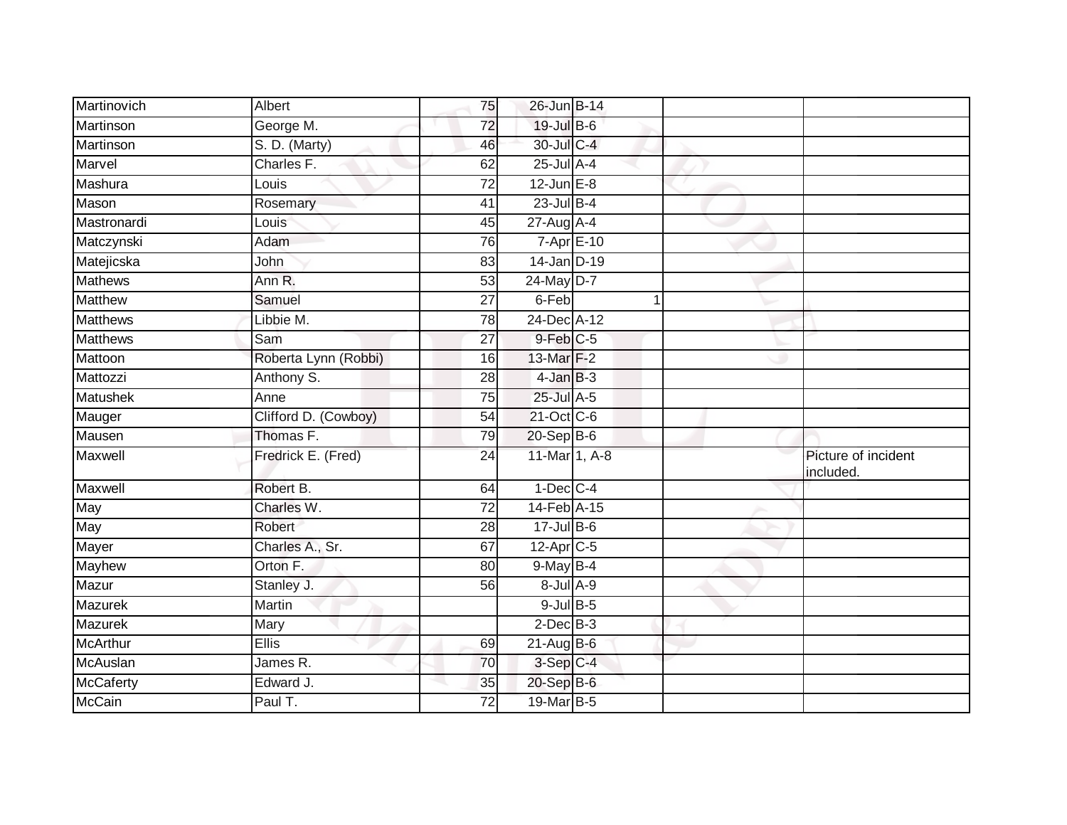| | | | | | | |
|---|---|---|---|---|---|---|
| Martinovich | Albert | 75 | 26-Jun | B-14 | | |
| Martinson | George M. | 72 | 19-Jul | B-6 | | |
| Martinson | S. D. (Marty) | 46 | 30-Jul | C-4 | | |
| Marvel | Charles F. | 62 | 25-Jul | A-4 | | |
| Mashura | Louis | 72 | 12-Jun | E-8 | | |
| Mason | Rosemary | 41 | 23-Jul | B-4 | | |
| Mastronardi | Louis | 45 | 27-Aug | A-4 | | |
| Matczynski | Adam | 76 | 7-Apr | E-10 | | |
| Matejicska | John | 83 | 14-Jan | D-19 | | |
| Mathews | Ann R. | 53 | 24-May | D-7 | | |
| Matthew | Samuel | 27 | 6-Feb | 1 | | |
| Matthews | Libbie M. | 78 | 24-Dec | A-12 | | |
| Matthews | Sam | 27 | 9-Feb | C-5 | | |
| Mattoon | Roberta Lynn (Robbi) | 16 | 13-Mar | F-2 | | |
| Mattozzi | Anthony S. | 28 | 4-Jan | B-3 | | |
| Matushek | Anne | 75 | 25-Jul | A-5 | | |
| Mauger | Clifford D. (Cowboy) | 54 | 21-Oct | C-6 | | |
| Mausen | Thomas F. | 79 | 20-Sep | B-6 | | |
| Maxwell | Fredrick E. (Fred) | 24 | 11-Mar | 1, A-8 | | Picture of incident included. |
| Maxwell | Robert B. | 64 | 1-Dec | C-4 | | |
| May | Charles W. | 72 | 14-Feb | A-15 | | |
| May | Robert | 28 | 17-Jul | B-6 | | |
| Mayer | Charles A., Sr. | 67 | 12-Apr | C-5 | | |
| Mayhew | Orton F. | 80 | 9-May | B-4 | | |
| Mazur | Stanley J. | 56 | 8-Jul | A-9 | | |
| Mazurek | Martin | | 9-Jul | B-5 | | |
| Mazurek | Mary | | 2-Dec | B-3 | | |
| McArthur | Ellis | 69 | 21-Aug | B-6 | | |
| McAuslan | James R. | 70 | 3-Sep | C-4 | | |
| McCaferty | Edward J. | 35 | 20-Sep | B-6 | | |
| McCain | Paul T. | 72 | 19-Mar | B-5 | | |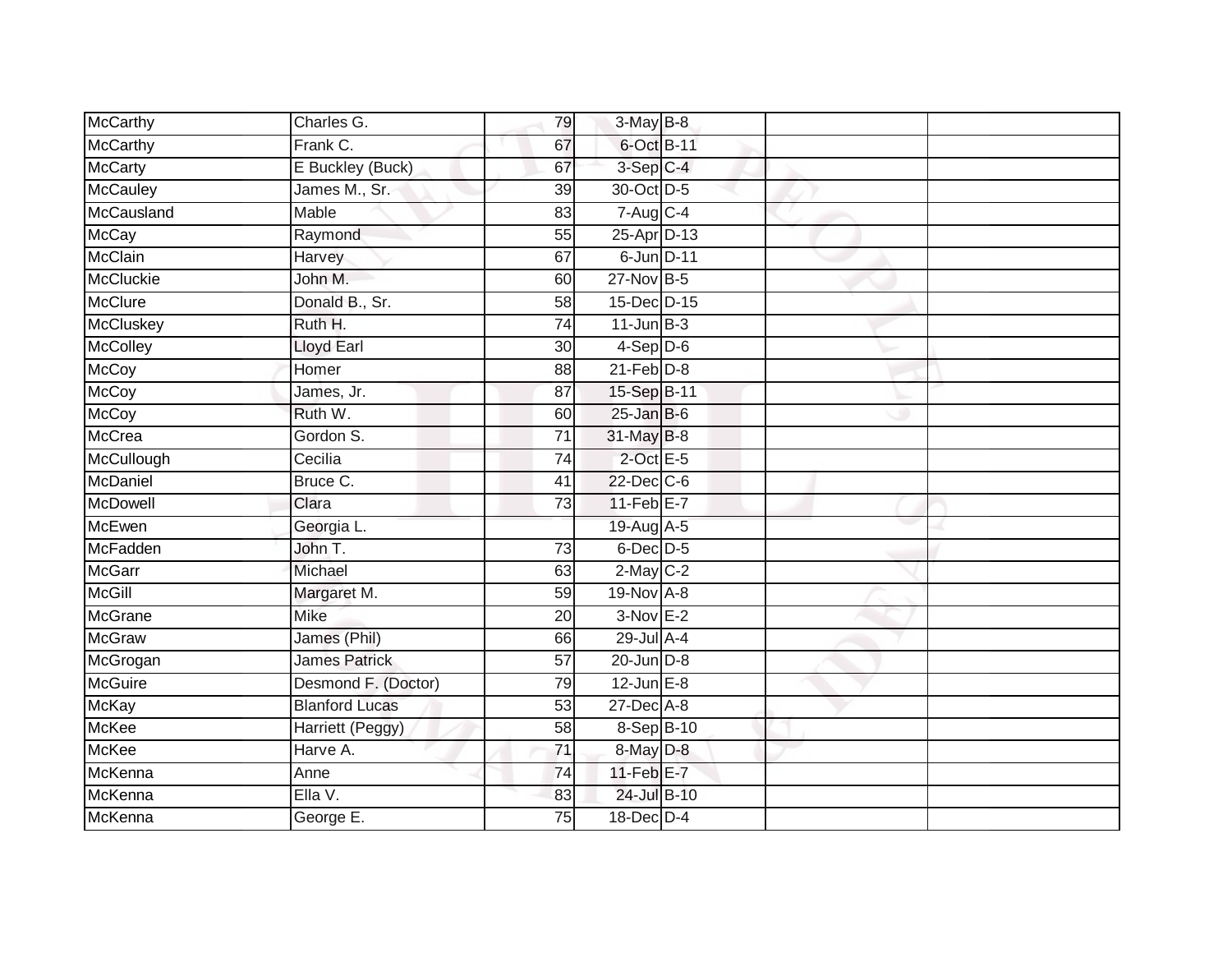| McCarthy | Charles G. | 79 | 3-May | B-8 | | |
|---|---|---|---|---|---|---|
| McCarthy | Frank C. | 67 | 6-Oct | B-11 | | |
| McCarty | E Buckley (Buck) | 67 | 3-Sep | C-4 | | |
| McCauley | James M., Sr. | 39 | 30-Oct | D-5 | | |
| McCausland | Mable | 83 | 7-Aug | C-4 | | |
| McCay | Raymond | 55 | 25-Apr | D-13 | | |
| McClain | Harvey | 67 | 6-Jun | D-11 | | |
| McCluckie | John M. | 60 | 27-Nov | B-5 | | |
| McClure | Donald B., Sr. | 58 | 15-Dec | D-15 | | |
| McCluskey | Ruth H. | 74 | 11-Jun | B-3 | | |
| McColley | Lloyd Earl | 30 | 4-Sep | D-6 | | |
| McCoy | Homer | 88 | 21-Feb | D-8 | | |
| McCoy | James, Jr. | 87 | 15-Sep | B-11 | | |
| McCoy | Ruth W. | 60 | 25-Jan | B-6 | | |
| McCrea | Gordon S. | 71 | 31-May | B-8 | | |
| McCullough | Cecilia | 74 | 2-Oct | E-5 | | |
| McDaniel | Bruce C. | 41 | 22-Dec | C-6 | | |
| McDowell | Clara | 73 | 11-Feb | E-7 | | |
| McEwen | Georgia L. | | 19-Aug | A-5 | | |
| McFadden | John T. | 73 | 6-Dec | D-5 | | |
| McGarr | Michael | 63 | 2-May | C-2 | | |
| McGill | Margaret M. | 59 | 19-Nov | A-8 | | |
| McGrane | Mike | 20 | 3-Nov | E-2 | | |
| McGraw | James (Phil) | 66 | 29-Jul | A-4 | | |
| McGrogan | James Patrick | 57 | 20-Jun | D-8 | | |
| McGuire | Desmond F. (Doctor) | 79 | 12-Jun | E-8 | | |
| McKay | Blanford Lucas | 53 | 27-Dec | A-8 | | |
| McKee | Harriett (Peggy) | 58 | 8-Sep | B-10 | | |
| McKee | Harve A. | 71 | 8-May | D-8 | | |
| McKenna | Anne | 74 | 11-Feb | E-7 | | |
| McKenna | Ella V. | 83 | 24-Jul | B-10 | | |
| McKenna | George E. | 75 | 18-Dec | D-4 | | |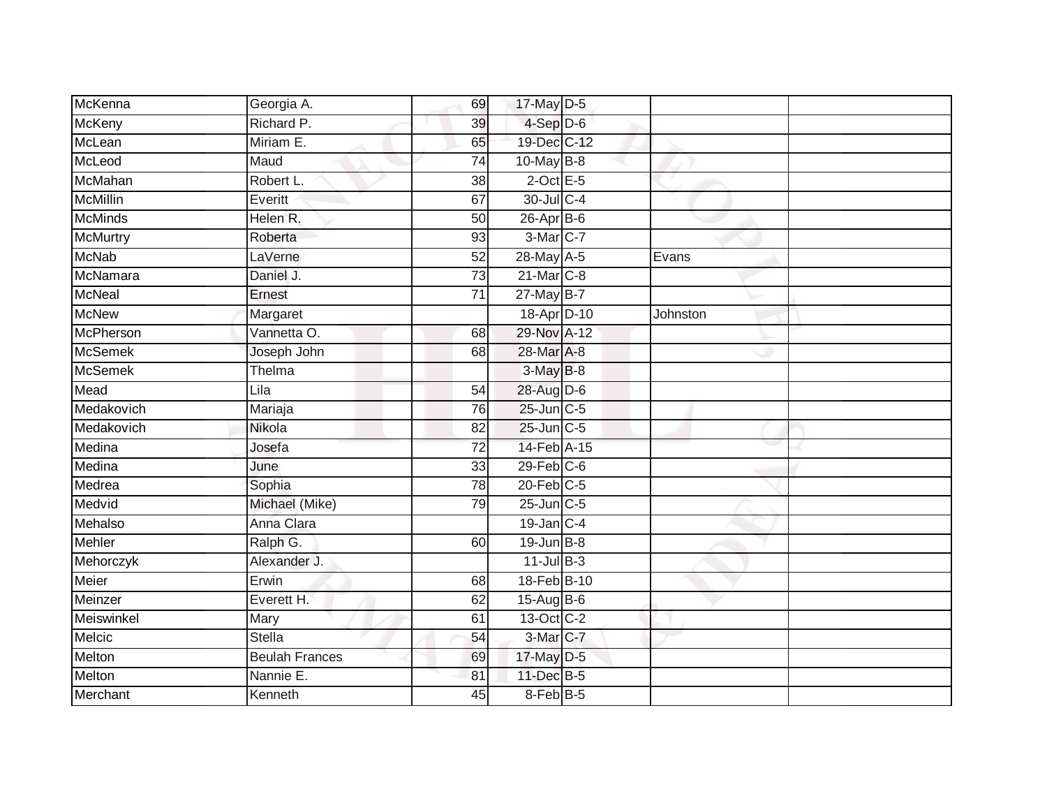| | | | | | | |
|---|---|---|---|---|---|---|
| McKenna | Georgia A. | 69 | 17-May | D-5 | | |
| McKeny | Richard P. | 39 | 4-Sep | D-6 | | |
| McLean | Miriam E. | 65 | 19-Dec | C-12 | | |
| McLeod | Maud | 74 | 10-May | B-8 | | |
| McMahan | Robert L. | 38 | 2-Oct | E-5 | | |
| McMillin | Everitt | 67 | 30-Jul | C-4 | | |
| McMinds | Helen R. | 50 | 26-Apr | B-6 | | |
| McMurtry | Roberta | 93 | 3-Mar | C-7 | | |
| McNab | LaVerne | 52 | 28-May | A-5 | Evans | |
| McNamara | Daniel J. | 73 | 21-Mar | C-8 | | |
| McNeal | Ernest | 71 | 27-May | B-7 | | |
| McNew | Margaret | | 18-Apr | D-10 | Johnston | |
| McPherson | Vannetta O. | 68 | 29-Nov | A-12 | | |
| McSemek | Joseph John | 68 | 28-Mar | A-8 | | |
| McSemek | Thelma | | 3-May | B-8 | | |
| Mead | Lila | 54 | 28-Aug | D-6 | | |
| Medakovich | Mariaja | 76 | 25-Jun | C-5 | | |
| Medakovich | Nikola | 82 | 25-Jun | C-5 | | |
| Medina | Josefa | 72 | 14-Feb | A-15 | | |
| Medina | June | 33 | 29-Feb | C-6 | | |
| Medrea | Sophia | 78 | 20-Feb | C-5 | | |
| Medvid | Michael (Mike) | 79 | 25-Jun | C-5 | | |
| Mehalso | Anna Clara | | 19-Jan | C-4 | | |
| Mehler | Ralph G. | 60 | 19-Jun | B-8 | | |
| Mehorczyk | Alexander J. | | 11-Jul | B-3 | | |
| Meier | Erwin | 68 | 18-Feb | B-10 | | |
| Meinzer | Everett H. | 62 | 15-Aug | B-6 | | |
| Meiswinkel | Mary | 61 | 13-Oct | C-2 | | |
| Melcic | Stella | 54 | 3-Mar | C-7 | | |
| Melton | Beulah Frances | 69 | 17-May | D-5 | | |
| Melton | Nannie E. | 81 | 11-Dec | B-5 | | |
| Merchant | Kenneth | 45 | 8-Feb | B-5 | | |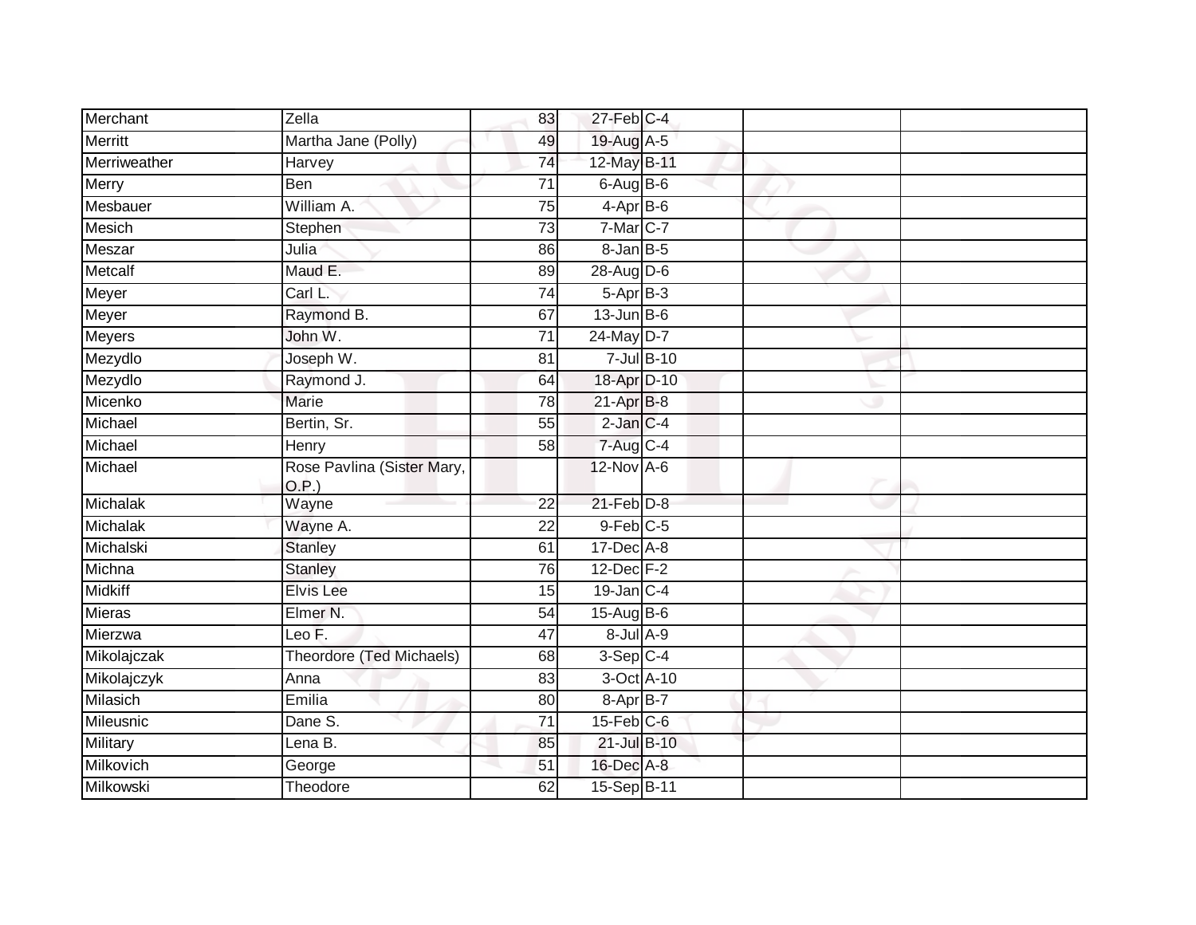| | | | | | | |
|---|---|---|---|---|---|---|
| Merchant | Zella | 83 | 27-Feb | C-4 | | |
| Merritt | Martha Jane (Polly) | 49 | 19-Aug | A-5 | | |
| Merriweather | Harvey | 74 | 12-May | B-11 | | |
| Merry | Ben | 71 | 6-Aug | B-6 | | |
| Mesbauer | William A. | 75 | 4-Apr | B-6 | | |
| Mesich | Stephen | 73 | 7-Mar | C-7 | | |
| Meszar | Julia | 86 | 8-Jan | B-5 | | |
| Metcalf | Maud E. | 89 | 28-Aug | D-6 | | |
| Meyer | Carl L. | 74 | 5-Apr | B-3 | | |
| Meyer | Raymond B. | 67 | 13-Jun | B-6 | | |
| Meyers | John W. | 71 | 24-May | D-7 | | |
| Mezydlo | Joseph W. | 81 | 7-Jul | B-10 | | |
| Mezydlo | Raymond J. | 64 | 18-Apr | D-10 | | |
| Micenko | Marie | 78 | 21-Apr | B-8 | | |
| Michael | Bertin, Sr. | 55 | 2-Jan | C-4 | | |
| Michael | Henry | 58 | 7-Aug | C-4 | | |
| Michael | Rose Pavlina (Sister Mary, O.P.) | | 12-Nov | A-6 | | |
| Michalak | Wayne | 22 | 21-Feb | D-8 | | |
| Michalak | Wayne A. | 22 | 9-Feb | C-5 | | |
| Michalski | Stanley | 61 | 17-Dec | A-8 | | |
| Michna | Stanley | 76 | 12-Dec | F-2 | | |
| Midkiff | Elvis Lee | 15 | 19-Jan | C-4 | | |
| Mieras | Elmer N. | 54 | 15-Aug | B-6 | | |
| Mierzwa | Leo F. | 47 | 8-Jul | A-9 | | |
| Mikolajczak | Theordore (Ted Michaels) | 68 | 3-Sep | C-4 | | |
| Mikolajczyk | Anna | 83 | 3-Oct | A-10 | | |
| Milasich | Emilia | 80 | 8-Apr | B-7 | | |
| Mileusnic | Dane S. | 71 | 15-Feb | C-6 | | |
| Military | Lena B. | 85 | 21-Jul | B-10 | | |
| Milkovich | George | 51 | 16-Dec | A-8 | | |
| Milkowski | Theodore | 62 | 15-Sep | B-11 | | |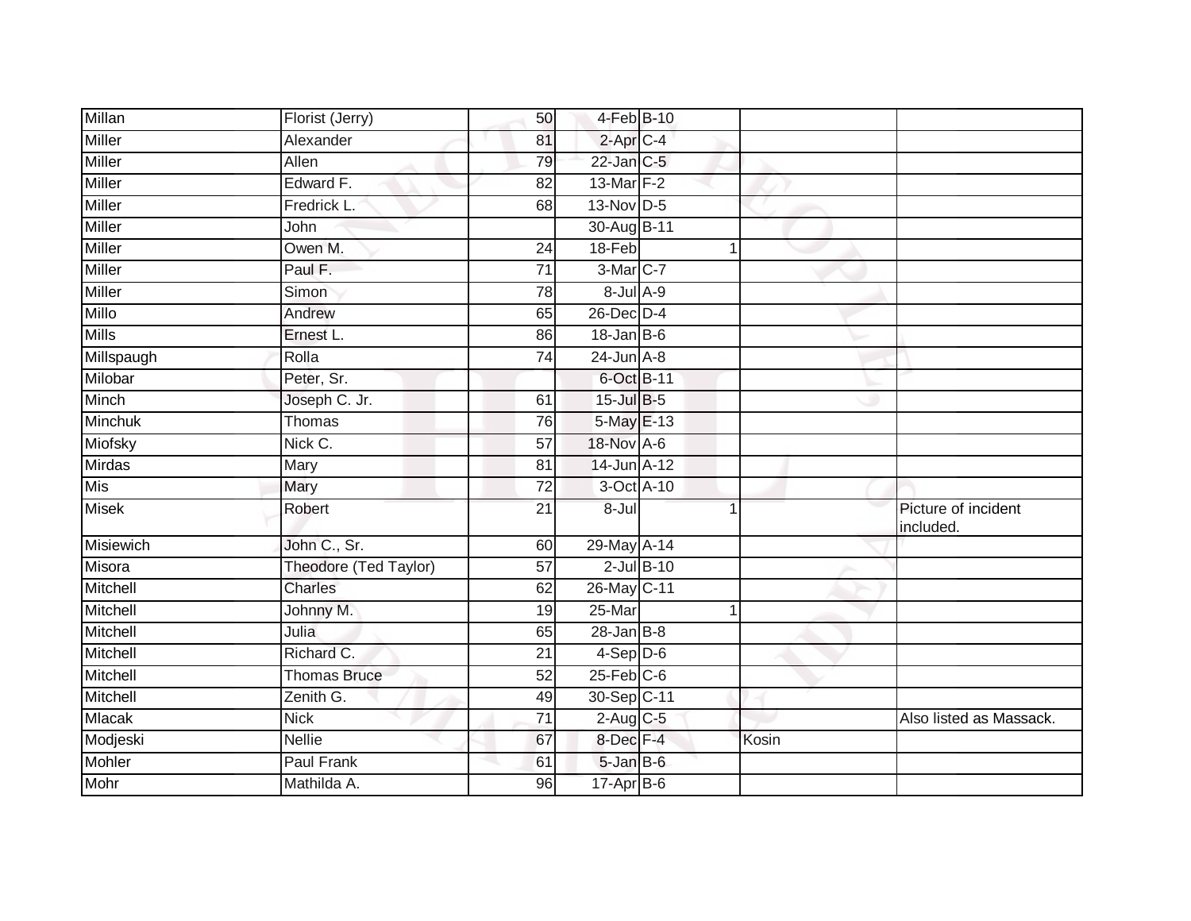| | | | | | | | |
|---|---|---|---|---|---|---|---|
| Millan | Florist (Jerry) | 50 | 4-Feb | B-10 | | | |
| Miller | Alexander | 81 | 2-Apr | C-4 | | | |
| Miller | Allen | 79 | 22-Jan | C-5 | | | |
| Miller | Edward F. | 82 | 13-Mar | F-2 | | | |
| Miller | Fredrick L. | 68 | 13-Nov | D-5 | | | |
| Miller | John | | 30-Aug | B-11 | | | |
| Miller | Owen M. | 24 | 18-Feb | | 1 | | |
| Miller | Paul F. | 71 | 3-Mar | C-7 | | | |
| Miller | Simon | 78 | 8-Jul | A-9 | | | |
| Millo | Andrew | 65 | 26-Dec | D-4 | | | |
| Mills | Ernest L. | 86 | 18-Jan | B-6 | | | |
| Millspaugh | Rolla | 74 | 24-Jun | A-8 | | | |
| Milobar | Peter, Sr. | | 6-Oct | B-11 | | | |
| Minch | Joseph C. Jr. | 61 | 15-Jul | B-5 | | | |
| Minchuk | Thomas | 76 | 5-May | E-13 | | | |
| Miofsky | Nick C. | 57 | 18-Nov | A-6 | | | |
| Mirdas | Mary | 81 | 14-Jun | A-12 | | | |
| Mis | Mary | 72 | 3-Oct | A-10 | | | |
| Misek | Robert | 21 | 8-Jul | | 1 | | Picture of incident included. |
| Misiewich | John C., Sr. | 60 | 29-May | A-14 | | | |
| Misora | Theodore (Ted Taylor) | 57 | 2-Jul | B-10 | | | |
| Mitchell | Charles | 62 | 26-May | C-11 | | | |
| Mitchell | Johnny M. | 19 | 25-Mar | | 1 | | |
| Mitchell | Julia | 65 | 28-Jan | B-8 | | | |
| Mitchell | Richard C. | 21 | 4-Sep | D-6 | | | |
| Mitchell | Thomas Bruce | 52 | 25-Feb | C-6 | | | |
| Mitchell | Zenith G. | 49 | 30-Sep | C-11 | | | |
| Mlacak | Nick | 71 | 2-Aug | C-5 | | | Also listed as Massack. |
| Modjeski | Nellie | 67 | 8-Dec | F-4 | | Kosin | |
| Mohler | Paul Frank | 61 | 5-Jan | B-6 | | | |
| Mohr | Mathilda A. | 96 | 17-Apr | B-6 | | | |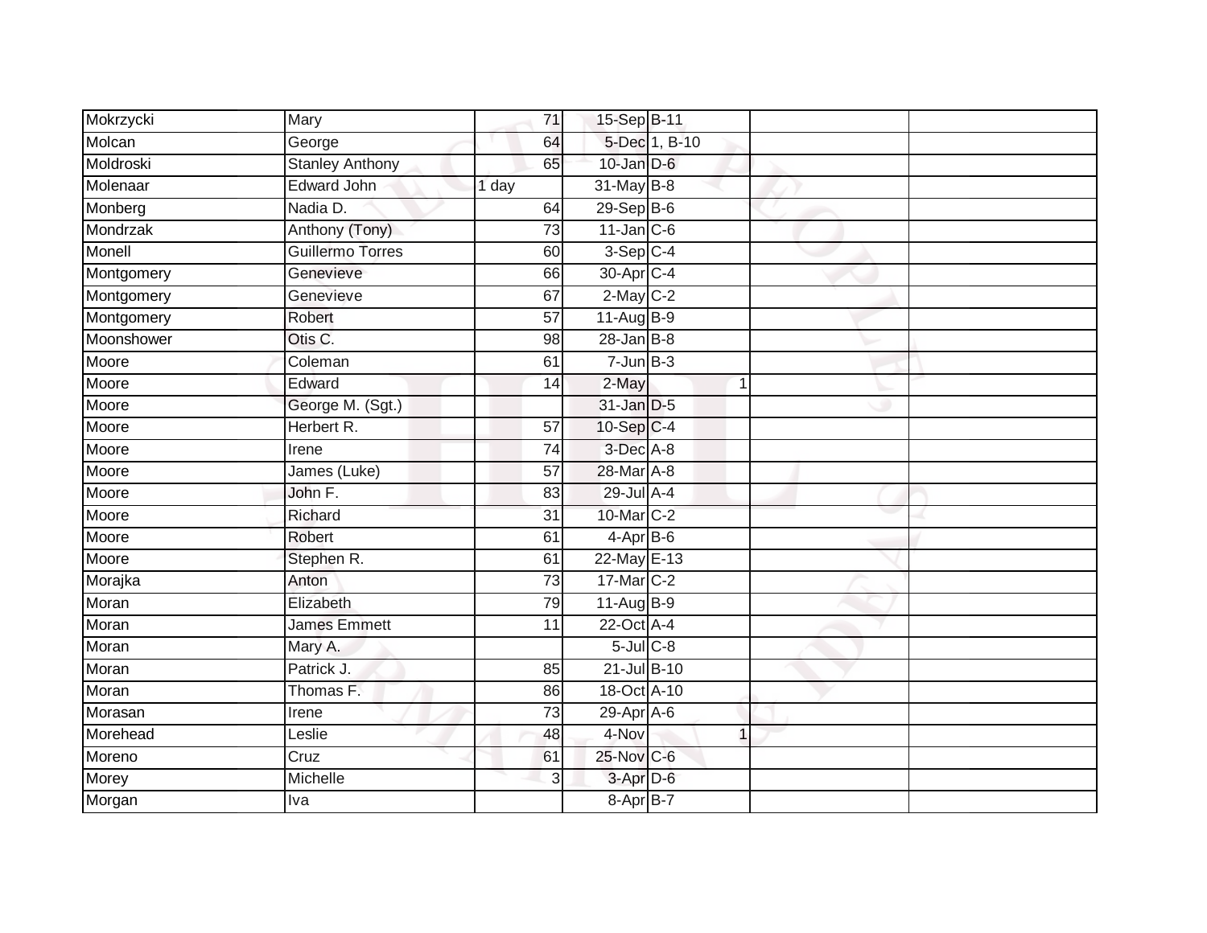| | | | | | | | |
|---|---|---|---|---|---|---|---|
| Mokrzycki | Mary | 71 | 15-Sep | B-11 | | | |
| Molcan | George | 64 | 5-Dec | 1, B-10 | | | |
| Moldroski | Stanley Anthony | 65 | 10-Jan | D-6 | | | |
| Molenaar | Edward John | 1 day | 31-May | B-8 | | | |
| Monberg | Nadia D. | 64 | 29-Sep | B-6 | | | |
| Mondrzak | Anthony (Tony) | 73 | 11-Jan | C-6 | | | |
| Monell | Guillermo Torres | 60 | 3-Sep | C-4 | | | |
| Montgomery | Genevieve | 66 | 30-Apr | C-4 | | | |
| Montgomery | Genevieve | 67 | 2-May | C-2 | | | |
| Montgomery | Robert | 57 | 11-Aug | B-9 | | | |
| Moonshower | Otis C. | 98 | 28-Jan | B-8 | | | |
| Moore | Coleman | 61 | 7-Jun | B-3 | | | |
| Moore | Edward | 14 | 2-May | | 1 | | |
| Moore | George M. (Sgt.) | | 31-Jan | D-5 | | | |
| Moore | Herbert R. | 57 | 10-Sep | C-4 | | | |
| Moore | Irene | 74 | 3-Dec | A-8 | | | |
| Moore | James (Luke) | 57 | 28-Mar | A-8 | | | |
| Moore | John F. | 83 | 29-Jul | A-4 | | | |
| Moore | Richard | 31 | 10-Mar | C-2 | | | |
| Moore | Robert | 61 | 4-Apr | B-6 | | | |
| Moore | Stephen R. | 61 | 22-May | E-13 | | | |
| Morajka | Anton | 73 | 17-Mar | C-2 | | | |
| Moran | Elizabeth | 79 | 11-Aug | B-9 | | | |
| Moran | James Emmett | 11 | 22-Oct | A-4 | | | |
| Moran | Mary A. | | 5-Jul | C-8 | | | |
| Moran | Patrick J. | 85 | 21-Jul | B-10 | | | |
| Moran | Thomas F. | 86 | 18-Oct | A-10 | | | |
| Morasan | Irene | 73 | 29-Apr | A-6 | | | |
| Morehead | Leslie | 48 | 4-Nov | | 1 | | |
| Moreno | Cruz | 61 | 25-Nov | C-6 | | | |
| Morey | Michelle | 3 | 3-Apr | D-6 | | | |
| Morgan | Iva | | 8-Apr | B-7 | | | |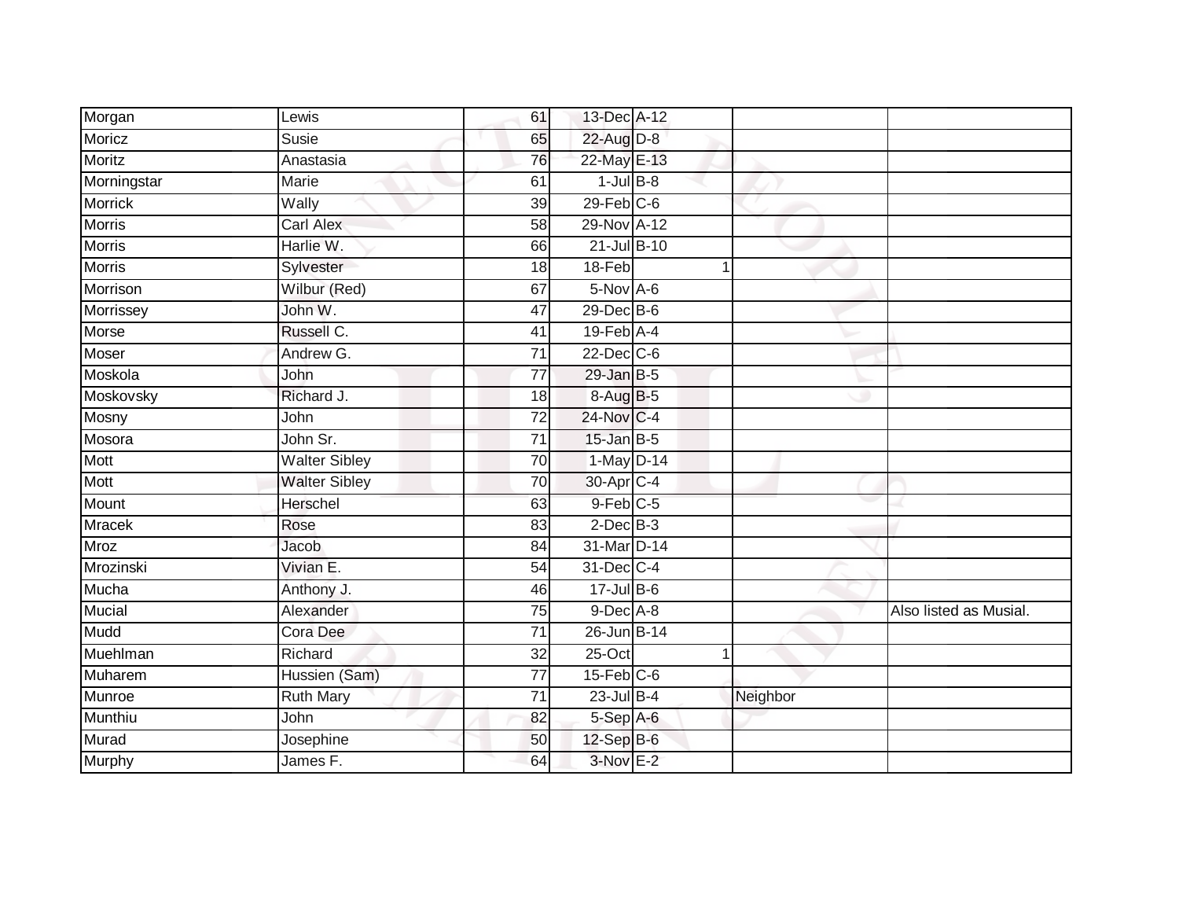| | | | | | | | |
|---|---|---|---|---|---|---|---|
| Morgan | Lewis | 61 | 13-Dec | A-12 | | | |
| Moricz | Susie | 65 | 22-Aug | D-8 | | | |
| Moritz | Anastasia | 76 | 22-May | E-13 | | | |
| Morningstar | Marie | 61 | 1-Jul | B-8 | | | |
| Morrick | Wally | 39 | 29-Feb | C-6 | | | |
| Morris | Carl Alex | 58 | 29-Nov | A-12 | | | |
| Morris | Harlie W. | 66 | 21-Jul | B-10 | | | |
| Morris | Sylvester | 18 | 18-Feb | | 1 | | |
| Morrison | Wilbur (Red) | 67 | 5-Nov | A-6 | | | |
| Morrissey | John W. | 47 | 29-Dec | B-6 | | | |
| Morse | Russell C. | 41 | 19-Feb | A-4 | | | |
| Moser | Andrew G. | 71 | 22-Dec | C-6 | | | |
| Moskola | John | 77 | 29-Jan | B-5 | | | |
| Moskovsky | Richard J. | 18 | 8-Aug | B-5 | | | |
| Mosny | John | 72 | 24-Nov | C-4 | | | |
| Mosora | John Sr. | 71 | 15-Jan | B-5 | | | |
| Mott | Walter Sibley | 70 | 1-May | D-14 | | | |
| Mott | Walter Sibley | 70 | 30-Apr | C-4 | | | |
| Mount | Herschel | 63 | 9-Feb | C-5 | | | |
| Mracek | Rose | 83 | 2-Dec | B-3 | | | |
| Mroz | Jacob | 84 | 31-Mar | D-14 | | | |
| Mrozinski | Vivian E. | 54 | 31-Dec | C-4 | | | |
| Mucha | Anthony J. | 46 | 17-Jul | B-6 | | | |
| Mucial | Alexander | 75 | 9-Dec | A-8 | | | Also listed as Musial. |
| Mudd | Cora Dee | 71 | 26-Jun | B-14 | | | |
| Muehlman | Richard | 32 | 25-Oct | | 1 | | |
| Muharem | Hussien (Sam) | 77 | 15-Feb | C-6 | | | |
| Munroe | Ruth Mary | 71 | 23-Jul | B-4 | | Neighbor | |
| Munthiu | John | 82 | 5-Sep | A-6 | | | |
| Murad | Josephine | 50 | 12-Sep | B-6 | | | |
| Murphy | James F. | 64 | 3-Nov | E-2 | | | |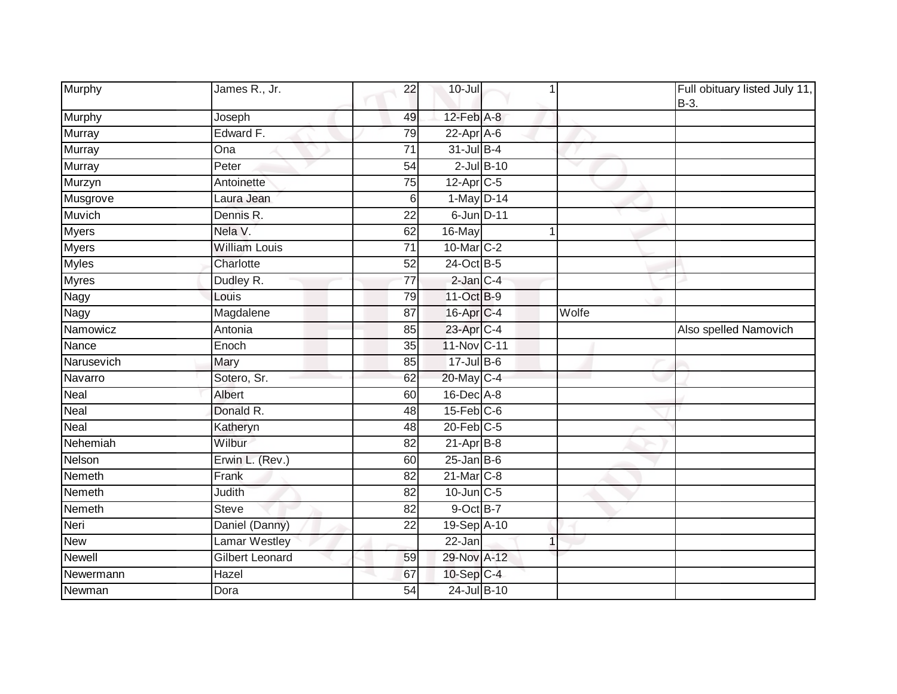| | | | | | | |
|---|---|---|---|---|---|---|
| Murphy | James R., Jr. | 22 | 10-Jul | 1 | | Full obituary listed July 11, B-3. |
| Murphy | Joseph | 49 | 12-Feb | A-8 | | |
| Murray | Edward F. | 79 | 22-Apr | A-6 | | |
| Murray | Ona | 71 | 31-Jul | B-4 | | |
| Murray | Peter | 54 | 2-Jul | B-10 | | |
| Murzyn | Antoinette | 75 | 12-Apr | C-5 | | |
| Musgrove | Laura Jean | 6 | 1-May | D-14 | | |
| Muvich | Dennis R. | 22 | 6-Jun | D-11 | | |
| Myers | Nela V. | 62 | 16-May | 1 | | |
| Myers | William Louis | 71 | 10-Mar | C-2 | | |
| Myles | Charlotte | 52 | 24-Oct | B-5 | | |
| Myres | Dudley R. | 77 | 2-Jan | C-4 | | |
| Nagy | Louis | 79 | 11-Oct | B-9 | | |
| Nagy | Magdalene | 87 | 16-Apr | C-4 | Wolfe | |
| Namowicz | Antonia | 85 | 23-Apr | C-4 | | Also spelled Namovich |
| Nance | Enoch | 35 | 11-Nov | C-11 | | |
| Narusevich | Mary | 85 | 17-Jul | B-6 | | |
| Navarro | Sotero, Sr. | 62 | 20-May | C-4 | | |
| Neal | Albert | 60 | 16-Dec | A-8 | | |
| Neal | Donald R. | 48 | 15-Feb | C-6 | | |
| Neal | Katheryn | 48 | 20-Feb | C-5 | | |
| Nehemiah | Wilbur | 82 | 21-Apr | B-8 | | |
| Nelson | Erwin L. (Rev.) | 60 | 25-Jan | B-6 | | |
| Nemeth | Frank | 82 | 21-Mar | C-8 | | |
| Nemeth | Judith | 82 | 10-Jun | C-5 | | |
| Nemeth | Steve | 82 | 9-Oct | B-7 | | |
| Neri | Daniel (Danny) | 22 | 19-Sep | A-10 | | |
| New | Lamar Westley | | 22-Jan | 1 | | |
| Newell | Gilbert Leonard | 59 | 29-Nov | A-12 | | |
| Newermann | Hazel | 67 | 10-Sep | C-4 | | |
| Newman | Dora | 54 | 24-Jul | B-10 | | |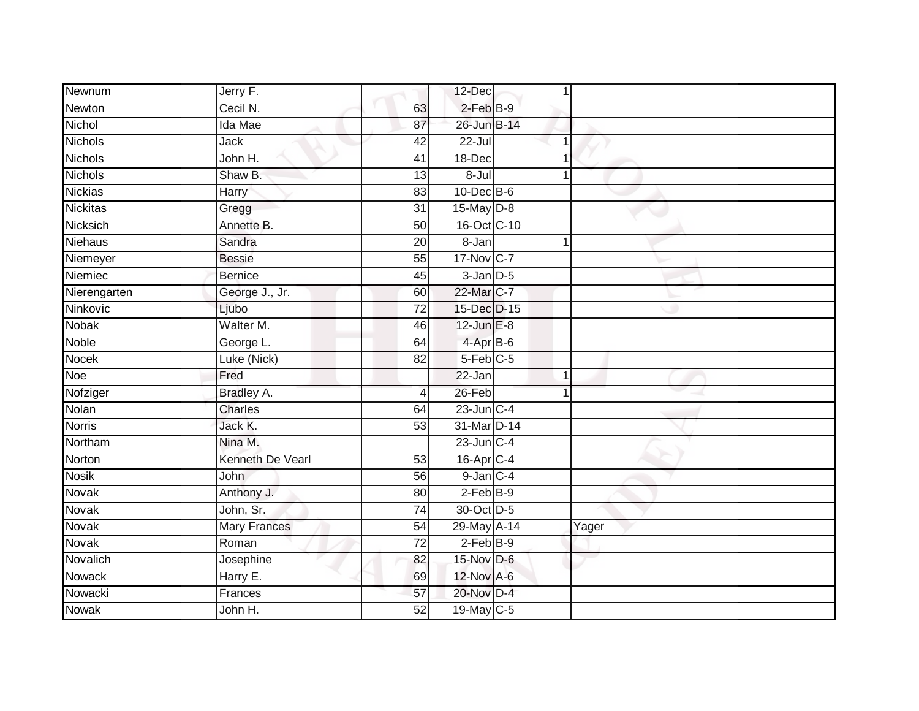| | | | | | | | |
|---|---|---|---|---|---|---|---|
| Newnum | Jerry F. | | 12-Dec | | 1 | | |
| Newton | Cecil N. | 63 | 2-Feb | B-9 | | | |
| Nichol | Ida Mae | 87 | 26-Jun | B-14 | | | |
| Nichols | Jack | 42 | 22-Jul | | 1 | | |
| Nichols | John H. | 41 | 18-Dec | | 1 | | |
| Nichols | Shaw B. | 13 | 8-Jul | | 1 | | |
| Nickias | Harry | 83 | 10-Dec | B-6 | | | |
| Nickitas | Gregg | 31 | 15-May | D-8 | | | |
| Nicksich | Annette B. | 50 | 16-Oct | C-10 | | | |
| Niehaus | Sandra | 20 | 8-Jan | | 1 | | |
| Niemeyer | Bessie | 55 | 17-Nov | C-7 | | | |
| Niemiec | Bernice | 45 | 3-Jan | D-5 | | | |
| Nierengarten | George J., Jr. | 60 | 22-Mar | C-7 | | | |
| Ninkovic | Ljubo | 72 | 15-Dec | D-15 | | | |
| Nobak | Walter M. | 46 | 12-Jun | E-8 | | | |
| Noble | George L. | 64 | 4-Apr | B-6 | | | |
| Nocek | Luke (Nick) | 82 | 5-Feb | C-5 | | | |
| Noe | Fred | | 22-Jan | | 1 | | |
| Nofziger | Bradley A. | 4 | 26-Feb | | 1 | | |
| Nolan | Charles | 64 | 23-Jun | C-4 | | | |
| Norris | Jack K. | 53 | 31-Mar | D-14 | | | |
| Northam | Nina M. | | 23-Jun | C-4 | | | |
| Norton | Kenneth De Vearl | 53 | 16-Apr | C-4 | | | |
| Nosik | John | 56 | 9-Jan | C-4 | | | |
| Novak | Anthony J. | 80 | 2-Feb | B-9 | | | |
| Novak | John, Sr. | 74 | 30-Oct | D-5 | | | |
| Novak | Mary Frances | 54 | 29-May | A-14 | | Yager | |
| Novak | Roman | 72 | 2-Feb | B-9 | | | |
| Novalich | Josephine | 82 | 15-Nov | D-6 | | | |
| Nowack | Harry E. | 69 | 12-Nov | A-6 | | | |
| Nowacki | Frances | 57 | 20-Nov | D-4 | | | |
| Nowak | John H. | 52 | 19-May | C-5 | | | |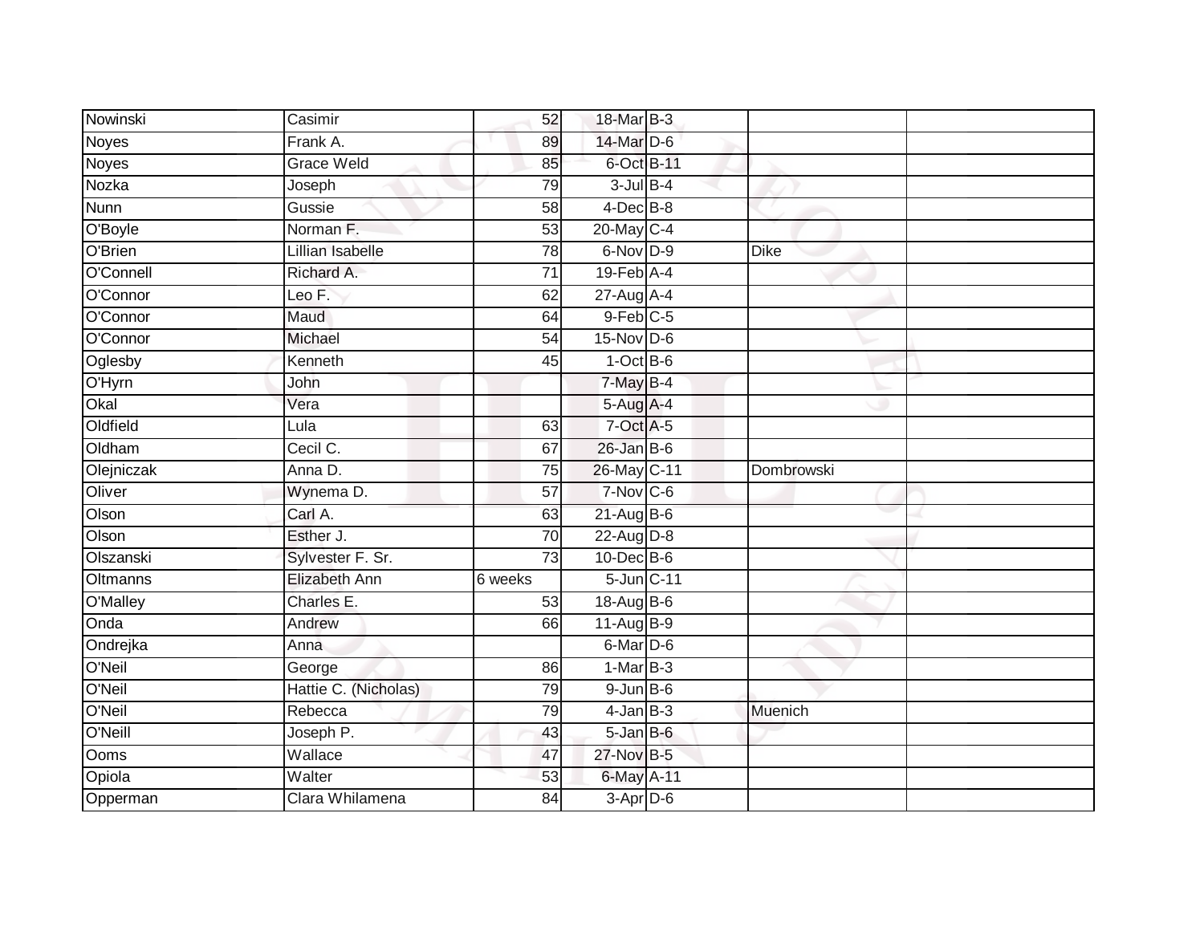| | | | | | | |
|---|---|---|---|---|---|---|
| Nowinski | Casimir | 52 | 18-Mar | B-3 | | |
| Noyes | Frank A. | 89 | 14-Mar | D-6 | | |
| Noyes | Grace Weld | 85 | 6-Oct | B-11 | | |
| Nozka | Joseph | 79 | 3-Jul | B-4 | | |
| Nunn | Gussie | 58 | 4-Dec | B-8 | | |
| O'Boyle | Norman F. | 53 | 20-May | C-4 | | |
| O'Brien | Lillian Isabelle | 78 | 6-Nov | D-9 | Dike | |
| O'Connell | Richard A. | 71 | 19-Feb | A-4 | | |
| O'Connor | Leo F. | 62 | 27-Aug | A-4 | | |
| O'Connor | Maud | 64 | 9-Feb | C-5 | | |
| O'Connor | Michael | 54 | 15-Nov | D-6 | | |
| Oglesby | Kenneth | 45 | 1-Oct | B-6 | | |
| O'Hyrn | John | | 7-May | B-4 | | |
| Okal | Vera | | 5-Aug | A-4 | | |
| Oldfield | Lula | 63 | 7-Oct | A-5 | | |
| Oldham | Cecil C. | 67 | 26-Jan | B-6 | | |
| Olejniczak | Anna D. | 75 | 26-May | C-11 | Dombrowski | |
| Oliver | Wynema D. | 57 | 7-Nov | C-6 | | |
| Olson | Carl A. | 63 | 21-Aug | B-6 | | |
| Olson | Esther J. | 70 | 22-Aug | D-8 | | |
| Olszanski | Sylvester F. Sr. | 73 | 10-Dec | B-6 | | |
| Oltmanns | Elizabeth Ann | 6 weeks | 5-Jun | C-11 | | |
| O'Malley | Charles E. | 53 | 18-Aug | B-6 | | |
| Onda | Andrew | 66 | 11-Aug | B-9 | | |
| Ondrejka | Anna | | 6-Mar | D-6 | | |
| O'Neil | George | 86 | 1-Mar | B-3 | | |
| O'Neil | Hattie C. (Nicholas) | 79 | 9-Jun | B-6 | | |
| O'Neil | Rebecca | 79 | 4-Jan | B-3 | Muenich | |
| O'Neill | Joseph P. | 43 | 5-Jan | B-6 | | |
| Ooms | Wallace | 47 | 27-Nov | B-5 | | |
| Opiola | Walter | 53 | 6-May | A-11 | | |
| Opperman | Clara Whilamena | 84 | 3-Apr | D-6 | | |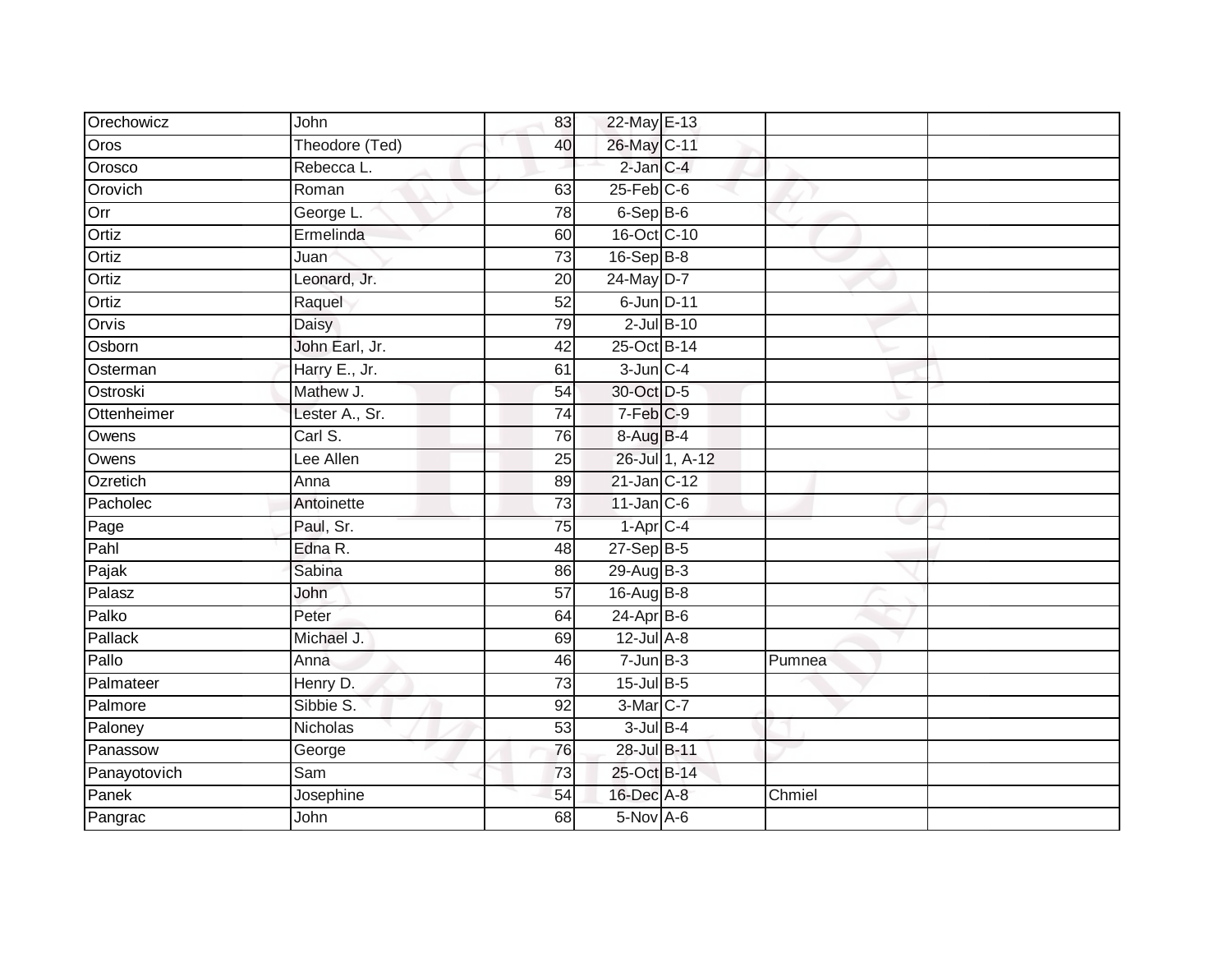| | | | | | | |
|---|---|---|---|---|---|---|
| Orechowicz | John | 83 | 22-May | E-13 | | |
| Oros | Theodore (Ted) | 40 | 26-May | C-11 | | |
| Orosco | Rebecca L. | | 2-Jan | C-4 | | |
| Orovich | Roman | 63 | 25-Feb | C-6 | | |
| Orr | George L. | 78 | 6-Sep | B-6 | | |
| Ortiz | Ermelinda | 60 | 16-Oct | C-10 | | |
| Ortiz | Juan | 73 | 16-Sep | B-8 | | |
| Ortiz | Leonard, Jr. | 20 | 24-May | D-7 | | |
| Ortiz | Raquel | 52 | 6-Jun | D-11 | | |
| Orvis | Daisy | 79 | 2-Jul | B-10 | | |
| Osborn | John Earl, Jr. | 42 | 25-Oct | B-14 | | |
| Osterman | Harry E., Jr. | 61 | 3-Jun | C-4 | | |
| Ostroski | Mathew J. | 54 | 30-Oct | D-5 | | |
| Ottenheimer | Lester A., Sr. | 74 | 7-Feb | C-9 | | |
| Owens | Carl S. | 76 | 8-Aug | B-4 | | |
| Owens | Lee Allen | 25 | 26-Jul | 1, A-12 | | |
| Ozretich | Anna | 89 | 21-Jan | C-12 | | |
| Pacholec | Antoinette | 73 | 11-Jan | C-6 | | |
| Page | Paul, Sr. | 75 | 1-Apr | C-4 | | |
| Pahl | Edna R. | 48 | 27-Sep | B-5 | | |
| Pajak | Sabina | 86 | 29-Aug | B-3 | | |
| Palasz | John | 57 | 16-Aug | B-8 | | |
| Palko | Peter | 64 | 24-Apr | B-6 | | |
| Pallack | Michael J. | 69 | 12-Jul | A-8 | | |
| Pallo | Anna | 46 | 7-Jun | B-3 | Pumnea | |
| Palmateer | Henry D. | 73 | 15-Jul | B-5 | | |
| Palmore | Sibbie S. | 92 | 3-Mar | C-7 | | |
| Paloney | Nicholas | 53 | 3-Jul | B-4 | | |
| Panassow | George | 76 | 28-Jul | B-11 | | |
| Panayotovich | Sam | 73 | 25-Oct | B-14 | | |
| Panek | Josephine | 54 | 16-Dec | A-8 | Chmiel | |
| Pangrac | John | 68 | 5-Nov | A-6 | | |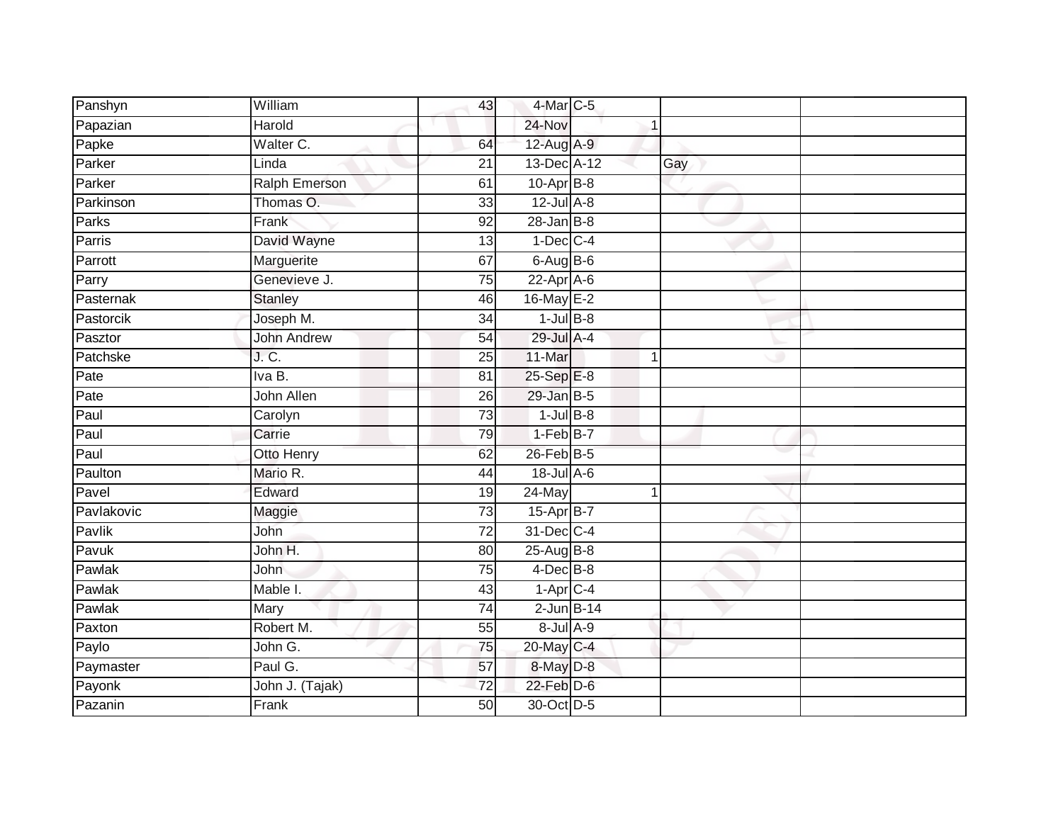| | | | | | | | |
|---|---|---|---|---|---|---|---|
| Panshyn | William | 43 | 4-Mar | C-5 | | | |
| Papazian | Harold | | 24-Nov | | 1 | | |
| Papke | Walter C. | 64 | 12-Aug | A-9 | | | |
| Parker | Linda | 21 | 13-Dec | A-12 | | Gay | |
| Parker | Ralph Emerson | 61 | 10-Apr | B-8 | | | |
| Parkinson | Thomas O. | 33 | 12-Jul | A-8 | | | |
| Parks | Frank | 92 | 28-Jan | B-8 | | | |
| Parris | David Wayne | 13 | 1-Dec | C-4 | | | |
| Parrott | Marguerite | 67 | 6-Aug | B-6 | | | |
| Parry | Genevieve J. | 75 | 22-Apr | A-6 | | | |
| Pasternak | Stanley | 46 | 16-May | E-2 | | | |
| Pastorcik | Joseph M. | 34 | 1-Jul | B-8 | | | |
| Pasztor | John Andrew | 54 | 29-Jul | A-4 | | | |
| Patchske | J. C. | 25 | 11-Mar | | 1 | | |
| Pate | Iva B. | 81 | 25-Sep | E-8 | | | |
| Pate | John Allen | 26 | 29-Jan | B-5 | | | |
| Paul | Carolyn | 73 | 1-Jul | B-8 | | | |
| Paul | Carrie | 79 | 1-Feb | B-7 | | | |
| Paul | Otto Henry | 62 | 26-Feb | B-5 | | | |
| Paulton | Mario R. | 44 | 18-Jul | A-6 | | | |
| Pavel | Edward | 19 | 24-May | | 1 | | |
| Pavlakovic | Maggie | 73 | 15-Apr | B-7 | | | |
| Pavlik | John | 72 | 31-Dec | C-4 | | | |
| Pavuk | John H. | 80 | 25-Aug | B-8 | | | |
| Pawlak | John | 75 | 4-Dec | B-8 | | | |
| Pawlak | Mable I. | 43 | 1-Apr | C-4 | | | |
| Pawlak | Mary | 74 | 2-Jun | B-14 | | | |
| Paxton | Robert M. | 55 | 8-Jul | A-9 | | | |
| Paylo | John G. | 75 | 20-May | C-4 | | | |
| Paymaster | Paul G. | 57 | 8-May | D-8 | | | |
| Payonk | John J. (Tajak) | 72 | 22-Feb | D-6 | | | |
| Pazanin | Frank | 50 | 30-Oct | D-5 | | | |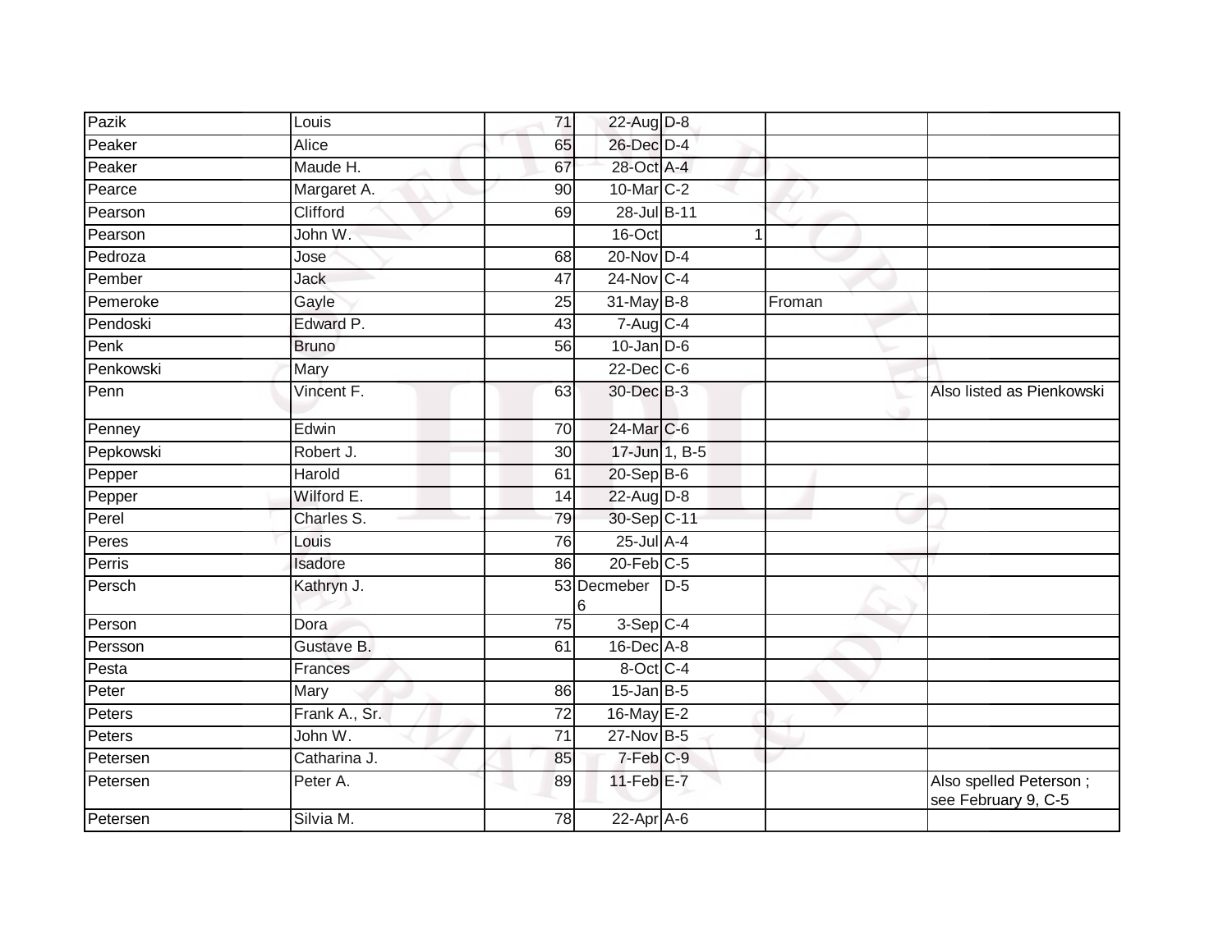| | | | | | | |
|---|---|---|---|---|---|---|
| Pazik | Louis | 71 | 22-Aug | D-8 | | |
| Peaker | Alice | 65 | 26-Dec | D-4 | | |
| Peaker | Maude H. | 67 | 28-Oct | A-4 | | |
| Pearce | Margaret A. | 90 | 10-Mar | C-2 | | |
| Pearson | Clifford | 69 | 28-Jul | B-11 | | |
| Pearson | John W. | | 16-Oct | 1 | | |
| Pedroza | Jose | 68 | 20-Nov | D-4 | | |
| Pember | Jack | 47 | 24-Nov | C-4 | | |
| Pemeroke | Gayle | 25 | 31-May | B-8 | Froman | |
| Pendoski | Edward P. | 43 | 7-Aug | C-4 | | |
| Penk | Bruno | 56 | 10-Jan | D-6 | | |
| Penkowski | Mary | | 22-Dec | C-6 | | |
| Penn | Vincent F. | 63 | 30-Dec | B-3 | | Also listed as Pienkowski |
| Penney | Edwin | 70 | 24-Mar | C-6 | | |
| Pepkowski | Robert J. | 30 | 17-Jun | 1, B-5 | | |
| Pepper | Harold | 61 | 20-Sep | B-6 | | |
| Pepper | Wilford E. | 14 | 22-Aug | D-8 | | |
| Perel | Charles S. | 79 | 30-Sep | C-11 | | |
| Peres | Louis | 76 | 25-Jul | A-4 | | |
| Perris | Isadore | 86 | 20-Feb | C-5 | | |
| Persch | Kathryn J. | 53 | Decmeber 6 | D-5 | | |
| Person | Dora | 75 | 3-Sep | C-4 | | |
| Persson | Gustave B. | 61 | 16-Dec | A-8 | | |
| Pesta | Frances | | 8-Oct | C-4 | | |
| Peter | Mary | 86 | 15-Jan | B-5 | | |
| Peters | Frank A., Sr. | 72 | 16-May | E-2 | | |
| Peters | John W. | 71 | 27-Nov | B-5 | | |
| Petersen | Catharina J. | 85 | 7-Feb | C-9 | | |
| Petersen | Peter A. | 89 | 11-Feb | E-7 | | Also spelled Peterson ; see February 9, C-5 |
| Petersen | Silvia M. | 78 | 22-Apr | A-6 | | |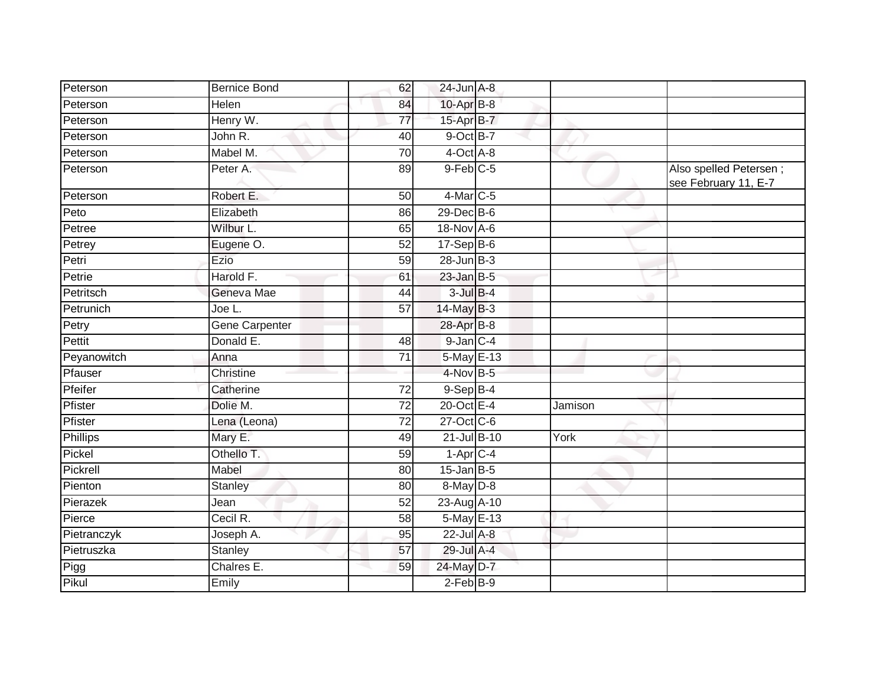| Peterson | Bernice Bond | 62 | 24-Jun | A-8 | | |
|---|---|---|---|---|---|---|
| Peterson | Helen | 84 | 10-Apr | B-8 | | |
| Peterson | Henry W. | 77 | 15-Apr | B-7 | | |
| Peterson | John R. | 40 | 9-Oct | B-7 | | |
| Peterson | Mabel M. | 70 | 4-Oct | A-8 | | |
| Peterson | Peter A. | 89 | 9-Feb | C-5 | | Also spelled Petersen ; see February 11, E-7 |
| Peterson | Robert E. | 50 | 4-Mar | C-5 | | |
| Peto | Elizabeth | 86 | 29-Dec | B-6 | | |
| Petree | Wilbur L. | 65 | 18-Nov | A-6 | | |
| Petrey | Eugene O. | 52 | 17-Sep | B-6 | | |
| Petri | Ezio | 59 | 28-Jun | B-3 | | |
| Petrie | Harold F. | 61 | 23-Jan | B-5 | | |
| Petritsch | Geneva Mae | 44 | 3-Jul | B-4 | | |
| Petrunich | Joe L. | 57 | 14-May | B-3 | | |
| Petry | Gene Carpenter | | 28-Apr | B-8 | | |
| Pettit | Donald E. | 48 | 9-Jan | C-4 | | |
| Peyanowitch | Anna | 71 | 5-May | E-13 | | |
| Pfauser | Christine | | 4-Nov | B-5 | | |
| Pfeifer | Catherine | 72 | 9-Sep | B-4 | | |
| Pfister | Dolie M. | 72 | 20-Oct | E-4 | Jamison | |
| Pfister | Lena (Leona) | 72 | 27-Oct | C-6 | | |
| Phillips | Mary E. | 49 | 21-Jul | B-10 | York | |
| Pickel | Othello T. | 59 | 1-Apr | C-4 | | |
| Pickrell | Mabel | 80 | 15-Jan | B-5 | | |
| Pienton | Stanley | 80 | 8-May | D-8 | | |
| Pierazek | Jean | 52 | 23-Aug | A-10 | | |
| Pierce | Cecil R. | 58 | 5-May | E-13 | | |
| Pietranczyk | Joseph A. | 95 | 22-Jul | A-8 | | |
| Pietruszka | Stanley | 57 | 29-Jul | A-4 | | |
| Pigg | Chalres E. | 59 | 24-May | D-7 | | |
| Pikul | Emily | | 2-Feb | B-9 | | |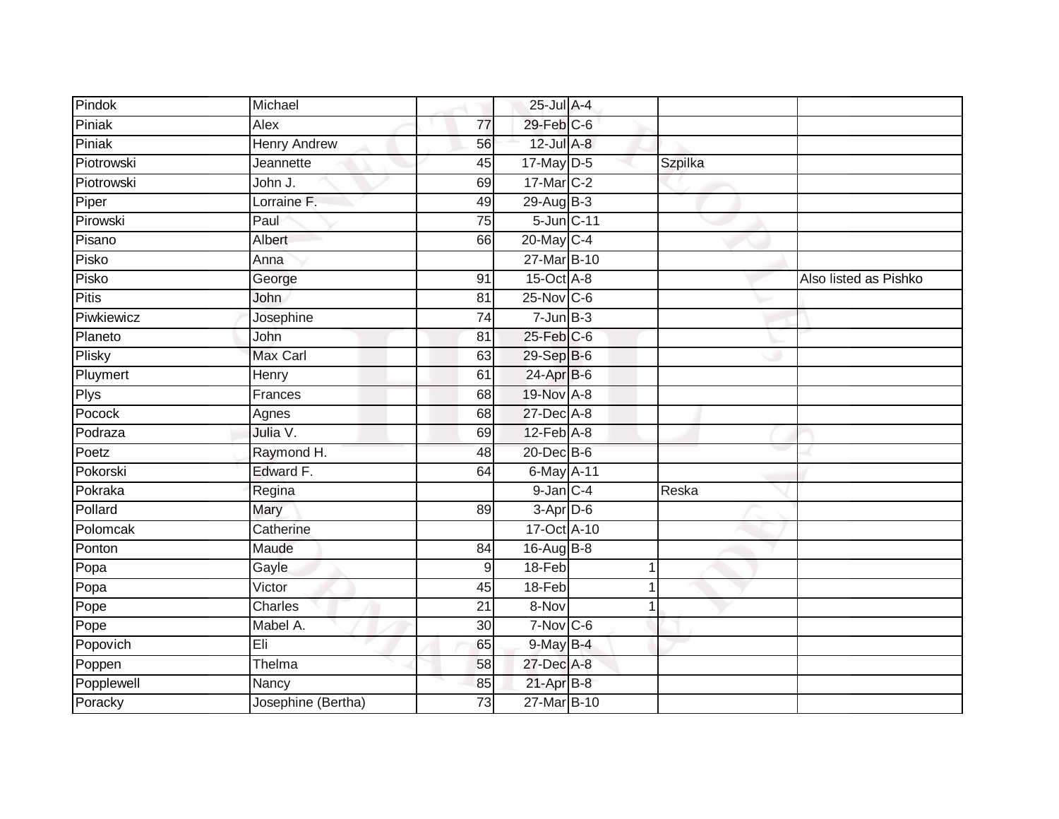| | | | | | | | |
|---|---|---|---|---|---|---|---|
| Pindok | Michael | | 25-Jul | A-4 | | | |
| Piniak | Alex | 77 | 29-Feb | C-6 | | | |
| Piniak | Henry Andrew | 56 | 12-Jul | A-8 | | | |
| Piotrowski | Jeannette | 45 | 17-May | D-5 | | Szpilka | |
| Piotrowski | John J. | 69 | 17-Mar | C-2 | | | |
| Piper | Lorraine F. | 49 | 29-Aug | B-3 | | | |
| Pirowski | Paul | 75 | 5-Jun | C-11 | | | |
| Pisano | Albert | 66 | 20-May | C-4 | | | |
| Pisko | Anna | | 27-Mar | B-10 | | | |
| Pisko | George | 91 | 15-Oct | A-8 | | | Also listed as Pishko |
| Pitis | John | 81 | 25-Nov | C-6 | | | |
| Piwkiewicz | Josephine | 74 | 7-Jun | B-3 | | | |
| Planeto | John | 81 | 25-Feb | C-6 | | | |
| Plisky | Max Carl | 63 | 29-Sep | B-6 | | | |
| Pluymert | Henry | 61 | 24-Apr | B-6 | | | |
| Plys | Frances | 68 | 19-Nov | A-8 | | | |
| Pocock | Agnes | 68 | 27-Dec | A-8 | | | |
| Podraza | Julia V. | 69 | 12-Feb | A-8 | | | |
| Poetz | Raymond H. | 48 | 20-Dec | B-6 | | | |
| Pokorski | Edward F. | 64 | 6-May | A-11 | | | |
| Pokraka | Regina | | 9-Jan | C-4 | | Reska | |
| Pollard | Mary | 89 | 3-Apr | D-6 | | | |
| Polomcak | Catherine | | 17-Oct | A-10 | | | |
| Ponton | Maude | 84 | 16-Aug | B-8 | | | |
| Popa | Gayle | 9 | 18-Feb | | 1 | | |
| Popa | Victor | 45 | 18-Feb | | 1 | | |
| Pope | Charles | 21 | 8-Nov | | 1 | | |
| Pope | Mabel A. | 30 | 7-Nov | C-6 | | | |
| Popovich | Eli | 65 | 9-May | B-4 | | | |
| Poppen | Thelma | 58 | 27-Dec | A-8 | | | |
| Popplewell | Nancy | 85 | 21-Apr | B-8 | | | |
| Poracky | Josephine (Bertha) | 73 | 27-Mar | B-10 | | | |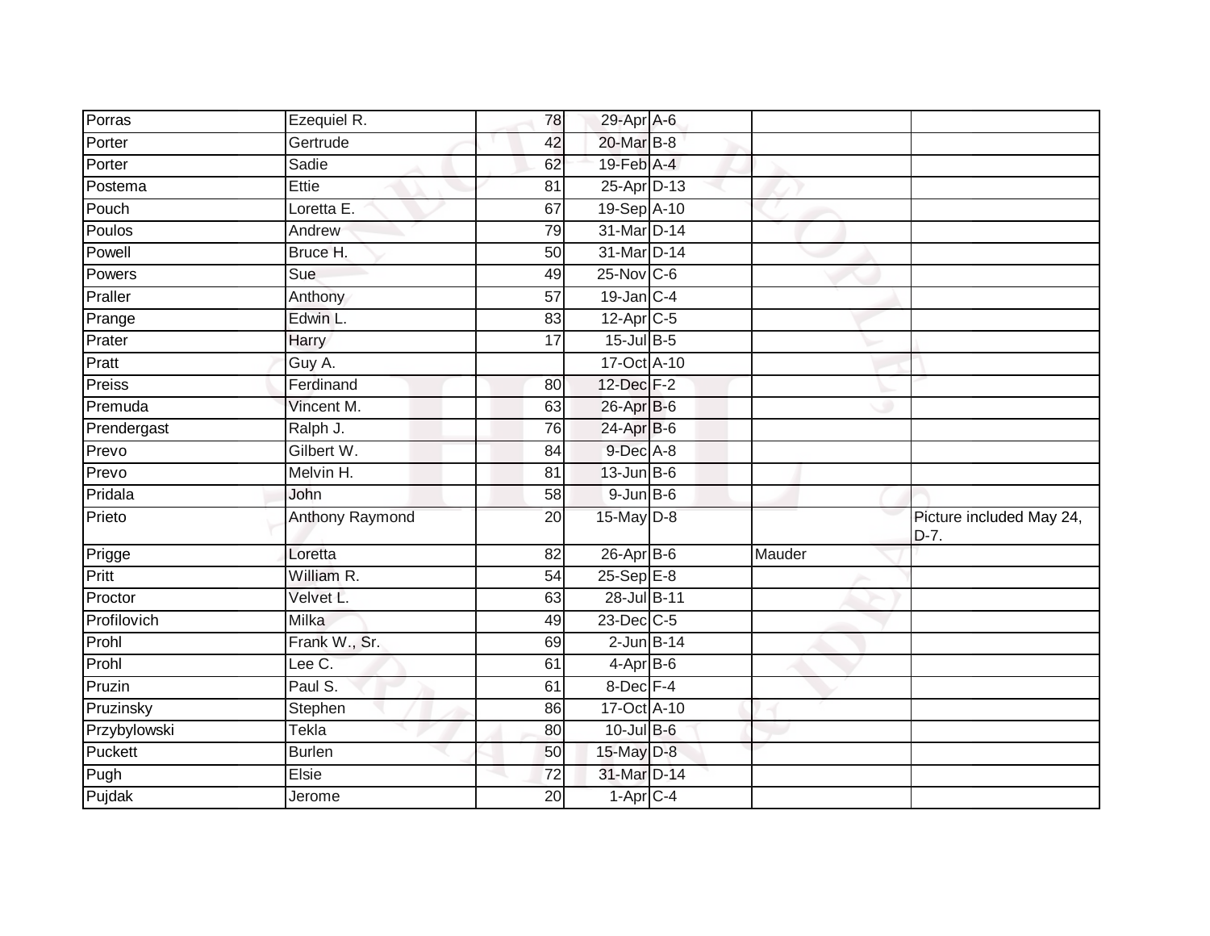| | | | | | | |
|---|---|---|---|---|---|---|
| Porras | Ezequiel R. | 78 | 29-Apr | A-6 | | |
| Porter | Gertrude | 42 | 20-Mar | B-8 | | |
| Porter | Sadie | 62 | 19-Feb | A-4 | | |
| Postema | Ettie | 81 | 25-Apr | D-13 | | |
| Pouch | Loretta E. | 67 | 19-Sep | A-10 | | |
| Poulos | Andrew | 79 | 31-Mar | D-14 | | |
| Powell | Bruce H. | 50 | 31-Mar | D-14 | | |
| Powers | Sue | 49 | 25-Nov | C-6 | | |
| Praller | Anthony | 57 | 19-Jan | C-4 | | |
| Prange | Edwin L. | 83 | 12-Apr | C-5 | | |
| Prater | Harry | 17 | 15-Jul | B-5 | | |
| Pratt | Guy A. | | 17-Oct | A-10 | | |
| Preiss | Ferdinand | 80 | 12-Dec | F-2 | | |
| Premuda | Vincent M. | 63 | 26-Apr | B-6 | | |
| Prendergast | Ralph J. | 76 | 24-Apr | B-6 | | |
| Prevo | Gilbert W. | 84 | 9-Dec | A-8 | | |
| Prevo | Melvin H. | 81 | 13-Jun | B-6 | | |
| Pridala | John | 58 | 9-Jun | B-6 | | |
| Prieto | Anthony Raymond | 20 | 15-May | D-8 | | Picture included May 24, D-7. |
| Prigge | Loretta | 82 | 26-Apr | B-6 | Mauder | |
| Pritt | William R. | 54 | 25-Sep | E-8 | | |
| Proctor | Velvet L. | 63 | 28-Jul | B-11 | | |
| Profilovich | Milka | 49 | 23-Dec | C-5 | | |
| Prohl | Frank W., Sr. | 69 | 2-Jun | B-14 | | |
| Prohl | Lee C. | 61 | 4-Apr | B-6 | | |
| Pruzin | Paul S. | 61 | 8-Dec | F-4 | | |
| Pruzinsky | Stephen | 86 | 17-Oct | A-10 | | |
| Przybylowski | Tekla | 80 | 10-Jul | B-6 | | |
| Puckett | Burlen | 50 | 15-May | D-8 | | |
| Pugh | Elsie | 72 | 31-Mar | D-14 | | |
| Pujdak | Jerome | 20 | 1-Apr | C-4 | | |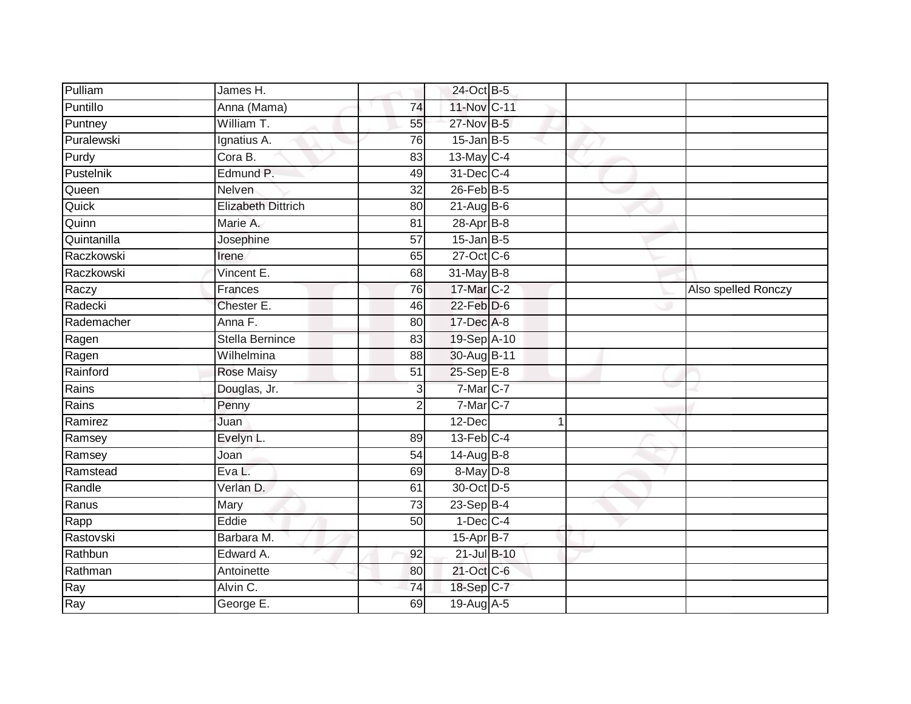| Pulliam | James H. | | 24-Oct | B-5 | | | |
|---|---|---|---|---|---|---|---|
| Puntillo | Anna (Mama) | 74 | 11-Nov | C-11 | | | |
| Puntney | William T. | 55 | 27-Nov | B-5 | | | |
| Puralewski | Ignatius A. | 76 | 15-Jan | B-5 | | | |
| Purdy | Cora B. | 83 | 13-May | C-4 | | | |
| Pustelnik | Edmund P. | 49 | 31-Dec | C-4 | | | |
| Queen | Nelven | 32 | 26-Feb | B-5 | | | |
| Quick | Elizabeth Dittrich | 80 | 21-Aug | B-6 | | | |
| Quinn | Marie A. | 81 | 28-Apr | B-8 | | | |
| Quintanilla | Josephine | 57 | 15-Jan | B-5 | | | |
| Raczkowski | Irene | 65 | 27-Oct | C-6 | | | |
| Raczkowski | Vincent E. | 68 | 31-May | B-8 | | | |
| Raczy | Frances | 76 | 17-Mar | C-2 | | | Also spelled Ronczy |
| Radecki | Chester E. | 46 | 22-Feb | D-6 | | | |
| Rademacher | Anna F. | 80 | 17-Dec | A-8 | | | |
| Ragen | Stella Bernince | 83 | 19-Sep | A-10 | | | |
| Ragen | Wilhelmina | 88 | 30-Aug | B-11 | | | |
| Rainford | Rose Maisy | 51 | 25-Sep | E-8 | | | |
| Rains | Douglas, Jr. | 3 | 7-Mar | C-7 | | | |
| Rains | Penny | 2 | 7-Mar | C-7 | | | |
| Ramirez | Juan | | 12-Dec | | 1 | | |
| Ramsey | Evelyn L. | 89 | 13-Feb | C-4 | | | |
| Ramsey | Joan | 54 | 14-Aug | B-8 | | | |
| Ramstead | Eva L. | 69 | 8-May | D-8 | | | |
| Randle | Verlan D. | 61 | 30-Oct | D-5 | | | |
| Ranus | Mary | 73 | 23-Sep | B-4 | | | |
| Rapp | Eddie | 50 | 1-Dec | C-4 | | | |
| Rastovski | Barbara M. | | 15-Apr | B-7 | | | |
| Rathbun | Edward A. | 92 | 21-Jul | B-10 | | | |
| Rathman | Antoinette | 80 | 21-Oct | C-6 | | | |
| Ray | Alvin C. | 74 | 18-Sep | C-7 | | | |
| Ray | George E. | 69 | 19-Aug | A-5 | | | |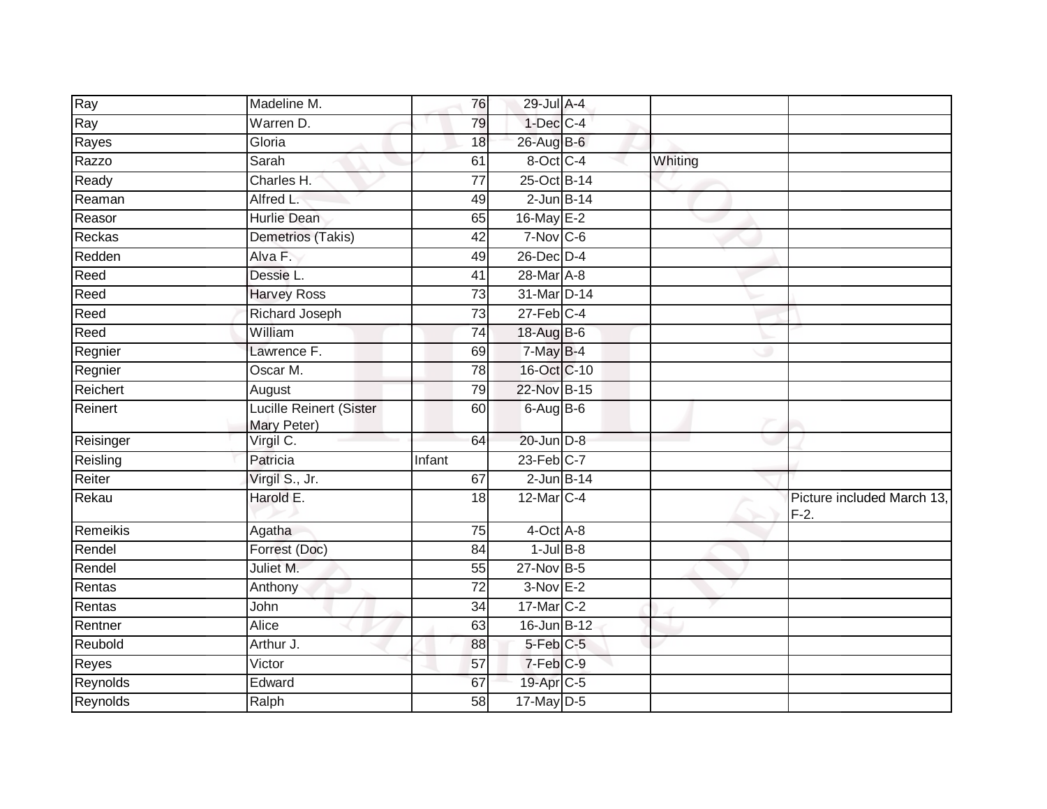| | | | | | | |
|---|---|---|---|---|---|---|
| Ray | Madeline M. | 76 | 29-Jul | A-4 | | |
| Ray | Warren D. | 79 | 1-Dec | C-4 | | |
| Rayes | Gloria | 18 | 26-Aug | B-6 | | |
| Razzo | Sarah | 61 | 8-Oct | C-4 | Whiting | |
| Ready | Charles H. | 77 | 25-Oct | B-14 | | |
| Reaman | Alfred L. | 49 | 2-Jun | B-14 | | |
| Reasor | Hurlie Dean | 65 | 16-May | E-2 | | |
| Reckas | Demetrios (Takis) | 42 | 7-Nov | C-6 | | |
| Redden | Alva F. | 49 | 26-Dec | D-4 | | |
| Reed | Dessie L. | 41 | 28-Mar | A-8 | | |
| Reed | Harvey Ross | 73 | 31-Mar | D-14 | | |
| Reed | Richard Joseph | 73 | 27-Feb | C-4 | | |
| Reed | William | 74 | 18-Aug | B-6 | | |
| Regnier | Lawrence F. | 69 | 7-May | B-4 | | |
| Regnier | Oscar M. | 78 | 16-Oct | C-10 | | |
| Reichert | August | 79 | 22-Nov | B-15 | | |
| Reinert | Lucille Reinert (Sister Mary Peter) | 60 | 6-Aug | B-6 | | |
| Reisinger | Virgil C. | 64 | 20-Jun | D-8 | | |
| Reisling | Patricia | Infant | 23-Feb | C-7 | | |
| Reiter | Virgil S., Jr. | 67 | 2-Jun | B-14 | | |
| Rekau | Harold E. | 18 | 12-Mar | C-4 | | Picture included March 13, F-2. |
| Remeikis | Agatha | 75 | 4-Oct | A-8 | | |
| Rendel | Forrest (Doc) | 84 | 1-Jul | B-8 | | |
| Rendel | Juliet M. | 55 | 27-Nov | B-5 | | |
| Rentas | Anthony | 72 | 3-Nov | E-2 | | |
| Rentas | John | 34 | 17-Mar | C-2 | | |
| Rentner | Alice | 63 | 16-Jun | B-12 | | |
| Reubold | Arthur J. | 88 | 5-Feb | C-5 | | |
| Reyes | Victor | 57 | 7-Feb | C-9 | | |
| Reynolds | Edward | 67 | 19-Apr | C-5 | | |
| Reynolds | Ralph | 58 | 17-May | D-5 | | |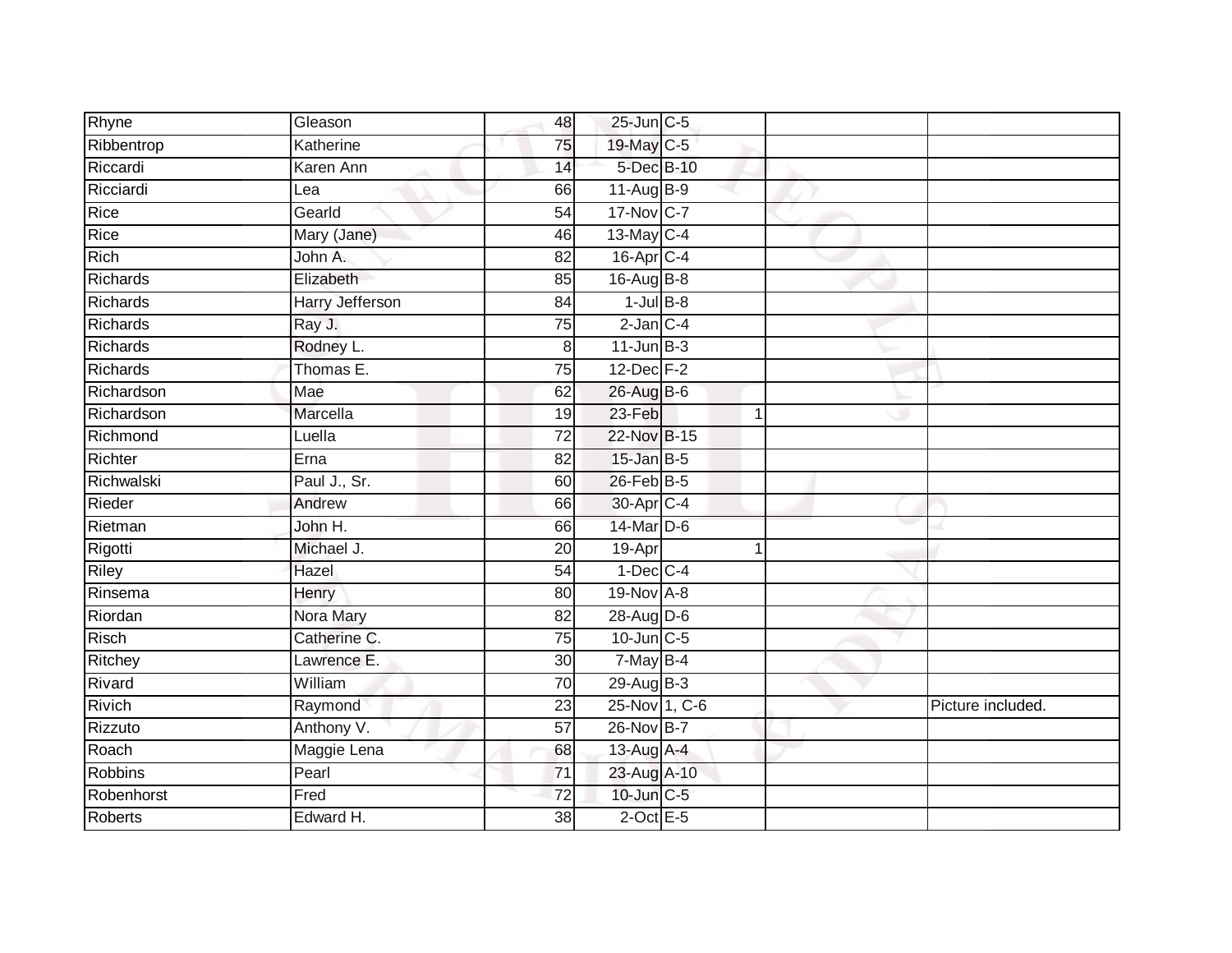| Rhyne | Gleason | 48 | 25-Jun | C-5 | | | |
|---|---|---|---|---|---|---|---|
| Ribbentrop | Katherine | 75 | 19-May | C-5 | | | |
| Riccardi | Karen Ann | 14 | 5-Dec | B-10 | | | |
| Ricciardi | Lea | 66 | 11-Aug | B-9 | | | |
| Rice | Gearld | 54 | 17-Nov | C-7 | | | |
| Rice | Mary (Jane) | 46 | 13-May | C-4 | | | |
| Rich | John A. | 82 | 16-Apr | C-4 | | | |
| Richards | Elizabeth | 85 | 16-Aug | B-8 | | | |
| Richards | Harry Jefferson | 84 | 1-Jul | B-8 | | | |
| Richards | Ray J. | 75 | 2-Jan | C-4 | | | |
| Richards | Rodney L. | 8 | 11-Jun | B-3 | | | |
| Richards | Thomas E. | 75 | 12-Dec | F-2 | | | |
| Richardson | Mae | 62 | 26-Aug | B-6 | | | |
| Richardson | Marcella | 19 | 23-Feb | | 1 | | |
| Richmond | Luella | 72 | 22-Nov | B-15 | | | |
| Richter | Erna | 82 | 15-Jan | B-5 | | | |
| Richwalski | Paul J., Sr. | 60 | 26-Feb | B-5 | | | |
| Rieder | Andrew | 66 | 30-Apr | C-4 | | | |
| Rietman | John H. | 66 | 14-Mar | D-6 | | | |
| Rigotti | Michael J. | 20 | 19-Apr | | 1 | | |
| Riley | Hazel | 54 | 1-Dec | C-4 | | | |
| Rinsema | Henry | 80 | 19-Nov | A-8 | | | |
| Riordan | Nora Mary | 82 | 28-Aug | D-6 | | | |
| Risch | Catherine C. | 75 | 10-Jun | C-5 | | | |
| Ritchey | Lawrence E. | 30 | 7-May | B-4 | | | |
| Rivard | William | 70 | 29-Aug | B-3 | | | |
| Rivich | Raymond | 23 | 25-Nov | 1, C-6 | | | Picture included. |
| Rizzuto | Anthony V. | 57 | 26-Nov | B-7 | | | |
| Roach | Maggie Lena | 68 | 13-Aug | A-4 | | | |
| Robbins | Pearl | 71 | 23-Aug | A-10 | | | |
| Robenhorst | Fred | 72 | 10-Jun | C-5 | | | |
| Roberts | Edward H. | 38 | 2-Oct | E-5 | | | |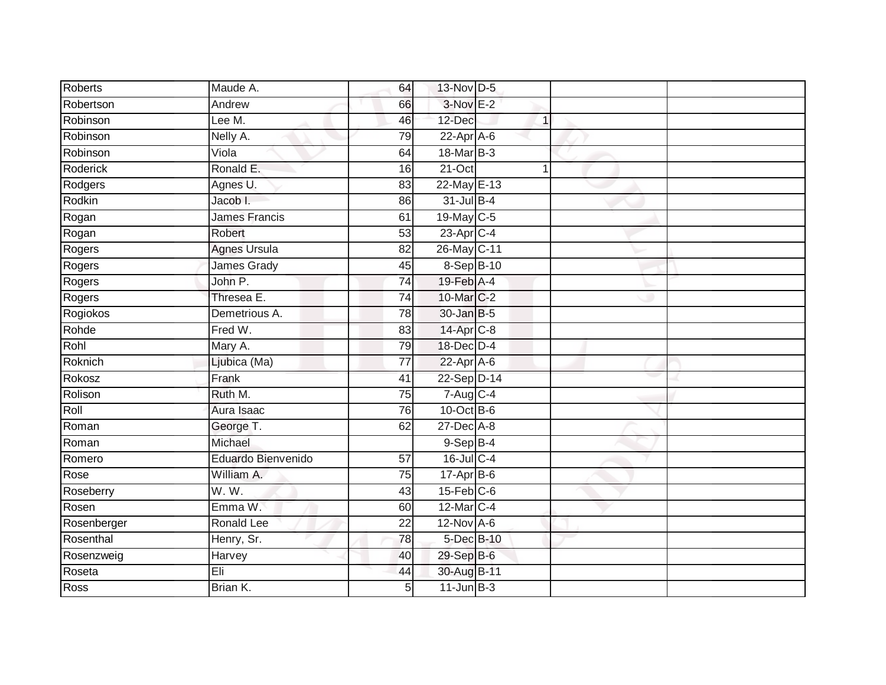| | | | | | | |
|---|---|---|---|---|---|---|
| Roberts | Maude A. | 64 | 13-Nov | D-5 | | |
| Robertson | Andrew | 66 | 3-Nov | E-2 | | |
| Robinson | Lee M. | 46 | 12-Dec | 1 | | |
| Robinson | Nelly A. | 79 | 22-Apr | A-6 | | |
| Robinson | Viola | 64 | 18-Mar | B-3 | | |
| Roderick | Ronald E. | 16 | 21-Oct | 1 | | |
| Rodgers | Agnes U. | 83 | 22-May | E-13 | | |
| Rodkin | Jacob I. | 86 | 31-Jul | B-4 | | |
| Rogan | James Francis | 61 | 19-May | C-5 | | |
| Rogan | Robert | 53 | 23-Apr | C-4 | | |
| Rogers | Agnes Ursula | 82 | 26-May | C-11 | | |
| Rogers | James Grady | 45 | 8-Sep | B-10 | | |
| Rogers | John P. | 74 | 19-Feb | A-4 | | |
| Rogers | Thresea E. | 74 | 10-Mar | C-2 | | |
| Rogiokos | Demetrious A. | 78 | 30-Jan | B-5 | | |
| Rohde | Fred W. | 83 | 14-Apr | C-8 | | |
| Rohl | Mary A. | 79 | 18-Dec | D-4 | | |
| Roknich | Ljubica (Ma) | 77 | 22-Apr | A-6 | | |
| Rokosz | Frank | 41 | 22-Sep | D-14 | | |
| Rolison | Ruth M. | 75 | 7-Aug | C-4 | | |
| Roll | Aura Isaac | 76 | 10-Oct | B-6 | | |
| Roman | George T. | 62 | 27-Dec | A-8 | | |
| Roman | Michael | | 9-Sep | B-4 | | |
| Romero | Eduardo Bienvenido | 57 | 16-Jul | C-4 | | |
| Rose | William A. | 75 | 17-Apr | B-6 | | |
| Roseberry | W. W. | 43 | 15-Feb | C-6 | | |
| Rosen | Emma W. | 60 | 12-Mar | C-4 | | |
| Rosenberger | Ronald Lee | 22 | 12-Nov | A-6 | | |
| Rosenthal | Henry, Sr. | 78 | 5-Dec | B-10 | | |
| Rosenzweig | Harvey | 40 | 29-Sep | B-6 | | |
| Roseta | Eli | 44 | 30-Aug | B-11 | | |
| Ross | Brian K. | 5 | 11-Jun | B-3 | | |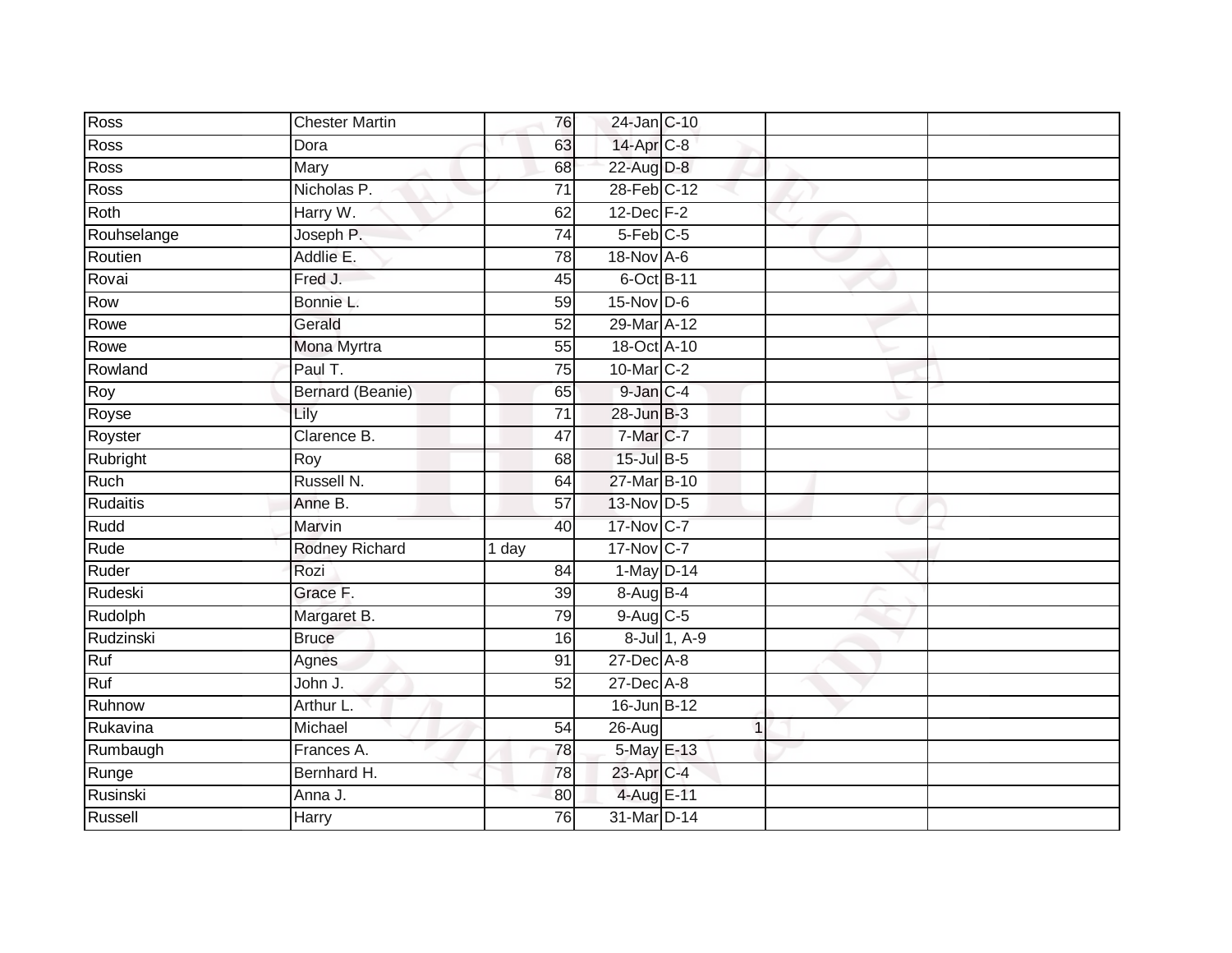| | | | | | | |
|---|---|---|---|---|---|---|
| Ross | Chester Martin | 76 | 24-Jan | C-10 | | |
| Ross | Dora | 63 | 14-Apr | C-8 | | |
| Ross | Mary | 68 | 22-Aug | D-8 | | |
| Ross | Nicholas P. | 71 | 28-Feb | C-12 | | |
| Roth | Harry W. | 62 | 12-Dec | F-2 | | |
| Rouhselange | Joseph P. | 74 | 5-Feb | C-5 | | |
| Routien | Addlie E. | 78 | 18-Nov | A-6 | | |
| Rovai | Fred J. | 45 | 6-Oct | B-11 | | |
| Row | Bonnie L. | 59 | 15-Nov | D-6 | | |
| Rowe | Gerald | 52 | 29-Mar | A-12 | | |
| Rowe | Mona Myrtra | 55 | 18-Oct | A-10 | | |
| Rowland | Paul T. | 75 | 10-Mar | C-2 | | |
| Roy | Bernard (Beanie) | 65 | 9-Jan | C-4 | | |
| Royse | Lily | 71 | 28-Jun | B-3 | | |
| Royster | Clarence B. | 47 | 7-Mar | C-7 | | |
| Rubright | Roy | 68 | 15-Jul | B-5 | | |
| Ruch | Russell N. | 64 | 27-Mar | B-10 | | |
| Rudaitis | Anne B. | 57 | 13-Nov | D-5 | | |
| Rudd | Marvin | 40 | 17-Nov | C-7 | | |
| Rude | Rodney Richard | 1 day | 17-Nov | C-7 | | |
| Ruder | Rozi | 84 | 1-May | D-14 | | |
| Rudeski | Grace F. | 39 | 8-Aug | B-4 | | |
| Rudolph | Margaret B. | 79 | 9-Aug | C-5 | | |
| Rudzinski | Bruce | 16 | 8-Jul | 1, A-9 | | |
| Ruf | Agnes | 91 | 27-Dec | A-8 | | |
| Ruf | John J. | 52 | 27-Dec | A-8 | | |
| Ruhnow | Arthur L. | | 16-Jun | B-12 | | |
| Rukavina | Michael | 54 | 26-Aug | 1 | | |
| Rumbaugh | Frances A. | 78 | 5-May | E-13 | | |
| Runge | Bernhard H. | 78 | 23-Apr | C-4 | | |
| Rusinski | Anna J. | 80 | 4-Aug | E-11 | | |
| Russell | Harry | 76 | 31-Mar | D-14 | | |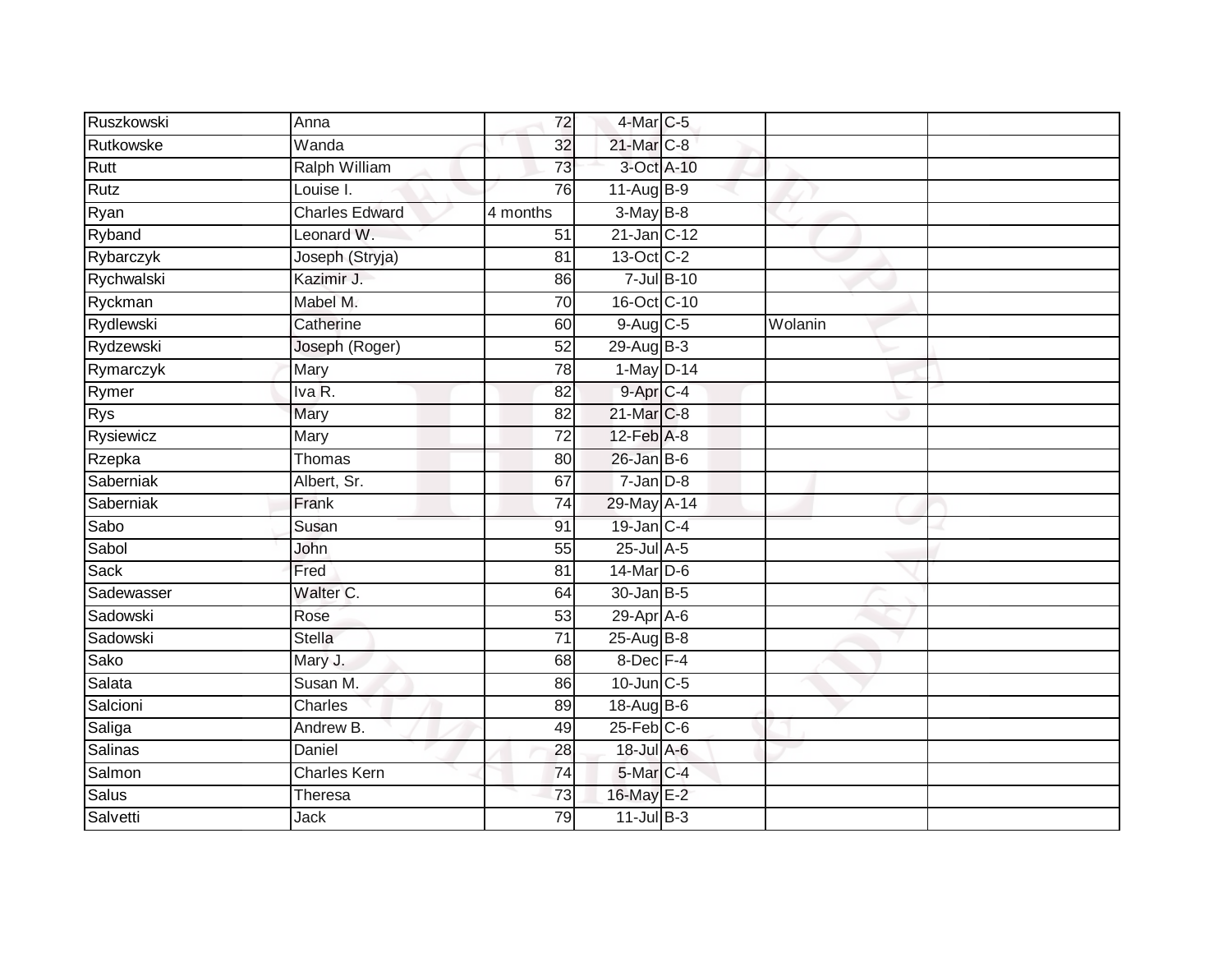| | | | | | | |
|---|---|---|---|---|---|---|
| Ruszkowski | Anna | 72 | 4-Mar | C-5 | | |
| Rutkowske | Wanda | 32 | 21-Mar | C-8 | | |
| Rutt | Ralph William | 73 | 3-Oct | A-10 | | |
| Rutz | Louise I. | 76 | 11-Aug | B-9 | | |
| Ryan | Charles Edward | 4 months | 3-May | B-8 | | |
| Ryband | Leonard W. | 51 | 21-Jan | C-12 | | |
| Rybarczyk | Joseph (Stryja) | 81 | 13-Oct | C-2 | | |
| Rychwalski | Kazimir J. | 86 | 7-Jul | B-10 | | |
| Ryckman | Mabel M. | 70 | 16-Oct | C-10 | | |
| Rydlewski | Catherine | 60 | 9-Aug | C-5 | Wolanin | |
| Rydzewski | Joseph (Roger) | 52 | 29-Aug | B-3 | | |
| Rymarczyk | Mary | 78 | 1-May | D-14 | | |
| Rymer | Iva R. | 82 | 9-Apr | C-4 | | |
| Rys | Mary | 82 | 21-Mar | C-8 | | |
| Rysiewicz | Mary | 72 | 12-Feb | A-8 | | |
| Rzepka | Thomas | 80 | 26-Jan | B-6 | | |
| Saberniak | Albert, Sr. | 67 | 7-Jan | D-8 | | |
| Saberniak | Frank | 74 | 29-May | A-14 | | |
| Sabo | Susan | 91 | 19-Jan | C-4 | | |
| Sabol | John | 55 | 25-Jul | A-5 | | |
| Sack | Fred | 81 | 14-Mar | D-6 | | |
| Sadewasser | Walter C. | 64 | 30-Jan | B-5 | | |
| Sadowski | Rose | 53 | 29-Apr | A-6 | | |
| Sadowski | Stella | 71 | 25-Aug | B-8 | | |
| Sako | Mary J. | 68 | 8-Dec | F-4 | | |
| Salata | Susan M. | 86 | 10-Jun | C-5 | | |
| Salcioni | Charles | 89 | 18-Aug | B-6 | | |
| Saliga | Andrew B. | 49 | 25-Feb | C-6 | | |
| Salinas | Daniel | 28 | 18-Jul | A-6 | | |
| Salmon | Charles Kern | 74 | 5-Mar | C-4 | | |
| Salus | Theresa | 73 | 16-May | E-2 | | |
| Salvetti | Jack | 79 | 11-Jul | B-3 | | |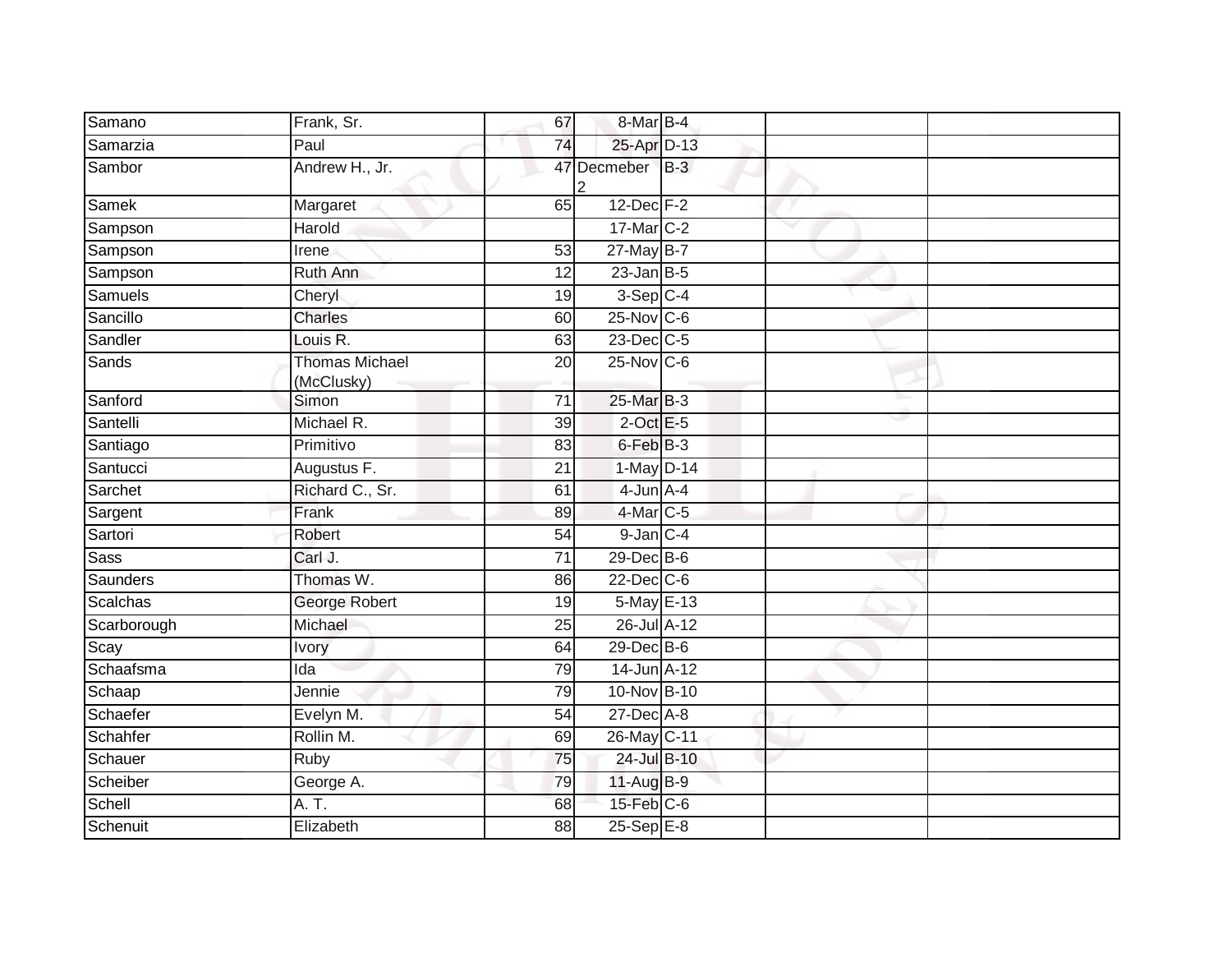| | | | | | | |
|---|---|---|---|---|---|---|
| Samano | Frank, Sr. | 67 | 8-Mar | B-4 | | |
| Samarzia | Paul | 74 | 25-Apr | D-13 | | |
| Sambor | Andrew H., Jr. | 47 | Decmeber 2 | B-3 | | |
| Samek | Margaret | 65 | 12-Dec | F-2 | | |
| Sampson | Harold | | 17-Mar | C-2 | | |
| Sampson | Irene | 53 | 27-May | B-7 | | |
| Sampson | Ruth Ann | 12 | 23-Jan | B-5 | | |
| Samuels | Cheryl | 19 | 3-Sep | C-4 | | |
| Sancillo | Charles | 60 | 25-Nov | C-6 | | |
| Sandler | Louis R. | 63 | 23-Dec | C-5 | | |
| Sands | Thomas Michael (McClusky) | 20 | 25-Nov | C-6 | | |
| Sanford | Simon | 71 | 25-Mar | B-3 | | |
| Santelli | Michael R. | 39 | 2-Oct | E-5 | | |
| Santiago | Primitivo | 83 | 6-Feb | B-3 | | |
| Santucci | Augustus F. | 21 | 1-May | D-14 | | |
| Sarchet | Richard C., Sr. | 61 | 4-Jun | A-4 | | |
| Sargent | Frank | 89 | 4-Mar | C-5 | | |
| Sartori | Robert | 54 | 9-Jan | C-4 | | |
| Sass | Carl J. | 71 | 29-Dec | B-6 | | |
| Saunders | Thomas W. | 86 | 22-Dec | C-6 | | |
| Scalchas | George Robert | 19 | 5-May | E-13 | | |
| Scarborough | Michael | 25 | 26-Jul | A-12 | | |
| Scay | Ivory | 64 | 29-Dec | B-6 | | |
| Schaafsma | Ida | 79 | 14-Jun | A-12 | | |
| Schaap | Jennie | 79 | 10-Nov | B-10 | | |
| Schaefer | Evelyn M. | 54 | 27-Dec | A-8 | | |
| Schahfer | Rollin M. | 69 | 26-May | C-11 | | |
| Schauer | Ruby | 75 | 24-Jul | B-10 | | |
| Scheiber | George A. | 79 | 11-Aug | B-9 | | |
| Schell | A. T. | 68 | 15-Feb | C-6 | | |
| Schenuit | Elizabeth | 88 | 25-Sep | E-8 | | |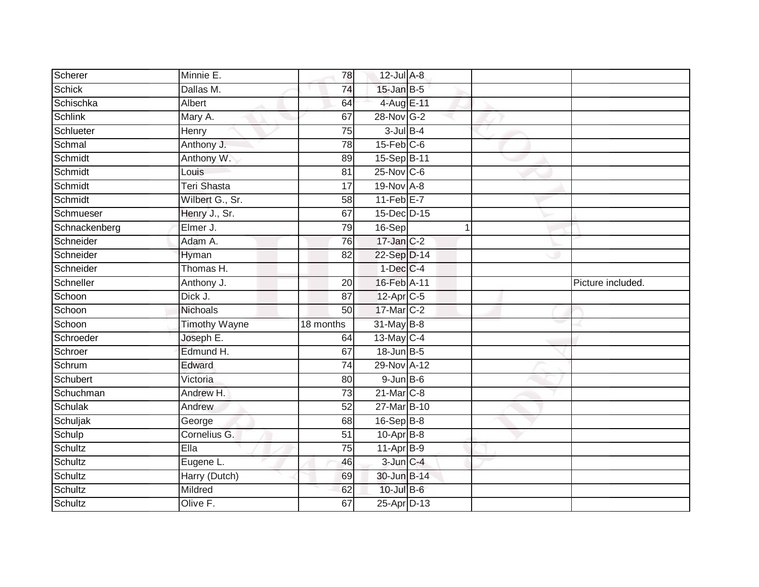| | | | | | | | |
|---|---|---|---|---|---|---|---|
| Scherer | Minnie E. | 78 | 12-Jul | A-8 | | | |
| Schick | Dallas M. | 74 | 15-Jan | B-5 | | | |
| Schischka | Albert | 64 | 4-Aug | E-11 | | | |
| Schlink | Mary A. | 67 | 28-Nov | G-2 | | | |
| Schlueter | Henry | 75 | 3-Jul | B-4 | | | |
| Schmal | Anthony J. | 78 | 15-Feb | C-6 | | | |
| Schmidt | Anthony W. | 89 | 15-Sep | B-11 | | | |
| Schmidt | Louis | 81 | 25-Nov | C-6 | | | |
| Schmidt | Teri Shasta | 17 | 19-Nov | A-8 | | | |
| Schmidt | Wilbert G., Sr. | 58 | 11-Feb | E-7 | | | |
| Schmueser | Henry J., Sr. | 67 | 15-Dec | D-15 | | | |
| Schnackenberg | Elmer J. | 79 | 16-Sep | | 1 | | |
| Schneider | Adam A. | 76 | 17-Jan | C-2 | | | |
| Schneider | Hyman | 82 | 22-Sep | D-14 | | | |
| Schneider | Thomas H. | | 1-Dec | C-4 | | | |
| Schneller | Anthony J. | 20 | 16-Feb | A-11 | | | Picture included. |
| Schoon | Dick J. | 87 | 12-Apr | C-5 | | | |
| Schoon | Nichoals | 50 | 17-Mar | C-2 | | | |
| Schoon | Timothy Wayne | 18 months | 31-May | B-8 | | | |
| Schroeder | Joseph E. | 64 | 13-May | C-4 | | | |
| Schroer | Edmund H. | 67 | 18-Jun | B-5 | | | |
| Schrum | Edward | 74 | 29-Nov | A-12 | | | |
| Schubert | Victoria | 80 | 9-Jun | B-6 | | | |
| Schuchman | Andrew H. | 73 | 21-Mar | C-8 | | | |
| Schulak | Andrew | 52 | 27-Mar | B-10 | | | |
| Schuljak | George | 68 | 16-Sep | B-8 | | | |
| Schulp | Cornelius G. | 51 | 10-Apr | B-8 | | | |
| Schultz | Ella | 75 | 11-Apr | B-9 | | | |
| Schultz | Eugene L. | 46 | 3-Jun | C-4 | | | |
| Schultz | Harry (Dutch) | 69 | 30-Jun | B-14 | | | |
| Schultz | Mildred | 62 | 10-Jul | B-6 | | | |
| Schultz | Olive F. | 67 | 25-Apr | D-13 | | | |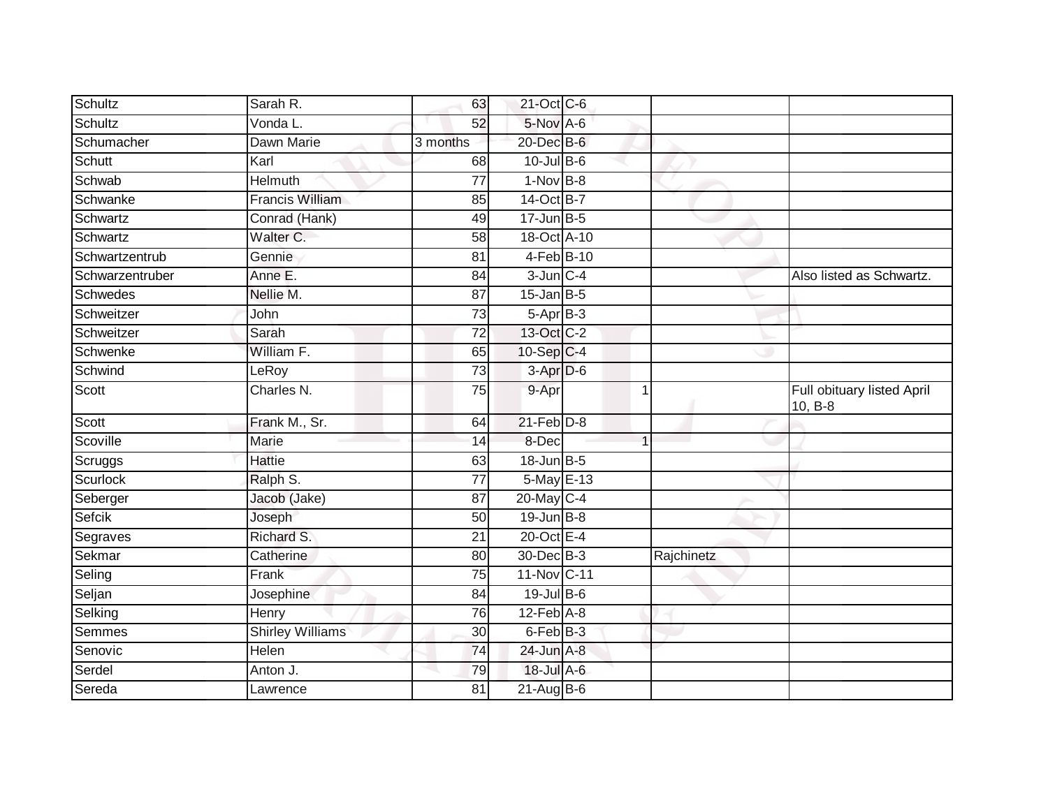| | | | | | | |
|---|---|---|---|---|---|---|
| Schultz | Sarah R. | 63 | 21-Oct | C-6 | | |
| Schultz | Vonda L. | 52 | 5-Nov | A-6 | | |
| Schumacher | Dawn Marie | 3 months | 20-Dec | B-6 | | |
| Schutt | Karl | 68 | 10-Jul | B-6 | | |
| Schwab | Helmuth | 77 | 1-Nov | B-8 | | |
| Schwanke | Francis William | 85 | 14-Oct | B-7 | | |
| Schwartz | Conrad (Hank) | 49 | 17-Jun | B-5 | | |
| Schwartz | Walter C. | 58 | 18-Oct | A-10 | | |
| Schwartzentrub | Gennie | 81 | 4-Feb | B-10 | | |
| Schwarzentruber | Anne E. | 84 | 3-Jun | C-4 | | Also listed as Schwartz. |
| Schwedes | Nellie M. | 87 | 15-Jan | B-5 | | |
| Schweitzer | John | 73 | 5-Apr | B-3 | | |
| Schweitzer | Sarah | 72 | 13-Oct | C-2 | | |
| Schwenke | William F. | 65 | 10-Sep | C-4 | | |
| Schwind | LeRoy | 73 | 3-Apr | D-6 | | |
| Scott | Charles N. | 75 | 9-Apr | 1 | | Full obituary listed April 10, B-8 |
| Scott | Frank M., Sr. | 64 | 21-Feb | D-8 | | |
| Scoville | Marie | 14 | 8-Dec | 1 | | |
| Scruggs | Hattie | 63 | 18-Jun | B-5 | | |
| Scurlock | Ralph S. | 77 | 5-May | E-13 | | |
| Seberger | Jacob (Jake) | 87 | 20-May | C-4 | | |
| Sefcik | Joseph | 50 | 19-Jun | B-8 | | |
| Segraves | Richard S. | 21 | 20-Oct | E-4 | | |
| Sekmar | Catherine | 80 | 30-Dec | B-3 | Rajchinetz | |
| Seling | Frank | 75 | 11-Nov | C-11 | | |
| Seljan | Josephine | 84 | 19-Jul | B-6 | | |
| Selking | Henry | 76 | 12-Feb | A-8 | | |
| Semmes | Shirley Williams | 30 | 6-Feb | B-3 | | |
| Senovic | Helen | 74 | 24-Jun | A-8 | | |
| Serdel | Anton J. | 79 | 18-Jul | A-6 | | |
| Sereda | Lawrence | 81 | 21-Aug | B-6 | | |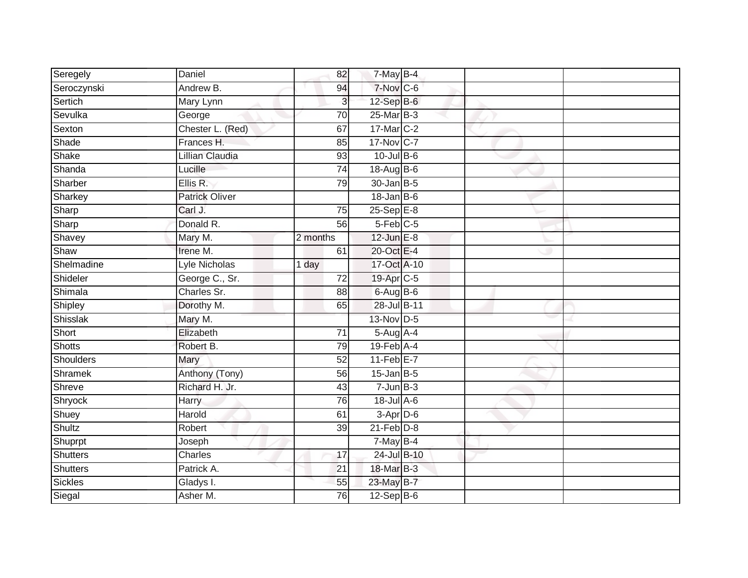| | | | | | | |
|---|---|---|---|---|---|---|
| Seregely | Daniel | 82 | 7-May | B-4 | | |
| Seroczynski | Andrew B. | 94 | 7-Nov | C-6 | | |
| Sertich | Mary Lynn | 3 | 12-Sep | B-6 | | |
| Sevulka | George | 70 | 25-Mar | B-3 | | |
| Sexton | Chester L. (Red) | 67 | 17-Mar | C-2 | | |
| Shade | Frances H. | 85 | 17-Nov | C-7 | | |
| Shake | Lillian Claudia | 93 | 10-Jul | B-6 | | |
| Shanda | Lucille | 74 | 18-Aug | B-6 | | |
| Sharber | Ellis R. | 79 | 30-Jan | B-5 | | |
| Sharkey | Patrick Oliver | | 18-Jan | B-6 | | |
| Sharp | Carl J. | 75 | 25-Sep | E-8 | | |
| Sharp | Donald R. | 56 | 5-Feb | C-5 | | |
| Shavey | Mary M. | 2 months | 12-Jun | E-8 | | |
| Shaw | Irene M. | 61 | 20-Oct | E-4 | | |
| Shelmadine | Lyle Nicholas | 1 day | 17-Oct | A-10 | | |
| Shideler | George C., Sr. | 72 | 19-Apr | C-5 | | |
| Shimala | Charles Sr. | 88 | 6-Aug | B-6 | | |
| Shipley | Dorothy M. | 65 | 28-Jul | B-11 | | |
| Shisslak | Mary M. | | 13-Nov | D-5 | | |
| Short | Elizabeth | 71 | 5-Aug | A-4 | | |
| Shotts | Robert B. | 79 | 19-Feb | A-4 | | |
| Shoulders | Mary | 52 | 11-Feb | E-7 | | |
| Shramek | Anthony (Tony) | 56 | 15-Jan | B-5 | | |
| Shreve | Richard H. Jr. | 43 | 7-Jun | B-3 | | |
| Shryock | Harry | 76 | 18-Jul | A-6 | | |
| Shuey | Harold | 61 | 3-Apr | D-6 | | |
| Shultz | Robert | 39 | 21-Feb | D-8 | | |
| Shuprpt | Joseph | | 7-May | B-4 | | |
| Shutters | Charles | 17 | 24-Jul | B-10 | | |
| Shutters | Patrick A. | 21 | 18-Mar | B-3 | | |
| Sickles | Gladys I. | 55 | 23-May | B-7 | | |
| Siegal | Asher M. | 76 | 12-Sep | B-6 | | |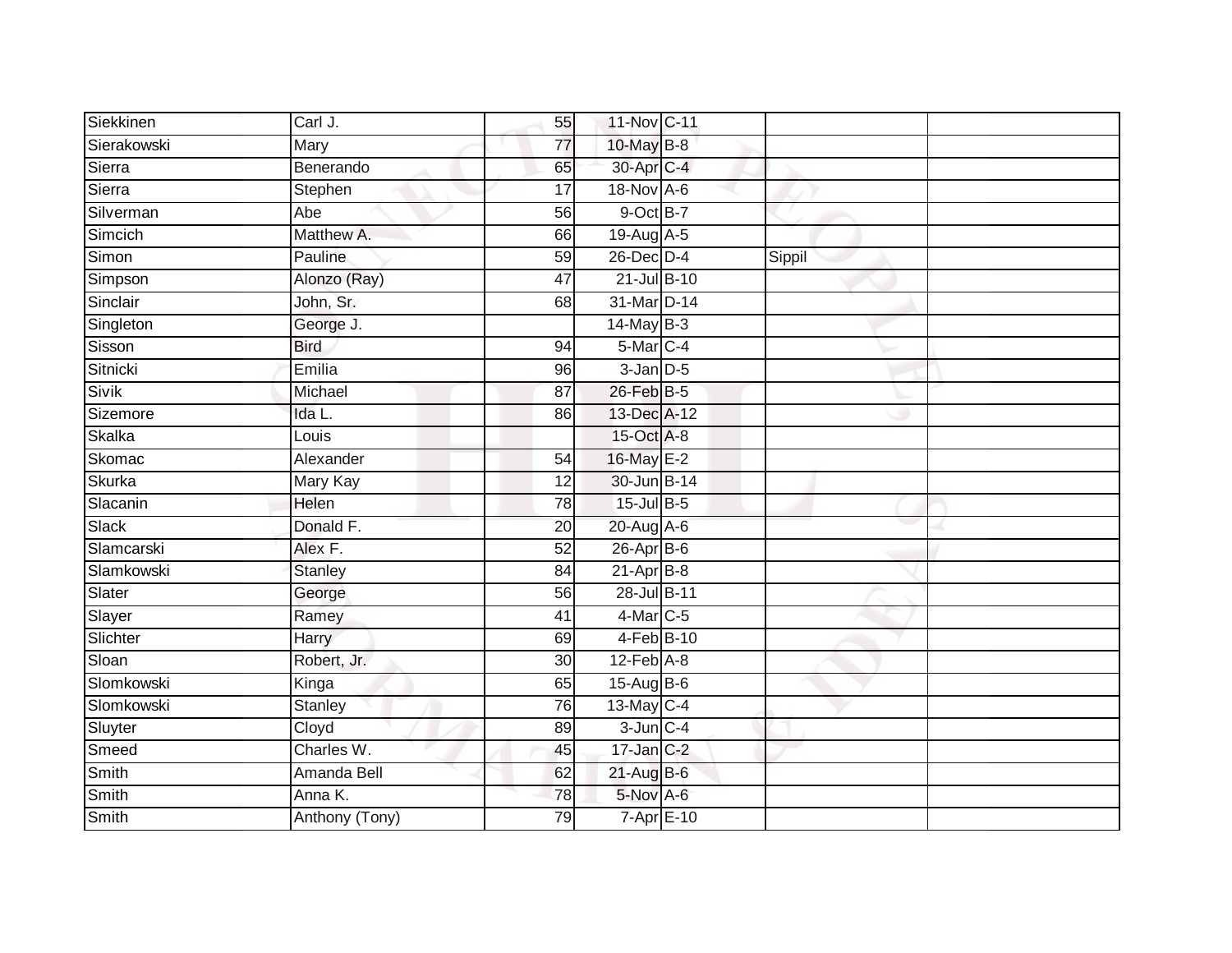| | | | | | | |
|---|---|---|---|---|---|---|
| Siekkinen | Carl J. | 55 | 11-Nov | C-11 | | |
| Sierakowski | Mary | 77 | 10-May | B-8 | | |
| Sierra | Benerando | 65 | 30-Apr | C-4 | | |
| Sierra | Stephen | 17 | 18-Nov | A-6 | | |
| Silverman | Abe | 56 | 9-Oct | B-7 | | |
| Simcich | Matthew A. | 66 | 19-Aug | A-5 | | |
| Simon | Pauline | 59 | 26-Dec | D-4 | Sippil | |
| Simpson | Alonzo (Ray) | 47 | 21-Jul | B-10 | | |
| Sinclair | John, Sr. | 68 | 31-Mar | D-14 | | |
| Singleton | George J. | | 14-May | B-3 | | |
| Sisson | Bird | 94 | 5-Mar | C-4 | | |
| Sitnicki | Emilia | 96 | 3-Jan | D-5 | | |
| Sivik | Michael | 87 | 26-Feb | B-5 | | |
| Sizemore | Ida L. | 86 | 13-Dec | A-12 | | |
| Skalka | Louis | | 15-Oct | A-8 | | |
| Skomac | Alexander | 54 | 16-May | E-2 | | |
| Skurka | Mary Kay | 12 | 30-Jun | B-14 | | |
| Slacanin | Helen | 78 | 15-Jul | B-5 | | |
| Slack | Donald F. | 20 | 20-Aug | A-6 | | |
| Slamcarski | Alex F. | 52 | 26-Apr | B-6 | | |
| Slamkowski | Stanley | 84 | 21-Apr | B-8 | | |
| Slater | George | 56 | 28-Jul | B-11 | | |
| Slayer | Ramey | 41 | 4-Mar | C-5 | | |
| Slichter | Harry | 69 | 4-Feb | B-10 | | |
| Sloan | Robert, Jr. | 30 | 12-Feb | A-8 | | |
| Slomkowski | Kinga | 65 | 15-Aug | B-6 | | |
| Slomkowski | Stanley | 76 | 13-May | C-4 | | |
| Sluyter | Cloyd | 89 | 3-Jun | C-4 | | |
| Smeed | Charles W. | 45 | 17-Jan | C-2 | | |
| Smith | Amanda Bell | 62 | 21-Aug | B-6 | | |
| Smith | Anna K. | 78 | 5-Nov | A-6 | | |
| Smith | Anthony (Tony) | 79 | 7-Apr | E-10 | | |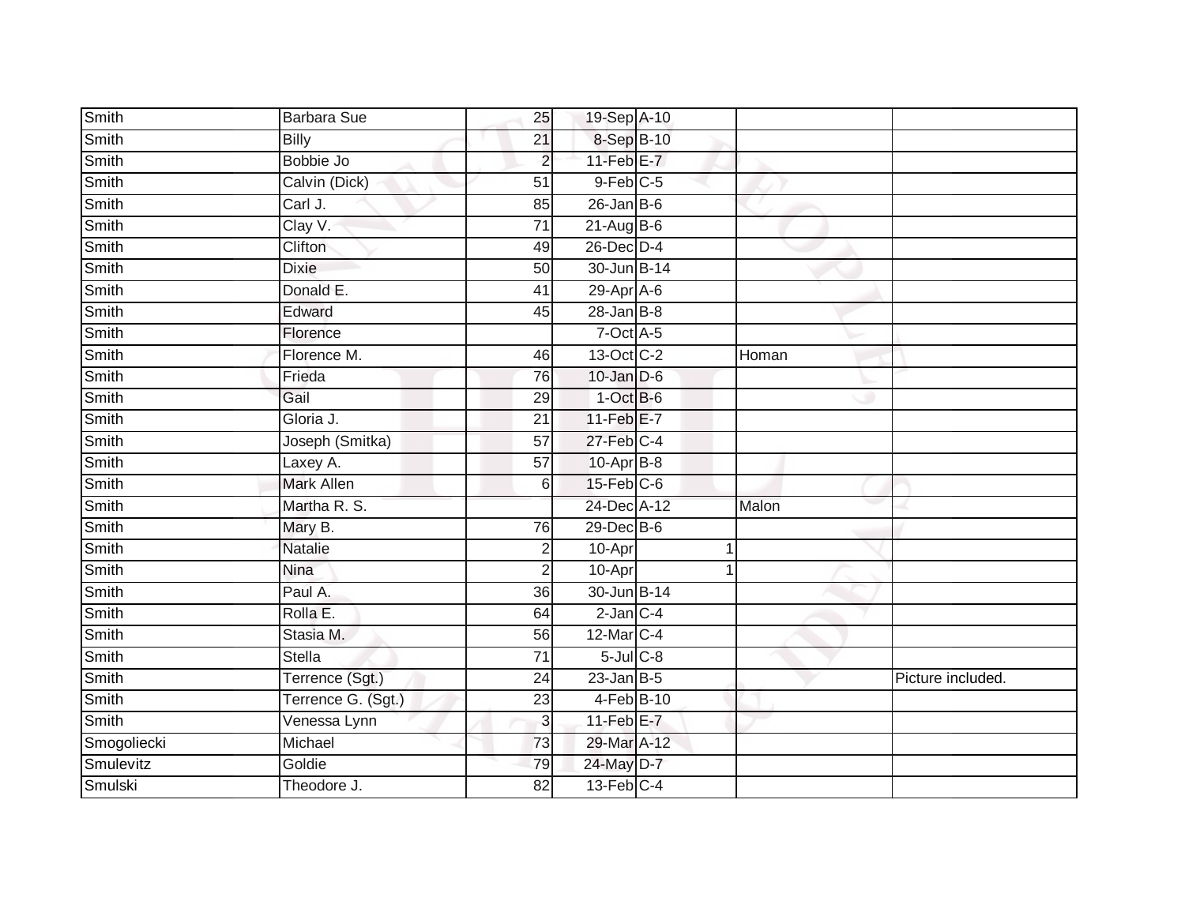| | | | | | | |
|---|---|---|---|---|---|---|
| Smith | Barbara Sue | 25 | 19-Sep | A-10 | | |
| Smith | Billy | 21 | 8-Sep | B-10 | | |
| Smith | Bobbie Jo | 2 | 11-Feb | E-7 | | |
| Smith | Calvin (Dick) | 51 | 9-Feb | C-5 | | |
| Smith | Carl J. | 85 | 26-Jan | B-6 | | |
| Smith | Clay V. | 71 | 21-Aug | B-6 | | |
| Smith | Clifton | 49 | 26-Dec | D-4 | | |
| Smith | Dixie | 50 | 30-Jun | B-14 | | |
| Smith | Donald E. | 41 | 29-Apr | A-6 | | |
| Smith | Edward | 45 | 28-Jan | B-8 | | |
| Smith | Florence | | 7-Oct | A-5 | | |
| Smith | Florence M. | 46 | 13-Oct | C-2 | Homan | |
| Smith | Frieda | 76 | 10-Jan | D-6 | | |
| Smith | Gail | 29 | 1-Oct | B-6 | | |
| Smith | Gloria J. | 21 | 11-Feb | E-7 | | |
| Smith | Joseph (Smitka) | 57 | 27-Feb | C-4 | | |
| Smith | Laxey A. | 57 | 10-Apr | B-8 | | |
| Smith | Mark Allen | 6 | 15-Feb | C-6 | | |
| Smith | Martha R. S. | | 24-Dec | A-12 | Malon | |
| Smith | Mary B. | 76 | 29-Dec | B-6 | | |
| Smith | Natalie | 2 | 10-Apr | 1 | | |
| Smith | Nina | 2 | 10-Apr | 1 | | |
| Smith | Paul A. | 36 | 30-Jun | B-14 | | |
| Smith | Rolla E. | 64 | 2-Jan | C-4 | | |
| Smith | Stasia M. | 56 | 12-Mar | C-4 | | |
| Smith | Stella | 71 | 5-Jul | C-8 | | |
| Smith | Terrence (Sgt.) | 24 | 23-Jan | B-5 | | Picture included. |
| Smith | Terrence G. (Sgt.) | 23 | 4-Feb | B-10 | | |
| Smith | Venessa Lynn | 3 | 11-Feb | E-7 | | |
| Smogoliecki | Michael | 73 | 29-Mar | A-12 | | |
| Smulevitz | Goldie | 79 | 24-May | D-7 | | |
| Smulski | Theodore J. | 82 | 13-Feb | C-4 | | |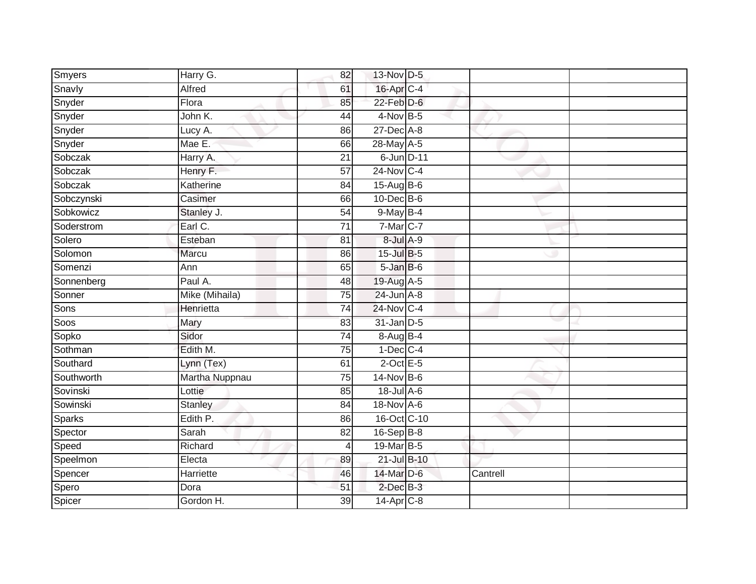| | | | | | | |
|---|---|---|---|---|---|---|
| Smyers | Harry G. | 82 | 13-Nov | D-5 | | |
| Snavly | Alfred | 61 | 16-Apr | C-4 | | |
| Snyder | Flora | 85 | 22-Feb | D-6 | | |
| Snyder | John K. | 44 | 4-Nov | B-5 | | |
| Snyder | Lucy A. | 86 | 27-Dec | A-8 | | |
| Snyder | Mae E. | 66 | 28-May | A-5 | | |
| Sobczak | Harry A. | 21 | 6-Jun | D-11 | | |
| Sobczak | Henry F. | 57 | 24-Nov | C-4 | | |
| Sobczak | Katherine | 84 | 15-Aug | B-6 | | |
| Sobczynski | Casimer | 66 | 10-Dec | B-6 | | |
| Sobkowicz | Stanley J. | 54 | 9-May | B-4 | | |
| Soderstrom | Earl C. | 71 | 7-Mar | C-7 | | |
| Solero | Esteban | 81 | 8-Jul | A-9 | | |
| Solomon | Marcu | 86 | 15-Jul | B-5 | | |
| Somenzi | Ann | 65 | 5-Jan | B-6 | | |
| Sonnenberg | Paul A. | 48 | 19-Aug | A-5 | | |
| Sonner | Mike (Mihaila) | 75 | 24-Jun | A-8 | | |
| Sons | Henrietta | 74 | 24-Nov | C-4 | | |
| Soos | Mary | 83 | 31-Jan | D-5 | | |
| Sopko | Sidor | 74 | 8-Aug | B-4 | | |
| Sothman | Edith M. | 75 | 1-Dec | C-4 | | |
| Southard | Lynn (Tex) | 61 | 2-Oct | E-5 | | |
| Southworth | Martha Nuppnau | 75 | 14-Nov | B-6 | | |
| Sovinski | Lottie | 85 | 18-Jul | A-6 | | |
| Sowinski | Stanley | 84 | 18-Nov | A-6 | | |
| Sparks | Edith P. | 86 | 16-Oct | C-10 | | |
| Spector | Sarah | 82 | 16-Sep | B-8 | | |
| Speed | Richard | 4 | 19-Mar | B-5 | | |
| Speelmon | Electa | 89 | 21-Jul | B-10 | | |
| Spencer | Harriette | 46 | 14-Mar | D-6 | Cantrell | |
| Spero | Dora | 51 | 2-Dec | B-3 | | |
| Spicer | Gordon H. | 39 | 14-Apr | C-8 | | |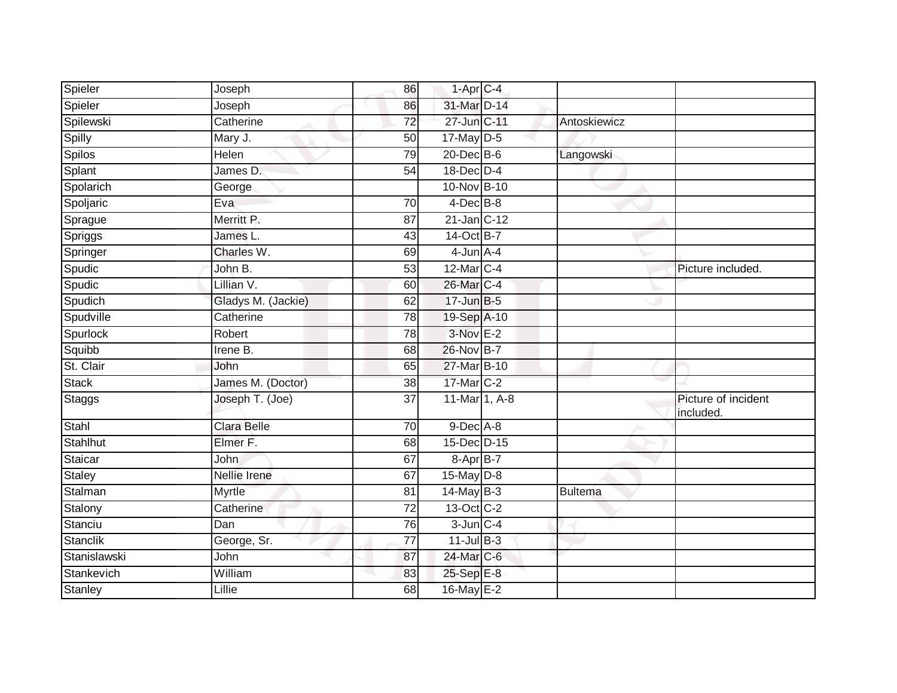| | | | | | | |
|---|---|---|---|---|---|---|
| Spieler | Joseph | 86 | 1-Apr | C-4 | | |
| Spieler | Joseph | 86 | 31-Mar | D-14 | | |
| Spilewski | Catherine | 72 | 27-Jun | C-11 | Antoskiewicz | |
| Spilly | Mary J. | 50 | 17-May | D-5 | | |
| Spilos | Helen | 79 | 20-Dec | B-6 | Langowski | |
| Splant | James D. | 54 | 18-Dec | D-4 | | |
| Spolarich | George | | 10-Nov | B-10 | | |
| Spoljaric | Eva | 70 | 4-Dec | B-8 | | |
| Sprague | Merritt P. | 87 | 21-Jan | C-12 | | |
| Spriggs | James L. | 43 | 14-Oct | B-7 | | |
| Springer | Charles W. | 69 | 4-Jun | A-4 | | |
| Spudic | John B. | 53 | 12-Mar | C-4 | | Picture included. |
| Spudic | Lillian V. | 60 | 26-Mar | C-4 | | |
| Spudich | Gladys M. (Jackie) | 62 | 17-Jun | B-5 | | |
| Spudville | Catherine | 78 | 19-Sep | A-10 | | |
| Spurlock | Robert | 78 | 3-Nov | E-2 | | |
| Squibb | Irene B. | 68 | 26-Nov | B-7 | | |
| St. Clair | John | 65 | 27-Mar | B-10 | | |
| Stack | James M. (Doctor) | 38 | 17-Mar | C-2 | | |
| Staggs | Joseph T. (Joe) | 37 | 11-Mar | 1, A-8 | | Picture of incident included. |
| Stahl | Clara Belle | 70 | 9-Dec | A-8 | | |
| Stahlhut | Elmer F. | 68 | 15-Dec | D-15 | | |
| Staicar | John | 67 | 8-Apr | B-7 | | |
| Staley | Nellie Irene | 67 | 15-May | D-8 | | |
| Stalman | Myrtle | 81 | 14-May | B-3 | Bultema | |
| Stalony | Catherine | 72 | 13-Oct | C-2 | | |
| Stanciu | Dan | 76 | 3-Jun | C-4 | | |
| Stanclik | George, Sr. | 77 | 11-Jul | B-3 | | |
| Stanislawski | John | 87 | 24-Mar | C-6 | | |
| Stankevich | William | 83 | 25-Sep | E-8 | | |
| Stanley | Lillie | 68 | 16-May | E-2 | | |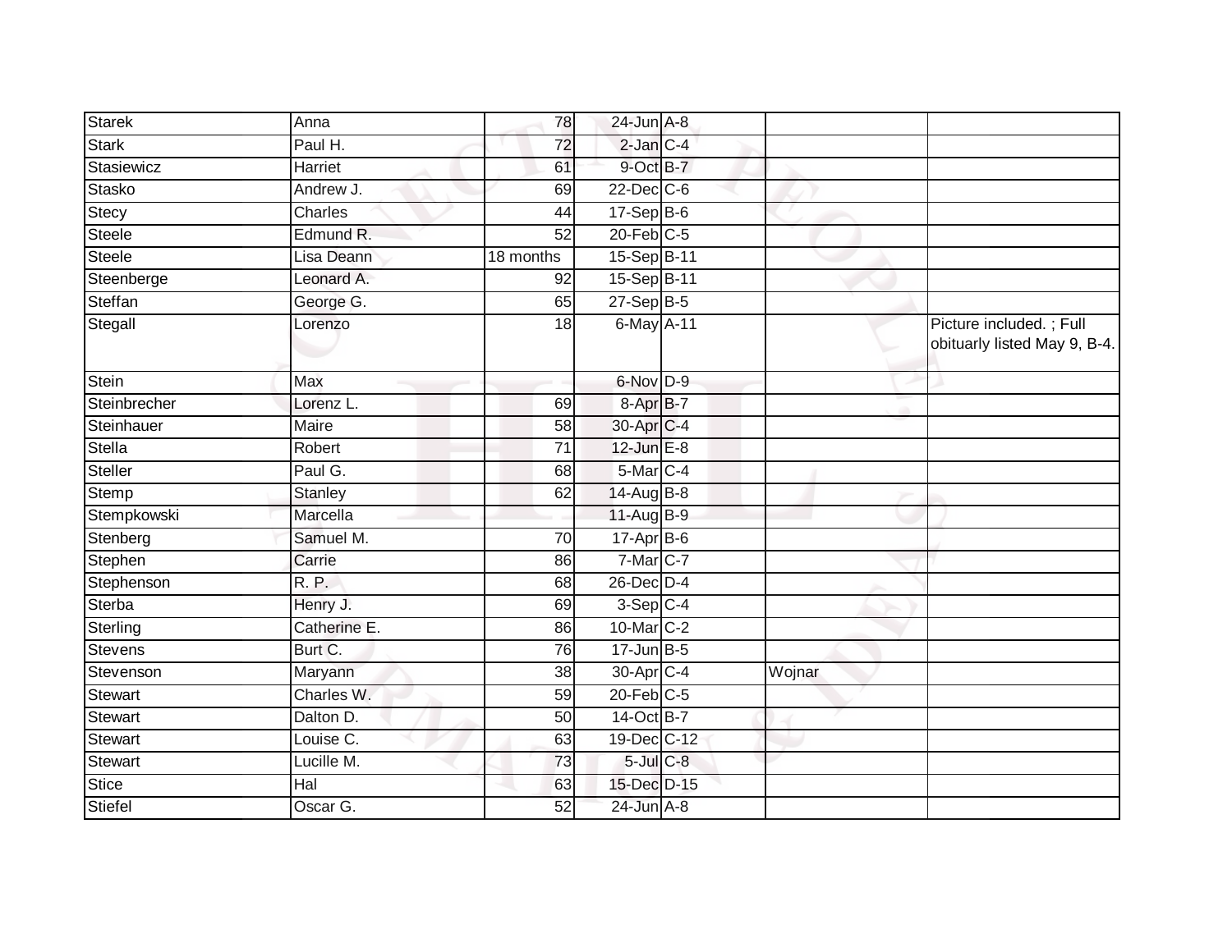| | | | | | | |
|---|---|---|---|---|---|---|
| Starek | Anna | 78 | 24-Jun | A-8 | | |
| Stark | Paul H. | 72 | 2-Jan | C-4 | | |
| Stasiewicz | Harriet | 61 | 9-Oct | B-7 | | |
| Stasko | Andrew J. | 69 | 22-Dec | C-6 | | |
| Stecy | Charles | 44 | 17-Sep | B-6 | | |
| Steele | Edmund R. | 52 | 20-Feb | C-5 | | |
| Steele | Lisa Deann | 18 months | 15-Sep | B-11 | | |
| Steenberge | Leonard A. | 92 | 15-Sep | B-11 | | |
| Steffan | George G. | 65 | 27-Sep | B-5 | | |
| Stegall | Lorenzo | 18 | 6-May | A-11 | | Picture included. ; Full obituary listed May 9, B-4. |
| Stein | Max | | 6-Nov | D-9 | | |
| Steinbrecher | Lorenz L. | 69 | 8-Apr | B-7 | | |
| Steinhauer | Maire | 58 | 30-Apr | C-4 | | |
| Stella | Robert | 71 | 12-Jun | E-8 | | |
| Steller | Paul G. | 68 | 5-Mar | C-4 | | |
| Stemp | Stanley | 62 | 14-Aug | B-8 | | |
| Stempkowski | Marcella | | 11-Aug | B-9 | | |
| Stenberg | Samuel M. | 70 | 17-Apr | B-6 | | |
| Stephen | Carrie | 86 | 7-Mar | C-7 | | |
| Stephenson | R. P. | 68 | 26-Dec | D-4 | | |
| Sterba | Henry J. | 69 | 3-Sep | C-4 | | |
| Sterling | Catherine E. | 86 | 10-Mar | C-2 | | |
| Stevens | Burt C. | 76 | 17-Jun | B-5 | | |
| Stevenson | Maryann | 38 | 30-Apr | C-4 | Wojnar | |
| Stewart | Charles W. | 59 | 20-Feb | C-5 | | |
| Stewart | Dalton D. | 50 | 14-Oct | B-7 | | |
| Stewart | Louise C. | 63 | 19-Dec | C-12 | | |
| Stewart | Lucille M. | 73 | 5-Jul | C-8 | | |
| Stice | Hal | 63 | 15-Dec | D-15 | | |
| Stiefel | Oscar G. | 52 | 24-Jun | A-8 | | |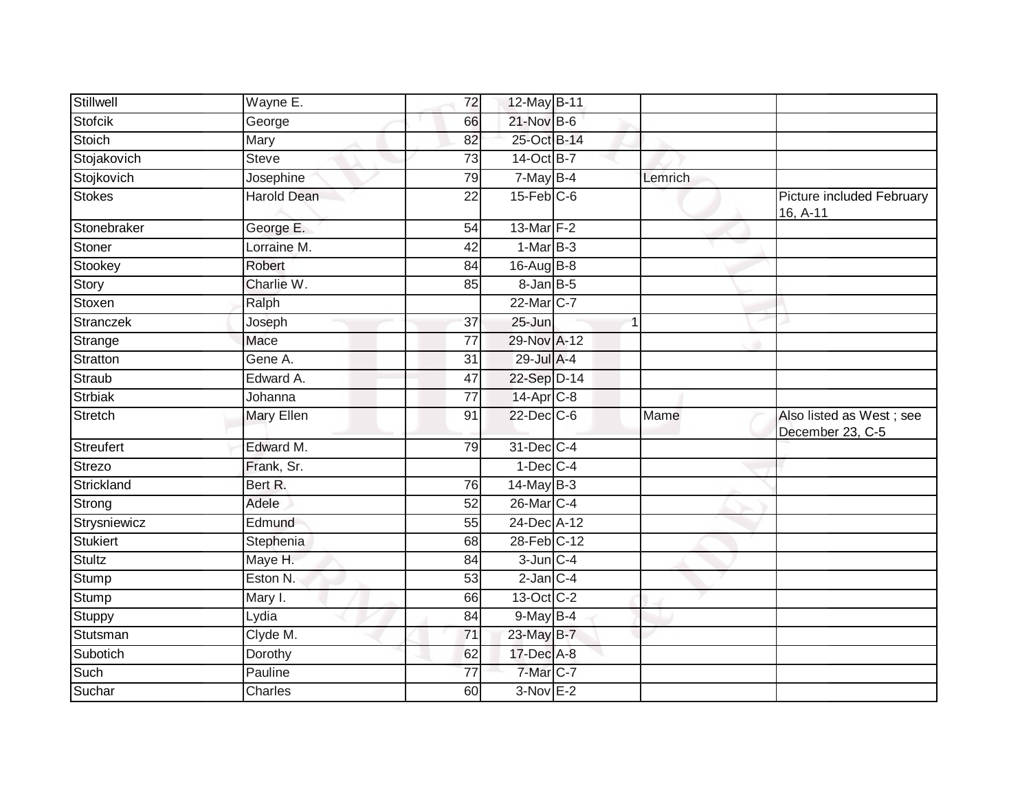| Stillwell | Wayne E. | 72 | 12-May | B-11 | | |
|---|---|---|---|---|---|---|
| Stofcik | George | 66 | 21-Nov | B-6 | | |
| Stoich | Mary | 82 | 25-Oct | B-14 | | |
| Stojakovich | Steve | 73 | 14-Oct | B-7 | | |
| Stojkovich | Josephine | 79 | 7-May | B-4 | Lemrich | |
| Stokes | Harold Dean | 22 | 15-Feb | C-6 | | Picture included February 16, A-11 |
| Stonebraker | George E. | 54 | 13-Mar | F-2 | | |
| Stoner | Lorraine M. | 42 | 1-Mar | B-3 | | |
| Stookey | Robert | 84 | 16-Aug | B-8 | | |
| Story | Charlie W. | 85 | 8-Jan | B-5 | | |
| Stoxen | Ralph | | 22-Mar | C-7 | | |
| Stranczek | Joseph | 37 | 25-Jun | 1 | | |
| Strange | Mace | 77 | 29-Nov | A-12 | | |
| Stratton | Gene A. | 31 | 29-Jul | A-4 | | |
| Straub | Edward A. | 47 | 22-Sep | D-14 | | |
| Strbiak | Johanna | 77 | 14-Apr | C-8 | | |
| Stretch | Mary Ellen | 91 | 22-Dec | C-6 | Mame | Also listed as West ; see December 23, C-5 |
| Streufert | Edward M. | 79 | 31-Dec | C-4 | | |
| Strezo | Frank, Sr. | | 1-Dec | C-4 | | |
| Strickland | Bert R. | 76 | 14-May | B-3 | | |
| Strong | Adele | 52 | 26-Mar | C-4 | | |
| Strysniewicz | Edmund | 55 | 24-Dec | A-12 | | |
| Stukiert | Stephenia | 68 | 28-Feb | C-12 | | |
| Stultz | Maye H. | 84 | 3-Jun | C-4 | | |
| Stump | Eston N. | 53 | 2-Jan | C-4 | | |
| Stump | Mary I. | 66 | 13-Oct | C-2 | | |
| Stuppy | Lydia | 84 | 9-May | B-4 | | |
| Stutsman | Clyde M. | 71 | 23-May | B-7 | | |
| Subotich | Dorothy | 62 | 17-Dec | A-8 | | |
| Such | Pauline | 77 | 7-Mar | C-7 | | |
| Suchar | Charles | 60 | 3-Nov | E-2 | | |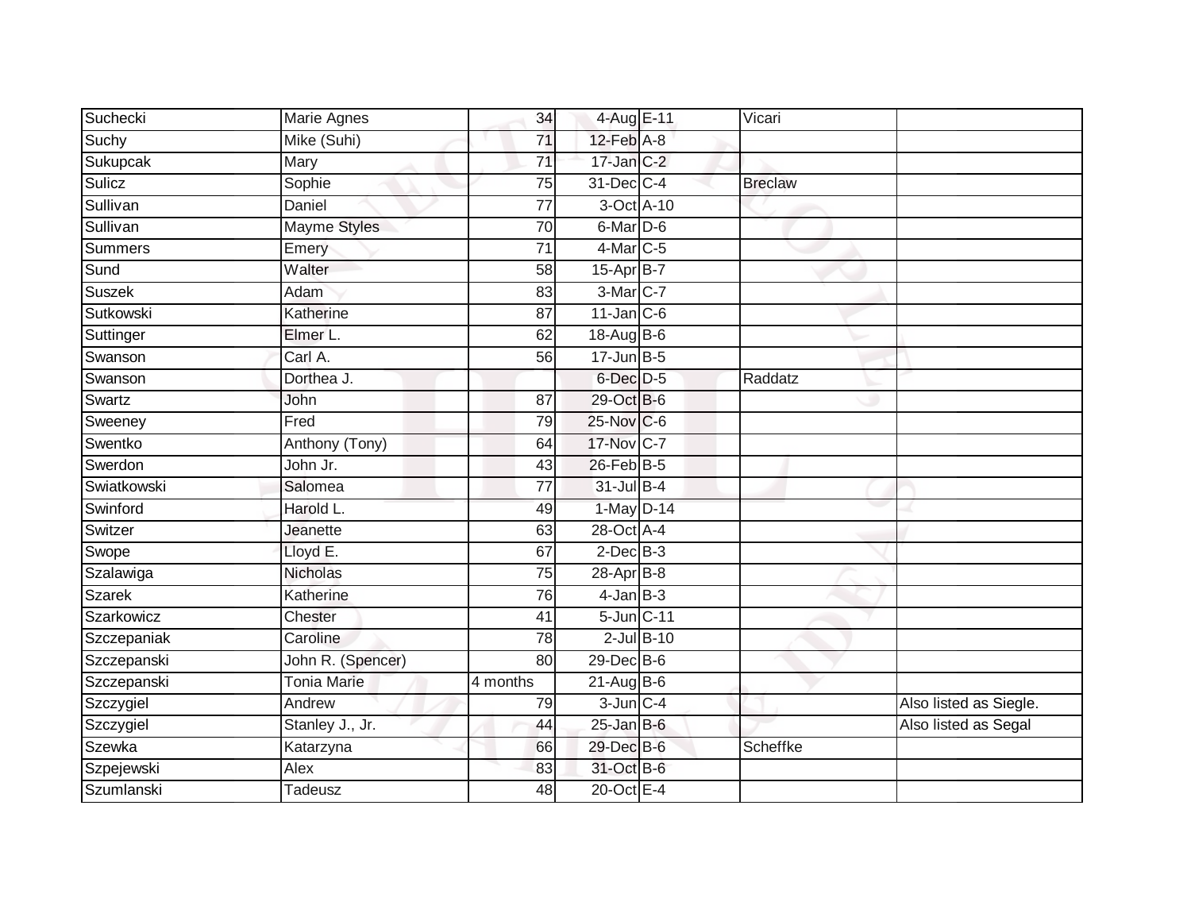| | | | | | | |
|---|---|---|---|---|---|---|
| Suchecki | Marie Agnes | 34 | 4-Aug | E-11 | Vicari | |
| Suchy | Mike (Suhi) | 71 | 12-Feb | A-8 | | |
| Sukupcak | Mary | 71 | 17-Jan | C-2 | | |
| Sulicz | Sophie | 75 | 31-Dec | C-4 | Breclaw | |
| Sullivan | Daniel | 77 | 3-Oct | A-10 | | |
| Sullivan | Mayme Styles | 70 | 6-Mar | D-6 | | |
| Summers | Emery | 71 | 4-Mar | C-5 | | |
| Sund | Walter | 58 | 15-Apr | B-7 | | |
| Suszek | Adam | 83 | 3-Mar | C-7 | | |
| Sutkowski | Katherine | 87 | 11-Jan | C-6 | | |
| Suttinger | Elmer L. | 62 | 18-Aug | B-6 | | |
| Swanson | Carl A. | 56 | 17-Jun | B-5 | | |
| Swanson | Dorthea J. | | 6-Dec | D-5 | Raddatz | |
| Swartz | John | 87 | 29-Oct | B-6 | | |
| Sweeney | Fred | 79 | 25-Nov | C-6 | | |
| Swentko | Anthony (Tony) | 64 | 17-Nov | C-7 | | |
| Swerdon | John Jr. | 43 | 26-Feb | B-5 | | |
| Swiatkowski | Salomea | 77 | 31-Jul | B-4 | | |
| Swinford | Harold L. | 49 | 1-May | D-14 | | |
| Switzer | Jeanette | 63 | 28-Oct | A-4 | | |
| Swope | Lloyd E. | 67 | 2-Dec | B-3 | | |
| Szalawiga | Nicholas | 75 | 28-Apr | B-8 | | |
| Szarek | Katherine | 76 | 4-Jan | B-3 | | |
| Szarkowicz | Chester | 41 | 5-Jun | C-11 | | |
| Szczepaniak | Caroline | 78 | 2-Jul | B-10 | | |
| Szczepanski | John R. (Spencer) | 80 | 29-Dec | B-6 | | |
| Szczepanski | Tonia Marie | 4 months | 21-Aug | B-6 | | |
| Szczygiel | Andrew | 79 | 3-Jun | C-4 | | Also listed as Siegle. |
| Szczygiel | Stanley J., Jr. | 44 | 25-Jan | B-6 | | Also listed as Segal |
| Szewka | Katarzyna | 66 | 29-Dec | B-6 | Scheffke | |
| Szpejewski | Alex | 83 | 31-Oct | B-6 | | |
| Szumlanski | Tadeusz | 48 | 20-Oct | E-4 | | |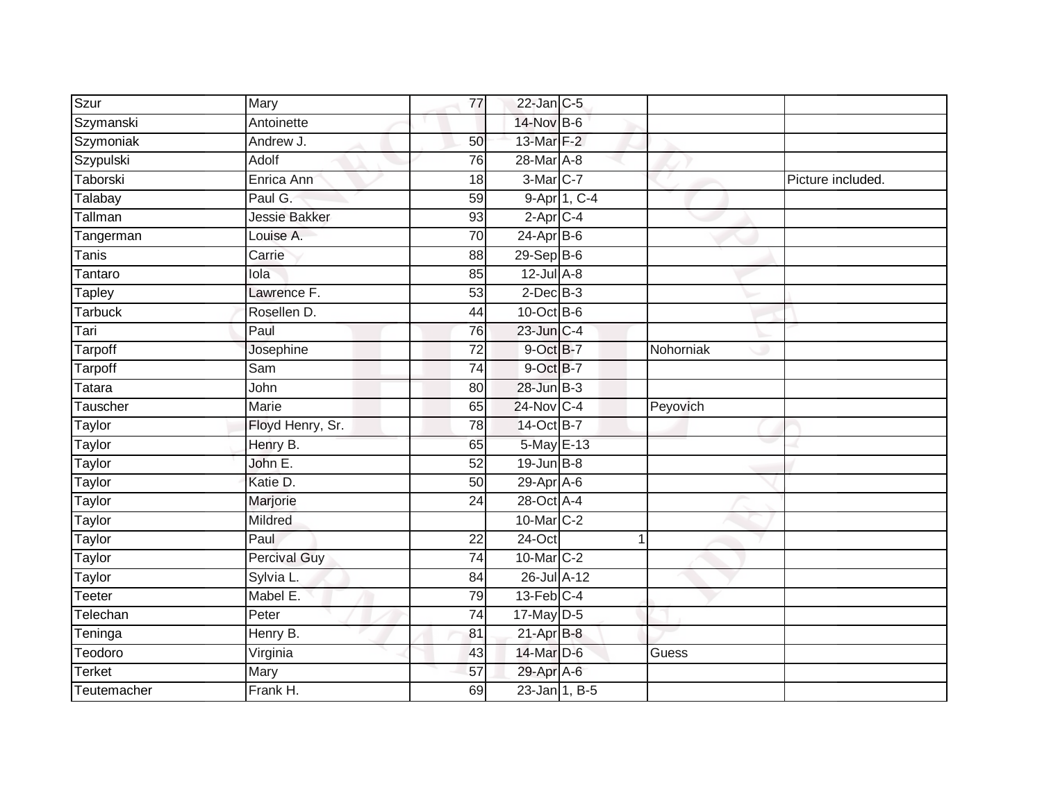| | | | | | | |
|---|---|---|---|---|---|---|
| Szur | Mary | 77 | 22-Jan | C-5 | | |
| Szymanski | Antoinette | | 14-Nov | B-6 | | |
| Szymoniak | Andrew J. | 50 | 13-Mar | F-2 | | |
| Szypulski | Adolf | 76 | 28-Mar | A-8 | | |
| Taborski | Enrica Ann | 18 | 3-Mar | C-7 | | Picture included. |
| Talabay | Paul G. | 59 | 9-Apr | 1, C-4 | | |
| Tallman | Jessie Bakker | 93 | 2-Apr | C-4 | | |
| Tangerman | Louise A. | 70 | 24-Apr | B-6 | | |
| Tanis | Carrie | 88 | 29-Sep | B-6 | | |
| Tantaro | Iola | 85 | 12-Jul | A-8 | | |
| Tapley | Lawrence F. | 53 | 2-Dec | B-3 | | |
| Tarbuck | Rosellen D. | 44 | 10-Oct | B-6 | | |
| Tari | Paul | 76 | 23-Jun | C-4 | | |
| Tarpoff | Josephine | 72 | 9-Oct | B-7 | Nohorniak | |
| Tarpoff | Sam | 74 | 9-Oct | B-7 | | |
| Tatara | John | 80 | 28-Jun | B-3 | | |
| Tauscher | Marie | 65 | 24-Nov | C-4 | Peyovich | |
| Taylor | Floyd Henry, Sr. | 78 | 14-Oct | B-7 | | |
| Taylor | Henry B. | 65 | 5-May | E-13 | | |
| Taylor | John E. | 52 | 19-Jun | B-8 | | |
| Taylor | Katie D. | 50 | 29-Apr | A-6 | | |
| Taylor | Marjorie | 24 | 28-Oct | A-4 | | |
| Taylor | Mildred | | 10-Mar | C-2 | | |
| Taylor | Paul | 22 | 24-Oct | 1 | | |
| Taylor | Percival Guy | 74 | 10-Mar | C-2 | | |
| Taylor | Sylvia L. | 84 | 26-Jul | A-12 | | |
| Teeter | Mabel E. | 79 | 13-Feb | C-4 | | |
| Telechan | Peter | 74 | 17-May | D-5 | | |
| Teninga | Henry B. | 81 | 21-Apr | B-8 | | |
| Teodoro | Virginia | 43 | 14-Mar | D-6 | Guess | |
| Terket | Mary | 57 | 29-Apr | A-6 | | |
| Teutemacher | Frank H. | 69 | 23-Jan | 1, B-5 | | |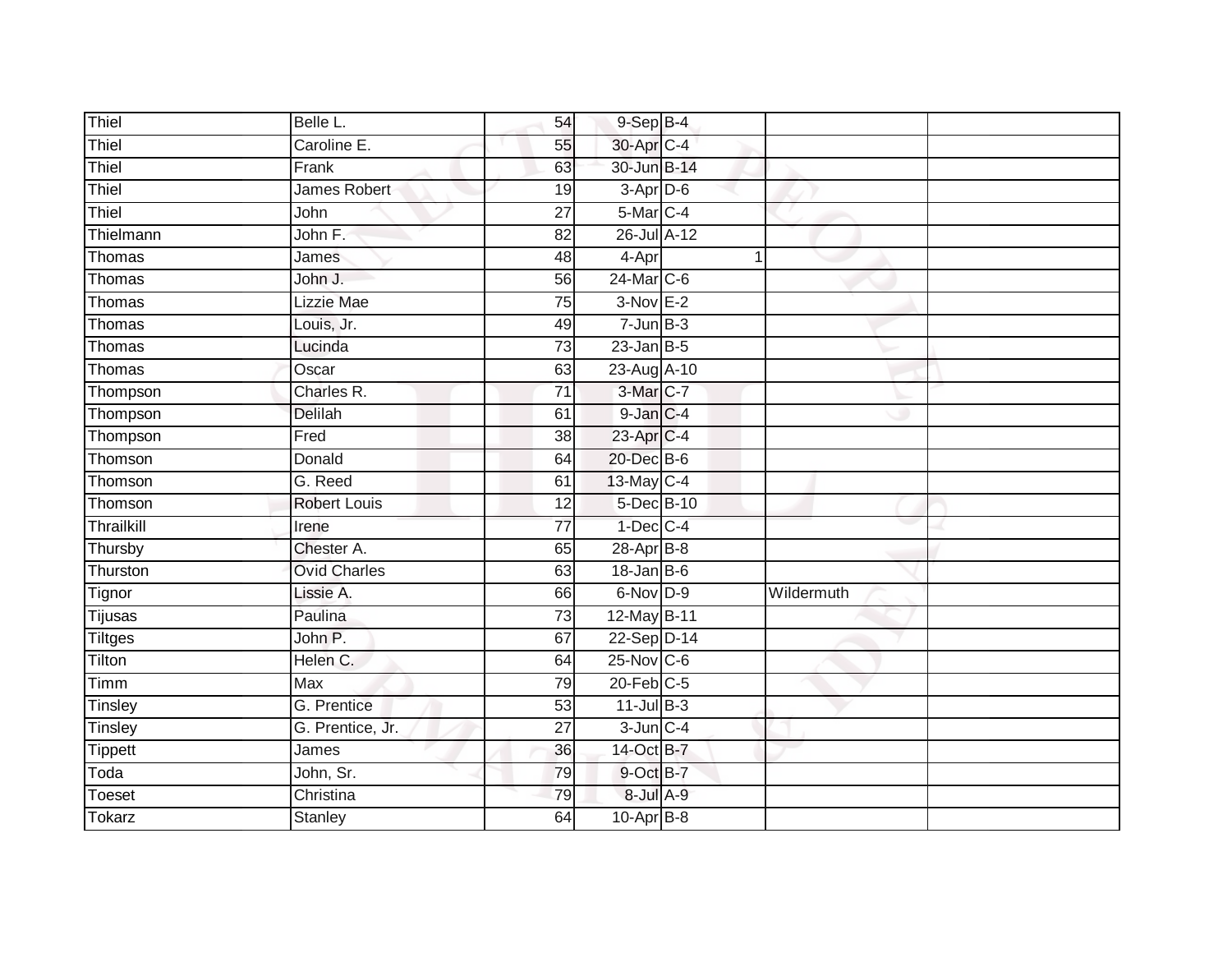| Thiel | Belle L. | 54 | 9-Sep | B-4 | | | |
|---|---|---|---|---|---|---|---|
| Thiel | Caroline E. | 55 | 30-Apr | C-4 | | | |
| Thiel | Frank | 63 | 30-Jun | B-14 | | | |
| Thiel | James Robert | 19 | 3-Apr | D-6 | | | |
| Thiel | John | 27 | 5-Mar | C-4 | | | |
| Thielmann | John F. | 82 | 26-Jul | A-12 | | | |
| Thomas | James | 48 | 4-Apr | | 1 | | |
| Thomas | John J. | 56 | 24-Mar | C-6 | | | |
| Thomas | Lizzie Mae | 75 | 3-Nov | E-2 | | | |
| Thomas | Louis, Jr. | 49 | 7-Jun | B-3 | | | |
| Thomas | Lucinda | 73 | 23-Jan | B-5 | | | |
| Thomas | Oscar | 63 | 23-Aug | A-10 | | | |
| Thompson | Charles R. | 71 | 3-Mar | C-7 | | | |
| Thompson | Delilah | 61 | 9-Jan | C-4 | | | |
| Thompson | Fred | 38 | 23-Apr | C-4 | | | |
| Thomson | Donald | 64 | 20-Dec | B-6 | | | |
| Thomson | G. Reed | 61 | 13-May | C-4 | | | |
| Thomson | Robert Louis | 12 | 5-Dec | B-10 | | | |
| Thrailkill | Irene | 77 | 1-Dec | C-4 | | | |
| Thursby | Chester A. | 65 | 28-Apr | B-8 | | | |
| Thurston | Ovid Charles | 63 | 18-Jan | B-6 | | | |
| Tignor | Lissie A. | 66 | 6-Nov | D-9 | | Wildermuth | |
| Tijusas | Paulina | 73 | 12-May | B-11 | | | |
| Tiltges | John P. | 67 | 22-Sep | D-14 | | | |
| Tilton | Helen C. | 64 | 25-Nov | C-6 | | | |
| Timm | Max | 79 | 20-Feb | C-5 | | | |
| Tinsley | G. Prentice | 53 | 11-Jul | B-3 | | | |
| Tinsley | G. Prentice, Jr. | 27 | 3-Jun | C-4 | | | |
| Tippett | James | 36 | 14-Oct | B-7 | | | |
| Toda | John, Sr. | 79 | 9-Oct | B-7 | | | |
| Toeset | Christina | 79 | 8-Jul | A-9 | | | |
| Tokarz | Stanley | 64 | 10-Apr | B-8 | | | |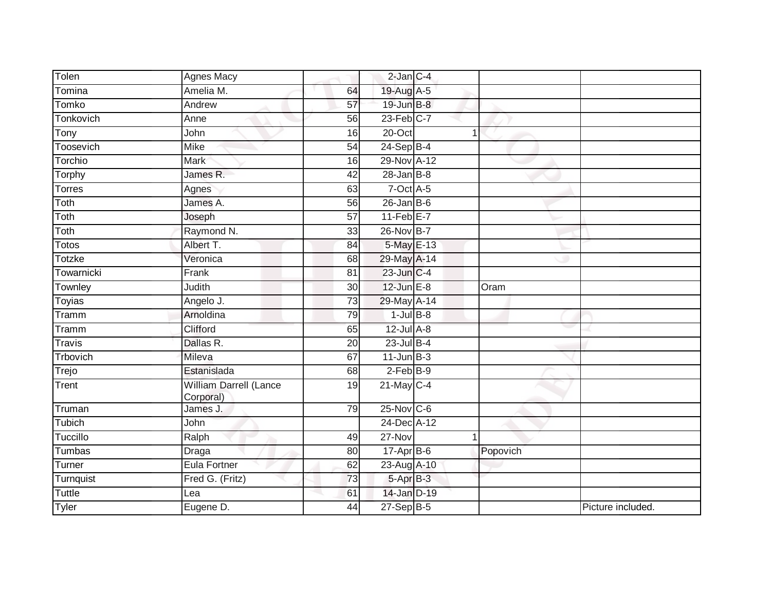| Tolen | Agnes Macy | | 2-Jan | C-4 | | | |
|---|---|---|---|---|---|---|---|
| Tomina | Amelia M. | 64 | 19-Aug | A-5 | | | |
| Tomko | Andrew | 57 | 19-Jun | B-8 | | | |
| Tonkovich | Anne | 56 | 23-Feb | C-7 | | | |
| Tony | John | 16 | 20-Oct | | 1 | | |
| Toosevich | Mike | 54 | 24-Sep | B-4 | | | |
| Torchio | Mark | 16 | 29-Nov | A-12 | | | |
| Torphy | James R. | 42 | 28-Jan | B-8 | | | |
| Torres | Agnes | 63 | 7-Oct | A-5 | | | |
| Toth | James A. | 56 | 26-Jan | B-6 | | | |
| Toth | Joseph | 57 | 11-Feb | E-7 | | | |
| Toth | Raymond N. | 33 | 26-Nov | B-7 | | | |
| Totos | Albert T. | 84 | 5-May | E-13 | | | |
| Totzke | Veronica | 68 | 29-May | A-14 | | | |
| Towarnicki | Frank | 81 | 23-Jun | C-4 | | | |
| Townley | Judith | 30 | 12-Jun | E-8 | | Oram | |
| Toyias | Angelo J. | 73 | 29-May | A-14 | | | |
| Tramm | Arnoldina | 79 | 1-Jul | B-8 | | | |
| Tramm | Clifford | 65 | 12-Jul | A-8 | | | |
| Travis | Dallas R. | 20 | 23-Jul | B-4 | | | |
| Trbovich | Mileva | 67 | 11-Jun | B-3 | | | |
| Trejo | Estanislada | 68 | 2-Feb | B-9 | | | |
| Trent | William Darrell (Lance Corporal) | 19 | 21-May | C-4 | | | |
| Truman | James J. | 79 | 25-Nov | C-6 | | | |
| Tubich | John | | 24-Dec | A-12 | | | |
| Tuccillo | Ralph | 49 | 27-Nov | | 1 | | |
| Tumbas | Draga | 80 | 17-Apr | B-6 | | Popovich | |
| Turner | Eula Fortner | 62 | 23-Aug | A-10 | | | |
| Turnquist | Fred G. (Fritz) | 73 | 5-Apr | B-3 | | | |
| Tuttle | Lea | 61 | 14-Jan | D-19 | | | |
| Tyler | Eugene D. | 44 | 27-Sep | B-5 | | | Picture included. |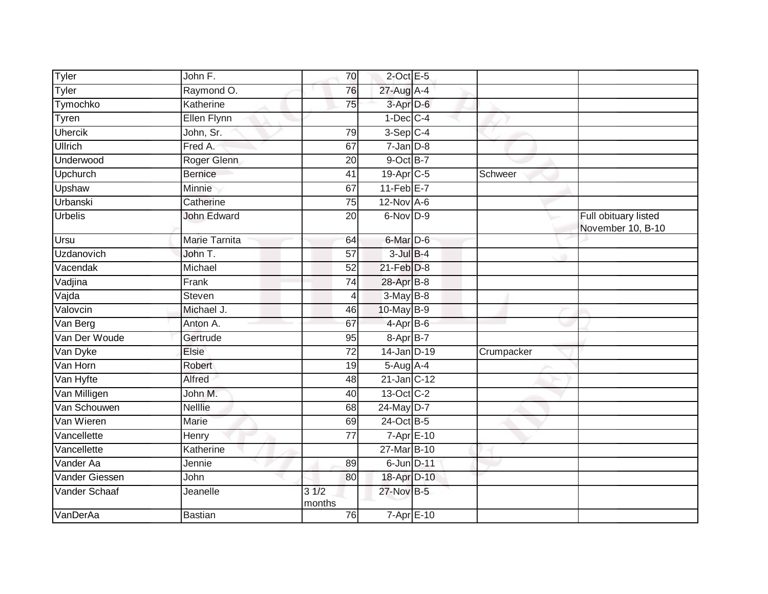| | | | | | | |
|---|---|---|---|---|---|---|
| Tyler | John F. | 70 | 2-Oct | E-5 | | |
| Tyler | Raymond O. | 76 | 27-Aug | A-4 | | |
| Tymochko | Katherine | 75 | 3-Apr | D-6 | | |
| Tyren | Ellen Flynn | | 1-Dec | C-4 | | |
| Uhercik | John, Sr. | 79 | 3-Sep | C-4 | | |
| Ullrich | Fred A. | 67 | 7-Jan | D-8 | | |
| Underwood | Roger Glenn | 20 | 9-Oct | B-7 | | |
| Upchurch | Bernice | 41 | 19-Apr | C-5 | Schweer | |
| Upshaw | Minnie | 67 | 11-Feb | E-7 | | |
| Urbanski | Catherine | 75 | 12-Nov | A-6 | | |
| Urbelis | John Edward | 20 | 6-Nov | D-9 | | Full obituary listed November 10, B-10 |
| Ursu | Marie Tarnita | 64 | 6-Mar | D-6 | | |
| Uzdanovich | John T. | 57 | 3-Jul | B-4 | | |
| Vacendak | Michael | 52 | 21-Feb | D-8 | | |
| Vadjina | Frank | 74 | 28-Apr | B-8 | | |
| Vajda | Steven | 4 | 3-May | B-8 | | |
| Valovcin | Michael J. | 46 | 10-May | B-9 | | |
| Van Berg | Anton A. | 67 | 4-Apr | B-6 | | |
| Van Der Woude | Gertrude | 95 | 8-Apr | B-7 | | |
| Van Dyke | Elsie | 72 | 14-Jan | D-19 | Crumpacker | |
| Van Horn | Robert | 19 | 5-Aug | A-4 | | |
| Van Hyfte | Alfred | 48 | 21-Jan | C-12 | | |
| Van Milligen | John M. | 40 | 13-Oct | C-2 | | |
| Van Schouwen | Nelllie | 68 | 24-May | D-7 | | |
| Van Wieren | Marie | 69 | 24-Oct | B-5 | | |
| Vancellette | Henry | 77 | 7-Apr | E-10 | | |
| Vancellette | Katherine | | 27-Mar | B-10 | | |
| Vander Aa | Jennie | 89 | 6-Jun | D-11 | | |
| Vander Giessen | John | 80 | 18-Apr | D-10 | | |
| Vander Schaaf | Jeanelle | 3 1/2 months | 27-Nov | B-5 | | |
| VanDerAa | Bastian | 76 | 7-Apr | E-10 | | |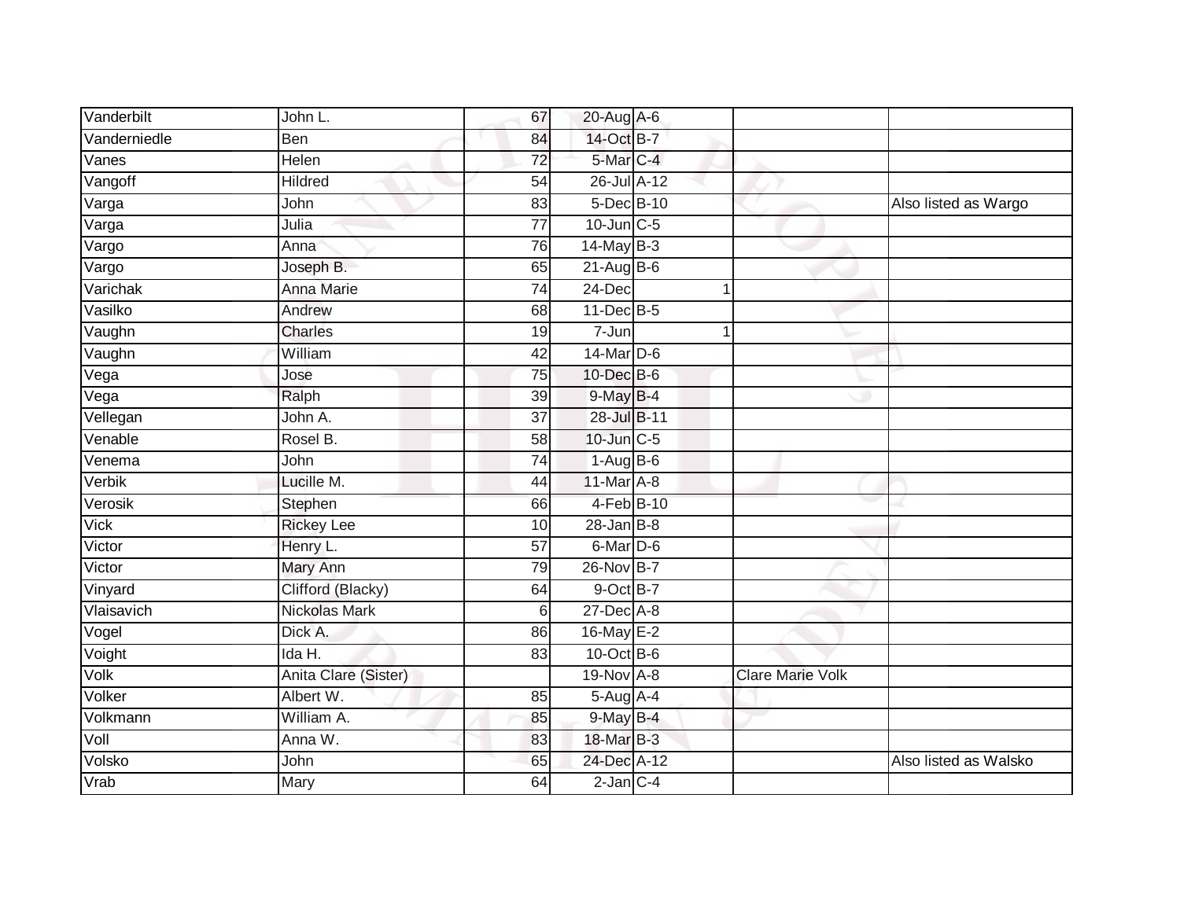| | | | | | | | |
|---|---|---|---|---|---|---|---|
| Vanderbilt | John L. | 67 | 20-Aug | A-6 | | | |
| Vanderniedle | Ben | 84 | 14-Oct | B-7 | | | |
| Vanes | Helen | 72 | 5-Mar | C-4 | | | |
| Vangoff | Hildred | 54 | 26-Jul | A-12 | | | |
| Varga | John | 83 | 5-Dec | B-10 | | | Also listed as Wargo |
| Varga | Julia | 77 | 10-Jun | C-5 | | | |
| Vargo | Anna | 76 | 14-May | B-3 | | | |
| Vargo | Joseph B. | 65 | 21-Aug | B-6 | | | |
| Varichak | Anna Marie | 74 | 24-Dec | | 1 | | |
| Vasilko | Andrew | 68 | 11-Dec | B-5 | | | |
| Vaughn | Charles | 19 | 7-Jun | | 1 | | |
| Vaughn | William | 42 | 14-Mar | D-6 | | | |
| Vega | Jose | 75 | 10-Dec | B-6 | | | |
| Vega | Ralph | 39 | 9-May | B-4 | | | |
| Vellegan | John A. | 37 | 28-Jul | B-11 | | | |
| Venable | Rosel B. | 58 | 10-Jun | C-5 | | | |
| Venema | John | 74 | 1-Aug | B-6 | | | |
| Verbik | Lucille M. | 44 | 11-Mar | A-8 | | | |
| Verosik | Stephen | 66 | 4-Feb | B-10 | | | |
| Vick | Rickey Lee | 10 | 28-Jan | B-8 | | | |
| Victor | Henry L. | 57 | 6-Mar | D-6 | | | |
| Victor | Mary Ann | 79 | 26-Nov | B-7 | | | |
| Vinyard | Clifford (Blacky) | 64 | 9-Oct | B-7 | | | |
| Vlaisavich | Nickolas Mark | 6 | 27-Dec | A-8 | | | |
| Vogel | Dick A. | 86 | 16-May | E-2 | | | |
| Voight | Ida H. | 83 | 10-Oct | B-6 | | | |
| Volk | Anita Clare (Sister) | | 19-Nov | A-8 | | Clare Marie Volk | |
| Volker | Albert W. | 85 | 5-Aug | A-4 | | | |
| Volkmann | William A. | 85 | 9-May | B-4 | | | |
| Voll | Anna W. | 83 | 18-Mar | B-3 | | | |
| Volsko | John | 65 | 24-Dec | A-12 | | | Also listed as Walsko |
| Vrab | Mary | 64 | 2-Jan | C-4 | | | |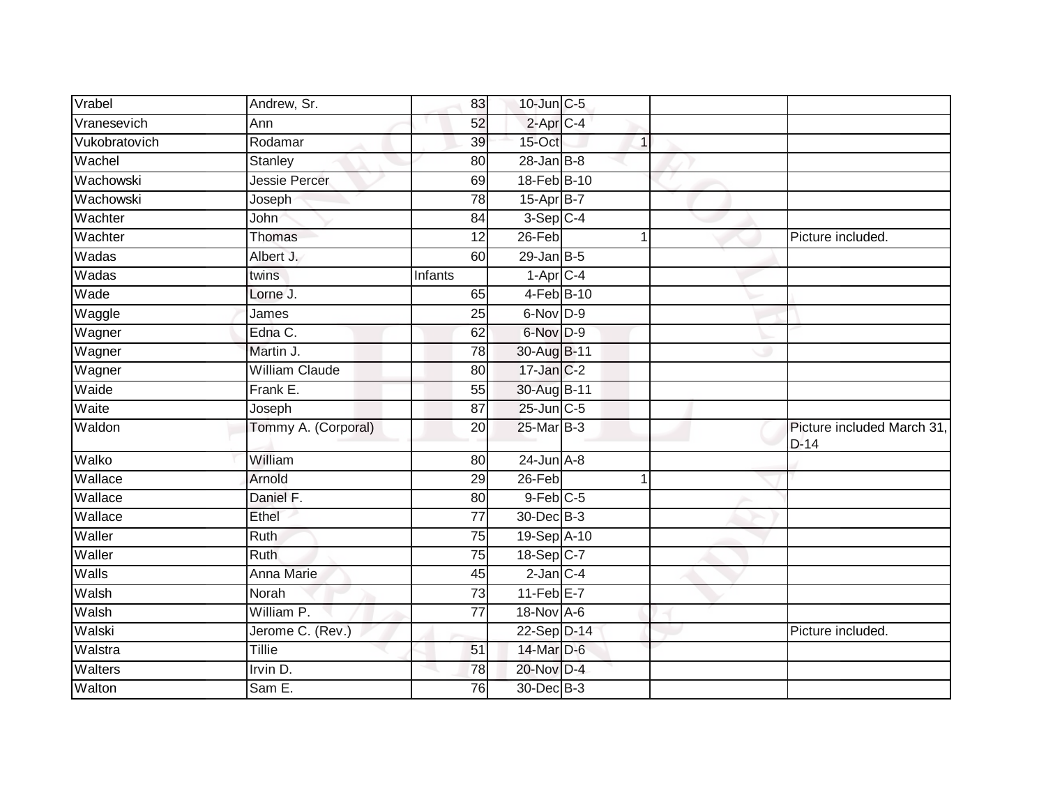| Vrabel | Andrew, Sr. | 83 | 10-Jun | C-5 | | | |
|---|---|---|---|---|---|---|---|
| Vranesevich | Ann | 52 | 2-Apr | C-4 | | | |
| Vukobratovich | Rodamar | 39 | 15-Oct | | 1 | | |
| Wachel | Stanley | 80 | 28-Jan | B-8 | | | |
| Wachowski | Jessie Percer | 69 | 18-Feb | B-10 | | | |
| Wachowski | Joseph | 78 | 15-Apr | B-7 | | | |
| Wachter | John | 84 | 3-Sep | C-4 | | | |
| Wachter | Thomas | 12 | 26-Feb | | 1 | | Picture included. |
| Wadas | Albert J. | 60 | 29-Jan | B-5 | | | |
| Wadas | twins | Infants | 1-Apr | C-4 | | | |
| Wade | Lorne J. | 65 | 4-Feb | B-10 | | | |
| Waggle | James | 25 | 6-Nov | D-9 | | | |
| Wagner | Edna C. | 62 | 6-Nov | D-9 | | | |
| Wagner | Martin J. | 78 | 30-Aug | B-11 | | | |
| Wagner | William Claude | 80 | 17-Jan | C-2 | | | |
| Waide | Frank E. | 55 | 30-Aug | B-11 | | | |
| Waite | Joseph | 87 | 25-Jun | C-5 | | | |
| Waldon | Tommy A. (Corporal) | 20 | 25-Mar | B-3 | | | Picture included March 31, D-14 |
| Walko | William | 80 | 24-Jun | A-8 | | | |
| Wallace | Arnold | 29 | 26-Feb | | 1 | | |
| Wallace | Daniel F. | 80 | 9-Feb | C-5 | | | |
| Wallace | Ethel | 77 | 30-Dec | B-3 | | | |
| Waller | Ruth | 75 | 19-Sep | A-10 | | | |
| Waller | Ruth | 75 | 18-Sep | C-7 | | | |
| Walls | Anna Marie | 45 | 2-Jan | C-4 | | | |
| Walsh | Norah | 73 | 11-Feb | E-7 | | | |
| Walsh | William P. | 77 | 18-Nov | A-6 | | | |
| Walski | Jerome C. (Rev.) | | 22-Sep | D-14 | | | Picture included. |
| Walstra | Tillie | 51 | 14-Mar | D-6 | | | |
| Walters | Irvin D. | 78 | 20-Nov | D-4 | | | |
| Walton | Sam E. | 76 | 30-Dec | B-3 | | | |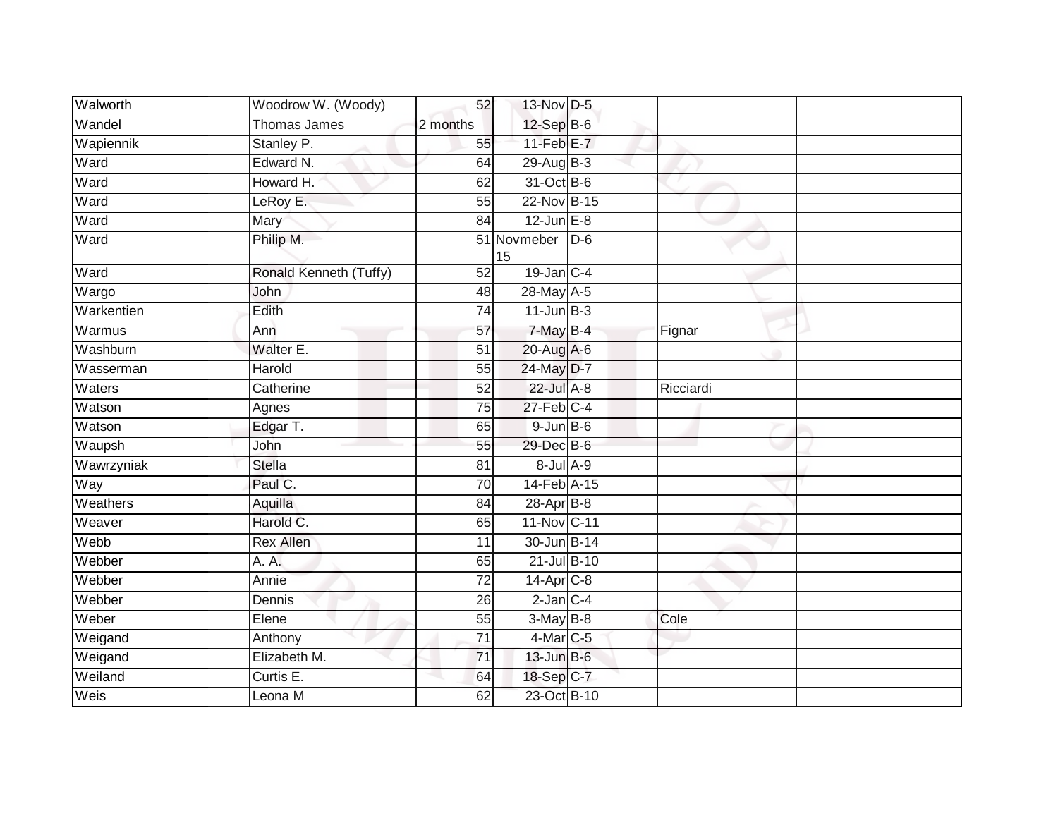| Walworth | Woodrow W. (Woody) | 52 | 13-Nov | D-5 | | |
|---|---|---|---|---|---|---|
| Wandel | Thomas James | 2 months | 12-Sep | B-6 | | |
| Wapiennik | Stanley P. | 55 | 11-Feb | E-7 | | |
| Ward | Edward N. | 64 | 29-Aug | B-3 | | |
| Ward | Howard H. | 62 | 31-Oct | B-6 | | |
| Ward | LeRoy E. | 55 | 22-Nov | B-15 | | |
| Ward | Mary | 84 | 12-Jun | E-8 | | |
| Ward | Philip M. | 51 | Novmeber 15 | D-6 | | |
| Ward | Ronald Kenneth (Tuffy) | 52 | 19-Jan | C-4 | | |
| Wargo | John | 48 | 28-May | A-5 | | |
| Warkentien | Edith | 74 | 11-Jun | B-3 | | |
| Warmus | Ann | 57 | 7-May | B-4 | Fignar | |
| Washburn | Walter E. | 51 | 20-Aug | A-6 | | |
| Wasserman | Harold | 55 | 24-May | D-7 | | |
| Waters | Catherine | 52 | 22-Jul | A-8 | Ricciardi | |
| Watson | Agnes | 75 | 27-Feb | C-4 | | |
| Watson | Edgar T. | 65 | 9-Jun | B-6 | | |
| Waupsh | John | 55 | 29-Dec | B-6 | | |
| Wawrzyniak | Stella | 81 | 8-Jul | A-9 | | |
| Way | Paul C. | 70 | 14-Feb | A-15 | | |
| Weathers | Aquilla | 84 | 28-Apr | B-8 | | |
| Weaver | Harold C. | 65 | 11-Nov | C-11 | | |
| Webb | Rex Allen | 11 | 30-Jun | B-14 | | |
| Webber | A. A. | 65 | 21-Jul | B-10 | | |
| Webber | Annie | 72 | 14-Apr | C-8 | | |
| Webber | Dennis | 26 | 2-Jan | C-4 | | |
| Weber | Elene | 55 | 3-May | B-8 | Cole | |
| Weigand | Anthony | 71 | 4-Mar | C-5 | | |
| Weigand | Elizabeth M. | 71 | 13-Jun | B-6 | | |
| Weiland | Curtis E. | 64 | 18-Sep | C-7 | | |
| Weis | Leona M | 62 | 23-Oct | B-10 | | |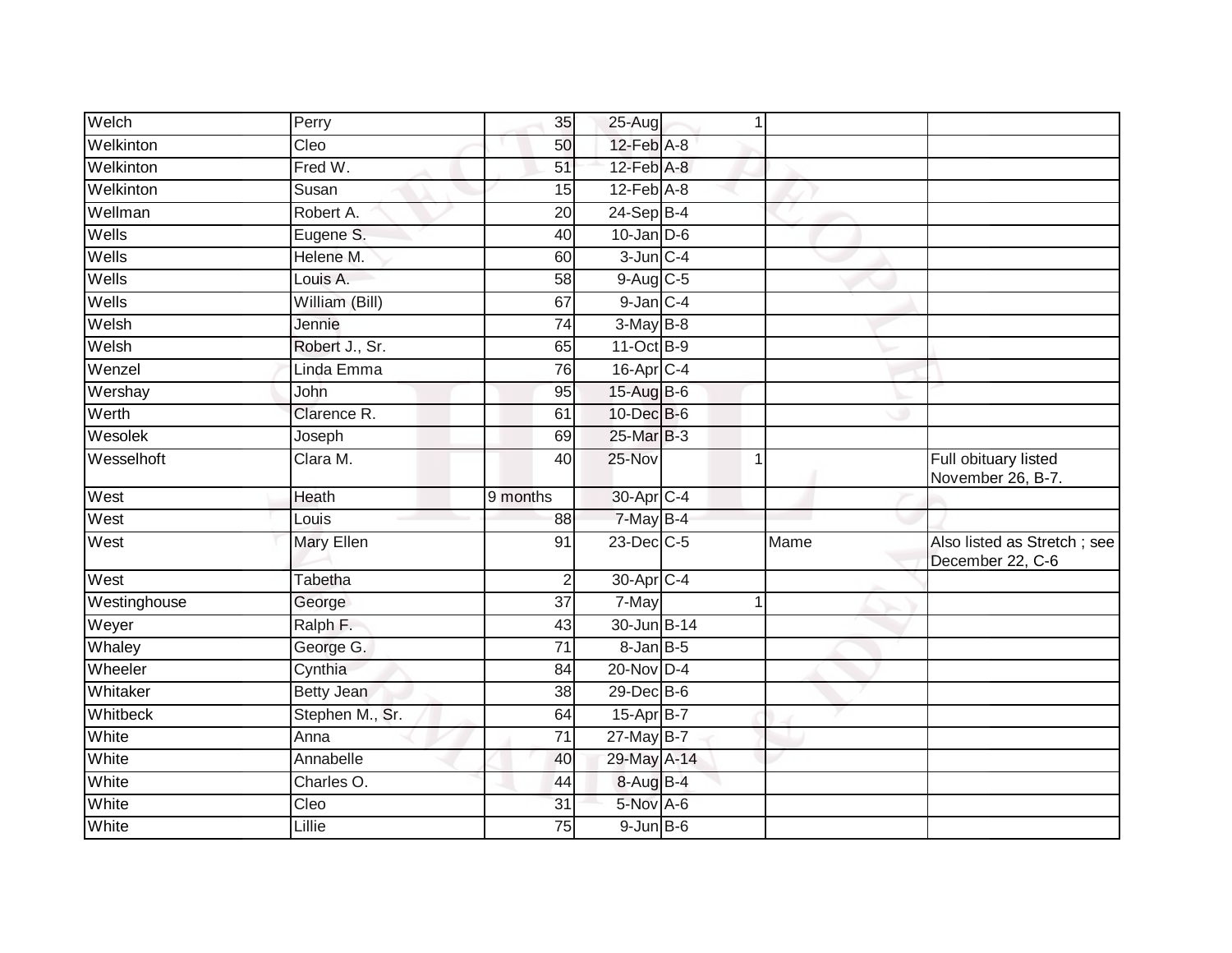| | | | | | | | |
|---|---|---|---|---|---|---|---|
| Welch | Perry | 35 | 25-Aug | | 1 | | |
| Welkinton | Cleo | 50 | 12-Feb | A-8 | | | |
| Welkinton | Fred W. | 51 | 12-Feb | A-8 | | | |
| Welkinton | Susan | 15 | 12-Feb | A-8 | | | |
| Wellman | Robert A. | 20 | 24-Sep | B-4 | | | |
| Wells | Eugene S. | 40 | 10-Jan | D-6 | | | |
| Wells | Helene M. | 60 | 3-Jun | C-4 | | | |
| Wells | Louis A. | 58 | 9-Aug | C-5 | | | |
| Wells | William (Bill) | 67 | 9-Jan | C-4 | | | |
| Welsh | Jennie | 74 | 3-May | B-8 | | | |
| Welsh | Robert J., Sr. | 65 | 11-Oct | B-9 | | | |
| Wenzel | Linda Emma | 76 | 16-Apr | C-4 | | | |
| Wershay | John | 95 | 15-Aug | B-6 | | | |
| Werth | Clarence R. | 61 | 10-Dec | B-6 | | | |
| Wesolek | Joseph | 69 | 25-Mar | B-3 | | | |
| Wesselhoft | Clara M. | 40 | 25-Nov | | 1 | | Full obituary listed November 26, B-7. |
| West | Heath | 9 months | 30-Apr | C-4 | | | |
| West | Louis | 88 | 7-May | B-4 | | | |
| West | Mary Ellen | 91 | 23-Dec | C-5 | | Mame | Also listed as Stretch ; see December 22, C-6 |
| West | Tabetha | 2 | 30-Apr | C-4 | | | |
| Westinghouse | George | 37 | 7-May | | 1 | | |
| Weyer | Ralph F. | 43 | 30-Jun | B-14 | | | |
| Whaley | George G. | 71 | 8-Jan | B-5 | | | |
| Wheeler | Cynthia | 84 | 20-Nov | D-4 | | | |
| Whitaker | Betty Jean | 38 | 29-Dec | B-6 | | | |
| Whitbeck | Stephen M., Sr. | 64 | 15-Apr | B-7 | | | |
| White | Anna | 71 | 27-May | B-7 | | | |
| White | Annabelle | 40 | 29-May | A-14 | | | |
| White | Charles O. | 44 | 8-Aug | B-4 | | | |
| White | Cleo | 31 | 5-Nov | A-6 | | | |
| White | Lillie | 75 | 9-Jun | B-6 | | | |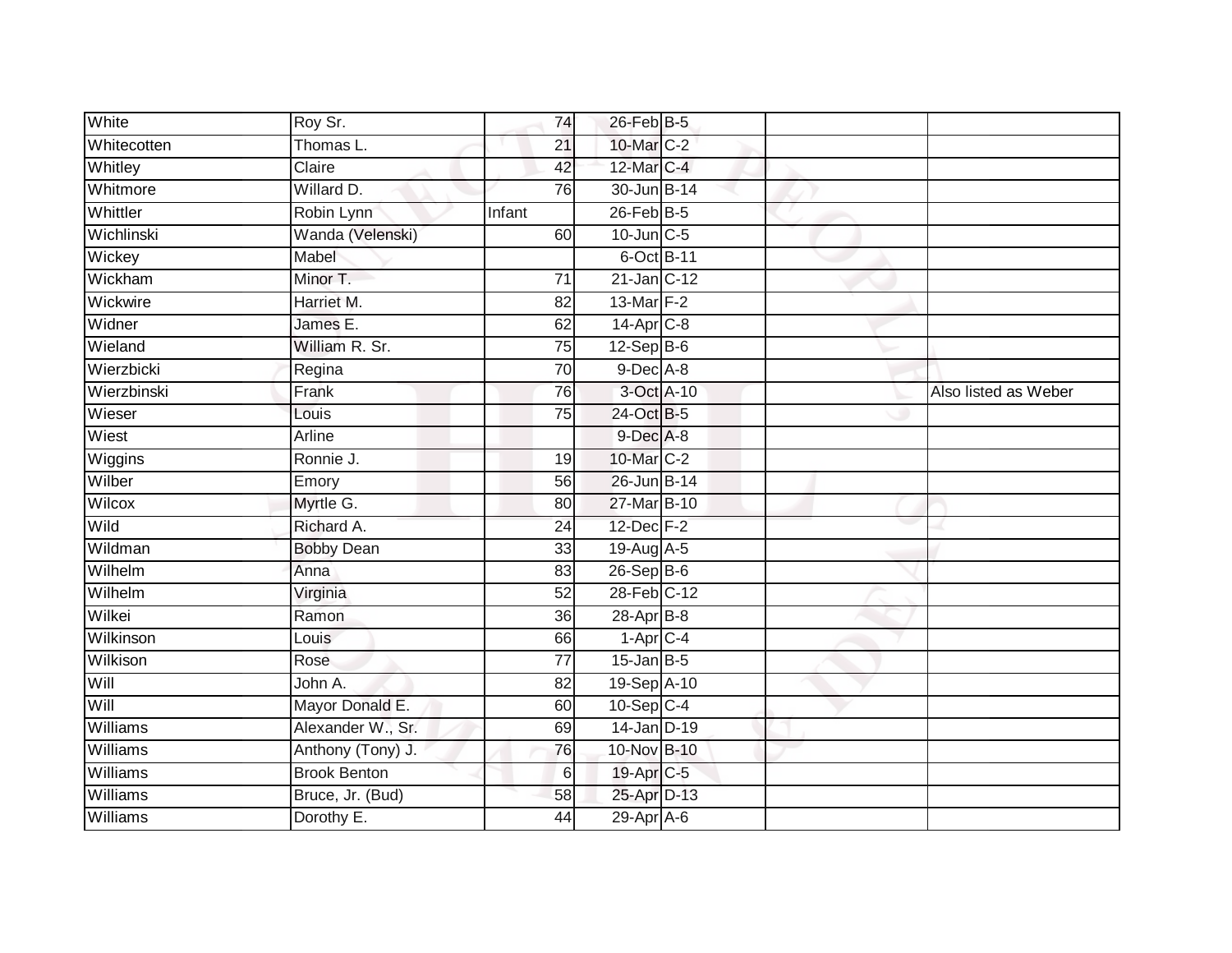| White | Roy Sr. | 74 | 26-Feb | B-5 | | |
|---|---|---|---|---|---|---|
| Whitecotten | Thomas L. | 21 | 10-Mar | C-2 | | |
| Whitley | Claire | 42 | 12-Mar | C-4 | | |
| Whitmore | Willard D. | 76 | 30-Jun | B-14 | | |
| Whittler | Robin Lynn | Infant | 26-Feb | B-5 | | |
| Wichlinski | Wanda (Velenski) | 60 | 10-Jun | C-5 | | |
| Wickey | Mabel | | 6-Oct | B-11 | | |
| Wickham | Minor T. | 71 | 21-Jan | C-12 | | |
| Wickwire | Harriet M. | 82 | 13-Mar | F-2 | | |
| Widner | James E. | 62 | 14-Apr | C-8 | | |
| Wieland | William R. Sr. | 75 | 12-Sep | B-6 | | |
| Wierzbicki | Regina | 70 | 9-Dec | A-8 | | |
| Wierzbinski | Frank | 76 | 3-Oct | A-10 | | Also listed as Weber |
| Wieser | Louis | 75 | 24-Oct | B-5 | | |
| Wiest | Arline | | 9-Dec | A-8 | | |
| Wiggins | Ronnie J. | 19 | 10-Mar | C-2 | | |
| Wilber | Emory | 56 | 26-Jun | B-14 | | |
| Wilcox | Myrtle G. | 80 | 27-Mar | B-10 | | |
| Wild | Richard A. | 24 | 12-Dec | F-2 | | |
| Wildman | Bobby Dean | 33 | 19-Aug | A-5 | | |
| Wilhelm | Anna | 83 | 26-Sep | B-6 | | |
| Wilhelm | Virginia | 52 | 28-Feb | C-12 | | |
| Wilkei | Ramon | 36 | 28-Apr | B-8 | | |
| Wilkinson | Louis | 66 | 1-Apr | C-4 | | |
| Wilkison | Rose | 77 | 15-Jan | B-5 | | |
| Will | John A. | 82 | 19-Sep | A-10 | | |
| Will | Mayor Donald E. | 60 | 10-Sep | C-4 | | |
| Williams | Alexander W., Sr. | 69 | 14-Jan | D-19 | | |
| Williams | Anthony (Tony) J. | 76 | 10-Nov | B-10 | | |
| Williams | Brook Benton | 6 | 19-Apr | C-5 | | |
| Williams | Bruce, Jr. (Bud) | 58 | 25-Apr | D-13 | | |
| Williams | Dorothy E. | 44 | 29-Apr | A-6 | | |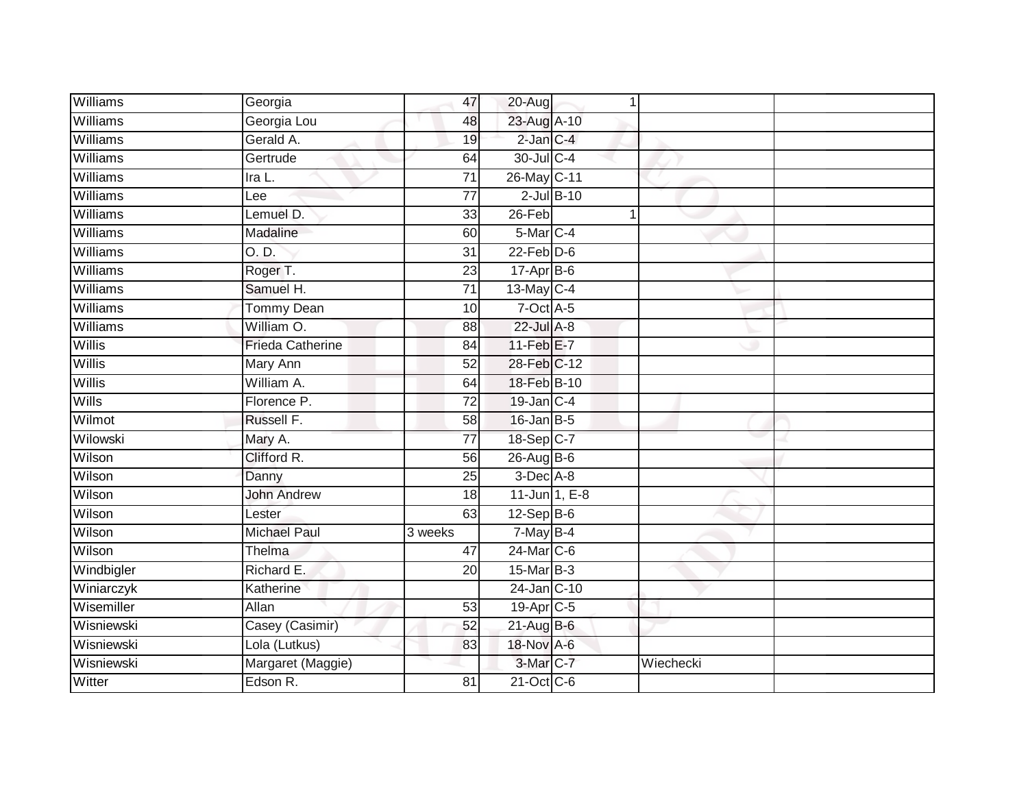| | | | | | | |
|---|---|---|---|---|---|---|
| Williams | Georgia | 47 | 20-Aug | 1 | | |
| Williams | Georgia Lou | 48 | 23-Aug | A-10 | | |
| Williams | Gerald A. | 19 | 2-Jan | C-4 | | |
| Williams | Gertrude | 64 | 30-Jul | C-4 | | |
| Williams | Ira L. | 71 | 26-May | C-11 | | |
| Williams | Lee | 77 | 2-Jul | B-10 | | |
| Williams | Lemuel D. | 33 | 26-Feb | 1 | | |
| Williams | Madaline | 60 | 5-Mar | C-4 | | |
| Williams | O. D. | 31 | 22-Feb | D-6 | | |
| Williams | Roger T. | 23 | 17-Apr | B-6 | | |
| Williams | Samuel H. | 71 | 13-May | C-4 | | |
| Williams | Tommy Dean | 10 | 7-Oct | A-5 | | |
| Williams | William O. | 88 | 22-Jul | A-8 | | |
| Willis | Frieda Catherine | 84 | 11-Feb | E-7 | | |
| Willis | Mary Ann | 52 | 28-Feb | C-12 | | |
| Willis | William A. | 64 | 18-Feb | B-10 | | |
| Wills | Florence P. | 72 | 19-Jan | C-4 | | |
| Wilmot | Russell F. | 58 | 16-Jan | B-5 | | |
| Wilowski | Mary A. | 77 | 18-Sep | C-7 | | |
| Wilson | Clifford R. | 56 | 26-Aug | B-6 | | |
| Wilson | Danny | 25 | 3-Dec | A-8 | | |
| Wilson | John Andrew | 18 | 11-Jun | 1, E-8 | | |
| Wilson | Lester | 63 | 12-Sep | B-6 | | |
| Wilson | Michael Paul | 3 weeks | 7-May | B-4 | | |
| Wilson | Thelma | 47 | 24-Mar | C-6 | | |
| Windbigler | Richard E. | 20 | 15-Mar | B-3 | | |
| Winiarczyk | Katherine | | 24-Jan | C-10 | | |
| Wisemiller | Allan | 53 | 19-Apr | C-5 | | |
| Wisniewski | Casey (Casimir) | 52 | 21-Aug | B-6 | | |
| Wisniewski | Lola (Lutkus) | 83 | 18-Nov | A-6 | | |
| Wisniewski | Margaret (Maggie) | | 3-Mar | C-7 | Wiechecki | |
| Witter | Edson R. | 81 | 21-Oct | C-6 | | |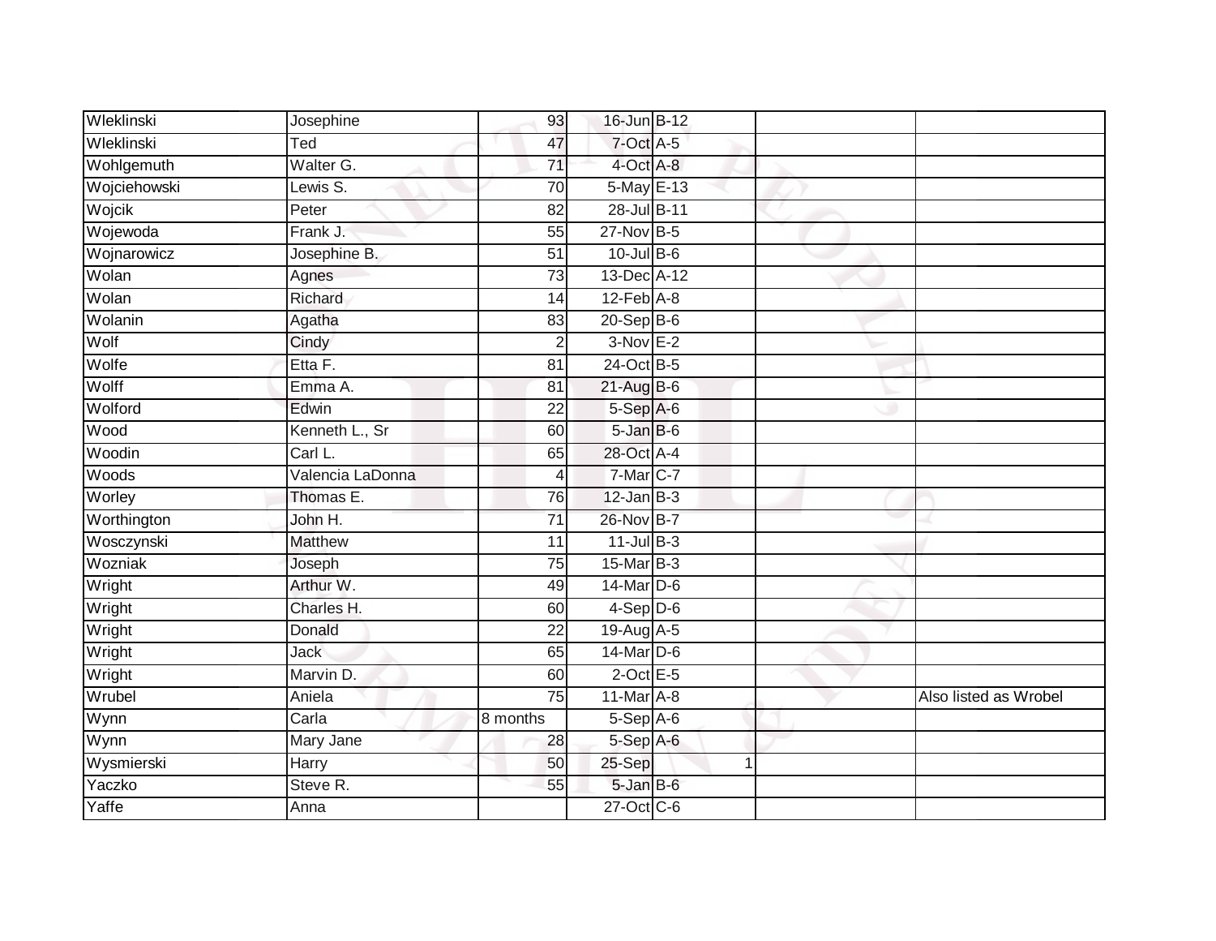| | | | | | | | |
|---|---|---|---|---|---|---|---|
| Wleklinski | Josephine | 93 | 16-Jun | B-12 | | | |
| Wleklinski | Ted | 47 | 7-Oct | A-5 | | | |
| Wohlgemuth | Walter G. | 71 | 4-Oct | A-8 | | | |
| Wojciehowski | Lewis S. | 70 | 5-May | E-13 | | | |
| Wojcik | Peter | 82 | 28-Jul | B-11 | | | |
| Wojewoda | Frank J. | 55 | 27-Nov | B-5 | | | |
| Wojnarowicz | Josephine B. | 51 | 10-Jul | B-6 | | | |
| Wolan | Agnes | 73 | 13-Dec | A-12 | | | |
| Wolan | Richard | 14 | 12-Feb | A-8 | | | |
| Wolanin | Agatha | 83 | 20-Sep | B-6 | | | |
| Wolf | Cindy | 2 | 3-Nov | E-2 | | | |
| Wolfe | Etta F. | 81 | 24-Oct | B-5 | | | |
| Wolff | Emma A. | 81 | 21-Aug | B-6 | | | |
| Wolford | Edwin | 22 | 5-Sep | A-6 | | | |
| Wood | Kenneth L., Sr | 60 | 5-Jan | B-6 | | | |
| Woodin | Carl L. | 65 | 28-Oct | A-4 | | | |
| Woods | Valencia LaDonna | 4 | 7-Mar | C-7 | | | |
| Worley | Thomas E. | 76 | 12-Jan | B-3 | | | |
| Worthington | John H. | 71 | 26-Nov | B-7 | | | |
| Wosczynski | Matthew | 11 | 11-Jul | B-3 | | | |
| Wozniak | Joseph | 75 | 15-Mar | B-3 | | | |
| Wright | Arthur W. | 49 | 14-Mar | D-6 | | | |
| Wright | Charles H. | 60 | 4-Sep | D-6 | | | |
| Wright | Donald | 22 | 19-Aug | A-5 | | | |
| Wright | Jack | 65 | 14-Mar | D-6 | | | |
| Wright | Marvin D. | 60 | 2-Oct | E-5 | | | |
| Wrubel | Aniela | 75 | 11-Mar | A-8 | | | Also listed as Wrobel |
| Wynn | Carla | 8 months | 5-Sep | A-6 | | | |
| Wynn | Mary Jane | 28 | 5-Sep | A-6 | | | |
| Wysmierski | Harry | 50 | 25-Sep | | 1 | | |
| Yaczko | Steve R. | 55 | 5-Jan | B-6 | | | |
| Yaffe | Anna | | 27-Oct | C-6 | | | |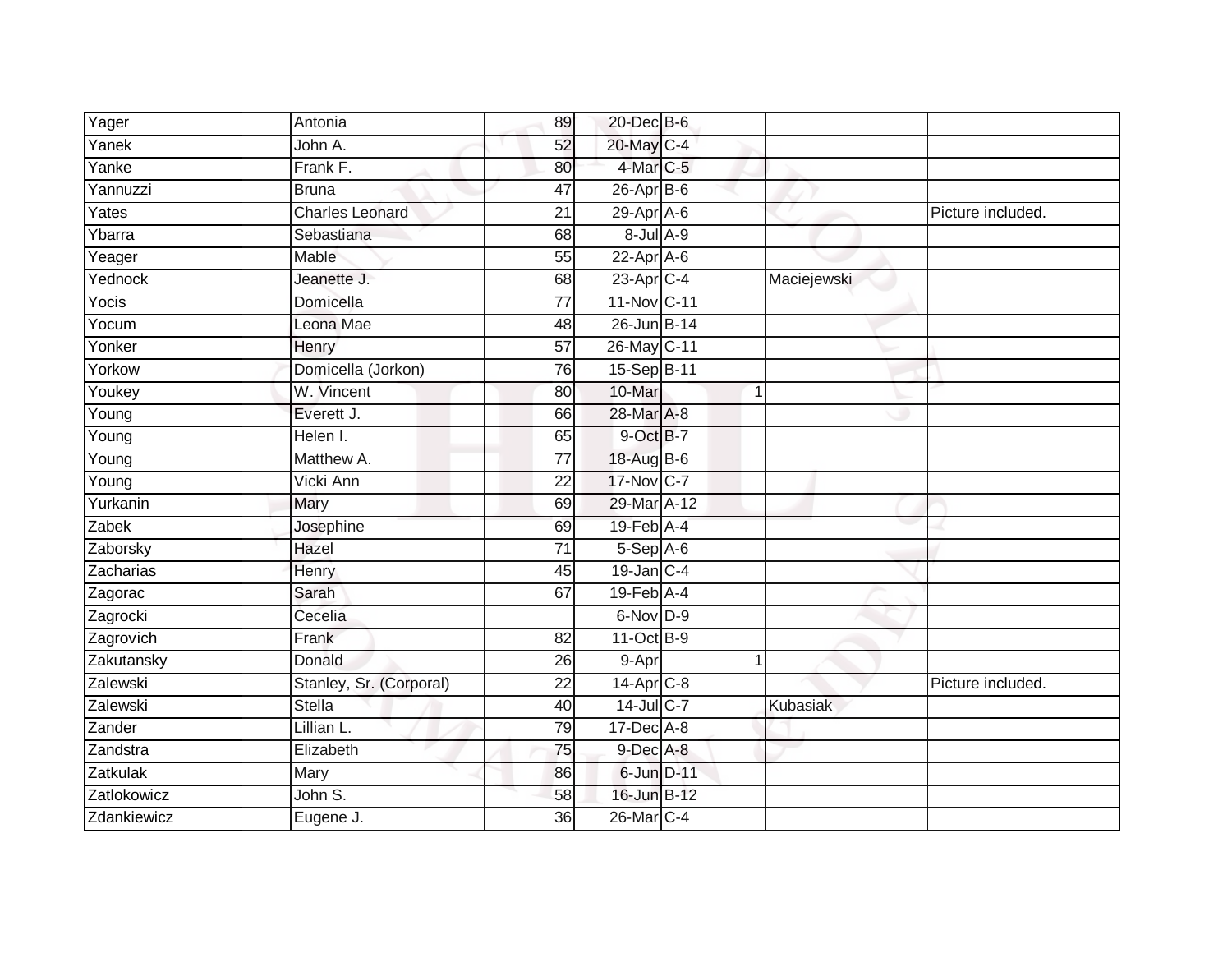| | | | | | | | |
|---|---|---|---|---|---|---|---|
| Yager | Antonia | 89 | 20-Dec | B-6 | | | |
| Yanek | John A. | 52 | 20-May | C-4 | | | |
| Yanke | Frank F. | 80 | 4-Mar | C-5 | | | |
| Yannuzzi | Bruna | 47 | 26-Apr | B-6 | | | |
| Yates | Charles Leonard | 21 | 29-Apr | A-6 | | | Picture included. |
| Ybarra | Sebastiana | 68 | 8-Jul | A-9 | | | |
| Yeager | Mable | 55 | 22-Apr | A-6 | | | |
| Yednock | Jeanette J. | 68 | 23-Apr | C-4 | | Maciejewski | |
| Yocis | Domicella | 77 | 11-Nov | C-11 | | | |
| Yocum | Leona Mae | 48 | 26-Jun | B-14 | | | |
| Yonker | Henry | 57 | 26-May | C-11 | | | |
| Yorkow | Domicella (Jorkon) | 76 | 15-Sep | B-11 | | | |
| Youkey | W. Vincent | 80 | 10-Mar | | 1 | | |
| Young | Everett J. | 66 | 28-Mar | A-8 | | | |
| Young | Helen I. | 65 | 9-Oct | B-7 | | | |
| Young | Matthew A. | 77 | 18-Aug | B-6 | | | |
| Young | Vicki Ann | 22 | 17-Nov | C-7 | | | |
| Yurkanin | Mary | 69 | 29-Mar | A-12 | | | |
| Zabek | Josephine | 69 | 19-Feb | A-4 | | | |
| Zaborsky | Hazel | 71 | 5-Sep | A-6 | | | |
| Zacharias | Henry | 45 | 19-Jan | C-4 | | | |
| Zagorac | Sarah | 67 | 19-Feb | A-4 | | | |
| Zagrocki | Cecelia | | 6-Nov | D-9 | | | |
| Zagrovich | Frank | 82 | 11-Oct | B-9 | | | |
| Zakutansky | Donald | 26 | 9-Apr | | 1 | | |
| Zalewski | Stanley, Sr. (Corporal) | 22 | 14-Apr | C-8 | | | Picture included. |
| Zalewski | Stella | 40 | 14-Jul | C-7 | | Kubasiak | |
| Zander | Lillian L. | 79 | 17-Dec | A-8 | | | |
| Zandstra | Elizabeth | 75 | 9-Dec | A-8 | | | |
| Zatkulak | Mary | 86 | 6-Jun | D-11 | | | |
| Zatlokowicz | John S. | 58 | 16-Jun | B-12 | | | |
| Zdankiewicz | Eugene J. | 36 | 26-Mar | C-4 | | | |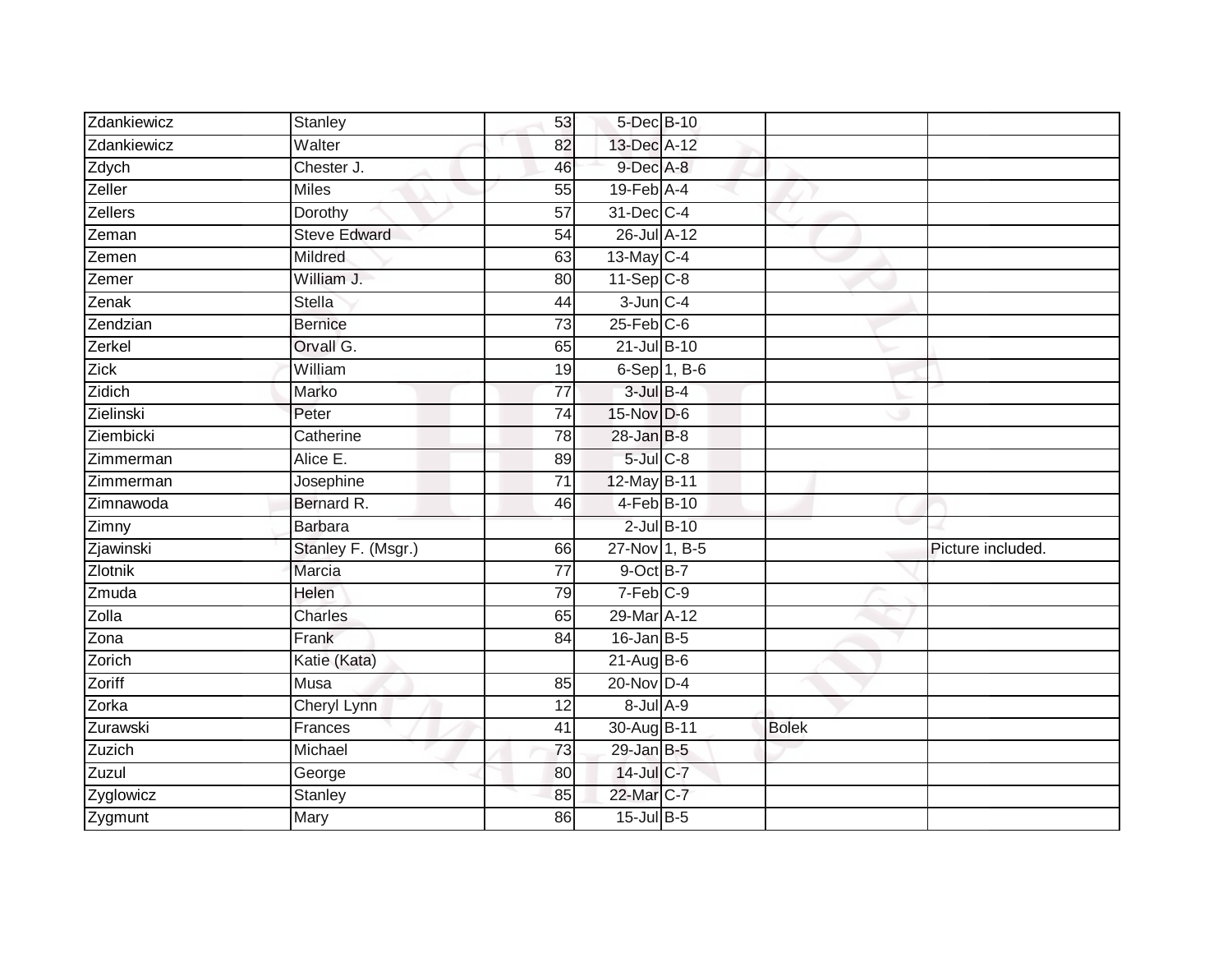| | | | | | | |
|---|---|---|---|---|---|---|
| Zdankiewicz | Stanley | 53 | 5-Dec | B-10 | | |
| Zdankiewicz | Walter | 82 | 13-Dec | A-12 | | |
| Zdych | Chester J. | 46 | 9-Dec | A-8 | | |
| Zeller | Miles | 55 | 19-Feb | A-4 | | |
| Zellers | Dorothy | 57 | 31-Dec | C-4 | | |
| Zeman | Steve Edward | 54 | 26-Jul | A-12 | | |
| Zemen | Mildred | 63 | 13-May | C-4 | | |
| Zemer | William J. | 80 | 11-Sep | C-8 | | |
| Zenak | Stella | 44 | 3-Jun | C-4 | | |
| Zendzian | Bernice | 73 | 25-Feb | C-6 | | |
| Zerkel | Orvall G. | 65 | 21-Jul | B-10 | | |
| Zick | William | 19 | 6-Sep | 1, B-6 | | |
| Zidich | Marko | 77 | 3-Jul | B-4 | | |
| Zielinski | Peter | 74 | 15-Nov | D-6 | | |
| Ziembicki | Catherine | 78 | 28-Jan | B-8 | | |
| Zimmerman | Alice E. | 89 | 5-Jul | C-8 | | |
| Zimmerman | Josephine | 71 | 12-May | B-11 | | |
| Zimnawoda | Bernard R. | 46 | 4-Feb | B-10 | | |
| Zimny | Barbara | | 2-Jul | B-10 | | |
| Zjawinski | Stanley F. (Msgr.) | 66 | 27-Nov | 1, B-5 | | Picture included. |
| Zlotnik | Marcia | 77 | 9-Oct | B-7 | | |
| Zmuda | Helen | 79 | 7-Feb | C-9 | | |
| Zolla | Charles | 65 | 29-Mar | A-12 | | |
| Zona | Frank | 84 | 16-Jan | B-5 | | |
| Zorich | Katie (Kata) | | 21-Aug | B-6 | | |
| Zoriff | Musa | 85 | 20-Nov | D-4 | | |
| Zorka | Cheryl Lynn | 12 | 8-Jul | A-9 | | |
| Zurawski | Frances | 41 | 30-Aug | B-11 | Bolek | |
| Zuzich | Michael | 73 | 29-Jan | B-5 | | |
| Zuzul | George | 80 | 14-Jul | C-7 | | |
| Zyglowicz | Stanley | 85 | 22-Mar | C-7 | | |
| Zygmunt | Mary | 86 | 15-Jul | B-5 | | |